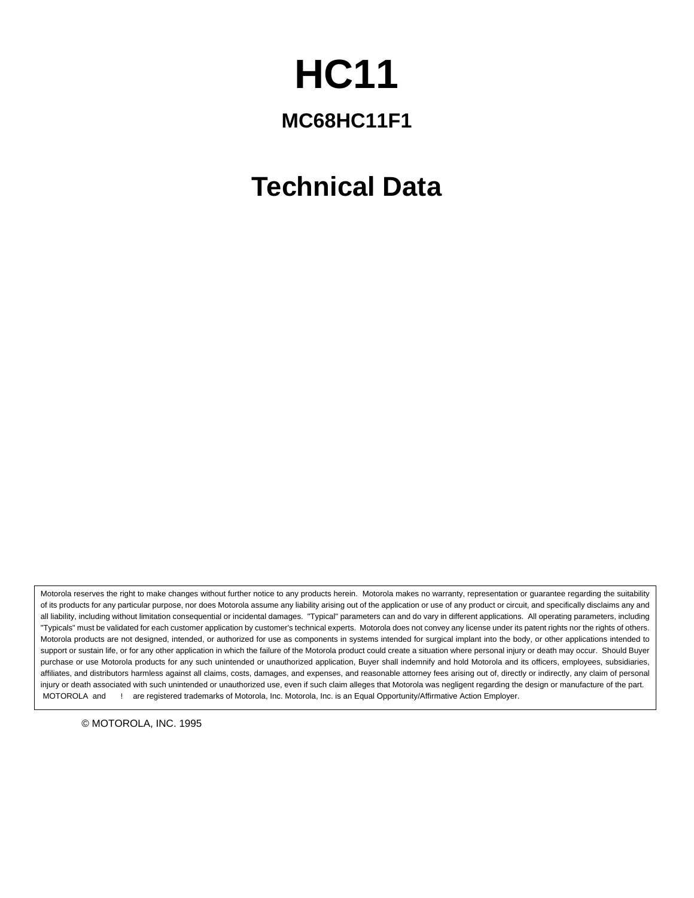# HC11

## MC68HC11F1

# Technical Data

Motorola reserves the right to make changes without further notice to any products herein. Motorola makes no warranty, representation or guarantee regarding the suitability of its products for any particular purpose, nor does Motorola assume any liability arising out of the application or use of any product or circuit, and specifically disclaims any and all liability, including without limitation consequential or incidental damages. "Typical" parameters can and do vary in different applications. All operating parameters, including "Typicals" must be validated for each customer application by customer's technical experts. Motorola does not convey any license under its patent rights nor the rights of others. Motorola products are not designed, intended, or authorized for use as components in systems intended for surgical implant into the body, or other applications intended to support or sustain life, or for any other application in which the failure of the Motorola product could create a situation where personal injury or death may occur. Should Buyer purchase or use Motorola products for any such unintended or unauthorized application, Buyer shall indemnify and hold Motorola and its officers, employees, subsidiaries, affiliates, and distributors harmless against all claims, costs, damages, and expenses, and reasonable attorney fees arising out of, directly or indirectly, any claim of personal injury or death associated with such unintended or unauthorized use, even if such claim alleges that Motorola was negligent regarding the design or manufacture of the part. MOTOROLA and ! are registered trademarks of Motorola, Inc. Motorola, Inc. is an Equal Opportunity/Affirmative Action Employer.

© MOTOROLA, INC. 1995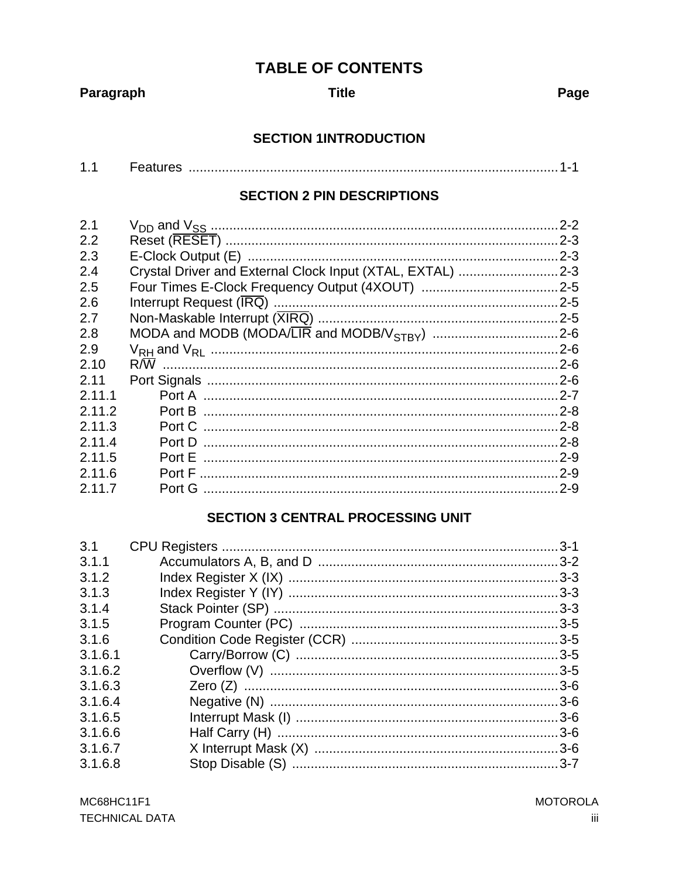# TABLE OF CONTENTS

| Paragraph | Title | Page |
|---|---|---|

## SECTION 1INTRODUCTION

| | | |
|---|---|---|
| 1.1 | Features | 1-1 |

## SECTION 2 PIN DESCRIPTIONS

| | | |
|---|---|---|
| 2.1 | $V_{DD}$ and $V_{SS}$ | 2-2 |
| 2.2 | Reset ($\overline{RESET}$) | 2-3 |
| 2.3 | E-Clock Output (E) | 2-3 |
| 2.4 | Crystal Driver and External Clock Input (XTAL, EXTAL) | 2-3 |
| 2.5 | Four Times E-Clock Frequency Output (4XOUT) | 2-5 |
| 2.6 | Interrupt Request ($\overline{IRQ}$) | 2-5 |
| 2.7 | Non-Maskable Interrupt ($\overline{XIRQ}$) | 2-5 |
| 2.8 | MODA and MODB (MODA/$\overline{LIR}$ and MODB/$V_{STBY}$) | 2-6 |
| 2.9 | $V_{RH}$ and $V_{RL}$ | 2-6 |
| 2.10 | R/$\overline{W}$ | 2-6 |
| 2.11 | Port Signals | 2-6 |
| 2.11.1 | Port A | 2-7 |
| 2.11.2 | Port B | 2-8 |
| 2.11.3 | Port C | 2-8 |
| 2.11.4 | Port D | 2-8 |
| 2.11.5 | Port E | 2-9 |
| 2.11.6 | Port F | 2-9 |
| 2.11.7 | Port G | 2-9 |

## SECTION 3 CENTRAL PROCESSING UNIT

| | | |
|---|---|---|
| 3.1 | CPU Registers | 3-1 |
| 3.1.1 | Accumulators A, B, and D | 3-2 |
| 3.1.2 | Index Register X (IX) | 3-3 |
| 3.1.3 | Index Register Y (IY) | 3-3 |
| 3.1.4 | Stack Pointer (SP) | 3-3 |
| 3.1.5 | Program Counter (PC) | 3-5 |
| 3.1.6 | Condition Code Register (CCR) | 3-5 |
| 3.1.6.1 | Carry/Borrow (C) | 3-5 |
| 3.1.6.2 | Overflow (V) | 3-5 |
| 3.1.6.3 | Zero (Z) | 3-6 |
| 3.1.6.4 | Negative (N) | 3-6 |
| 3.1.6.5 | Interrupt Mask (I) | 3-6 |
| 3.1.6.6 | Half Carry (H) | 3-6 |
| 3.1.6.7 | X Interrupt Mask (X) | 3-6 |
| 3.1.6.8 | Stop Disable (S) | 3-7 |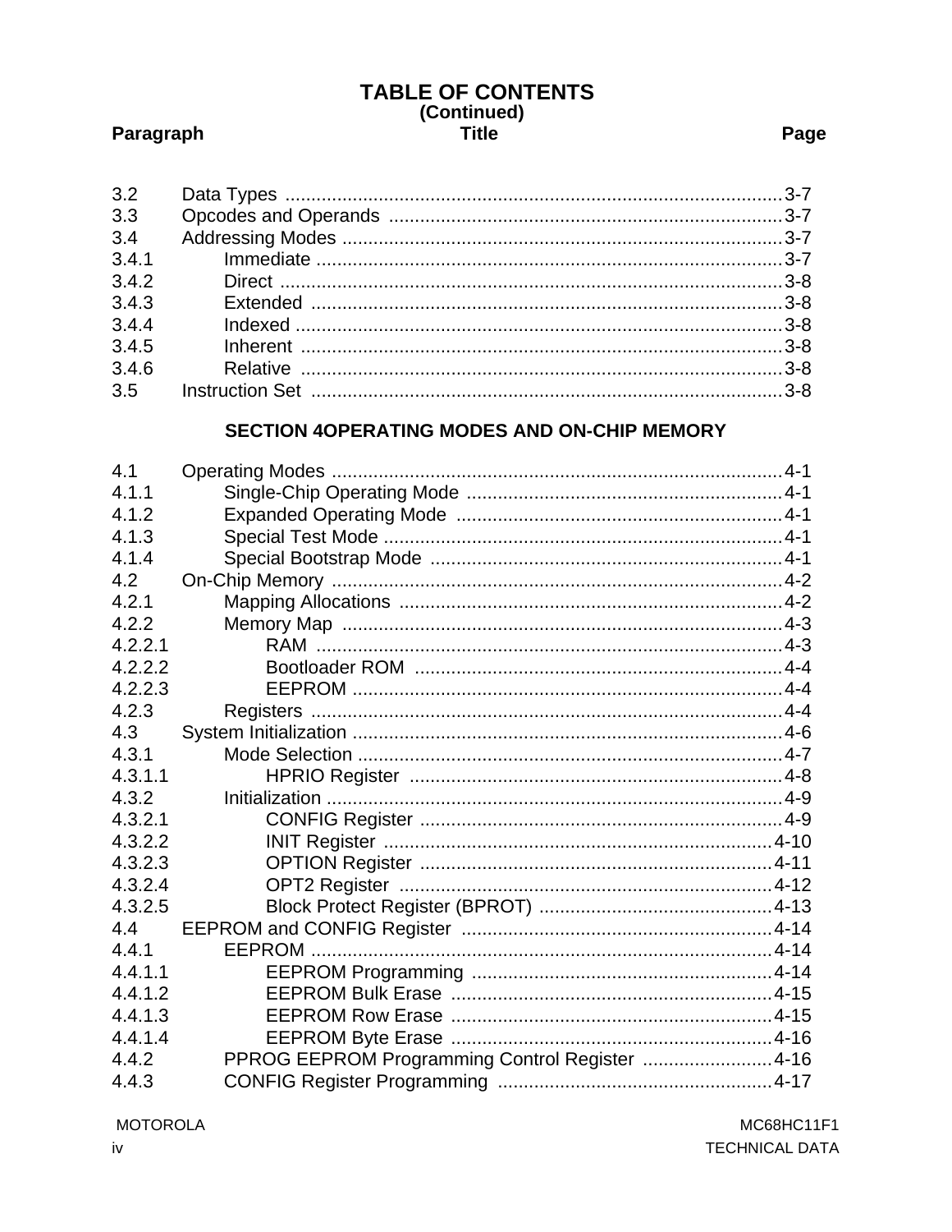# TABLE OF CONTENTS
**(Continued)**

| Paragraph | Title | Page |
|---|---|---|
| 3.2 | Data Types | 3-7 |
| 3.3 | Opcodes and Operands | 3-7 |
| 3.4 | Addressing Modes | 3-7 |
| 3.4.1 | Immediate | 3-7 |
| 3.4.2 | Direct | 3-8 |
| 3.4.3 | Extended | 3-8 |
| 3.4.4 | Indexed | 3-8 |
| 3.4.5 | Inherent | 3-8 |
| 3.4.6 | Relative | 3-8 |
| 3.5 | Instruction Set | 3-8 |

## SECTION 4OPERATING MODES AND ON-CHIP MEMORY

| Paragraph | Title | Page |
|---|---|---|
| 4.1 | Operating Modes | 4-1 |
| 4.1.1 | Single-Chip Operating Mode | 4-1 |
| 4.1.2 | Expanded Operating Mode | 4-1 |
| 4.1.3 | Special Test Mode | 4-1 |
| 4.1.4 | Special Bootstrap Mode | 4-1 |
| 4.2 | On-Chip Memory | 4-2 |
| 4.2.1 | Mapping Allocations | 4-2 |
| 4.2.2 | Memory Map | 4-3 |
| 4.2.2.1 | RAM | 4-3 |
| 4.2.2.2 | Bootloader ROM | 4-4 |
| 4.2.2.3 | EEPROM | 4-4 |
| 4.2.3 | Registers | 4-4 |
| 4.3 | System Initialization | 4-6 |
| 4.3.1 | Mode Selection | 4-7 |
| 4.3.1.1 | HPRIO Register | 4-8 |
| 4.3.2 | Initialization | 4-9 |
| 4.3.2.1 | CONFIG Register | 4-9 |
| 4.3.2.2 | INIT Register | 4-10 |
| 4.3.2.3 | OPTION Register | 4-11 |
| 4.3.2.4 | OPT2 Register | 4-12 |
| 4.3.2.5 | Block Protect Register (BPROT) | 4-13 |
| 4.4 | EEPROM and CONFIG Register | 4-14 |
| 4.4.1 | EEPROM | 4-14 |
| 4.4.1.1 | EEPROM Programming | 4-14 |
| 4.4.1.2 | EEPROM Bulk Erase | 4-15 |
| 4.4.1.3 | EEPROM Row Erase | 4-15 |
| 4.4.1.4 | EEPROM Byte Erase | 4-16 |
| 4.4.2 | PPROG EEPROM Programming Control Register | 4-16 |
| 4.4.3 | CONFIG Register Programming | 4-17 |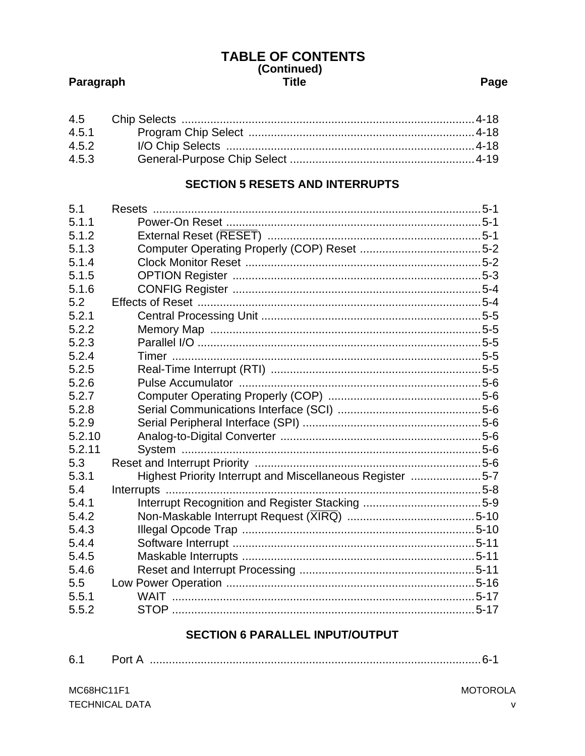# TABLE OF CONTENTS
**(Continued)**

| Paragraph | Title | Page |
|---|---|---|
| 4.5 | Chip Selects | 4-18 |
| 4.5.1 | Program Chip Select | 4-18 |
| 4.5.2 | I/O Chip Selects | 4-18 |
| 4.5.3 | General-Purpose Chip Select | 4-19 |

## SECTION 5 RESETS AND INTERRUPTS

| Paragraph | Title | Page |
|---|---|---|
| 5.1 | Resets | 5-1 |
| 5.1.1 | Power-On Reset | 5-1 |
| 5.1.2 | External Reset ($\overline{\text{RESET}}$) | 5-1 |
| 5.1.3 | Computer Operating Properly (COP) Reset | 5-2 |
| 5.1.4 | Clock Monitor Reset | 5-2 |
| 5.1.5 | OPTION Register | 5-3 |
| 5.1.6 | CONFIG Register | 5-4 |
| 5.2 | Effects of Reset | 5-4 |
| 5.2.1 | Central Processing Unit | 5-5 |
| 5.2.2 | Memory Map | 5-5 |
| 5.2.3 | Parallel I/O | 5-5 |
| 5.2.4 | Timer | 5-5 |
| 5.2.5 | Real-Time Interrupt (RTI) | 5-5 |
| 5.2.6 | Pulse Accumulator | 5-6 |
| 5.2.7 | Computer Operating Properly (COP) | 5-6 |
| 5.2.8 | Serial Communications Interface (SCI) | 5-6 |
| 5.2.9 | Serial Peripheral Interface (SPI) | 5-6 |
| 5.2.10 | Analog-to-Digital Converter | 5-6 |
| 5.2.11 | System | 5-6 |
| 5.3 | Reset and Interrupt Priority | 5-6 |
| 5.3.1 | Highest Priority Interrupt and Miscellaneous Register | 5-7 |
| 5.4 | Interrupts | 5-8 |
| 5.4.1 | Interrupt Recognition and Register Stacking | 5-9 |
| 5.4.2 | Non-Maskable Interrupt Request ($\overline{\text{XIRQ}}$) | 5-10 |
| 5.4.3 | Illegal Opcode Trap | 5-10 |
| 5.4.4 | Software Interrupt | 5-11 |
| 5.4.5 | Maskable Interrupts | 5-11 |
| 5.4.6 | Reset and Interrupt Processing | 5-11 |
| 5.5 | Low Power Operation | 5-16 |
| 5.5.1 | WAIT | 5-17 |
| 5.5.2 | STOP | 5-17 |

## SECTION 6 PARALLEL INPUT/OUTPUT

| Paragraph | Title | Page |
|---|---|---|
| 6.1 | Port A | 6-1 |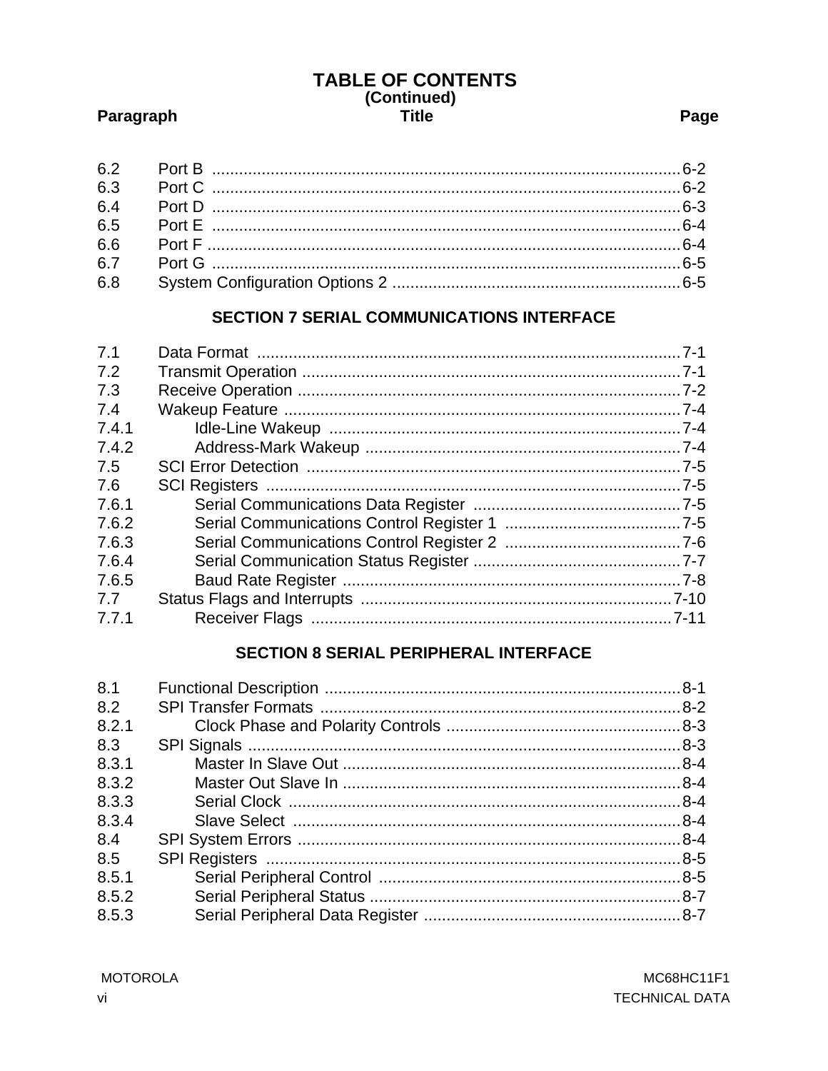# TABLE OF CONTENTS
**(Continued)**

| Paragraph | Title | Page |
|---|---|---|
| 6.2 | Port B | 6-2 |
| 6.3 | Port C | 6-2 |
| 6.4 | Port D | 6-3 |
| 6.5 | Port E | 6-4 |
| 6.6 | Port F | 6-4 |
| 6.7 | Port G | 6-5 |
| 6.8 | System Configuration Options 2 | 6-5 |

## SECTION 7 SERIAL COMMUNICATIONS INTERFACE

| Paragraph | Title | Page |
|---|---|---|
| 7.1 | Data Format | 7-1 |
| 7.2 | Transmit Operation | 7-1 |
| 7.3 | Receive Operation | 7-2 |
| 7.4 | Wakeup Feature | 7-4 |
| 7.4.1 | Idle-Line Wakeup | 7-4 |
| 7.4.2 | Address-Mark Wakeup | 7-4 |
| 7.5 | SCI Error Detection | 7-5 |
| 7.6 | SCI Registers | 7-5 |
| 7.6.1 | Serial Communications Data Register | 7-5 |
| 7.6.2 | Serial Communications Control Register 1 | 7-5 |
| 7.6.3 | Serial Communications Control Register 2 | 7-6 |
| 7.6.4 | Serial Communication Status Register | 7-7 |
| 7.6.5 | Baud Rate Register | 7-8 |
| 7.7 | Status Flags and Interrupts | 7-10 |
| 7.7.1 | Receiver Flags | 7-11 |

## SECTION 8 SERIAL PERIPHERAL INTERFACE

| Paragraph | Title | Page |
|---|---|---|
| 8.1 | Functional Description | 8-1 |
| 8.2 | SPI Transfer Formats | 8-2 |
| 8.2.1 | Clock Phase and Polarity Controls | 8-3 |
| 8.3 | SPI Signals | 8-3 |
| 8.3.1 | Master In Slave Out | 8-4 |
| 8.3.2 | Master Out Slave In | 8-4 |
| 8.3.3 | Serial Clock | 8-4 |
| 8.3.4 | Slave Select | 8-4 |
| 8.4 | SPI System Errors | 8-4 |
| 8.5 | SPI Registers | 8-5 |
| 8.5.1 | Serial Peripheral Control | 8-5 |
| 8.5.2 | Serial Peripheral Status | 8-7 |
| 8.5.3 | Serial Peripheral Data Register | 8-7 |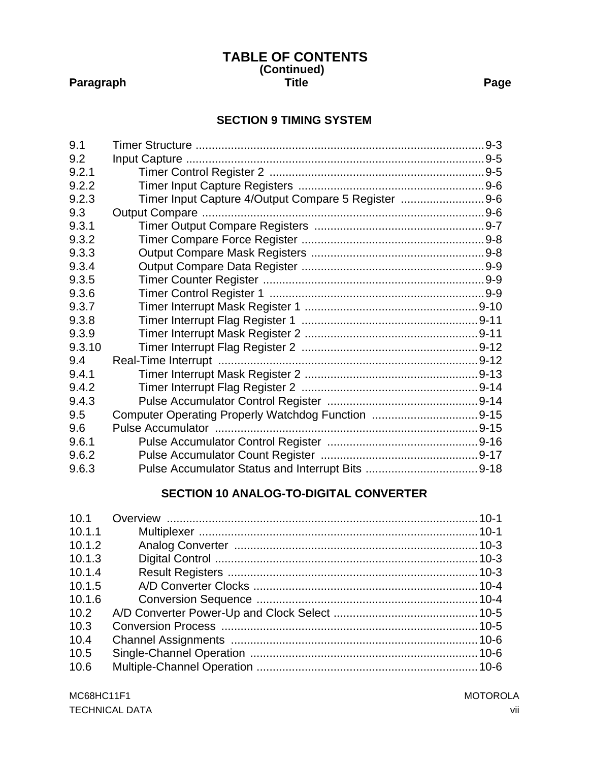# TABLE OF CONTENTS
**(Continued)**

| Paragraph | Title | Page |
|---|---|---|

## SECTION 9 TIMING SYSTEM

| | | |
|---|---|---|
| 9.1 | Timer Structure | 9-3 |
| 9.2 | Input Capture | 9-5 |
| 9.2.1 | Timer Control Register 2 | 9-5 |
| 9.2.2 | Timer Input Capture Registers | 9-6 |
| 9.2.3 | Timer Input Capture 4/Output Compare 5 Register | 9-6 |
| 9.3 | Output Compare | 9-6 |
| 9.3.1 | Timer Output Compare Registers | 9-7 |
| 9.3.2 | Timer Compare Force Register | 9-8 |
| 9.3.3 | Output Compare Mask Registers | 9-8 |
| 9.3.4 | Output Compare Data Register | 9-9 |
| 9.3.5 | Timer Counter Register | 9-9 |
| 9.3.6 | Timer Control Register 1 | 9-9 |
| 9.3.7 | Timer Interrupt Mask Register 1 | 9-10 |
| 9.3.8 | Timer Interrupt Flag Register 1 | 9-11 |
| 9.3.9 | Timer Interrupt Mask Register 2 | 9-11 |
| 9.3.10 | Timer Interrupt Flag Register 2 | 9-12 |
| 9.4 | Real-Time Interrupt | 9-12 |
| 9.4.1 | Timer Interrupt Mask Register 2 | 9-13 |
| 9.4.2 | Timer Interrupt Flag Register 2 | 9-14 |
| 9.4.3 | Pulse Accumulator Control Register | 9-14 |
| 9.5 | Computer Operating Properly Watchdog Function | 9-15 |
| 9.6 | Pulse Accumulator | 9-15 |
| 9.6.1 | Pulse Accumulator Control Register | 9-16 |
| 9.6.2 | Pulse Accumulator Count Register | 9-17 |
| 9.6.3 | Pulse Accumulator Status and Interrupt Bits | 9-18 |

## SECTION 10 ANALOG-TO-DIGITAL CONVERTER

| | | |
|---|---|---|
| 10.1 | Overview | 10-1 |
| 10.1.1 | Multiplexer | 10-1 |
| 10.1.2 | Analog Converter | 10-3 |
| 10.1.3 | Digital Control | 10-3 |
| 10.1.4 | Result Registers | 10-3 |
| 10.1.5 | A/D Converter Clocks | 10-4 |
| 10.1.6 | Conversion Sequence | 10-4 |
| 10.2 | A/D Converter Power-Up and Clock Select | 10-5 |
| 10.3 | Conversion Process | 10-5 |
| 10.4 | Channel Assignments | 10-6 |
| 10.5 | Single-Channel Operation | 10-6 |
| 10.6 | Multiple-Channel Operation | 10-6 |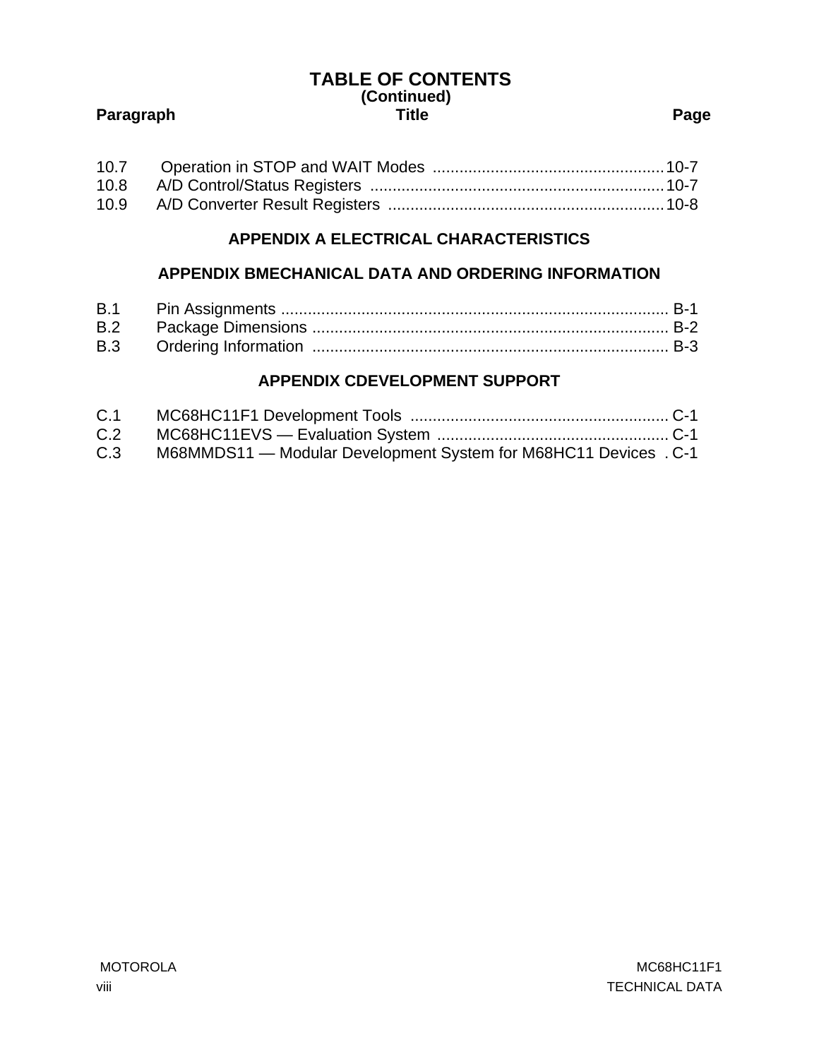# TABLE OF CONTENTS
**(Continued)**

| Paragraph | Title | Page |
|---|---|---|
| 10.7 | Operation in STOP and WAIT Modes | 10-7 |
| 10.8 | A/D Control/Status Registers | 10-7 |
| 10.9 | A/D Converter Result Registers | 10-8 |

## APPENDIX A ELECTRICAL CHARACTERISTICS

## APPENDIX BMECHANICAL DATA AND ORDERING INFORMATION

| Paragraph | Title | Page |
|---|---|---|
| B.1 | Pin Assignments | B-1 |
| B.2 | Package Dimensions | B-2 |
| B.3 | Ordering Information | B-3 |

## APPENDIX CDEVELOPMENT SUPPORT

| Paragraph | Title | Page |
|---|---|---|
| C.1 | MC68HC11F1 Development Tools | C-1 |
| C.2 | MC68HC11EVS — Evaluation System | C-1 |
| C.3 | M68MMDS11 — Modular Development System for M68HC11 Devices | C-1 |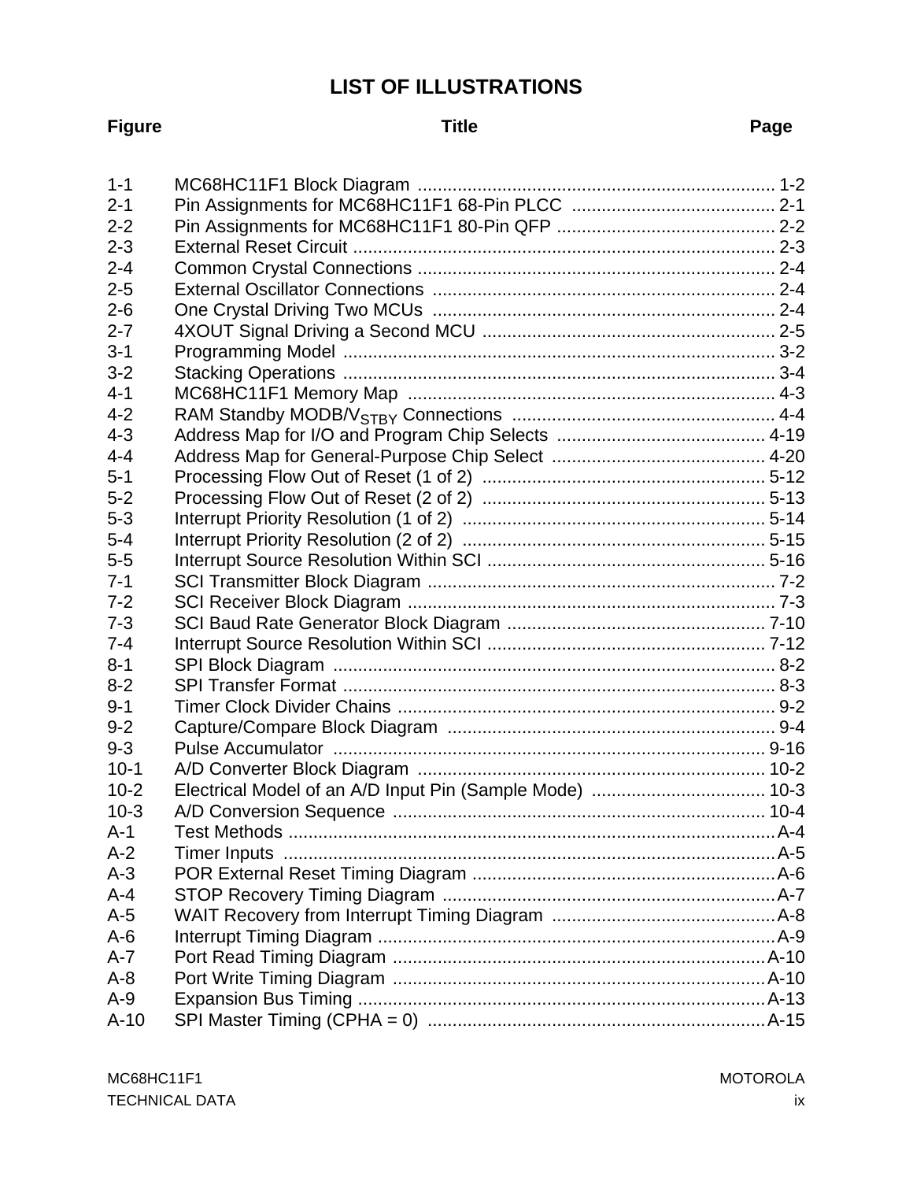# LIST OF ILLUSTRATIONS

| Figure | Title | Page |
|---|---|---|
| 1-1 | MC68HC11F1 Block Diagram | 1-2 |
| 2-1 | Pin Assignments for MC68HC11F1 68-Pin PLCC | 2-1 |
| 2-2 | Pin Assignments for MC68HC11F1 80-Pin QFP | 2-2 |
| 2-3 | External Reset Circuit | 2-3 |
| 2-4 | Common Crystal Connections | 2-4 |
| 2-5 | External Oscillator Connections | 2-4 |
| 2-6 | One Crystal Driving Two MCUs | 2-4 |
| 2-7 | 4XOUT Signal Driving a Second MCU | 2-5 |
| 3-1 | Programming Model | 3-2 |
| 3-2 | Stacking Operations | 3-4 |
| 4-1 | MC68HC11F1 Memory Map | 4-3 |
| 4-2 | RAM Standby MODB/$V_{STBY}$ Connections | 4-4 |
| 4-3 | Address Map for I/O and Program Chip Selects | 4-19 |
| 4-4 | Address Map for General-Purpose Chip Select | 4-20 |
| 5-1 | Processing Flow Out of Reset (1 of 2) | 5-12 |
| 5-2 | Processing Flow Out of Reset (2 of 2) | 5-13 |
| 5-3 | Interrupt Priority Resolution (1 of 2) | 5-14 |
| 5-4 | Interrupt Priority Resolution (2 of 2) | 5-15 |
| 5-5 | Interrupt Source Resolution Within SCI | 5-16 |
| 7-1 | SCI Transmitter Block Diagram | 7-2 |
| 7-2 | SCI Receiver Block Diagram | 7-3 |
| 7-3 | SCI Baud Rate Generator Block Diagram | 7-10 |
| 7-4 | Interrupt Source Resolution Within SCI | 7-12 |
| 8-1 | SPI Block Diagram | 8-2 |
| 8-2 | SPI Transfer Format | 8-3 |
| 9-1 | Timer Clock Divider Chains | 9-2 |
| 9-2 | Capture/Compare Block Diagram | 9-4 |
| 9-3 | Pulse Accumulator | 9-16 |
| 10-1 | A/D Converter Block Diagram | 10-2 |
| 10-2 | Electrical Model of an A/D Input Pin (Sample Mode) | 10-3 |
| 10-3 | A/D Conversion Sequence | 10-4 |
| A-1 | Test Methods | A-4 |
| A-2 | Timer Inputs | A-5 |
| A-3 | POR External Reset Timing Diagram | A-6 |
| A-4 | STOP Recovery Timing Diagram | A-7 |
| A-5 | WAIT Recovery from Interrupt Timing Diagram | A-8 |
| A-6 | Interrupt Timing Diagram | A-9 |
| A-7 | Port Read Timing Diagram | A-10 |
| A-8 | Port Write Timing Diagram | A-10 |
| A-9 | Expansion Bus Timing | A-13 |
| A-10 | SPI Master Timing (CPHA = 0) | A-15 |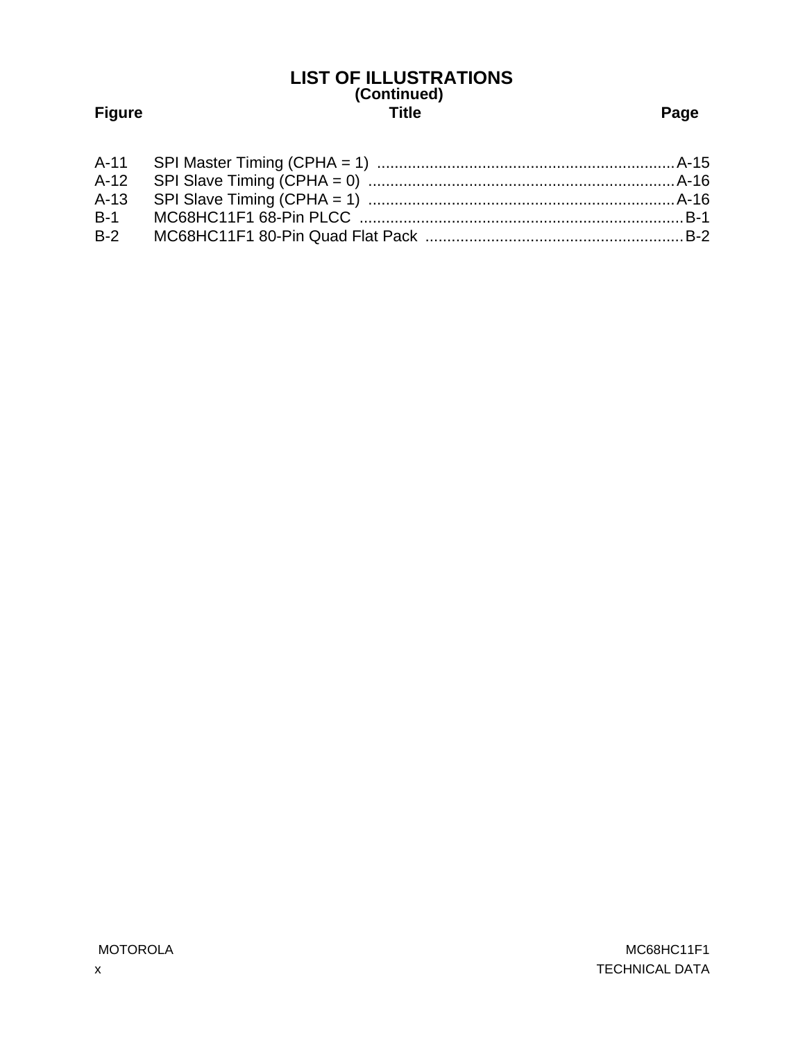# LIST OF ILLUSTRATIONS
**(Continued)**

| Figure | Title | Page |
|---|---|---|
| A-11 | SPI Master Timing (CPHA = 1) | A-15 |
| A-12 | SPI Slave Timing (CPHA = 0) | A-16 |
| A-13 | SPI Slave Timing (CPHA = 1) | A-16 |
| B-1 | MC68HC11F1 68-Pin PLCC | B-1 |
| B-2 | MC68HC11F1 80-Pin Quad Flat Pack | B-2 |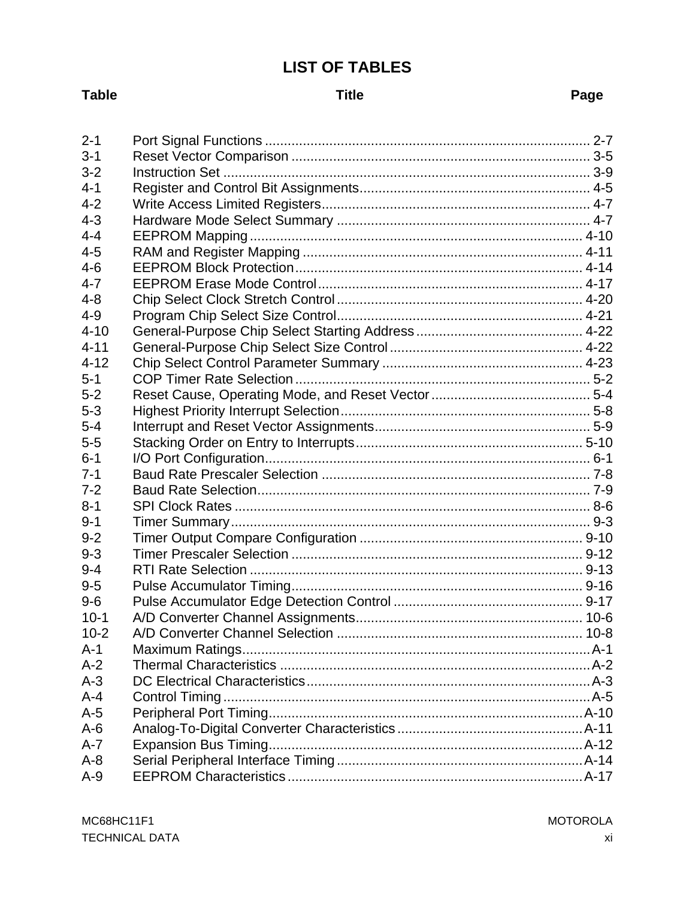# LIST OF TABLES

| Table | Title | Page |
|---|---|---|
| 2-1 | Port Signal Functions | 2-7 |
| 3-1 | Reset Vector Comparison | 3-5 |
| 3-2 | Instruction Set | 3-9 |
| 4-1 | Register and Control Bit Assignments | 4-5 |
| 4-2 | Write Access Limited Registers | 4-7 |
| 4-3 | Hardware Mode Select Summary | 4-7 |
| 4-4 | EEPROM Mapping | 4-10 |
| 4-5 | RAM and Register Mapping | 4-11 |
| 4-6 | EEPROM Block Protection | 4-14 |
| 4-7 | EEPROM Erase Mode Control | 4-17 |
| 4-8 | Chip Select Clock Stretch Control | 4-20 |
| 4-9 | Program Chip Select Size Control | 4-21 |
| 4-10 | General-Purpose Chip Select Starting Address | 4-22 |
| 4-11 | General-Purpose Chip Select Size Control | 4-22 |
| 4-12 | Chip Select Control Parameter Summary | 4-23 |
| 5-1 | COP Timer Rate Selection | 5-2 |
| 5-2 | Reset Cause, Operating Mode, and Reset Vector | 5-4 |
| 5-3 | Highest Priority Interrupt Selection | 5-8 |
| 5-4 | Interrupt and Reset Vector Assignments | 5-9 |
| 5-5 | Stacking Order on Entry to Interrupts | 5-10 |
| 6-1 | I/O Port Configuration | 6-1 |
| 7-1 | Baud Rate Prescaler Selection | 7-8 |
| 7-2 | Baud Rate Selection | 7-9 |
| 8-1 | SPI Clock Rates | 8-6 |
| 9-1 | Timer Summary | 9-3 |
| 9-2 | Timer Output Compare Configuration | 9-10 |
| 9-3 | Timer Prescaler Selection | 9-12 |
| 9-4 | RTI Rate Selection | 9-13 |
| 9-5 | Pulse Accumulator Timing | 9-16 |
| 9-6 | Pulse Accumulator Edge Detection Control | 9-17 |
| 10-1 | A/D Converter Channel Assignments | 10-6 |
| 10-2 | A/D Converter Channel Selection | 10-8 |
| A-1 | Maximum Ratings | A-1 |
| A-2 | Thermal Characteristics | A-2 |
| A-3 | DC Electrical Characteristics | A-3 |
| A-4 | Control Timing | A-5 |
| A-5 | Peripheral Port Timing | A-10 |
| A-6 | Analog-To-Digital Converter Characteristics | A-11 |
| A-7 | Expansion Bus Timing | A-12 |
| A-8 | Serial Peripheral Interface Timing | A-14 |
| A-9 | EEPROM Characteristics | A-17 |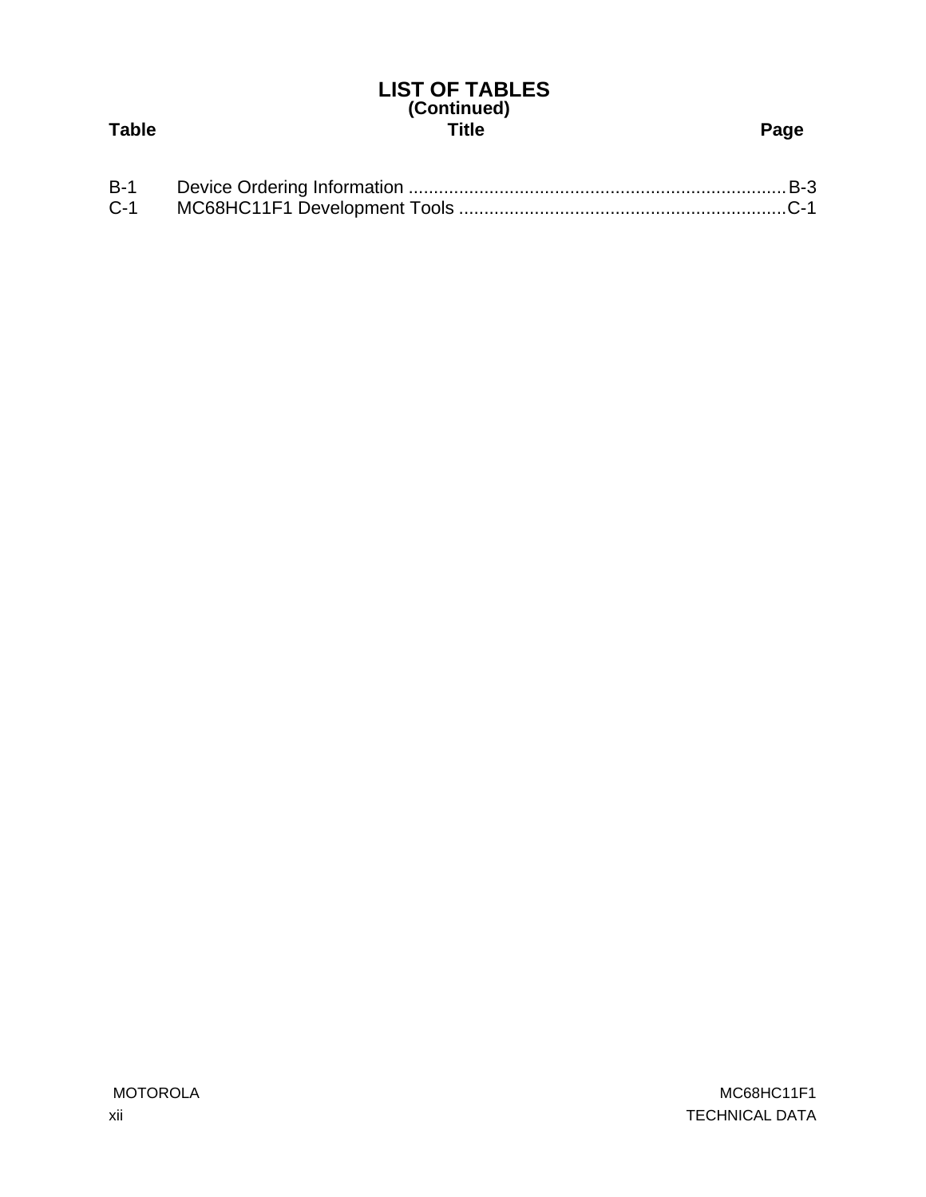# LIST OF TABLES
## (Continued)

| Table | Title | Page |
|---|---|---|
| B-1 | Device Ordering Information | B-3 |
| C-1 | MC68HC11F1 Development Tools | C-1 |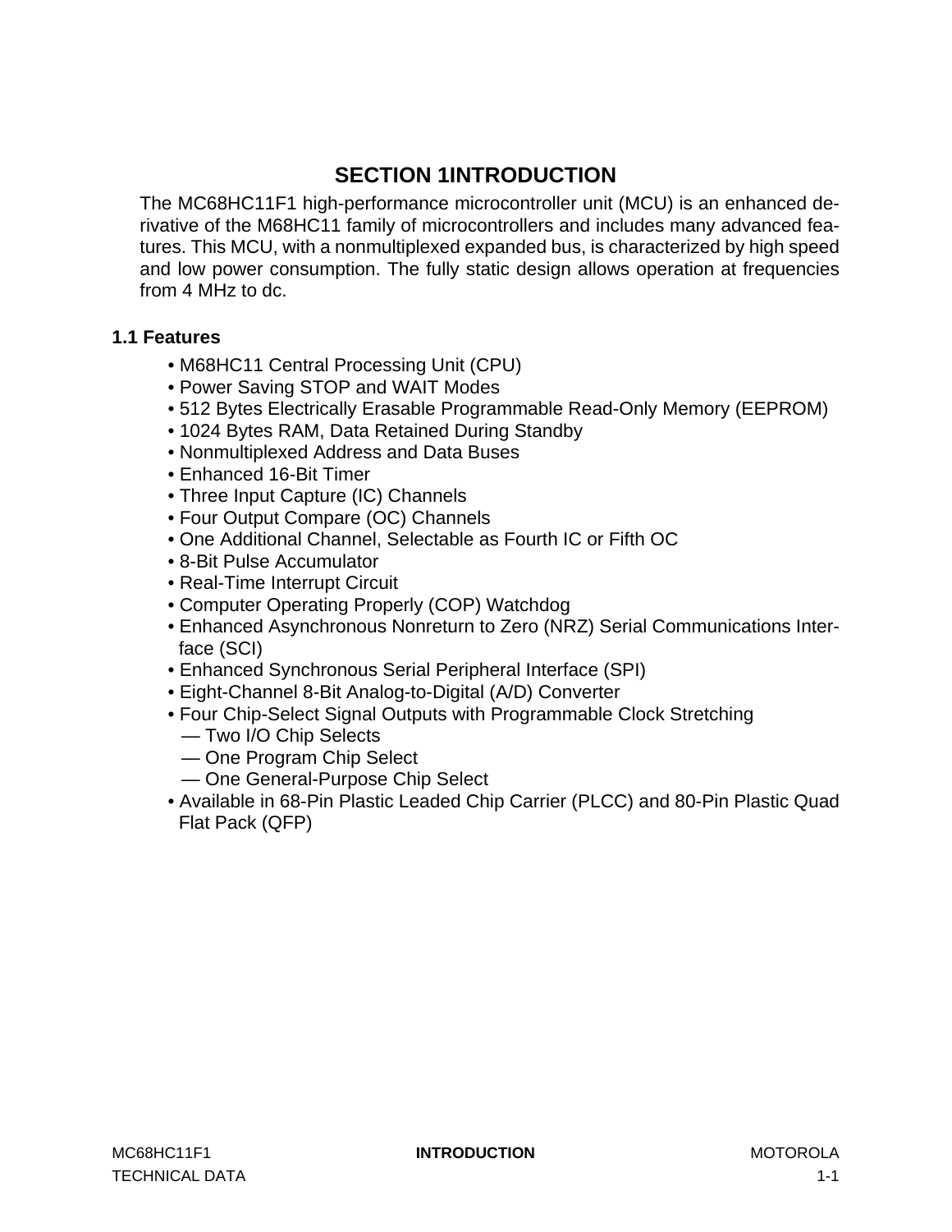# SECTION 1 INTRODUCTION

The MC68HC11F1 high-performance microcontroller unit (MCU) is an enhanced derivative of the M68HC11 family of microcontrollers and includes many advanced features. This MCU, with a nonmultiplexed expanded bus, is characterized by high speed and low power consumption. The fully static design allows operation at frequencies from 4 MHz to dc.

## 1.1 Features

- M68HC11 Central Processing Unit (CPU)
- Power Saving STOP and WAIT Modes
- 512 Bytes Electrically Erasable Programmable Read-Only Memory (EEPROM)
- 1024 Bytes RAM, Data Retained During Standby
- Nonmultiplexed Address and Data Buses
- Enhanced 16-Bit Timer
- Three Input Capture (IC) Channels
- Four Output Compare (OC) Channels
- One Additional Channel, Selectable as Fourth IC or Fifth OC
- 8-Bit Pulse Accumulator
- Real-Time Interrupt Circuit
- Computer Operating Properly (COP) Watchdog
- Enhanced Asynchronous Nonreturn to Zero (NRZ) Serial Communications Interface (SCI)
- Enhanced Synchronous Serial Peripheral Interface (SPI)
- Eight-Channel 8-Bit Analog-to-Digital (A/D) Converter
- Four Chip-Select Signal Outputs with Programmable Clock Stretching
  - Two I/O Chip Selects
  - One Program Chip Select
  - One General-Purpose Chip Select
- Available in 68-Pin Plastic Leaded Chip Carrier (PLCC) and 80-Pin Plastic Quad Flat Pack (QFP)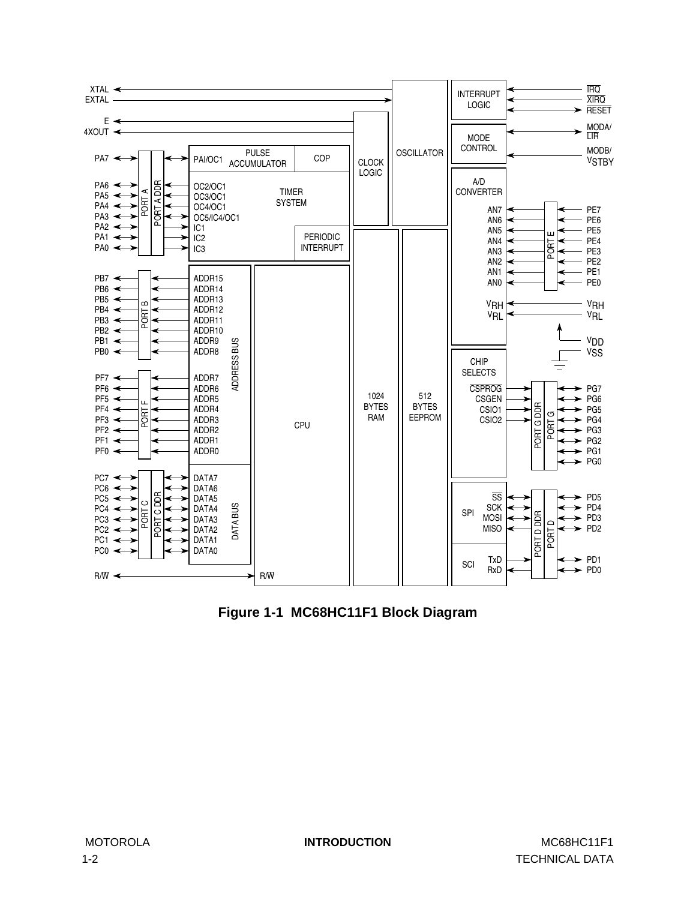**Figure 1-1 MC68HC11F1 Block Diagram**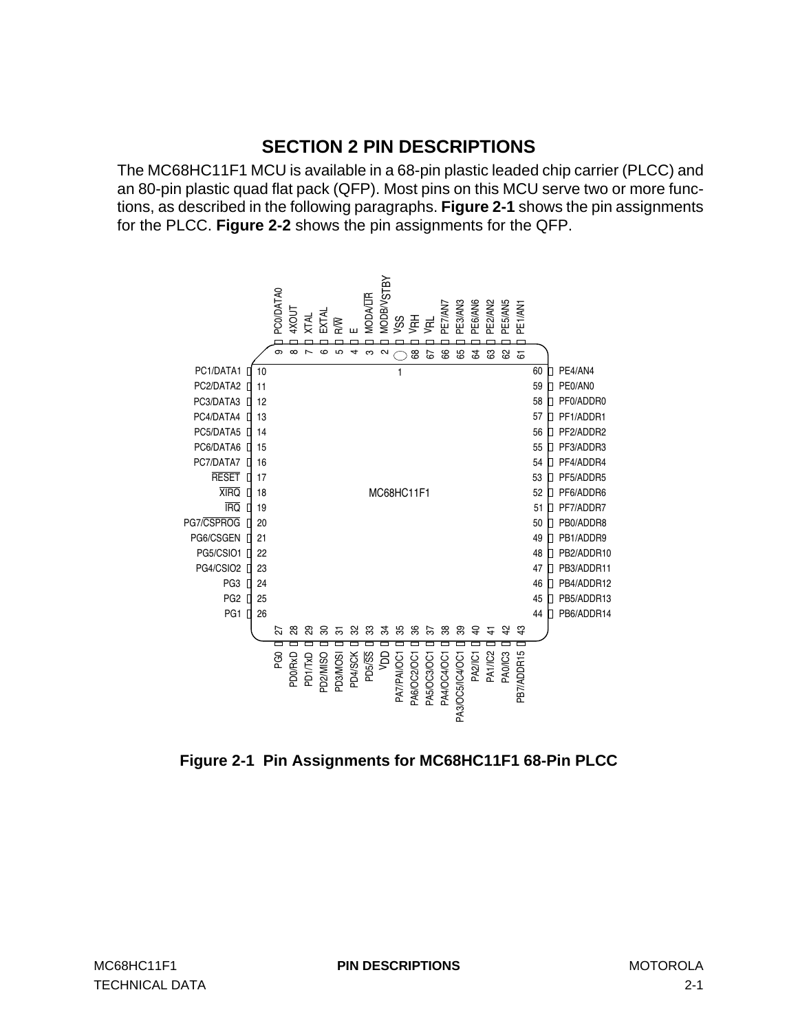# SECTION 2 PIN DESCRIPTIONS

The MC68HC11F1 MCU is available in a 68-pin plastic leaded chip carrier (PLCC) and an 80-pin plastic quad flat pack (QFP). Most pins on this MCU serve two or more functions, as described in the following paragraphs. **Figure 2-1** shows the pin assignments for the PLCC. **Figure 2-2** shows the pin assignments for the QFP.

**Figure 2-1 Pin Assignments for MC68HC11F1 68-Pin PLCC**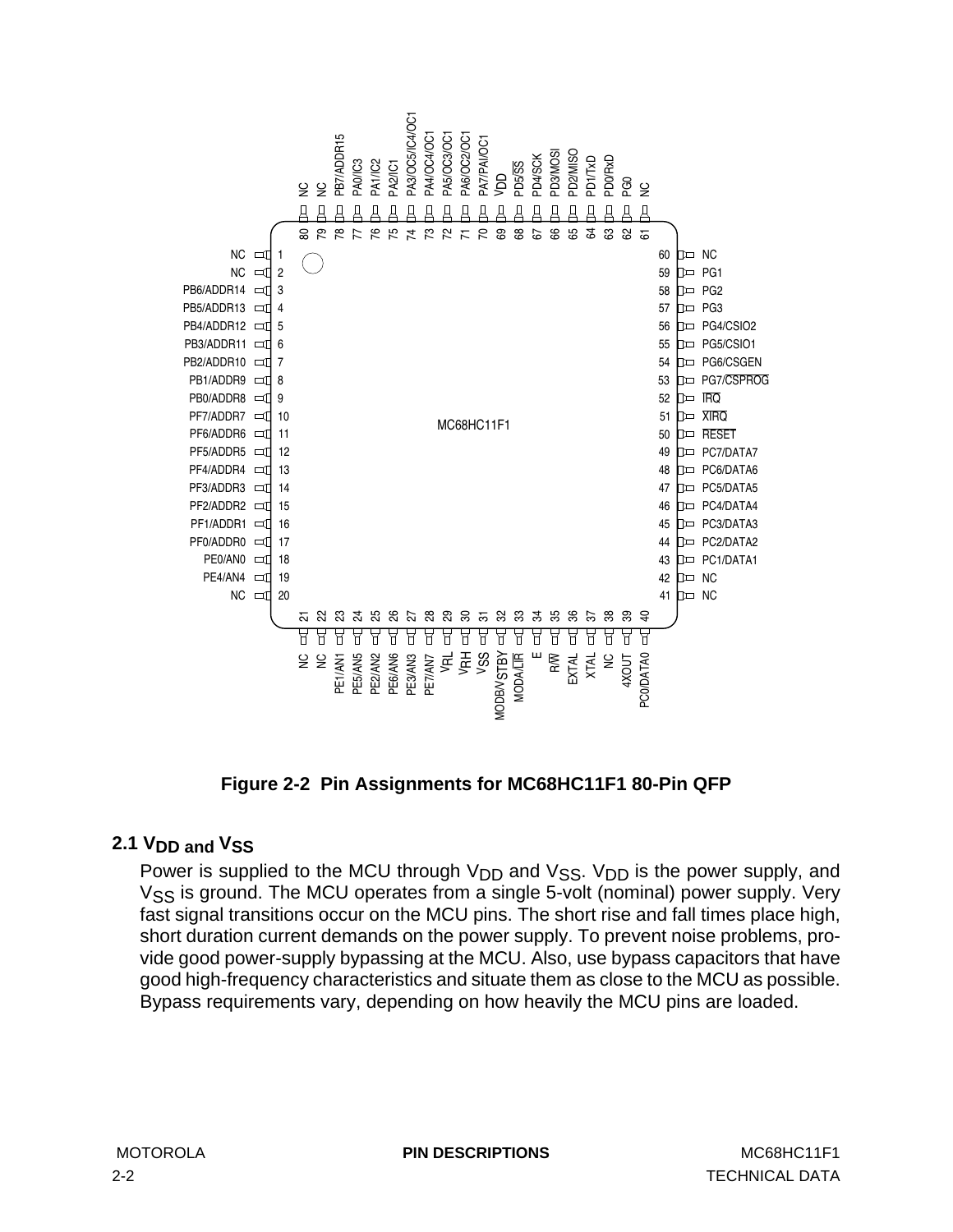Figure 2-2 Pin Assignments for MC68HC11F1 80-Pin QFP

## 2.1 $V_{DD}$ and $V_{SS}$

Power is supplied to the MCU through $V_{DD}$ and $V_{SS}$. $V_{DD}$ is the power supply, and $V_{SS}$ is ground. The MCU operates from a single 5-volt (nominal) power supply. Very fast signal transitions occur on the MCU pins. The short rise and fall times place high, short duration current demands on the power supply. To prevent noise problems, provide good power-supply bypassing at the MCU. Also, use bypass capacitors that have good high-frequency characteristics and situate them as close to the MCU as possible. Bypass requirements vary, depending on how heavily the MCU pins are loaded.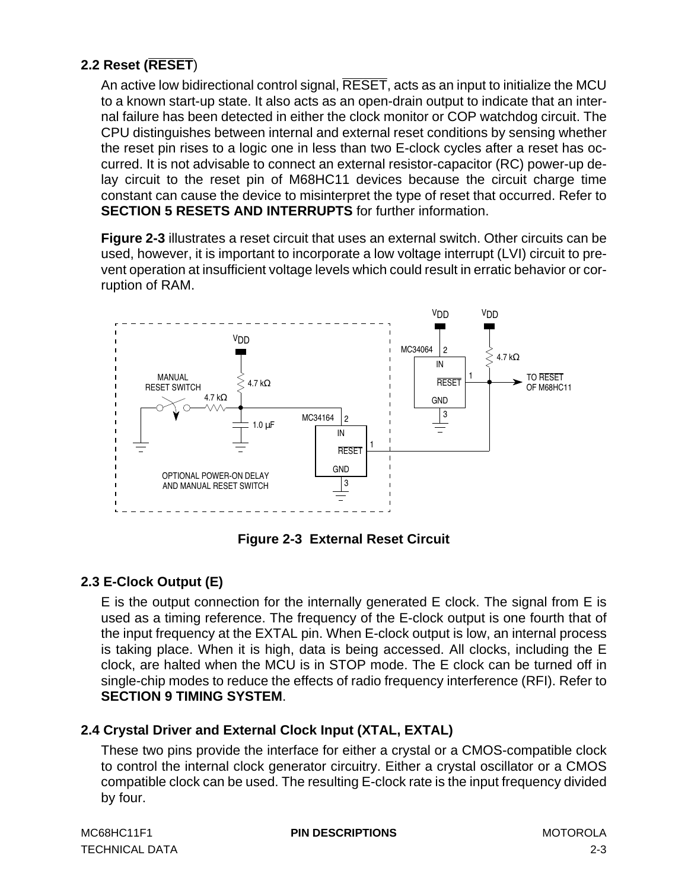## 2.2 Reset (RESET)

An active low bidirectional control signal, RESET, acts as an input to initialize the MCU to a known start-up state. It also acts as an open-drain output to indicate that an internal failure has been detected in either the clock monitor or COP watchdog circuit. The CPU distinguishes between internal and external reset conditions by sensing whether the reset pin rises to a logic one in less than two E-clock cycles after a reset has occurred. It is not advisable to connect an external resistor-capacitor (RC) power-up delay circuit to the reset pin of M68HC11 devices because the circuit charge time constant can cause the device to misinterpret the type of reset that occurred. Refer to **SECTION 5 RESETS AND INTERRUPTS** for further information.

**Figure 2-3** illustrates a reset circuit that uses an external switch. Other circuits can be used, however, it is important to incorporate a low voltage interrupt (LVI) circuit to prevent operation at insufficient voltage levels which could result in erratic behavior or corruption of RAM.

**Figure 2-3 External Reset Circuit**

## 2.3 E-Clock Output (E)

E is the output connection for the internally generated E clock. The signal from E is used as a timing reference. The frequency of the E-clock output is one fourth that of the input frequency at the EXTAL pin. When E-clock output is low, an internal process is taking place. When it is high, data is being accessed. All clocks, including the E clock, are halted when the MCU is in STOP mode. The E clock can be turned off in single-chip modes to reduce the effects of radio frequency interference (RFI). Refer to **SECTION 9 TIMING SYSTEM**.

## 2.4 Crystal Driver and External Clock Input (XTAL, EXTAL)

These two pins provide the interface for either a crystal or a CMOS-compatible clock to control the internal clock generator circuitry. Either a crystal oscillator or a CMOS compatible clock can be used. The resulting E-clock rate is the input frequency divided by four.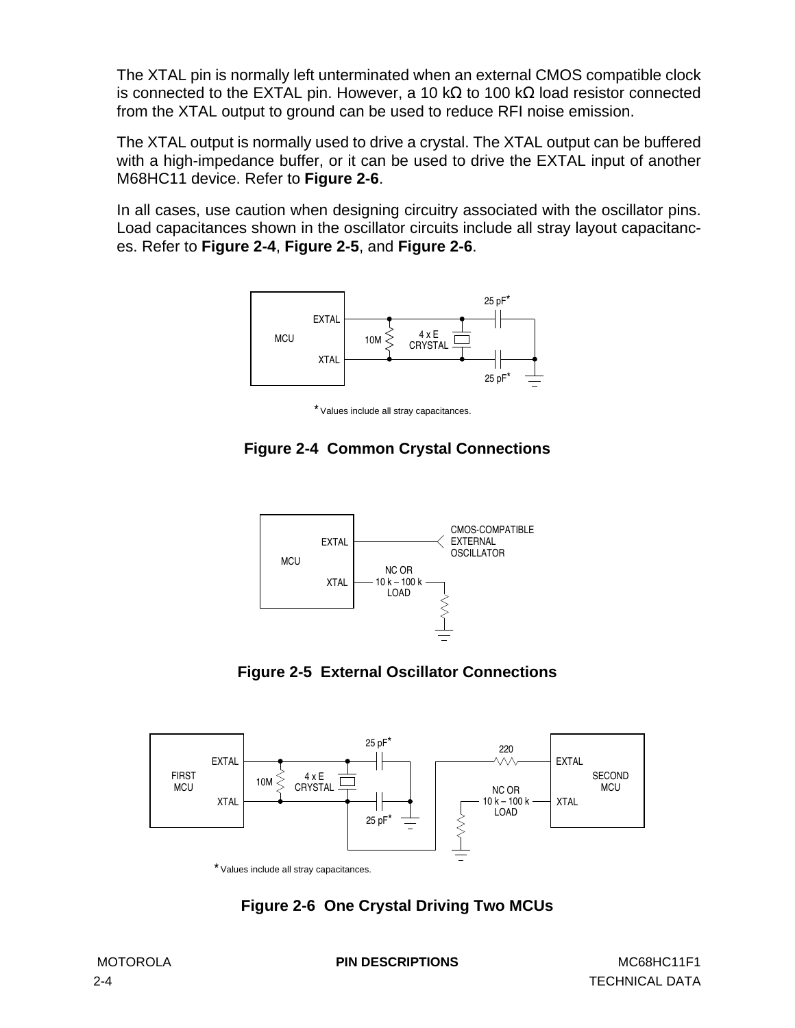The XTAL pin is normally left unterminated when an external CMOS compatible clock is connected to the EXTAL pin. However, a 10 kΩ to 100 kΩ load resistor connected from the XTAL output to ground can be used to reduce RFI noise emission.

The XTAL output is normally used to drive a crystal. The XTAL output can be buffered with a high-impedance buffer, or it can be used to drive the EXTAL input of another M68HC11 device. Refer to **Figure 2-6**.

In all cases, use caution when designing circuitry associated with the oscillator pins. Load capacitances shown in the oscillator circuits include all stray layout capacitances. Refer to **Figure 2-4**, **Figure 2-5**, and **Figure 2-6**.

MCU EXTAL XTAL 10M 4 x E CRYSTAL 25 pF* 25 pF*

* Values include all stray capacitances.

**Figure 2-4 Common Crystal Connections**

MCU EXTAL XTAL CMOS-COMPATIBLE EXTERNAL OSCILLATOR NC OR 10 k – 100 k LOAD

**Figure 2-5 External Oscillator Connections**

FIRST MCU EXTAL XTAL 10M 4 x E CRYSTAL 25 pF* 25 pF* 220 SECOND MCU EXTAL XTAL NC OR 10 k – 100 k LOAD

* Values include all stray capacitances.

**Figure 2-6 One Crystal Driving Two MCUs**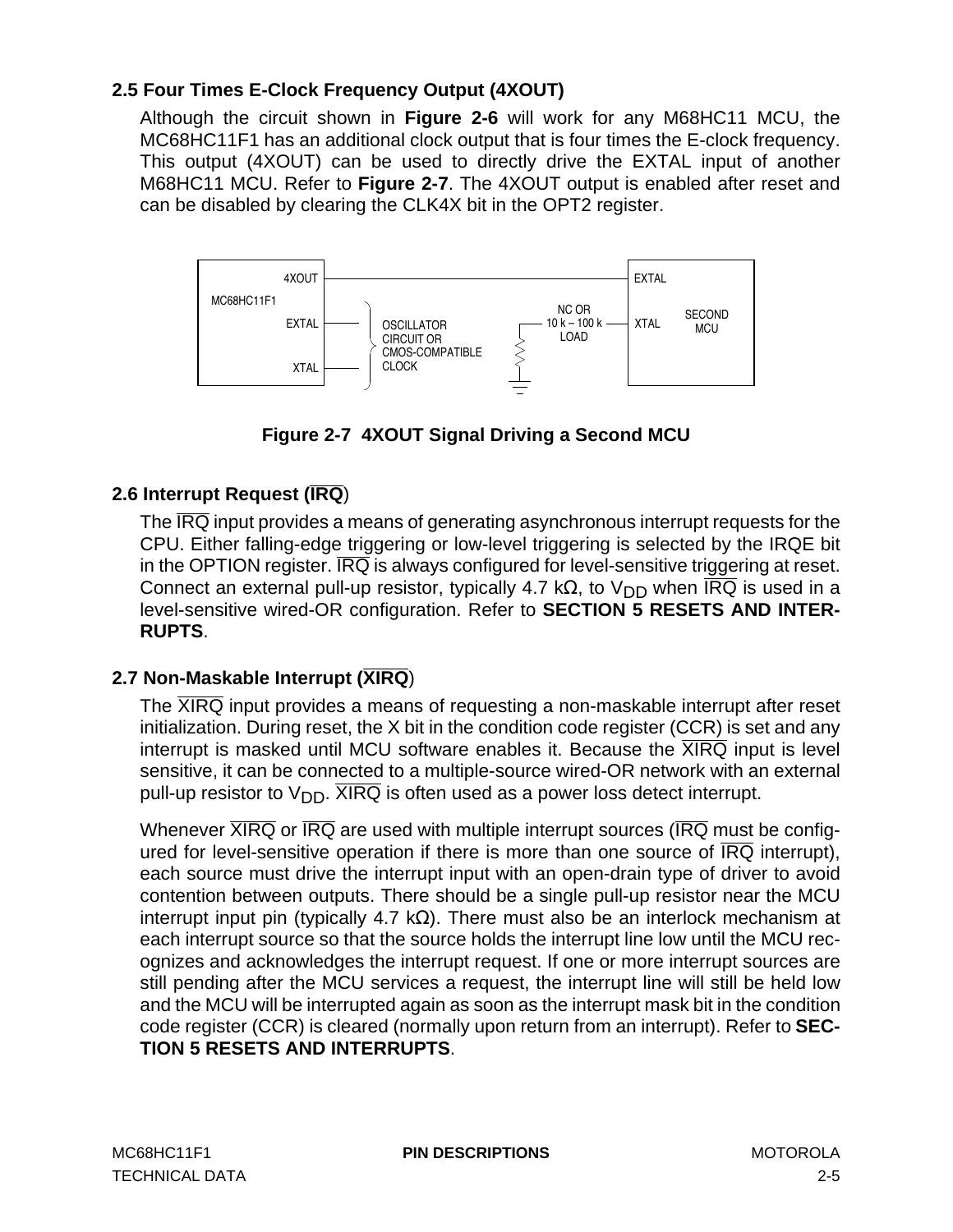## 2.5 Four Times E-Clock Frequency Output (4XOUT)

Although the circuit shown in **Figure 2-6** will work for any M68HC11 MCU, the MC68HC11F1 has an additional clock output that is four times the E-clock frequency. This output (4XOUT) can be used to directly drive the EXTAL input of another M68HC11 MCU. Refer to **Figure 2-7**. The 4XOUT output is enabled after reset and can be disabled by clearing the CLK4X bit in the OPT2 register.

**Figure 2-7 4XOUT Signal Driving a Second MCU**

## 2.6 Interrupt Request ($\overline{\text{IRQ}}$)

The $\overline{\text{IRQ}}$ input provides a means of generating asynchronous interrupt requests for the CPU. Either falling-edge triggering or low-level triggering is selected by the IRQE bit in the OPTION register. $\overline{\text{IRQ}}$ is always configured for level-sensitive triggering at reset. Connect an external pull-up resistor, typically 4.7 kΩ, to $V_{DD}$ when $\overline{\text{IRQ}}$ is used in a level-sensitive wired-OR configuration. Refer to **SECTION 5 RESETS AND INTERRUPTS**.

## 2.7 Non-Maskable Interrupt ($\overline{\text{XIRQ}}$)

The $\overline{\text{XIRQ}}$ input provides a means of requesting a non-maskable interrupt after reset initialization. During reset, the X bit in the condition code register (CCR) is set and any interrupt is masked until MCU software enables it. Because the $\overline{\text{XIRQ}}$ input is level sensitive, it can be connected to a multiple-source wired-OR network with an external pull-up resistor to $V_{DD}$. $\overline{\text{XIRQ}}$ is often used as a power loss detect interrupt.

Whenever $\overline{\text{XIRQ}}$ or $\overline{\text{IRQ}}$ are used with multiple interrupt sources ($\overline{\text{IRQ}}$ must be configured for level-sensitive operation if there is more than one source of $\overline{\text{IRQ}}$ interrupt), each source must drive the interrupt input with an open-drain type of driver to avoid contention between outputs. There should be a single pull-up resistor near the MCU interrupt input pin (typically 4.7 kΩ). There must also be an interlock mechanism at each interrupt source so that the source holds the interrupt line low until the MCU recognizes and acknowledges the interrupt request. If one or more interrupt sources are still pending after the MCU services a request, the interrupt line will still be held low and the MCU will be interrupted again as soon as the interrupt mask bit in the condition code register (CCR) is cleared (normally upon return from an interrupt). Refer to **SECTION 5 RESETS AND INTERRUPTS**.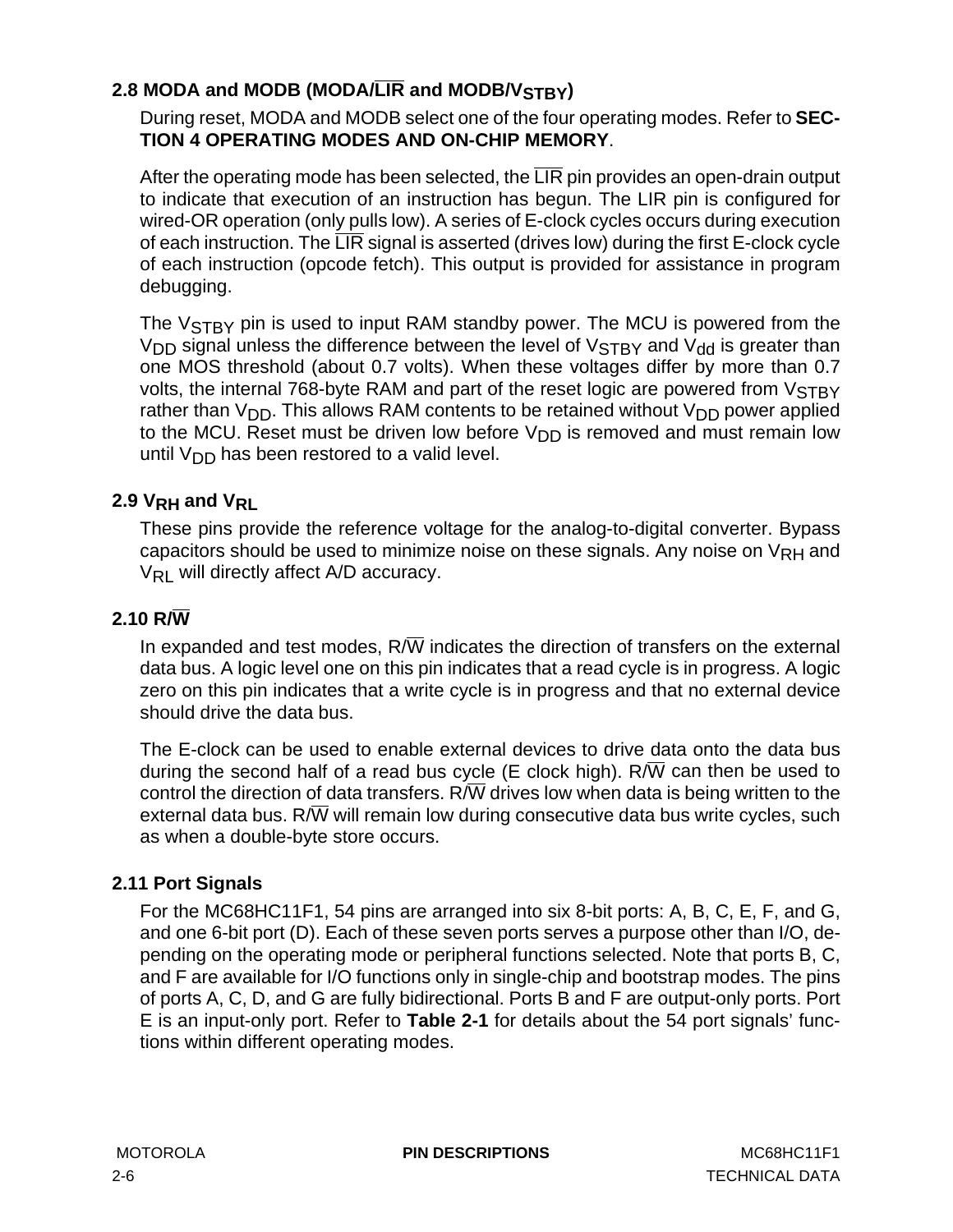## 2.8 MODA and MODB (MODA/$\overline{\text{LIR}}$ and MODB/$V_{STBY}$)

During reset, MODA and MODB select one of the four operating modes. Refer to **SECTION 4 OPERATING MODES AND ON-CHIP MEMORY**.

After the operating mode has been selected, the $\overline{\text{LIR}}$ pin provides an open-drain output to indicate that execution of an instruction has begun. The LIR pin is configured for wired-OR operation (only pulls low). A series of E-clock cycles occurs during execution of each instruction. The $\overline{\text{LIR}}$ signal is asserted (drives low) during the first E-clock cycle of each instruction (opcode fetch). This output is provided for assistance in program debugging.

The $V_{STBY}$ pin is used to input RAM standby power. The MCU is powered from the $V_{DD}$ signal unless the difference between the level of $V_{STBY}$ and $V_{dd}$ is greater than one MOS threshold (about 0.7 volts). When these voltages differ by more than 0.7 volts, the internal 768-byte RAM and part of the reset logic are powered from $V_{STBY}$ rather than $V_{DD}$. This allows RAM contents to be retained without $V_{DD}$ power applied to the MCU. Reset must be driven low before $V_{DD}$ is removed and must remain low until $V_{DD}$ has been restored to a valid level.

## 2.9 $V_{RH}$ and $V_{RL}$

These pins provide the reference voltage for the analog-to-digital converter. Bypass capacitors should be used to minimize noise on these signals. Any noise on $V_{RH}$ and $V_{RL}$ will directly affect A/D accuracy.

## 2.10 R/$\overline{\text{W}}$

In expanded and test modes, R/$\overline{\text{W}}$ indicates the direction of transfers on the external data bus. A logic level one on this pin indicates that a read cycle is in progress. A logic zero on this pin indicates that a write cycle is in progress and that no external device should drive the data bus.

The E-clock can be used to enable external devices to drive data onto the data bus during the second half of a read bus cycle (E clock high). R/$\overline{\text{W}}$ can then be used to control the direction of data transfers. R/$\overline{\text{W}}$ drives low when data is being written to the external data bus. R/$\overline{\text{W}}$ will remain low during consecutive data bus write cycles, such as when a double-byte store occurs.

## 2.11 Port Signals

For the MC68HC11F1, 54 pins are arranged into six 8-bit ports: A, B, C, E, F, and G, and one 6-bit port (D). Each of these seven ports serves a purpose other than I/O, depending on the operating mode or peripheral functions selected. Note that ports B, C, and F are available for I/O functions only in single-chip and bootstrap modes. The pins of ports A, C, D, and G are fully bidirectional. Ports B and F are output-only ports. Port E is an input-only port. Refer to **Table 2-1** for details about the 54 port signals' functions within different operating modes.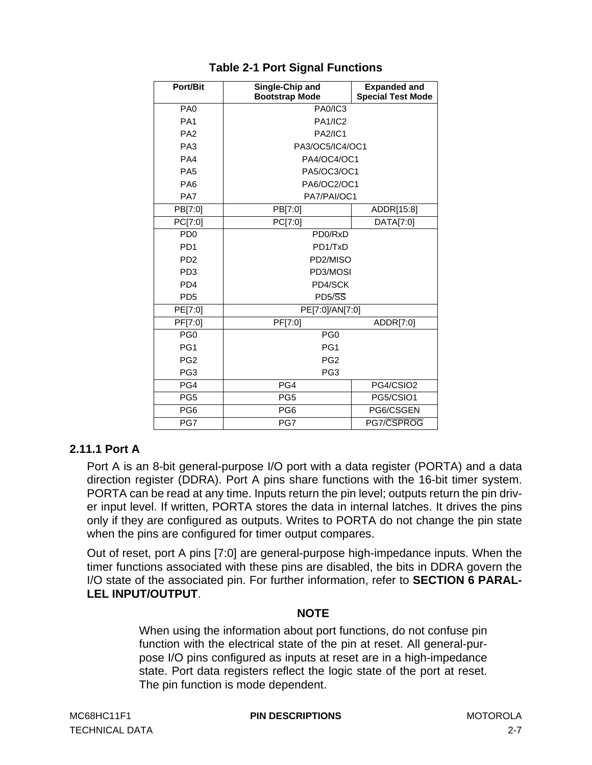**Table 2-1 Port Signal Functions**

| Port/Bit | Single-Chip and Bootstrap Mode | Expanded and Special Test Mode |
|---|---|---|
| PA0 | PA0/IC3 | |
| PA1 | PA1/IC2 | |
| PA2 | PA2/IC1 | |
| PA3 | PA3/OC5/IC4/OC1 | |
| PA4 | PA4/OC4/OC1 | |
| PA5 | PA5/OC3/OC1 | |
| PA6 | PA6/OC2/OC1 | |
| PA7 | PA7/PAI/OC1 | |
| PB[7:0] | PB[7:0] | ADDR[15:8] |
| PC[7:0] | PC[7:0] | DATA[7:0] |
| PD0 | PD0/RxD | |
| PD1 | PD1/TxD | |
| PD2 | PD2/MISO | |
| PD3 | PD3/MOSI | |
| PD4 | PD4/SCK | |
| PD5 | PD5/$\overline{SS}$ | |
| PE[7:0] | PE[7:0]/AN[7:0] | |
| PF[7:0] | PF[7:0] | ADDR[7:0] |
| PG0 | PG0 | |
| PG1 | PG1 | |
| PG2 | PG2 | |
| PG3 | PG3 | |
| PG4 | PG4 | PG4/CSIO2 |
| PG5 | PG5 | PG5/CSIO1 |
| PG6 | PG6 | PG6/CSGEN |
| PG7 | PG7 | PG7/$\overline{CSPROG}$ |

### 2.11.1 Port A

Port A is an 8-bit general-purpose I/O port with a data register (PORTA) and a data direction register (DDRA). Port A pins share functions with the 16-bit timer system. PORTA can be read at any time. Inputs return the pin level; outputs return the pin driver input level. If written, PORTA stores the data in internal latches. It drives the pins only if they are configured as outputs. Writes to PORTA do not change the pin state when the pins are configured for timer output compares.

Out of reset, port A pins [7:0] are general-purpose high-impedance inputs. When the timer functions associated with these pins are disabled, the bits in DDRA govern the I/O state of the associated pin. For further information, refer to **SECTION 6 PARALLEL INPUT/OUTPUT**.

**NOTE**

When using the information about port functions, do not confuse pin function with the electrical state of the pin at reset. All general-purpose I/O pins configured as inputs at reset are in a high-impedance state. Port data registers reflect the logic state of the port at reset. The pin function is mode dependent.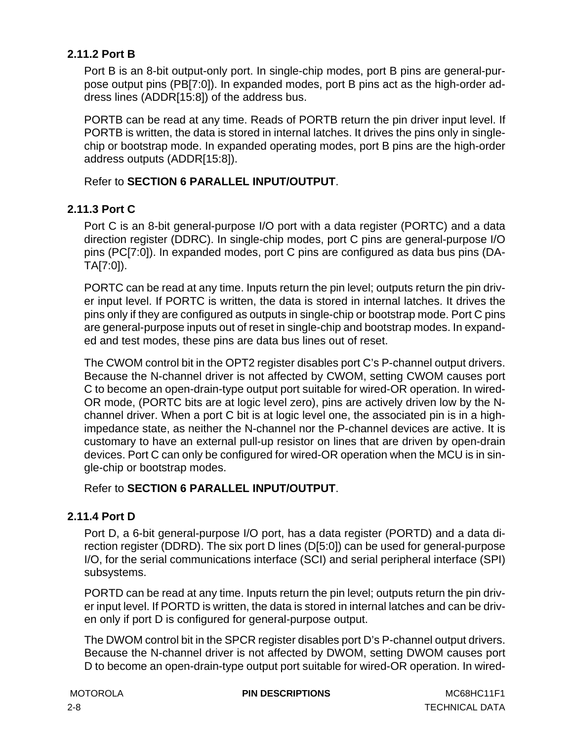### 2.11.2 Port B

Port B is an 8-bit output-only port. In single-chip modes, port B pins are general-purpose output pins (PB[7:0]). In expanded modes, port B pins act as the high-order address lines (ADDR[15:8]) of the address bus.

PORTB can be read at any time. Reads of PORTB return the pin driver input level. If PORTB is written, the data is stored in internal latches. It drives the pins only in single-chip or bootstrap mode. In expanded operating modes, port B pins are the high-order address outputs (ADDR[15:8]).

Refer to **SECTION 6 PARALLEL INPUT/OUTPUT**.

### 2.11.3 Port C

Port C is an 8-bit general-purpose I/O port with a data register (PORTC) and a data direction register (DDRC). In single-chip modes, port C pins are general-purpose I/O pins (PC[7:0]). In expanded modes, port C pins are configured as data bus pins (DATA[7:0]).

PORTC can be read at any time. Inputs return the pin level; outputs return the pin driver input level. If PORTC is written, the data is stored in internal latches. It drives the pins only if they are configured as outputs in single-chip or bootstrap mode. Port C pins are general-purpose inputs out of reset in single-chip and bootstrap modes. In expanded and test modes, these pins are data bus lines out of reset.

The CWOM control bit in the OPT2 register disables port C's P-channel output drivers. Because the N-channel driver is not affected by CWOM, setting CWOM causes port C to become an open-drain-type output port suitable for wired-OR operation. In wired-OR mode, (PORTC bits are at logic level zero), pins are actively driven low by the N-channel driver. When a port C bit is at logic level one, the associated pin is in a high-impedance state, as neither the N-channel nor the P-channel devices are active. It is customary to have an external pull-up resistor on lines that are driven by open-drain devices. Port C can only be configured for wired-OR operation when the MCU is in single-chip or bootstrap modes.

Refer to **SECTION 6 PARALLEL INPUT/OUTPUT**.

### 2.11.4 Port D

Port D, a 6-bit general-purpose I/O port, has a data register (PORTD) and a data direction register (DDRD). The six port D lines (D[5:0]) can be used for general-purpose I/O, for the serial communications interface (SCI) and serial peripheral interface (SPI) subsystems.

PORTD can be read at any time. Inputs return the pin level; outputs return the pin driver input level. If PORTD is written, the data is stored in internal latches and can be driven only if port D is configured for general-purpose output.

The DWOM control bit in the SPCR register disables port D's P-channel output drivers. Because the N-channel driver is not affected by DWOM, setting DWOM causes port D to become an open-drain-type output port suitable for wired-OR operation. In wired-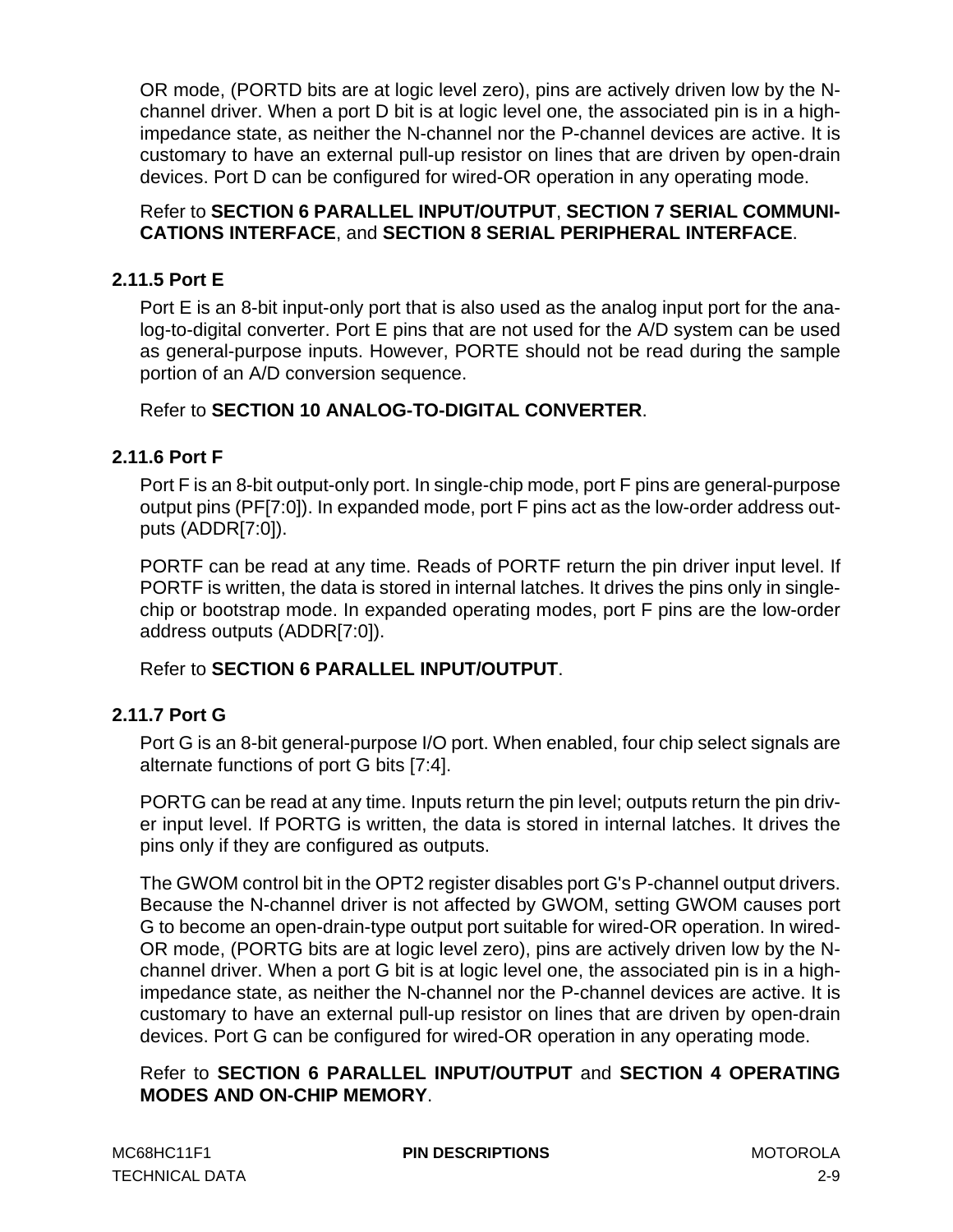OR mode, (PORTD bits are at logic level zero), pins are actively driven low by the N-channel driver. When a port D bit is at logic level one, the associated pin is in a high-impedance state, as neither the N-channel nor the P-channel devices are active. It is customary to have an external pull-up resistor on lines that are driven by open-drain devices. Port D can be configured for wired-OR operation in any operating mode.

Refer to **SECTION 6 PARALLEL INPUT/OUTPUT**, **SECTION 7 SERIAL COMMUNICATIONS INTERFACE**, and **SECTION 8 SERIAL PERIPHERAL INTERFACE**.

### 2.11.5 Port E

Port E is an 8-bit input-only port that is also used as the analog input port for the analog-to-digital converter. Port E pins that are not used for the A/D system can be used as general-purpose inputs. However, PORTE should not be read during the sample portion of an A/D conversion sequence.

Refer to **SECTION 10 ANALOG-TO-DIGITAL CONVERTER**.

### 2.11.6 Port F

Port F is an 8-bit output-only port. In single-chip mode, port F pins are general-purpose output pins (PF[7:0]). In expanded mode, port F pins act as the low-order address outputs (ADDR[7:0]).

PORTF can be read at any time. Reads of PORTF return the pin driver input level. If PORTF is written, the data is stored in internal latches. It drives the pins only in single-chip or bootstrap mode. In expanded operating modes, port F pins are the low-order address outputs (ADDR[7:0]).

Refer to **SECTION 6 PARALLEL INPUT/OUTPUT**.

### 2.11.7 Port G

Port G is an 8-bit general-purpose I/O port. When enabled, four chip select signals are alternate functions of port G bits [7:4].

PORTG can be read at any time. Inputs return the pin level; outputs return the pin driver input level. If PORTG is written, the data is stored in internal latches. It drives the pins only if they are configured as outputs.

The GWOM control bit in the OPT2 register disables port G's P-channel output drivers. Because the N-channel driver is not affected by GWOM, setting GWOM causes port G to become an open-drain-type output port suitable for wired-OR operation. In wired-OR mode, (PORTG bits are at logic level zero), pins are actively driven low by the N-channel driver. When a port G bit is at logic level one, the associated pin is in a high-impedance state, as neither the N-channel nor the P-channel devices are active. It is customary to have an external pull-up resistor on lines that are driven by open-drain devices. Port G can be configured for wired-OR operation in any operating mode.

Refer to **SECTION 6 PARALLEL INPUT/OUTPUT** and **SECTION 4 OPERATING MODES AND ON-CHIP MEMORY**.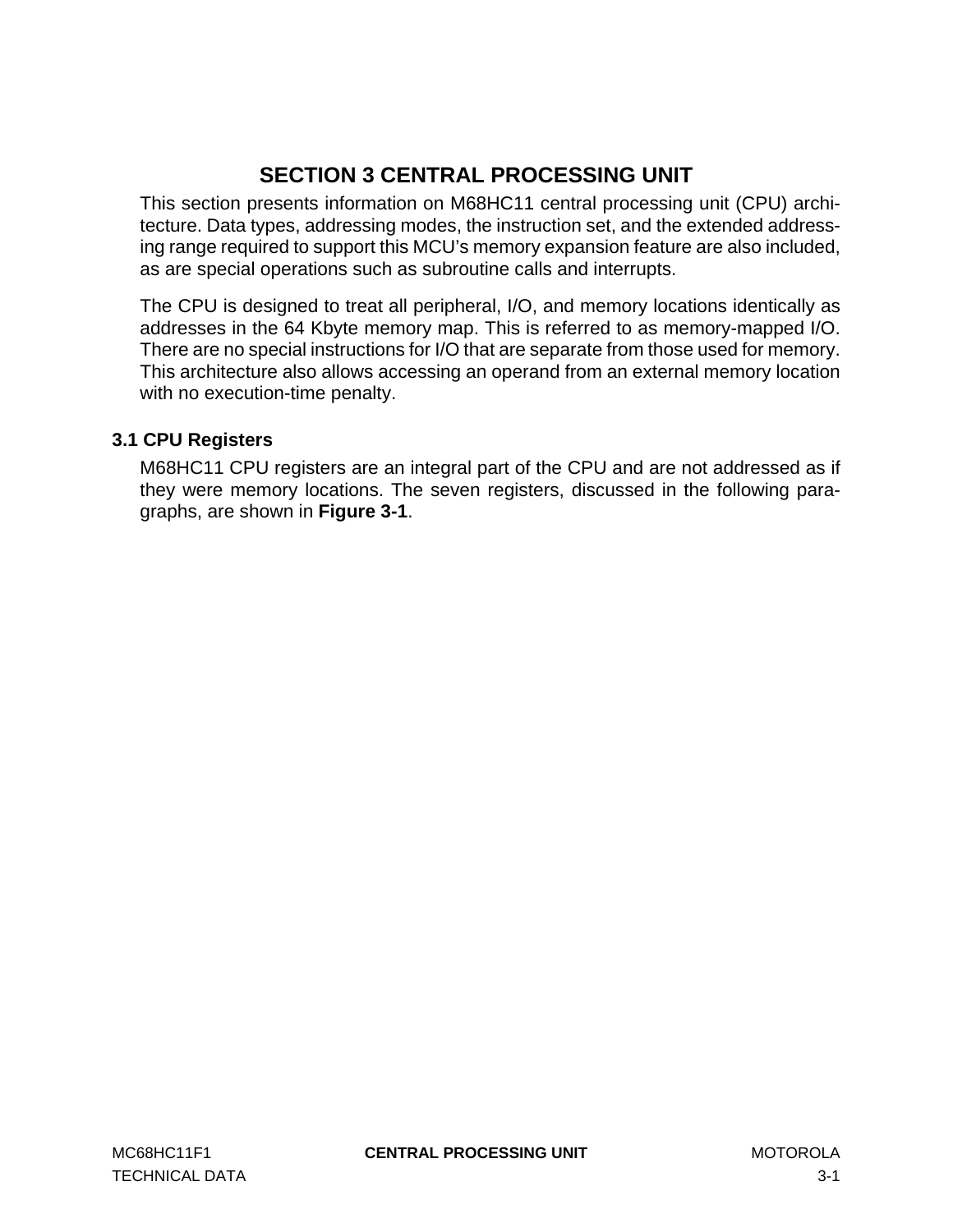# SECTION 3 CENTRAL PROCESSING UNIT

This section presents information on M68HC11 central processing unit (CPU) architecture. Data types, addressing modes, the instruction set, and the extended addressing range required to support this MCU's memory expansion feature are also included, as are special operations such as subroutine calls and interrupts.

The CPU is designed to treat all peripheral, I/O, and memory locations identically as addresses in the 64 Kbyte memory map. This is referred to as memory-mapped I/O. There are no special instructions for I/O that are separate from those used for memory. This architecture also allows accessing an operand from an external memory location with no execution-time penalty.

## 3.1 CPU Registers

M68HC11 CPU registers are an integral part of the CPU and are not addressed as if they were memory locations. The seven registers, discussed in the following paragraphs, are shown in **Figure 3-1**.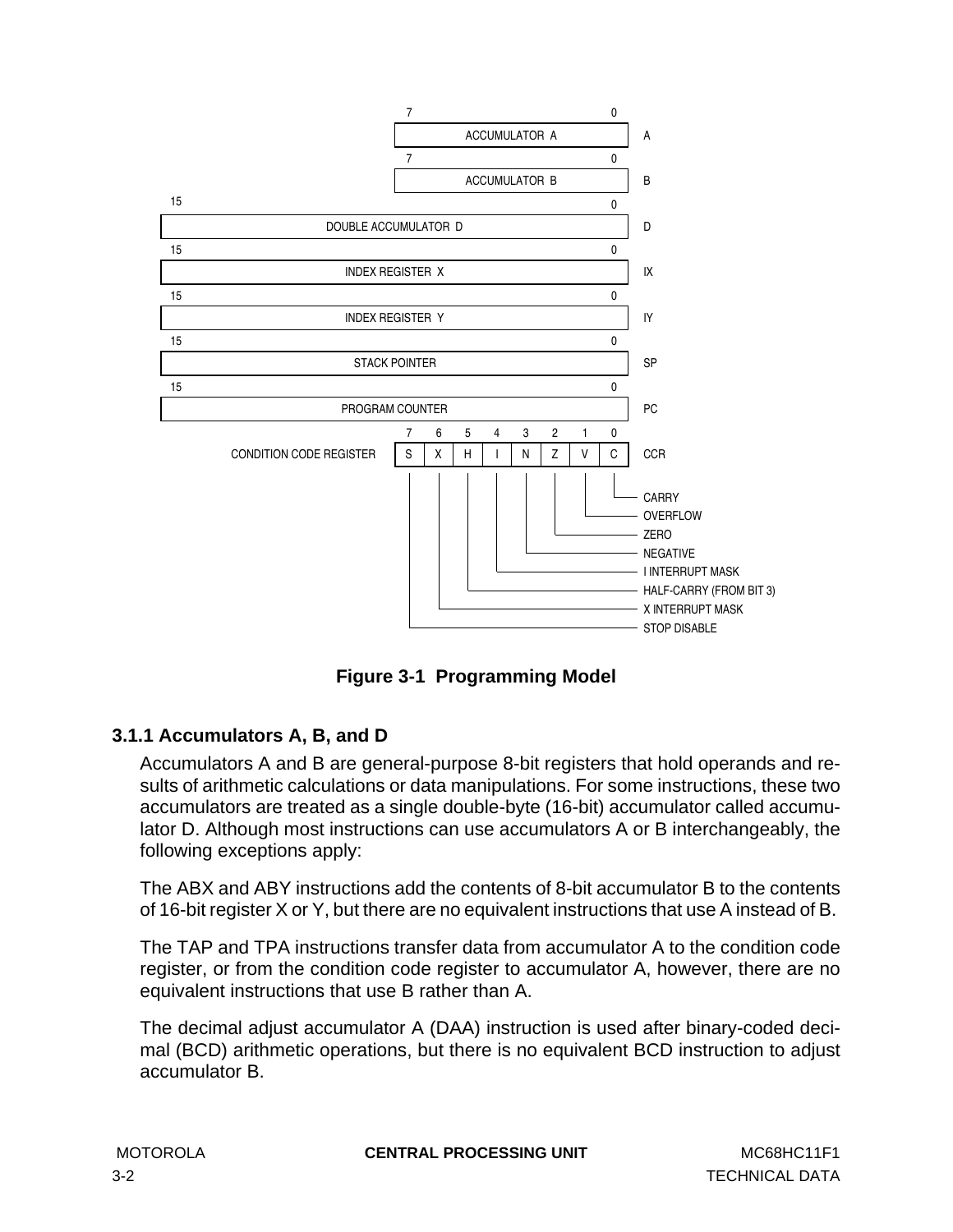| 7 | | | | | | | 0 | |
|---|---|---|---|---|---|---|---|---|
| ACCUMULATOR A | | | | | | | | A |

| 7 | | | | | | | 0 | |
|---|---|---|---|---|---|---|---|---|
| ACCUMULATOR B | | | | | | | | B |

| Register (bits 15–0) | Name |
|---|---|
| DOUBLE ACCUMULATOR D | D |
| INDEX REGISTER X | IX |
| INDEX REGISTER Y | IY |
| STACK POINTER | SP |
| PROGRAM COUNTER | PC |

| | 7 | 6 | 5 | 4 | 3 | 2 | 1 | 0 | |
|---|---|---|---|---|---|---|---|---|---|
| CONDITION CODE REGISTER | S | X | H | I | N | Z | V | C | CCR |

- C — CARRY
- V — OVERFLOW
- Z — ZERO
- N — NEGATIVE
- I — I INTERRUPT MASK
- H — HALF-CARRY (FROM BIT 3)
- X — X INTERRUPT MASK
- S — STOP DISABLE

**Figure 3-1 Programming Model**

### 3.1.1 Accumulators A, B, and D

Accumulators A and B are general-purpose 8-bit registers that hold operands and results of arithmetic calculations or data manipulations. For some instructions, these two accumulators are treated as a single double-byte (16-bit) accumulator called accumulator D. Although most instructions can use accumulators A or B interchangeably, the following exceptions apply:

The ABX and ABY instructions add the contents of 8-bit accumulator B to the contents of 16-bit register X or Y, but there are no equivalent instructions that use A instead of B.

The TAP and TPA instructions transfer data from accumulator A to the condition code register, or from the condition code register to accumulator A, however, there are no equivalent instructions that use B rather than A.

The decimal adjust accumulator A (DAA) instruction is used after binary-coded decimal (BCD) arithmetic operations, but there is no equivalent BCD instruction to adjust accumulator B.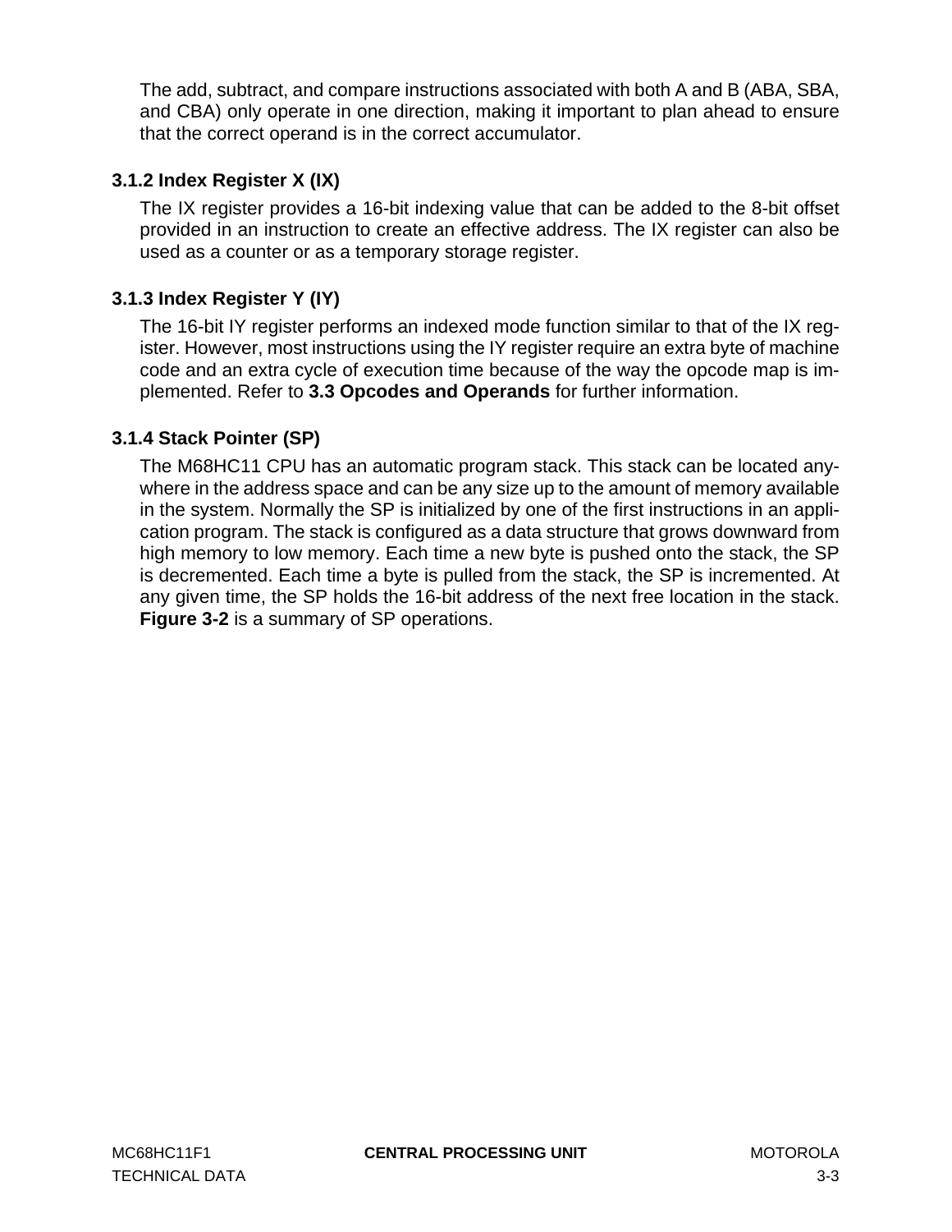The add, subtract, and compare instructions associated with both A and B (ABA, SBA, and CBA) only operate in one direction, making it important to plan ahead to ensure that the correct operand is in the correct accumulator.

### 3.1.2 Index Register X (IX)

The IX register provides a 16-bit indexing value that can be added to the 8-bit offset provided in an instruction to create an effective address. The IX register can also be used as a counter or as a temporary storage register.

### 3.1.3 Index Register Y (IY)

The 16-bit IY register performs an indexed mode function similar to that of the IX register. However, most instructions using the IY register require an extra byte of machine code and an extra cycle of execution time because of the way the opcode map is implemented. Refer to **3.3 Opcodes and Operands** for further information.

### 3.1.4 Stack Pointer (SP)

The M68HC11 CPU has an automatic program stack. This stack can be located anywhere in the address space and can be any size up to the amount of memory available in the system. Normally the SP is initialized by one of the first instructions in an application program. The stack is configured as a data structure that grows downward from high memory to low memory. Each time a new byte is pushed onto the stack, the SP is decremented. Each time a byte is pulled from the stack, the SP is incremented. At any given time, the SP holds the 16-bit address of the next free location in the stack. **Figure 3-2** is a summary of SP operations.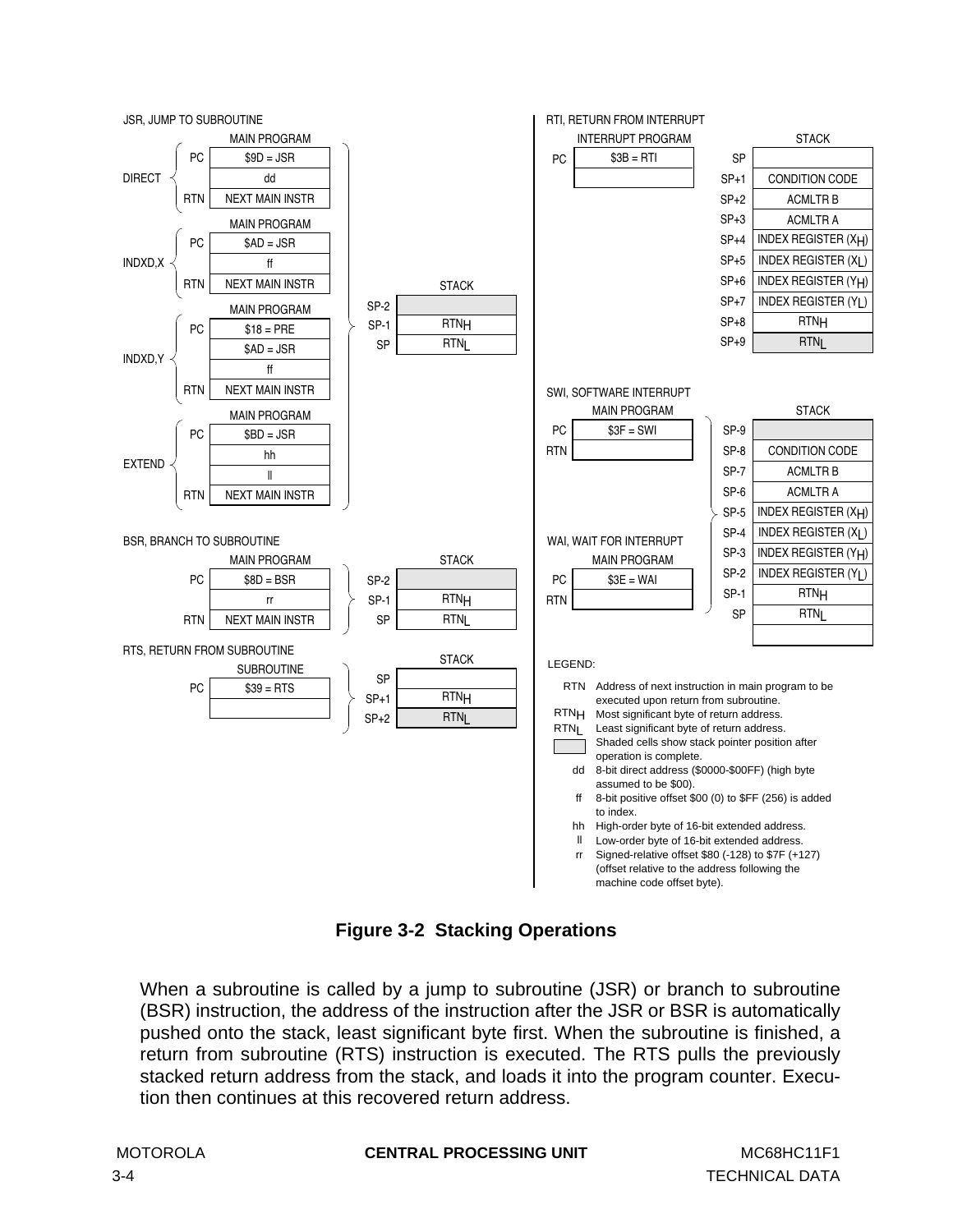JSR, JUMP TO SUBROUTINE

**DIRECT**

| | MAIN PROGRAM |
|---|---|
| PC | $9D = JSR |
| | dd |
| RTN | NEXT MAIN INSTR |

**INDXD,X**

| | MAIN PROGRAM |
|---|---|
| PC | $AD = JSR |
| | ff |
| RTN | NEXT MAIN INSTR |

**INDXD,Y**

| | MAIN PROGRAM |
|---|---|
| PC | $18 = PRE |
| | $AD = JSR |
| | ff |
| RTN | NEXT MAIN INSTR |

**EXTEND**

| | MAIN PROGRAM |
|---|---|
| PC | $BD = JSR |
| | hh |
| | ll |
| RTN | NEXT MAIN INSTR |

| | STACK |
|---|---|
| SP-2 | |
| SP-1 | $RTN_H$ |
| SP | $RTN_L$ |

BSR, BRANCH TO SUBROUTINE

| | MAIN PROGRAM |
|---|---|
| PC | $8D = BSR |
| | rr |
| RTN | NEXT MAIN INSTR |

| | STACK |
|---|---|
| SP-2 | |
| SP-1 | $RTN_H$ |
| SP | $RTN_L$ |

RTS, RETURN FROM SUBROUTINE

| | SUBROUTINE |
|---|---|
| PC | $39 = RTS |
| | |

| | STACK |
|---|---|
| SP | |
| SP+1 | $RTN_H$ |
| SP+2 | $RTN_L$ |

RTI, RETURN FROM INTERRUPT

| | INTERRUPT PROGRAM |
|---|---|
| PC | $3B = RTI |
| | |

| | STACK |
|---|---|
| SP | |
| SP+1 | CONDITION CODE |
| SP+2 | ACMLTR B |
| SP+3 | ACMLTR A |
| SP+4 | INDEX REGISTER ($X_H$) |
| SP+5 | INDEX REGISTER ($X_L$) |
| SP+6 | INDEX REGISTER ($Y_H$) |
| SP+7 | INDEX REGISTER ($Y_L$) |
| SP+8 | $RTN_H$ |
| SP+9 | $RTN_L$ |

SWI, SOFTWARE INTERRUPT

| | MAIN PROGRAM |
|---|---|
| PC | $3F = SWI |
| RTN | |

WAI, WAIT FOR INTERRUPT

| | MAIN PROGRAM |
|---|---|
| PC | $3E = WAI |
| RTN | |

| | STACK |
|---|---|
| SP-9 | |
| SP-8 | CONDITION CODE |
| SP-7 | ACMLTR B |
| SP-6 | ACMLTR A |
| SP-5 | INDEX REGISTER ($X_H$) |
| SP-4 | INDEX REGISTER ($X_L$) |
| SP-3 | INDEX REGISTER ($Y_H$) |
| SP-2 | INDEX REGISTER ($Y_L$) |
| SP-1 | $RTN_H$ |
| SP | $RTN_L$ |
| | |

LEGEND:

- RTN Address of next instruction in main program to be executed upon return from subroutine.
- $RTN_H$ Most significant byte of return address.
- $RTN_L$ Least significant byte of return address.
- (Shaded cells) Shaded cells show stack pointer position after operation is complete.
- dd 8-bit direct address ($0000-$00FF) (high byte assumed to be $00).
- ff 8-bit positive offset $00 (0) to $FF (256) is added to index.
- hh High-order byte of 16-bit extended address.
- ll Low-order byte of 16-bit extended address.
- rr Signed-relative offset $80 (-128) to $7F (+127) (offset relative to the address following the machine code offset byte).

**Figure 3-2 Stacking Operations**

When a subroutine is called by a jump to subroutine (JSR) or branch to subroutine (BSR) instruction, the address of the instruction after the JSR or BSR is automatically pushed onto the stack, least significant byte first. When the subroutine is finished, a return from subroutine (RTS) instruction is executed. The RTS pulls the previously stacked return address from the stack, and loads it into the program counter. Execution then continues at this recovered return address.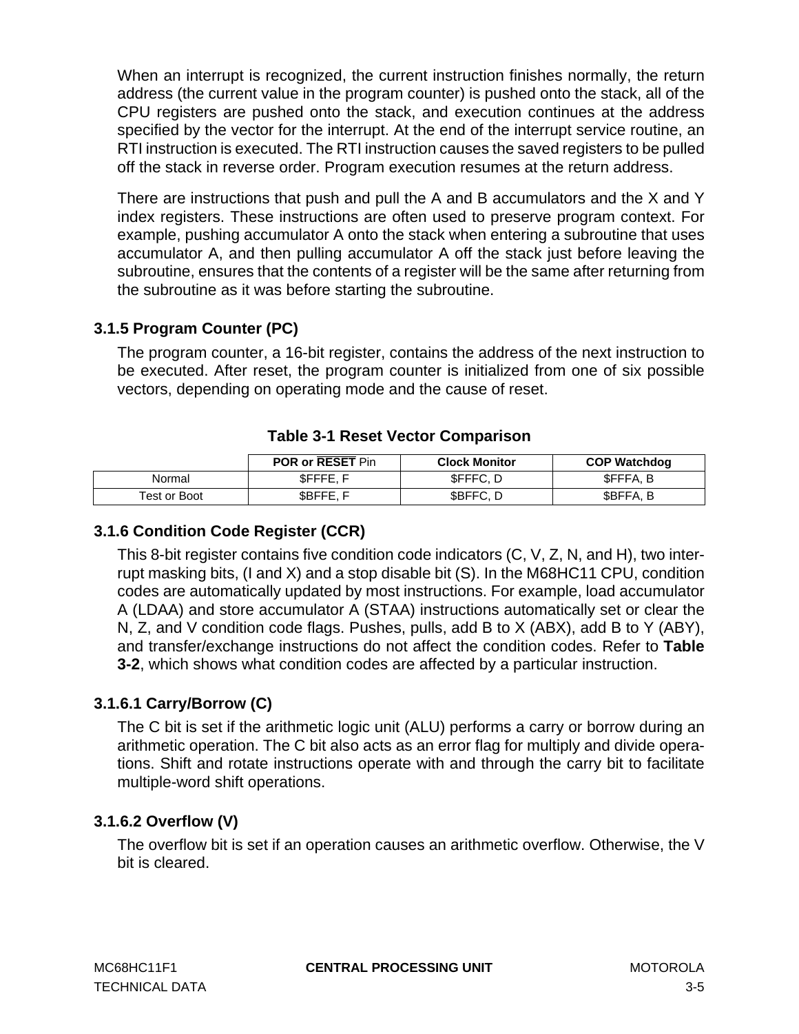When an interrupt is recognized, the current instruction finishes normally, the return address (the current value in the program counter) is pushed onto the stack, all of the CPU registers are pushed onto the stack, and execution continues at the address specified by the vector for the interrupt. At the end of the interrupt service routine, an RTI instruction is executed. The RTI instruction causes the saved registers to be pulled off the stack in reverse order. Program execution resumes at the return address.

There are instructions that push and pull the A and B accumulators and the X and Y index registers. These instructions are often used to preserve program context. For example, pushing accumulator A onto the stack when entering a subroutine that uses accumulator A, and then pulling accumulator A off the stack just before leaving the subroutine, ensures that the contents of a register will be the same after returning from the subroutine as it was before starting the subroutine.

### 3.1.5 Program Counter (PC)

The program counter, a 16-bit register, contains the address of the next instruction to be executed. After reset, the program counter is initialized from one of six possible vectors, depending on operating mode and the cause of reset.

**Table 3-1 Reset Vector Comparison**

| | POR or RESET Pin | Clock Monitor | COP Watchdog |
|---|---|---|---|
| Normal | $FFFE, F | $FFFC, D | $FFFA, B |
| Test or Boot | $BFFE, F | $BFFC, D | $BFFA, B |

### 3.1.6 Condition Code Register (CCR)

This 8-bit register contains five condition code indicators (C, V, Z, N, and H), two interrupt masking bits, (I and X) and a stop disable bit (S). In the M68HC11 CPU, condition codes are automatically updated by most instructions. For example, load accumulator A (LDAA) and store accumulator A (STAA) instructions automatically set or clear the N, Z, and V condition code flags. Pushes, pulls, add B to X (ABX), add B to Y (ABY), and transfer/exchange instructions do not affect the condition codes. Refer to **Table 3-2**, which shows what condition codes are affected by a particular instruction.

#### 3.1.6.1 Carry/Borrow (C)

The C bit is set if the arithmetic logic unit (ALU) performs a carry or borrow during an arithmetic operation. The C bit also acts as an error flag for multiply and divide operations. Shift and rotate instructions operate with and through the carry bit to facilitate multiple-word shift operations.

#### 3.1.6.2 Overflow (V)

The overflow bit is set if an operation causes an arithmetic overflow. Otherwise, the V bit is cleared.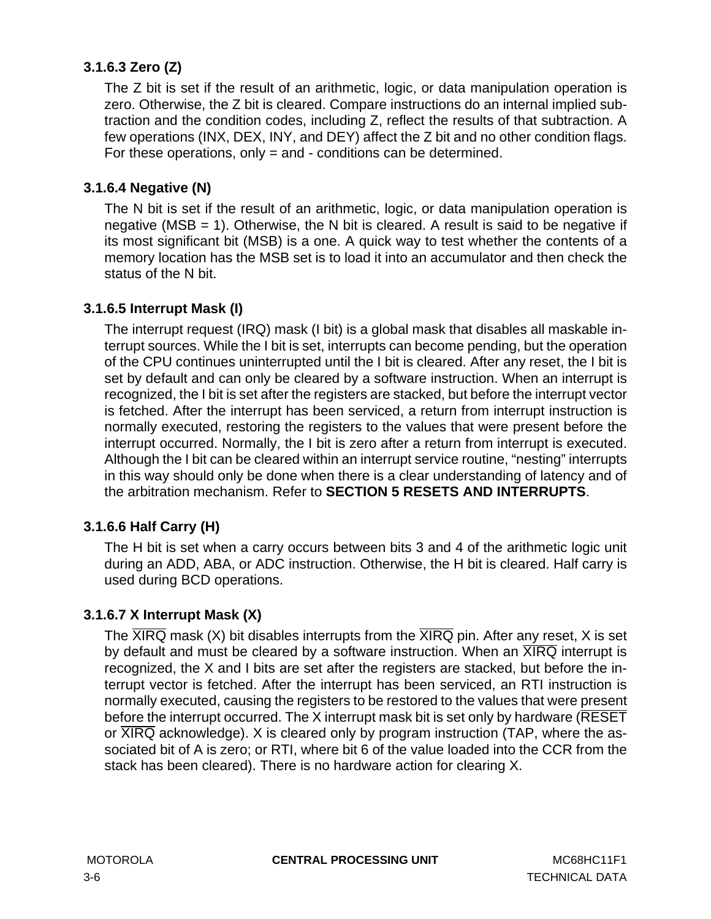### 3.1.6.3 Zero (Z)

The Z bit is set if the result of an arithmetic, logic, or data manipulation operation is zero. Otherwise, the Z bit is cleared. Compare instructions do an internal implied subtraction and the condition codes, including Z, reflect the results of that subtraction. A few operations (INX, DEX, INY, and DEY) affect the Z bit and no other condition flags. For these operations, only = and - conditions can be determined.

### 3.1.6.4 Negative (N)

The N bit is set if the result of an arithmetic, logic, or data manipulation operation is negative (MSB = 1). Otherwise, the N bit is cleared. A result is said to be negative if its most significant bit (MSB) is a one. A quick way to test whether the contents of a memory location has the MSB set is to load it into an accumulator and then check the status of the N bit.

### 3.1.6.5 Interrupt Mask (I)

The interrupt request (IRQ) mask (I bit) is a global mask that disables all maskable interrupt sources. While the I bit is set, interrupts can become pending, but the operation of the CPU continues uninterrupted until the I bit is cleared. After any reset, the I bit is set by default and can only be cleared by a software instruction. When an interrupt is recognized, the I bit is set after the registers are stacked, but before the interrupt vector is fetched. After the interrupt has been serviced, a return from interrupt instruction is normally executed, restoring the registers to the values that were present before the interrupt occurred. Normally, the I bit is zero after a return from interrupt is executed. Although the I bit can be cleared within an interrupt service routine, “nesting” interrupts in this way should only be done when there is a clear understanding of latency and of the arbitration mechanism. Refer to **SECTION 5 RESETS AND INTERRUPTS**.

### 3.1.6.6 Half Carry (H)

The H bit is set when a carry occurs between bits 3 and 4 of the arithmetic logic unit during an ADD, ABA, or ADC instruction. Otherwise, the H bit is cleared. Half carry is used during BCD operations.

### 3.1.6.7 X Interrupt Mask (X)

The $\overline{\text{XIRQ}}$ mask (X) bit disables interrupts from the $\overline{\text{XIRQ}}$ pin. After any reset, X is set by default and must be cleared by a software instruction. When an $\overline{\text{XIRQ}}$ interrupt is recognized, the X and I bits are set after the registers are stacked, but before the interrupt vector is fetched. After the interrupt has been serviced, an RTI instruction is normally executed, causing the registers to be restored to the values that were present before the interrupt occurred. The X interrupt mask bit is set only by hardware ($\overline{\text{RESET}}$ or $\overline{\text{XIRQ}}$ acknowledge). X is cleared only by program instruction (TAP, where the associated bit of A is zero; or RTI, where bit 6 of the value loaded into the CCR from the stack has been cleared). There is no hardware action for clearing X.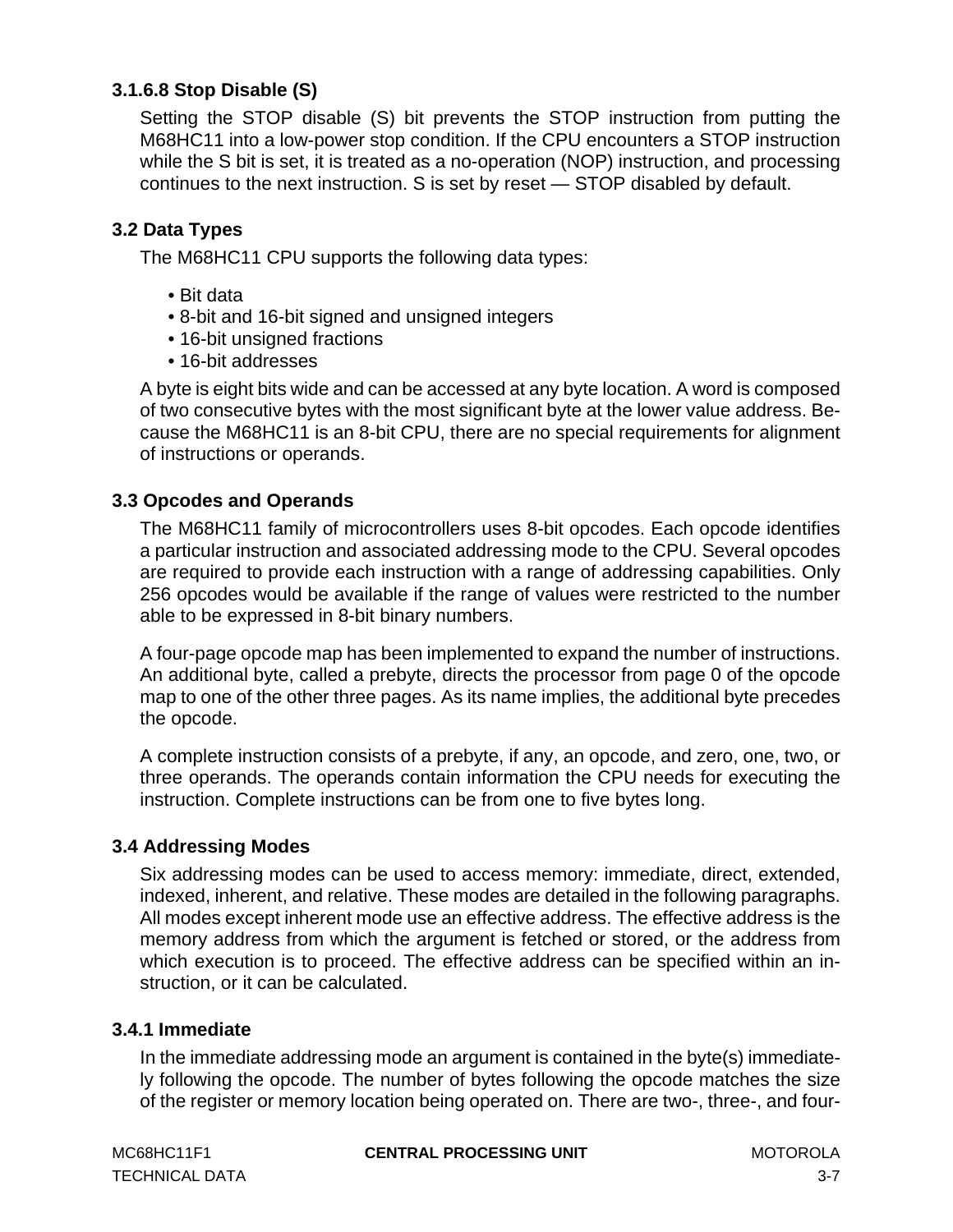#### 3.1.6.8 Stop Disable (S)

Setting the STOP disable (S) bit prevents the STOP instruction from putting the M68HC11 into a low-power stop condition. If the CPU encounters a STOP instruction while the S bit is set, it is treated as a no-operation (NOP) instruction, and processing continues to the next instruction. S is set by reset — STOP disabled by default.

## 3.2 Data Types

The M68HC11 CPU supports the following data types:

- Bit data
- 8-bit and 16-bit signed and unsigned integers
- 16-bit unsigned fractions
- 16-bit addresses

A byte is eight bits wide and can be accessed at any byte location. A word is composed of two consecutive bytes with the most significant byte at the lower value address. Because the M68HC11 is an 8-bit CPU, there are no special requirements for alignment of instructions or operands.

## 3.3 Opcodes and Operands

The M68HC11 family of microcontrollers uses 8-bit opcodes. Each opcode identifies a particular instruction and associated addressing mode to the CPU. Several opcodes are required to provide each instruction with a range of addressing capabilities. Only 256 opcodes would be available if the range of values were restricted to the number able to be expressed in 8-bit binary numbers.

A four-page opcode map has been implemented to expand the number of instructions. An additional byte, called a prebyte, directs the processor from page 0 of the opcode map to one of the other three pages. As its name implies, the additional byte precedes the opcode.

A complete instruction consists of a prebyte, if any, an opcode, and zero, one, two, or three operands. The operands contain information the CPU needs for executing the instruction. Complete instructions can be from one to five bytes long.

## 3.4 Addressing Modes

Six addressing modes can be used to access memory: immediate, direct, extended, indexed, inherent, and relative. These modes are detailed in the following paragraphs. All modes except inherent mode use an effective address. The effective address is the memory address from which the argument is fetched or stored, or the address from which execution is to proceed. The effective address can be specified within an instruction, or it can be calculated.

### 3.4.1 Immediate

In the immediate addressing mode an argument is contained in the byte(s) immediately following the opcode. The number of bytes following the opcode matches the size of the register or memory location being operated on. There are two-, three-, and four-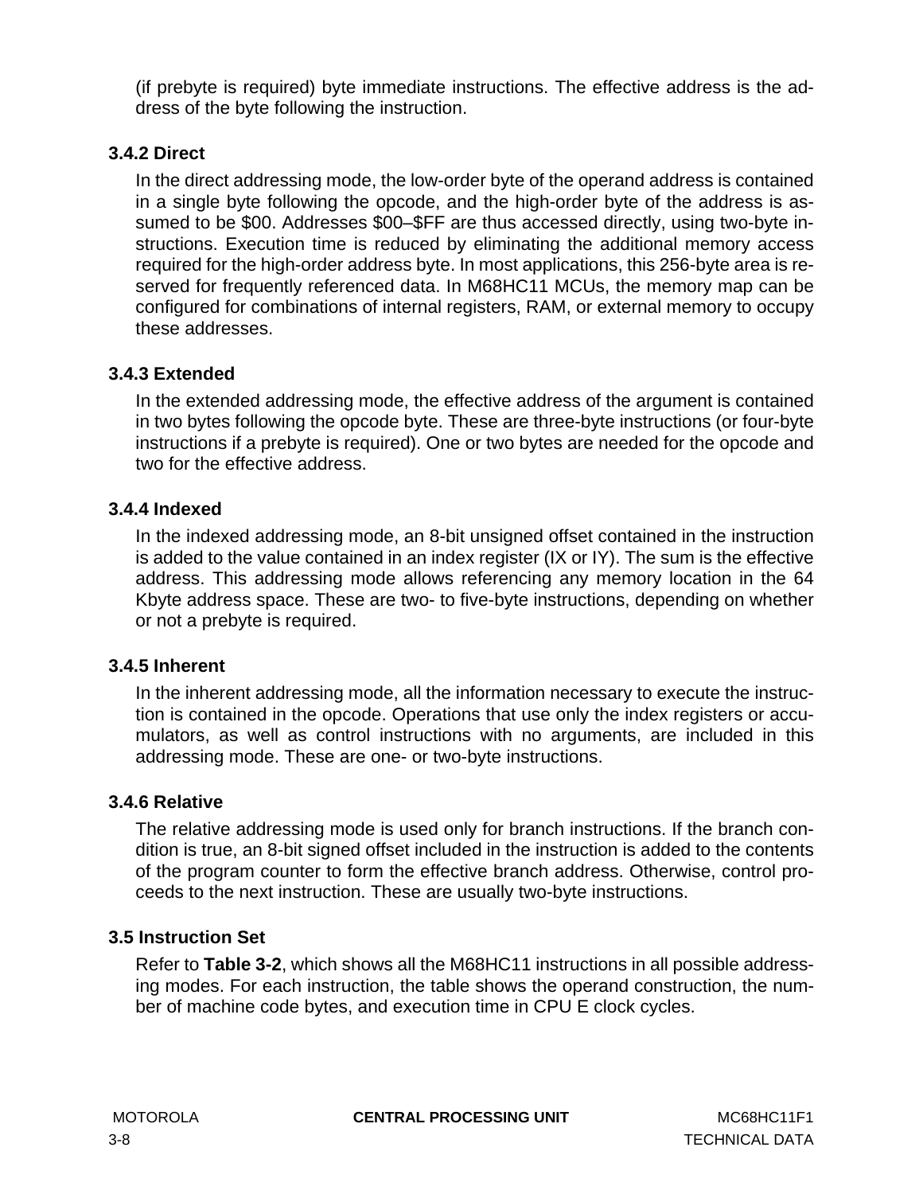(if prebyte is required) byte immediate instructions. The effective address is the address of the byte following the instruction.

### 3.4.2 Direct

In the direct addressing mode, the low-order byte of the operand address is contained in a single byte following the opcode, and the high-order byte of the address is assumed to be $00. Addresses $00–$FF are thus accessed directly, using two-byte instructions. Execution time is reduced by eliminating the additional memory access required for the high-order address byte. In most applications, this 256-byte area is reserved for frequently referenced data. In M68HC11 MCUs, the memory map can be configured for combinations of internal registers, RAM, or external memory to occupy these addresses.

### 3.4.3 Extended

In the extended addressing mode, the effective address of the argument is contained in two bytes following the opcode byte. These are three-byte instructions (or four-byte instructions if a prebyte is required). One or two bytes are needed for the opcode and two for the effective address.

### 3.4.4 Indexed

In the indexed addressing mode, an 8-bit unsigned offset contained in the instruction is added to the value contained in an index register (IX or IY). The sum is the effective address. This addressing mode allows referencing any memory location in the 64 Kbyte address space. These are two- to five-byte instructions, depending on whether or not a prebyte is required.

### 3.4.5 Inherent

In the inherent addressing mode, all the information necessary to execute the instruction is contained in the opcode. Operations that use only the index registers or accumulators, as well as control instructions with no arguments, are included in this addressing mode. These are one- or two-byte instructions.

### 3.4.6 Relative

The relative addressing mode is used only for branch instructions. If the branch condition is true, an 8-bit signed offset included in the instruction is added to the contents of the program counter to form the effective branch address. Otherwise, control proceeds to the next instruction. These are usually two-byte instructions.

## 3.5 Instruction Set

Refer to **Table 3-2**, which shows all the M68HC11 instructions in all possible addressing modes. For each instruction, the table shows the operand construction, the number of machine code bytes, and execution time in CPU E clock cycles.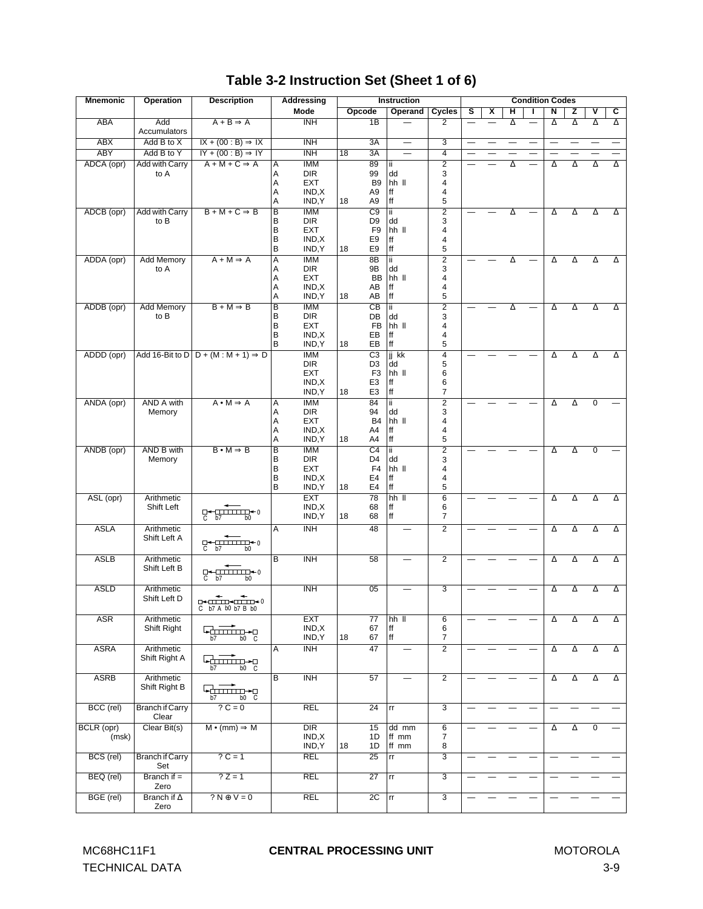# Table 3-2 Instruction Set (Sheet 1 of 6)

| Mnemonic | Operation | Description | Addressing Mode | | Instruction | | | Condition Codes | | | | | | | |
|---|---|---|---|---|---|---|---|---|---|---|---|---|---|---|---|
| | | | | Mode | Opcode | Operand | Cycles | S | X | H | I | N | Z | V | C |
| ABA | Add Accumulators | A + B ⇒ A | | INH | 1B | — | 2 | — | — | Δ | — | Δ | Δ | Δ | Δ |
| ABX | Add B to X | IX + (00 : B) ⇒ IX | | INH | 3A | — | 3 | — | — | — | — | — | — | — | — |
| ABY | Add B to Y | IY + (00 : B) ⇒ IY | | INH | 18 3A | — | 4 | — | — | — | — | — | — | — | — |
| ADCA (opr) | Add with Carry to A | A + M + C ⇒ A | A<br>A<br>A<br>A<br>A | IMM<br>DIR<br>EXT<br>IND,X<br>IND,Y | 89<br>99<br>B9<br>A9<br>18 A9 | ii<br>dd<br>hh ll<br>ff<br>ff | 2<br>3<br>4<br>4<br>5 | — | — | Δ | — | Δ | Δ | Δ | Δ |
| ADCB (opr) | Add with Carry to B | B + M + C ⇒ B | B<br>B<br>B<br>B<br>B | IMM<br>DIR<br>EXT<br>IND,X<br>IND,Y | C9<br>D9<br>F9<br>E9<br>18 E9 | ii<br>dd<br>hh ll<br>ff<br>ff | 2<br>3<br>4<br>4<br>5 | — | — | Δ | — | Δ | Δ | Δ | Δ |
| ADDA (opr) | Add Memory to A | A + M ⇒ A | A<br>A<br>A<br>A<br>A | IMM<br>DIR<br>EXT<br>IND,X<br>IND,Y | 8B<br>9B<br>BB<br>AB<br>18 AB | ii<br>dd<br>hh ll<br>ff<br>ff | 2<br>3<br>4<br>4<br>5 | — | — | Δ | — | Δ | Δ | Δ | Δ |
| ADDB (opr) | Add Memory to B | B + M ⇒ B | B<br>B<br>B<br>B<br>B | IMM<br>DIR<br>EXT<br>IND,X<br>IND,Y | CB<br>DB<br>FB<br>EB<br>18 EB | ii<br>dd<br>hh ll<br>ff<br>ff | 2<br>3<br>4<br>4<br>5 | — | — | Δ | — | Δ | Δ | Δ | Δ |
| ADDD (opr) | Add 16-Bit to D | D + (M : M + 1) ⇒ D | | IMM<br>DIR<br>EXT<br>IND,X<br>IND,Y | C3<br>D3<br>F3<br>E3<br>18 E3 | jj kk<br>dd<br>hh ll<br>ff<br>ff | 4<br>5<br>6<br>6<br>7 | — | — | — | — | Δ | Δ | Δ | Δ |
| ANDA (opr) | AND A with Memory | A • M ⇒ A | A<br>A<br>A<br>A<br>A | IMM<br>DIR<br>EXT<br>IND,X<br>IND,Y | 84<br>94<br>B4<br>A4<br>18 A4 | ii<br>dd<br>hh ll<br>ff<br>ff | 2<br>3<br>4<br>4<br>5 | — | — | — | — | Δ | Δ | 0 | — |
| ANDB (opr) | AND B with Memory | B • M ⇒ B | B<br>B<br>B<br>B<br>B | IMM<br>DIR<br>EXT<br>IND,X<br>IND,Y | C4<br>D4<br>F4<br>E4<br>18 E4 | ii<br>dd<br>hh ll<br>ff<br>ff | 2<br>3<br>4<br>4<br>5 | — | — | — | — | Δ | Δ | 0 | — |
| ASL (opr) | Arithmetic Shift Left | C ← b7 ... b0 ← 0 | | EXT<br>IND,X<br>IND,Y | 78<br>68<br>18 68 | hh ll<br>ff<br>ff | 6<br>6<br>7 | — | — | — | — | Δ | Δ | Δ | Δ |
| ASLA | Arithmetic Shift Left A | C ← b7 ... b0 ← 0 | A | INH | 48 | — | 2 | — | — | — | — | Δ | Δ | Δ | Δ |
| ASLB | Arithmetic Shift Left B | C ← b7 ... b0 ← 0 | B | INH | 58 | — | 2 | — | — | — | — | Δ | Δ | Δ | Δ |
| ASLD | Arithmetic Shift Left D | C ← b7 A b0 ← b7 B b0 ← 0 | | INH | 05 | — | 3 | — | — | — | — | Δ | Δ | Δ | Δ |
| ASR | Arithmetic Shift Right | b7 ... b0 → C | | EXT<br>IND,X<br>IND,Y | 77<br>67<br>18 67 | hh ll<br>ff<br>ff | 6<br>6<br>7 | — | — | — | — | Δ | Δ | Δ | Δ |
| ASRA | Arithmetic Shift Right A | b7 ... b0 → C | A | INH | 47 | — | 2 | — | — | — | — | Δ | Δ | Δ | Δ |
| ASRB | Arithmetic Shift Right B | b7 ... b0 → C | B | INH | 57 | — | 2 | — | — | — | — | Δ | Δ | Δ | Δ |
| BCC (rel) | Branch if Carry Clear | ? C = 0 | | REL | 24 | rr | 3 | — | — | — | — | — | — | — | — |
| BCLR (opr) (msk) | Clear Bit(s) | M • (mm) ⇒ M | | DIR<br>IND,X<br>IND,Y | 15<br>1D<br>18 1D | dd mm<br>ff mm<br>ff mm | 6<br>7<br>8 | — | — | — | — | Δ | Δ | 0 | — |
| BCS (rel) | Branch if Carry Set | ? C = 1 | | REL | 25 | rr | 3 | — | — | — | — | — | — | — | — |
| BEQ (rel) | Branch if = Zero | ? Z = 1 | | REL | 27 | rr | 3 | — | — | — | — | — | — | — | — |
| BGE (rel) | Branch if Δ Zero | ? N ⊕ V = 0 | | REL | 2C | rr | 3 | — | — | — | — | — | — | — | — |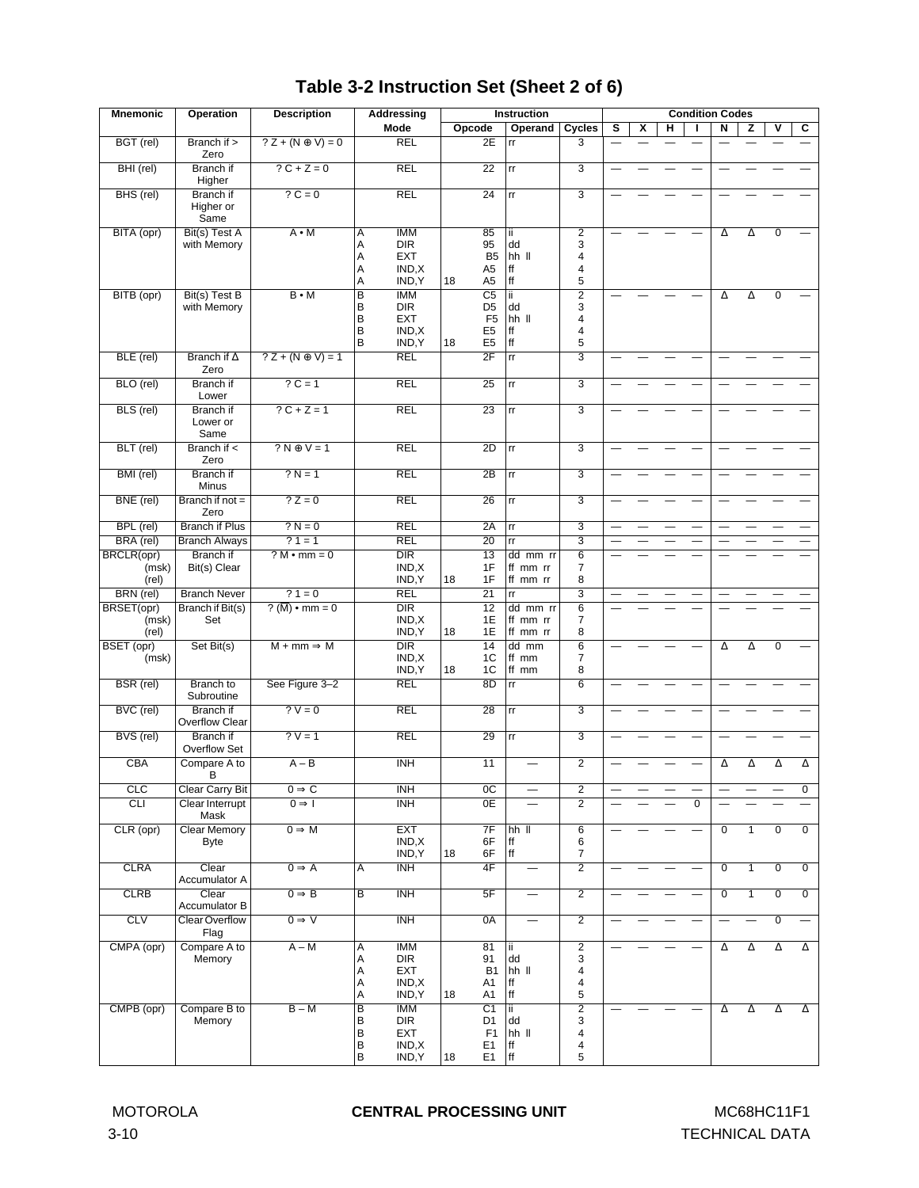# Table 3-2 Instruction Set (Sheet 2 of 6)

| Mnemonic | Operation | Description | Addressing Mode | | Instruction | | | Condition Codes | | | | | | | |
|---|---|---|---|---|---|---|---|---|---|---|---|---|---|---|---|
| | | | | Opcode | | Operand | Cycles | S | X | H | I | N | Z | V | C |
| BGT (rel) | Branch if > Zero | ? Z + (N ⊕ V) = 0 | REL | | 2E | rr | 3 | — | — | — | — | — | — | — | — |
| BHI (rel) | Branch if Higher | ? C + Z = 0 | REL | | 22 | rr | 3 | — | — | — | — | — | — | — | — |
| BHS (rel) | Branch if Higher or Same | ? C = 0 | REL | | 24 | rr | 3 | — | — | — | — | — | — | — | — |
| BITA (opr) | Bit(s) Test A with Memory | A • M | A IMM<br>A DIR<br>A EXT<br>A IND,X<br>A IND,Y | <br><br><br><br>18 | 85<br>95<br>B5<br>A5<br>A5 | ii<br>dd<br>hh ll<br>ff<br>ff | 2<br>3<br>4<br>4<br>5 | — | — | — | — | Δ | Δ | 0 | — |
| BITB (opr) | Bit(s) Test B with Memory | B • M | B IMM<br>B DIR<br>B EXT<br>B IND,X<br>B IND,Y | <br><br><br><br>18 | C5<br>D5<br>F5<br>E5<br>E5 | ii<br>dd<br>hh ll<br>ff<br>ff | 2<br>3<br>4<br>4<br>5 | — | — | — | — | Δ | Δ | 0 | — |
| BLE (rel) | Branch if Δ Zero | ? Z + (N ⊕ V) = 1 | REL | | 2F | rr | 3 | — | — | — | — | — | — | — | — |
| BLO (rel) | Branch if Lower | ? C = 1 | REL | | 25 | rr | 3 | — | — | — | — | — | — | — | — |
| BLS (rel) | Branch if Lower or Same | ? C + Z = 1 | REL | | 23 | rr | 3 | — | — | — | — | — | — | — | — |
| BLT (rel) | Branch if < Zero | ? N ⊕ V = 1 | REL | | 2D | rr | 3 | — | — | — | — | — | — | — | — |
| BMI (rel) | Branch if Minus | ? N = 1 | REL | | 2B | rr | 3 | — | — | — | — | — | — | — | — |
| BNE (rel) | Branch if not = Zero | ? Z = 0 | REL | | 26 | rr | 3 | — | — | — | — | — | — | — | — |
| BPL (rel) | Branch if Plus | ? N = 0 | REL | | 2A | rr | 3 | — | — | — | — | — | — | — | — |
| BRA (rel) | Branch Always | ? 1 = 1 | REL | | 20 | rr | 3 | — | — | — | — | — | — | — | — |
| BRCLR(opr)<br>(msk)<br>(rel) | Branch if Bit(s) Clear | ? M • mm = 0 | DIR<br>IND,X<br>IND,Y | <br><br>18 | 13<br>1F<br>1F | dd mm rr<br>ff mm rr<br>ff mm rr | 6<br>7<br>8 | — | — | — | — | — | — | — | — |
| BRN (rel) | Branch Never | ? 1 = 0 | REL | | 21 | rr | 3 | — | — | — | — | — | — | — | — |
| BRSET(opr)<br>(msk)<br>(rel) | Branch if Bit(s) Set | ? (M̄) • mm = 0 | DIR<br>IND,X<br>IND,Y | <br><br>18 | 12<br>1E<br>1E | dd mm rr<br>ff mm rr<br>ff mm rr | 6<br>7<br>8 | — | — | — | — | — | — | — | — |
| BSET (opr)<br>(msk) | Set Bit(s) | M + mm ⇒ M | DIR<br>IND,X<br>IND,Y | <br><br>18 | 14<br>1C<br>1C | dd mm<br>ff mm<br>ff mm | 6<br>7<br>8 | — | — | — | — | Δ | Δ | 0 | — |
| BSR (rel) | Branch to Subroutine | See Figure 3–2 | REL | | 8D | rr | 6 | — | — | — | — | — | — | — | — |
| BVC (rel) | Branch if Overflow Clear | ? V = 0 | REL | | 28 | rr | 3 | — | — | — | — | — | — | — | — |
| BVS (rel) | Branch if Overflow Set | ? V = 1 | REL | | 29 | rr | 3 | — | — | — | — | — | — | — | — |
| CBA | Compare A to B | A – B | INH | | 11 | — | 2 | — | — | — | — | Δ | Δ | Δ | Δ |
| CLC | Clear Carry Bit | 0 ⇒ C | INH | | 0C | — | 2 | — | — | — | — | — | — | — | 0 |
| CLI | Clear Interrupt Mask | 0 ⇒ I | INH | | 0E | — | 2 | — | — | — | 0 | — | — | — | — |
| CLR (opr) | Clear Memory Byte | 0 ⇒ M | EXT<br>IND,X<br>IND,Y | <br><br>18 | 7F<br>6F<br>6F | hh ll<br>ff<br>ff | 6<br>6<br>7 | — | — | — | — | 0 | 1 | 0 | 0 |
| CLRA | Clear Accumulator A | 0 ⇒ A | A INH | | 4F | — | 2 | — | — | — | — | 0 | 1 | 0 | 0 |
| CLRB | Clear Accumulator B | 0 ⇒ B | B INH | | 5F | — | 2 | — | — | — | — | 0 | 1 | 0 | 0 |
| CLV | Clear Overflow Flag | 0 ⇒ V | INH | | 0A | — | 2 | — | — | — | — | — | — | 0 | — |
| CMPA (opr) | Compare A to Memory | A – M | A IMM<br>A DIR<br>A EXT<br>A IND,X<br>A IND,Y | <br><br><br><br>18 | 81<br>91<br>B1<br>A1<br>A1 | ii<br>dd<br>hh ll<br>ff<br>ff | 2<br>3<br>4<br>4<br>5 | — | — | — | — | Δ | Δ | Δ | Δ |
| CMPB (opr) | Compare B to Memory | B – M | B IMM<br>B DIR<br>B EXT<br>B IND,X<br>B IND,Y | <br><br><br><br>18 | C1<br>D1<br>F1<br>E1<br>E1 | ii<br>dd<br>hh ll<br>ff<br>ff | 2<br>3<br>4<br>4<br>5 | — | — | — | — | Δ | Δ | Δ | Δ |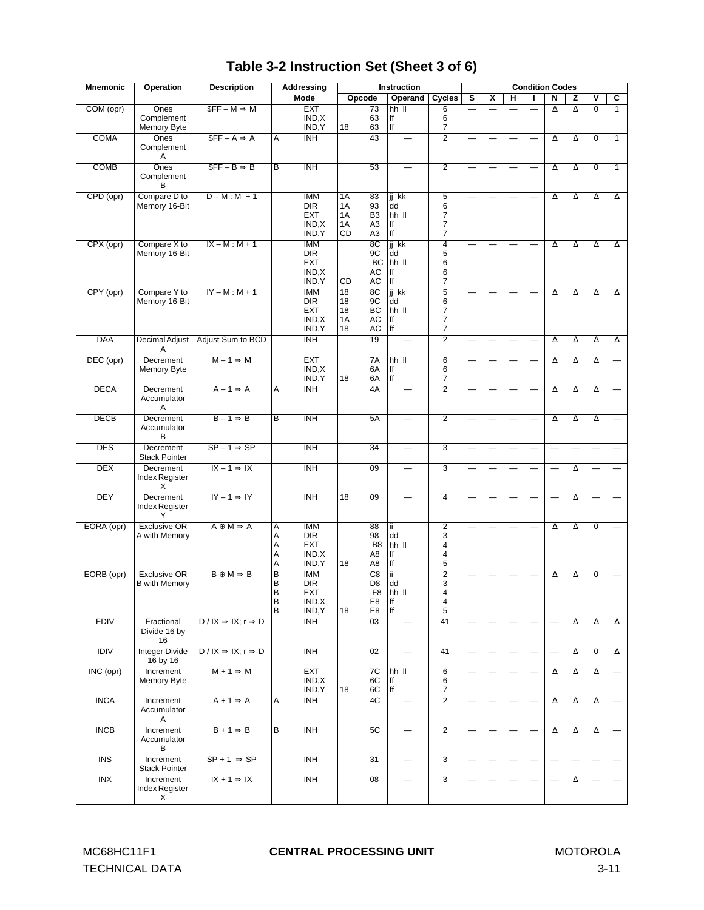# Table 3-2 Instruction Set (Sheet 3 of 6)

| Mnemonic | Operation | Description | Addressing Mode | Instruction Opcode | Operand | Cycles | S | X | H | I | N | Z | V | C |
|---|---|---|---|---|---|---|---|---|---|---|---|---|---|---|
| COM (opr) | Ones Complement Memory Byte | \$FF – M ⇒ M | EXT<br>IND,X<br>IND,Y | 73<br>63<br>18 63 | hh ll<br>ff<br>ff | 6<br>6<br>7 | — | — | — | — | Δ | Δ | 0 | 1 |
| COMA | Ones Complement A | \$FF – A ⇒ A | A INH | 43 | — | 2 | — | — | — | — | Δ | Δ | 0 | 1 |
| COMB | Ones Complement B | \$FF – B ⇒ B | B INH | 53 | — | 2 | — | — | — | — | Δ | Δ | 0 | 1 |
| CPD (opr) | Compare D to Memory 16-Bit | D – M : M + 1 | IMM<br>DIR<br>EXT<br>IND,X<br>IND,Y | 1A 83<br>1A 93<br>1A B3<br>1A A3<br>CD A3 | jj kk<br>dd<br>hh ll<br>ff<br>ff | 5<br>6<br>7<br>7<br>7 | — | — | — | — | Δ | Δ | Δ | Δ |
| CPX (opr) | Compare X to Memory 16-Bit | IX – M : M + 1 | IMM<br>DIR<br>EXT<br>IND,X<br>IND,Y | 8C<br>9C<br>BC<br>AC<br>CD AC | jj kk<br>dd<br>hh ll<br>ff<br>ff | 4<br>5<br>6<br>6<br>7 | — | — | — | — | Δ | Δ | Δ | Δ |
| CPY (opr) | Compare Y to Memory 16-Bit | IY – M : M + 1 | IMM<br>DIR<br>EXT<br>IND,X<br>IND,Y | 18 8C<br>18 9C<br>18 BC<br>1A AC<br>18 AC | jj kk<br>dd<br>hh ll<br>ff<br>ff | 5<br>6<br>7<br>7<br>7 | — | — | — | — | Δ | Δ | Δ | Δ |
| DAA | Decimal Adjust A | Adjust Sum to BCD | INH | 19 | — | 2 | — | — | — | — | Δ | Δ | Δ | Δ |
| DEC (opr) | Decrement Memory Byte | M – 1 ⇒ M | EXT<br>IND,X<br>IND,Y | 7A<br>6A<br>18 6A | hh ll<br>ff<br>ff | 6<br>6<br>7 | — | — | — | — | Δ | Δ | Δ | — |
| DECA | Decrement Accumulator A | A – 1 ⇒ A | A INH | 4A | — | 2 | — | — | — | — | Δ | Δ | Δ | — |
| DECB | Decrement Accumulator B | B – 1 ⇒ B | B INH | 5A | — | 2 | — | — | — | — | Δ | Δ | Δ | — |
| DES | Decrement Stack Pointer | SP – 1 ⇒ SP | INH | 34 | — | 3 | — | — | — | — | — | — | — | — |
| DEX | Decrement Index Register X | IX – 1 ⇒ IX | INH | 09 | — | 3 | — | — | — | — | — | Δ | — | — |
| DEY | Decrement Index Register Y | IY – 1 ⇒ IY | INH | 18 09 | — | 4 | — | — | — | — | — | Δ | — | — |
| EORA (opr) | Exclusive OR A with Memory | A ⊕ M ⇒ A | A IMM<br>A DIR<br>A EXT<br>A IND,X<br>A IND,Y | 88<br>98<br>B8<br>A8<br>18 A8 | ii<br>dd<br>hh ll<br>ff<br>ff | 2<br>3<br>4<br>4<br>5 | — | — | — | — | Δ | Δ | 0 | — |
| EORB (opr) | Exclusive OR B with Memory | B ⊕ M ⇒ B | B IMM<br>B DIR<br>B EXT<br>B IND,X<br>B IND,Y | C8<br>D8<br>F8<br>E8<br>18 E8 | ii<br>dd<br>hh ll<br>ff<br>ff | 2<br>3<br>4<br>4<br>5 | — | — | — | — | Δ | Δ | 0 | — |
| FDIV | Fractional Divide 16 by 16 | D / IX ⇒ IX; r ⇒ D | INH | 03 | — | 41 | — | — | — | — | — | Δ | Δ | Δ |
| IDIV | Integer Divide 16 by 16 | D / IX ⇒ IX; r ⇒ D | INH | 02 | — | 41 | — | — | — | — | — | Δ | 0 | Δ |
| INC (opr) | Increment Memory Byte | M + 1 ⇒ M | EXT<br>IND,X<br>IND,Y | 7C<br>6C<br>18 6C | hh ll<br>ff<br>ff | 6<br>6<br>7 | — | — | — | — | Δ | Δ | Δ | — |
| INCA | Increment Accumulator A | A + 1 ⇒ A | A INH | 4C | — | 2 | — | — | — | — | Δ | Δ | Δ | — |
| INCB | Increment Accumulator B | B + 1 ⇒ B | B INH | 5C | — | 2 | — | — | — | — | Δ | Δ | Δ | — |
| INS | Increment Stack Pointer | SP + 1 ⇒ SP | INH | 31 | — | 3 | — | — | — | — | — | — | — | — |
| INX | Increment Index Register X | IX + 1 ⇒ IX | INH | 08 | — | 3 | — | — | — | — | — | Δ | — | — |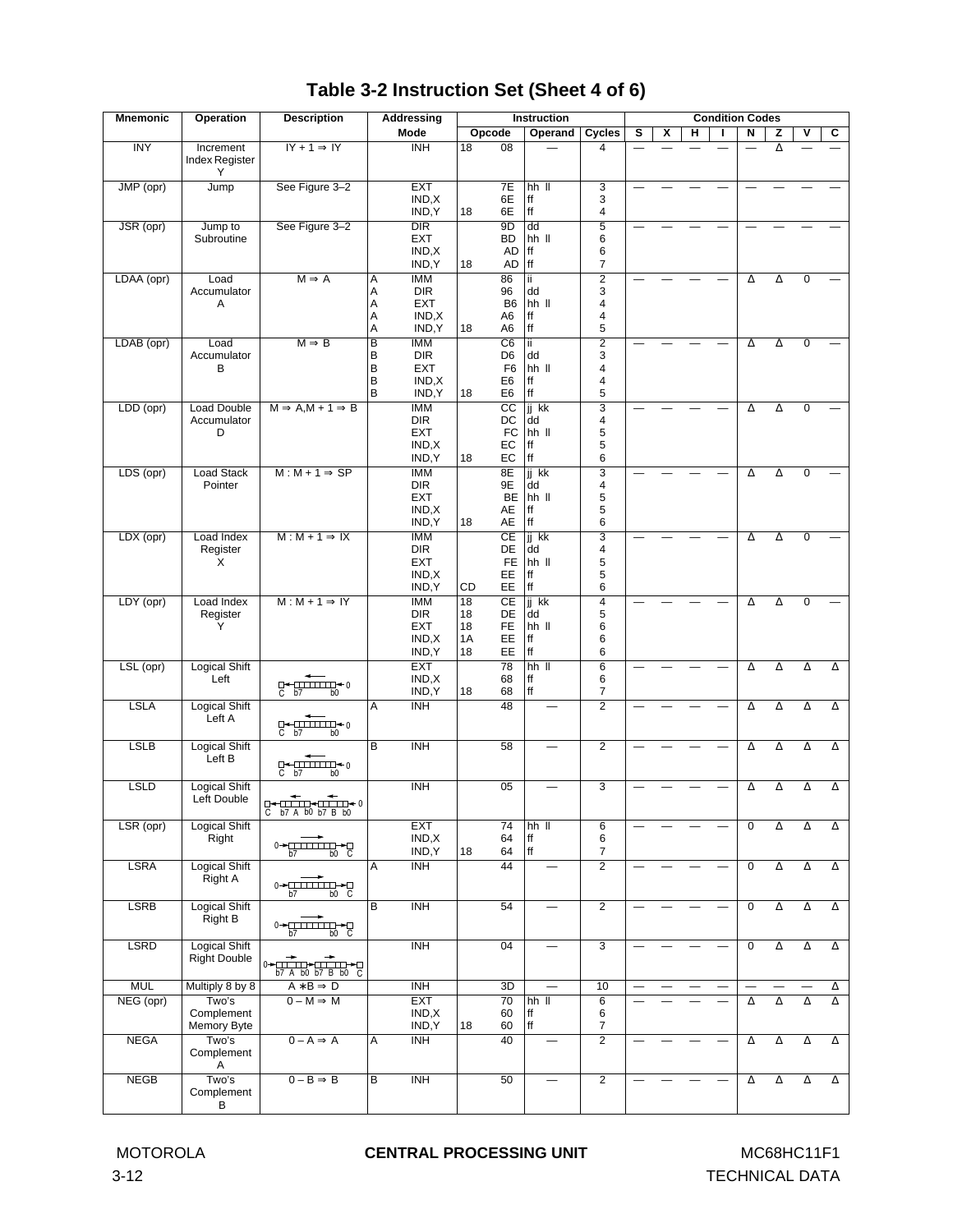## Table 3-2 Instruction Set (Sheet 4 of 6)

| Mnemonic | Operation | Description | Addressing Mode | Instruction | | | Condition Codes | | | | | | | |
|---|---|---|---|---|---|---|---|---|---|---|---|---|---|---|
| | | | | Opcode | Operand | Cycles | S | X | H | I | N | Z | V | C |
| INY | Increment Index Register Y | IY + 1 ⇒ IY | INH | 18 08 | — | 4 | — | — | — | — | — | Δ | — | — |
| JMP (opr) | Jump | See Figure 3–2 | EXT<br>IND,X<br>IND,Y | 7E<br>6E<br>18 6E | hh ll<br>ff<br>ff | 3<br>3<br>4 | — | — | — | — | — | — | — | — |
| JSR (opr) | Jump to Subroutine | See Figure 3–2 | DIR<br>EXT<br>IND,X<br>IND,Y | 9D<br>BD<br>AD<br>18 AD | dd<br>hh ll<br>ff<br>ff | 5<br>6<br>6<br>7 | — | — | — | — | — | — | — | — |
| LDAA (opr) | Load Accumulator A | M ⇒ A | A IMM<br>A DIR<br>A EXT<br>A IND,X<br>A IND,Y | 86<br>96<br>B6<br>A6<br>18 A6 | ii<br>dd<br>hh ll<br>ff<br>ff | 2<br>3<br>4<br>4<br>5 | — | — | — | — | Δ | Δ | 0 | — |
| LDAB (opr) | Load Accumulator B | M ⇒ B | B IMM<br>B DIR<br>B EXT<br>B IND,X<br>B IND,Y | C6<br>D6<br>F6<br>E6<br>18 E6 | ii<br>dd<br>hh ll<br>ff<br>ff | 2<br>3<br>4<br>4<br>5 | — | — | — | — | Δ | Δ | 0 | — |
| LDD (opr) | Load Double Accumulator D | M ⇒ A,M + 1 ⇒ B | IMM<br>DIR<br>EXT<br>IND,X<br>IND,Y | CC<br>DC<br>FC<br>EC<br>18 EC | jj kk<br>dd<br>hh ll<br>ff<br>ff | 3<br>4<br>5<br>5<br>6 | — | — | — | — | Δ | Δ | 0 | — |
| LDS (opr) | Load Stack Pointer | M : M + 1 ⇒ SP | IMM<br>DIR<br>EXT<br>IND,X<br>IND,Y | 8E<br>9E<br>BE<br>AE<br>18 AE | jj kk<br>dd<br>hh ll<br>ff<br>ff | 3<br>4<br>5<br>5<br>6 | — | — | — | — | Δ | Δ | 0 | — |
| LDX (opr) | Load Index Register X | M : M + 1 ⇒ IX | IMM<br>DIR<br>EXT<br>IND,X<br>IND,Y | CE<br>DE<br>FE<br>EE<br>CD EE | jj kk<br>dd<br>hh ll<br>ff<br>ff | 3<br>4<br>5<br>5<br>6 | — | — | — | — | Δ | Δ | 0 | — |
| LDY (opr) | Load Index Register Y | M : M + 1 ⇒ IY | IMM<br>DIR<br>EXT<br>IND,X<br>IND,Y | 18 CE<br>18 DE<br>18 FE<br>1A EE<br>18 EE | jj kk<br>dd<br>hh ll<br>ff<br>ff | 4<br>5<br>6<br>6<br>6 | — | — | — | — | Δ | Δ | 0 | — |
| LSL (opr) | Logical Shift Left | C ← b7 … b0 ← 0 | EXT<br>IND,X<br>IND,Y | 78<br>68<br>18 68 | hh ll<br>ff<br>ff | 6<br>6<br>7 | — | — | — | — | Δ | Δ | Δ | Δ |
| LSLA | Logical Shift Left A | C ← b7 … b0 ← 0 | A INH | 48 | — | 2 | — | — | — | — | Δ | Δ | Δ | Δ |
| LSLB | Logical Shift Left B | C ← b7 … b0 ← 0 | B INH | 58 | — | 2 | — | — | — | — | Δ | Δ | Δ | Δ |
| LSLD | Logical Shift Left Double | C ← b7 A b0 ← b7 B b0 ← 0 | INH | 05 | — | 3 | — | — | — | — | Δ | Δ | Δ | Δ |
| LSR (opr) | Logical Shift Right | 0 → b7 … b0 → C | EXT<br>IND,X<br>IND,Y | 74<br>64<br>18 64 | hh ll<br>ff<br>ff | 6<br>6<br>7 | — | — | — | — | 0 | Δ | Δ | Δ |
| LSRA | Logical Shift Right A | 0 → b7 … b0 → C | A INH | 44 | — | 2 | — | — | — | — | 0 | Δ | Δ | Δ |
| LSRB | Logical Shift Right B | 0 → b7 … b0 → C | B INH | 54 | — | 2 | — | — | — | — | 0 | Δ | Δ | Δ |
| LSRD | Logical Shift Right Double | 0 → b7 A b0 → b7 B b0 → C | INH | 04 | — | 3 | — | — | — | — | 0 | Δ | Δ | Δ |
| MUL | Multiply 8 by 8 | A ∗ B ⇒ D | INH | 3D | — | 10 | — | — | — | — | — | — | — | Δ |
| NEG (opr) | Two's Complement Memory Byte | 0 – M ⇒ M | EXT<br>IND,X<br>IND,Y | 70<br>60<br>18 60 | hh ll<br>ff<br>ff | 6<br>6<br>7 | — | — | — | — | Δ | Δ | Δ | Δ |
| NEGA | Two's Complement A | 0 – A ⇒ A | A INH | 40 | — | 2 | — | — | — | — | Δ | Δ | Δ | Δ |
| NEGB | Two's Complement B | 0 – B ⇒ B | B INH | 50 | — | 2 | — | — | — | — | Δ | Δ | Δ | Δ |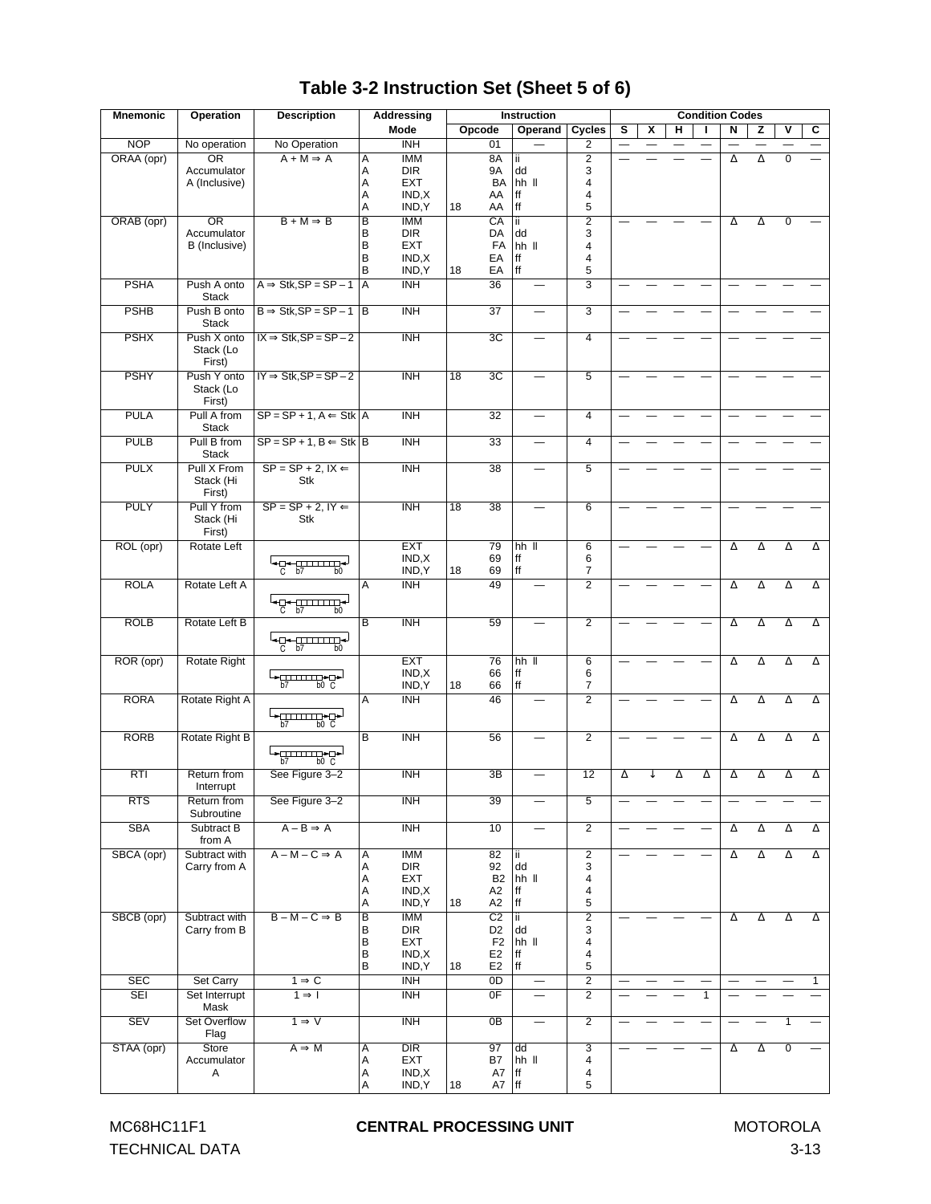# Table 3-2 Instruction Set (Sheet 5 of 6)

| Mnemonic | Operation | Description | Addressing Mode | Opcode | Operand | Cycles | S | X | H | I | N | Z | V | C |
|---|---|---|---|---|---|---|---|---|---|---|---|---|---|---|
| NOP | No operation | No Operation | INH | 01 | — | 2 | — | — | — | — | — | — | — | — |
| ORAA (opr) | OR Accumulator A (Inclusive) | A + M ⇒ A | A IMM<br>A DIR<br>A EXT<br>A IND,X<br>A IND,Y | 8A<br>9A<br>BA<br>AA<br>18 AA | ii<br>dd<br>hh ll<br>ff<br>ff | 2<br>3<br>4<br>4<br>5 | — | — | — | — | Δ | Δ | 0 | — |
| ORAB (opr) | OR Accumulator B (Inclusive) | B + M ⇒ B | B IMM<br>B DIR<br>B EXT<br>B IND,X<br>B IND,Y | CA<br>DA<br>FA<br>EA<br>18 EA | ii<br>dd<br>hh ll<br>ff<br>ff | 2<br>3<br>4<br>4<br>5 | — | — | — | — | Δ | Δ | 0 | — |
| PSHA | Push A onto Stack | A ⇒ Stk,SP = SP – 1 | A INH | 36 | — | 3 | — | — | — | — | — | — | — | — |
| PSHB | Push B onto Stack | B ⇒ Stk,SP = SP – 1 | B INH | 37 | — | 3 | — | — | — | — | — | — | — | — |
| PSHX | Push X onto Stack (Lo First) | IX ⇒ Stk,SP = SP – 2 | INH | 3C | — | 4 | — | — | — | — | — | — | — | — |
| PSHY | Push Y onto Stack (Lo First) | IY ⇒ Stk,SP = SP – 2 | INH | 18 3C | — | 5 | — | — | — | — | — | — | — | — |
| PULA | Pull A from Stack | SP = SP + 1, A ⇐ Stk | A INH | 32 | — | 4 | — | — | — | — | — | — | — | — |
| PULB | Pull B from Stack | SP = SP + 1, B ⇐ Stk | B INH | 33 | — | 4 | — | — | — | — | — | — | — | — |
| PULX | Pull X From Stack (Hi First) | SP = SP + 2, IX ⇐ Stk | INH | 38 | — | 5 | — | — | — | — | — | — | — | — |
| PULY | Pull Y from Stack (Hi First) | SP = SP + 2, IY ⇐ Stk | INH | 18 38 | — | 6 | — | — | — | — | — | — | — | — |
| ROL (opr) | Rotate Left | C ← b7 ... b0 ← C | EXT<br>IND,X<br>IND,Y | 79<br>69<br>18 69 | hh ll<br>ff<br>ff | 6<br>6<br>7 | — | — | — | — | Δ | Δ | Δ | Δ |
| ROLA | Rotate Left A | C ← b7 ... b0 ← C | A INH | 49 | — | 2 | — | — | — | — | Δ | Δ | Δ | Δ |
| ROLB | Rotate Left B | C ← b7 ... b0 ← C | B INH | 59 | — | 2 | — | — | — | — | Δ | Δ | Δ | Δ |
| ROR (opr) | Rotate Right | C → b7 ... b0 → C | EXT<br>IND,X<br>IND,Y | 76<br>66<br>18 66 | hh ll<br>ff<br>ff | 6<br>6<br>7 | — | — | — | — | Δ | Δ | Δ | Δ |
| RORA | Rotate Right A | C → b7 ... b0 → C | A INH | 46 | — | 2 | — | — | — | — | Δ | Δ | Δ | Δ |
| RORB | Rotate Right B | C → b7 ... b0 → C | B INH | 56 | — | 2 | — | — | — | — | Δ | Δ | Δ | Δ |
| RTI | Return from Interrupt | See Figure 3–2 | INH | 3B | — | 12 | Δ | ↓ | Δ | Δ | Δ | Δ | Δ | Δ |
| RTS | Return from Subroutine | See Figure 3–2 | INH | 39 | — | 5 | — | — | — | — | — | — | — | — |
| SBA | Subtract B from A | A – B ⇒ A | INH | 10 | — | 2 | — | — | — | — | Δ | Δ | Δ | Δ |
| SBCA (opr) | Subtract with Carry from A | A – M – C ⇒ A | A IMM<br>A DIR<br>A EXT<br>A IND,X<br>A IND,Y | 82<br>92<br>B2<br>A2<br>18 A2 | ii<br>dd<br>hh ll<br>ff<br>ff | 2<br>3<br>4<br>4<br>5 | — | — | — | — | Δ | Δ | Δ | Δ |
| SBCB (opr) | Subtract with Carry from B | B – M – C ⇒ B | B IMM<br>B DIR<br>B EXT<br>B IND,X<br>B IND,Y | C2<br>D2<br>F2<br>E2<br>18 E2 | ii<br>dd<br>hh ll<br>ff<br>ff | 2<br>3<br>4<br>4<br>5 | — | — | — | — | Δ | Δ | Δ | Δ |
| SEC | Set Carry | 1 ⇒ C | INH | 0D | — | 2 | — | — | — | — | — | — | — | 1 |
| SEI | Set Interrupt Mask | 1 ⇒ I | INH | 0F | — | 2 | — | — | — | 1 | — | — | — | — |
| SEV | Set Overflow Flag | 1 ⇒ V | INH | 0B | — | 2 | — | — | — | — | — | — | 1 | — |
| STAA (opr) | Store Accumulator A | A ⇒ M | A DIR<br>A EXT<br>A IND,X<br>A IND,Y | 97<br>B7<br>A7<br>18 A7 | dd<br>hh ll<br>ff<br>ff | 3<br>4<br>4<br>5 | — | — | — | — | Δ | Δ | 0 | — |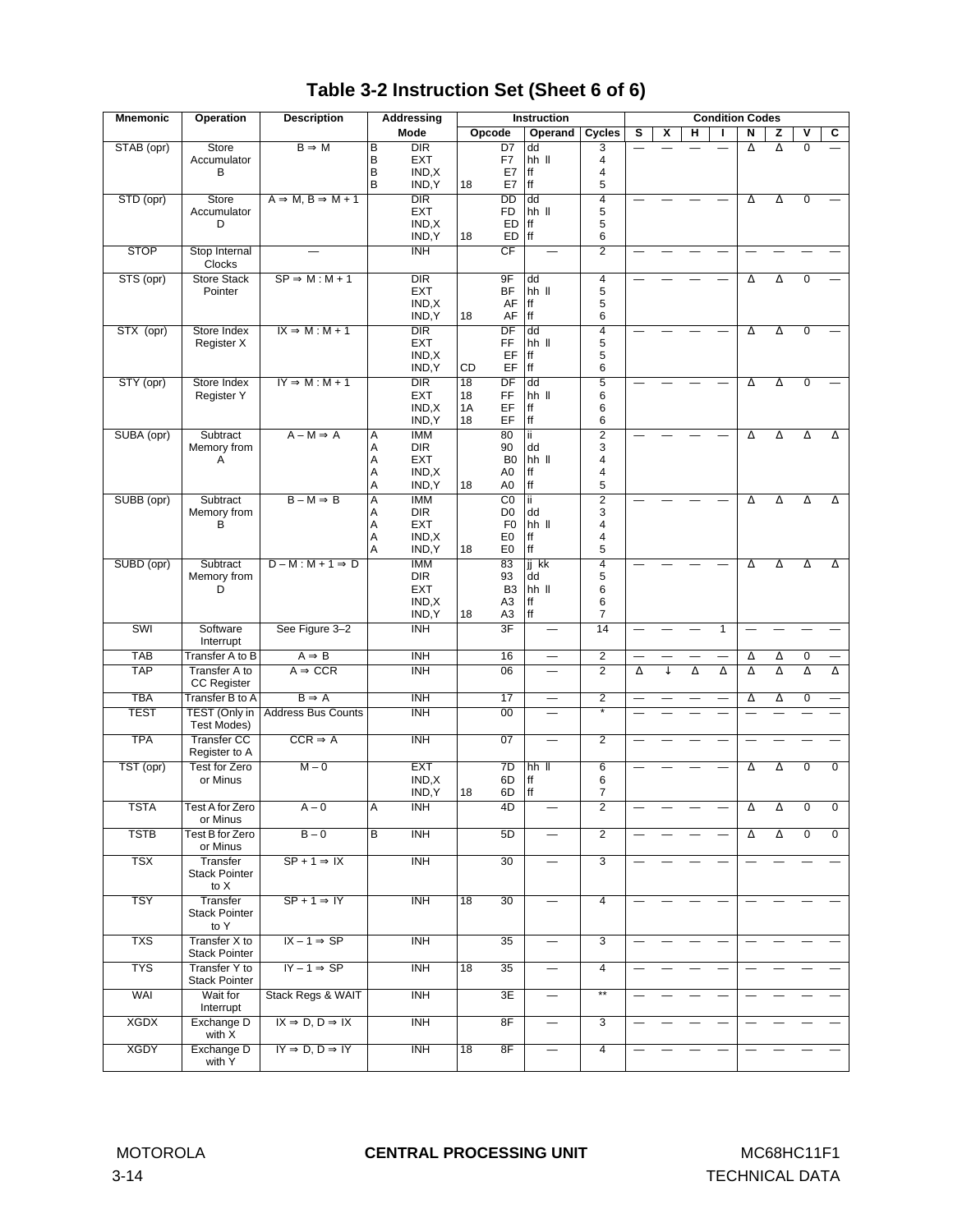# Table 3-2 Instruction Set (Sheet 6 of 6)

| Mnemonic | Operation | Description | Addressing Mode | Instruction Opcode | Instruction Operand | Instruction Cycles | S | X | H | I | N | Z | V | C |
|---|---|---|---|---|---|---|---|---|---|---|---|---|---|---|
| STAB (opr) | Store Accumulator B | B ⇒ M | B DIR<br>B EXT<br>B IND,X<br>B IND,Y | D7<br>F7<br>E7<br>18 E7 | dd<br>hh ll<br>ff<br>ff | 3<br>4<br>4<br>5 | — | — | — | — | Δ | Δ | 0 | — |
| STD (opr) | Store Accumulator D | A ⇒ M, B ⇒ M + 1 | DIR<br>EXT<br>IND,X<br>IND,Y | DD<br>FD<br>ED<br>18 ED | dd<br>hh ll<br>ff<br>ff | 4<br>5<br>5<br>6 | — | — | — | — | Δ | Δ | 0 | — |
| STOP | Stop Internal Clocks | — | INH | CF | — | 2 | — | — | — | — | — | — | — | — |
| STS (opr) | Store Stack Pointer | SP ⇒ M : M + 1 | DIR<br>EXT<br>IND,X<br>IND,Y | 9F<br>BF<br>AF<br>18 AF | dd<br>hh ll<br>ff<br>ff | 4<br>5<br>5<br>6 | — | — | — | — | Δ | Δ | 0 | — |
| STX (opr) | Store Index Register X | IX ⇒ M : M + 1 | DIR<br>EXT<br>IND,X<br>IND,Y | DF<br>FF<br>EF<br>CD EF | dd<br>hh ll<br>ff<br>ff | 4<br>5<br>5<br>6 | — | — | — | — | Δ | Δ | 0 | — |
| STY (opr) | Store Index Register Y | IY ⇒ M : M + 1 | DIR<br>EXT<br>IND,X<br>IND,Y | 18 DF<br>18 FF<br>1A EF<br>18 EF | dd<br>hh ll<br>ff<br>ff | 5<br>6<br>6<br>6 | — | — | — | — | Δ | Δ | 0 | — |
| SUBA (opr) | Subtract Memory from A | A – M ⇒ A | A IMM<br>A DIR<br>A EXT<br>A IND,X<br>A IND,Y | 80<br>90<br>B0<br>A0<br>18 A0 | ii<br>dd<br>hh ll<br>ff<br>ff | 2<br>3<br>4<br>4<br>5 | — | — | — | — | Δ | Δ | Δ | Δ |
| SUBB (opr) | Subtract Memory from B | B – M ⇒ B | A IMM<br>A DIR<br>A EXT<br>A IND,X<br>A IND,Y | C0<br>D0<br>F0<br>E0<br>18 E0 | ii<br>dd<br>hh ll<br>ff<br>ff | 2<br>3<br>4<br>4<br>5 | — | — | — | — | Δ | Δ | Δ | Δ |
| SUBD (opr) | Subtract Memory from D | D – M : M + 1 ⇒ D | IMM<br>DIR<br>EXT<br>IND,X<br>IND,Y | 83<br>93<br>B3<br>A3<br>18 A3 | jj kk<br>dd<br>hh ll<br>ff<br>ff | 4<br>5<br>6<br>6<br>7 | — | — | — | — | Δ | Δ | Δ | Δ |
| SWI | Software Interrupt | See Figure 3–2 | INH | 3F | — | 14 | — | — | — | 1 | — | — | — | — |
| TAB | Transfer A to B | A ⇒ B | INH | 16 | — | 2 | — | — | — | — | Δ | Δ | 0 | — |
| TAP | Transfer A to CC Register | A ⇒ CCR | INH | 06 | — | 2 | Δ | ↓ | Δ | Δ | Δ | Δ | Δ | Δ |
| TBA | Transfer B to A | B ⇒ A | INH | 17 | — | 2 | — | — | — | — | Δ | Δ | 0 | — |
| TEST | TEST (Only in Test Modes) | Address Bus Counts | INH | 00 | — | * | — | — | — | — | — | — | — | — |
| TPA | Transfer CC Register to A | CCR ⇒ A | INH | 07 | — | 2 | — | — | — | — | — | — | — | — |
| TST (opr) | Test for Zero or Minus | M – 0 | EXT<br>IND,X<br>IND,Y | 7D<br>6D<br>18 6D | hh ll<br>ff<br>ff | 6<br>6<br>7 | — | — | — | — | Δ | Δ | 0 | 0 |
| TSTA | Test A for Zero or Minus | A – 0 | A INH | 4D | — | 2 | — | — | — | — | Δ | Δ | 0 | 0 |
| TSTB | Test B for Zero or Minus | B – 0 | B INH | 5D | — | 2 | — | — | — | — | Δ | Δ | 0 | 0 |
| TSX | Transfer Stack Pointer to X | SP + 1 ⇒ IX | INH | 30 | — | 3 | — | — | — | — | — | — | — | — |
| TSY | Transfer Stack Pointer to Y | SP + 1 ⇒ IY | INH | 18 30 | — | 4 | — | — | — | — | — | — | — | — |
| TXS | Transfer X to Stack Pointer | IX – 1 ⇒ SP | INH | 35 | — | 3 | — | — | — | — | — | — | — | — |
| TYS | Transfer Y to Stack Pointer | IY – 1 ⇒ SP | INH | 18 35 | — | 4 | — | — | — | — | — | — | — | — |
| WAI | Wait for Interrupt | Stack Regs & WAIT | INH | 3E | — | ** | — | — | — | — | — | — | — | — |
| XGDX | Exchange D with X | IX ⇒ D, D ⇒ IX | INH | 8F | — | 3 | — | — | — | — | — | — | — | — |
| XGDY | Exchange D with Y | IY ⇒ D, D ⇒ IY | INH | 18 8F | — | 4 | — | — | — | — | — | — | — | — |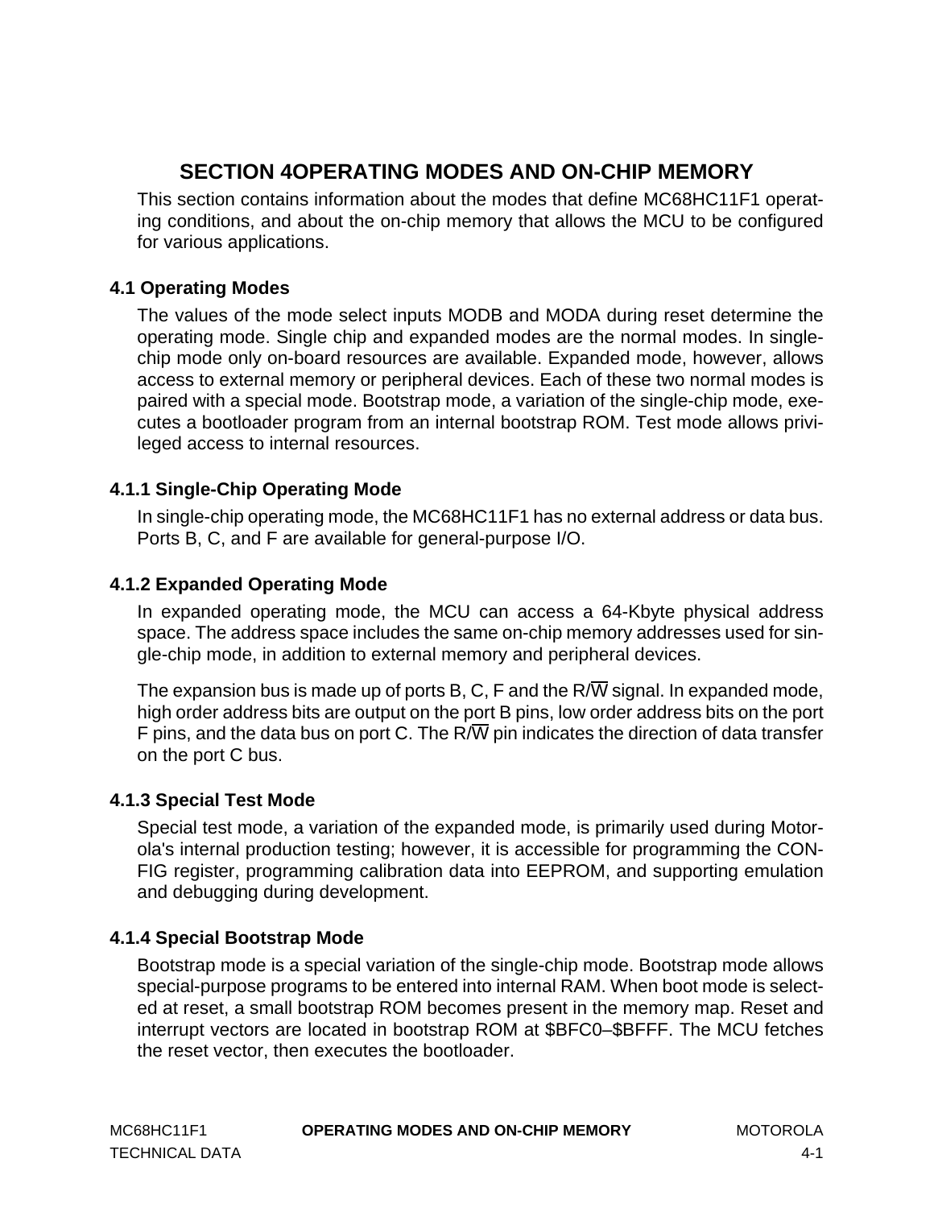# SECTION 4 OPERATING MODES AND ON-CHIP MEMORY

This section contains information about the modes that define MC68HC11F1 operating conditions, and about the on-chip memory that allows the MCU to be configured for various applications.

## 4.1 Operating Modes

The values of the mode select inputs MODB and MODA during reset determine the operating mode. Single chip and expanded modes are the normal modes. In single-chip mode only on-board resources are available. Expanded mode, however, allows access to external memory or peripheral devices. Each of these two normal modes is paired with a special mode. Bootstrap mode, a variation of the single-chip mode, executes a bootloader program from an internal bootstrap ROM. Test mode allows privileged access to internal resources.

### 4.1.1 Single-Chip Operating Mode

In single-chip operating mode, the MC68HC11F1 has no external address or data bus. Ports B, C, and F are available for general-purpose I/O.

### 4.1.2 Expanded Operating Mode

In expanded operating mode, the MCU can access a 64-Kbyte physical address space. The address space includes the same on-chip memory addresses used for single-chip mode, in addition to external memory and peripheral devices.

The expansion bus is made up of ports B, C, F and the R/$\overline{W}$ signal. In expanded mode, high order address bits are output on the port B pins, low order address bits on the port F pins, and the data bus on port C. The R/$\overline{W}$ pin indicates the direction of data transfer on the port C bus.

### 4.1.3 Special Test Mode

Special test mode, a variation of the expanded mode, is primarily used during Motorola's internal production testing; however, it is accessible for programming the CONFIG register, programming calibration data into EEPROM, and supporting emulation and debugging during development.

### 4.1.4 Special Bootstrap Mode

Bootstrap mode is a special variation of the single-chip mode. Bootstrap mode allows special-purpose programs to be entered into internal RAM. When boot mode is selected at reset, a small bootstrap ROM becomes present in the memory map. Reset and interrupt vectors are located in bootstrap ROM at $BFC0–$BFFF. The MCU fetches the reset vector, then executes the bootloader.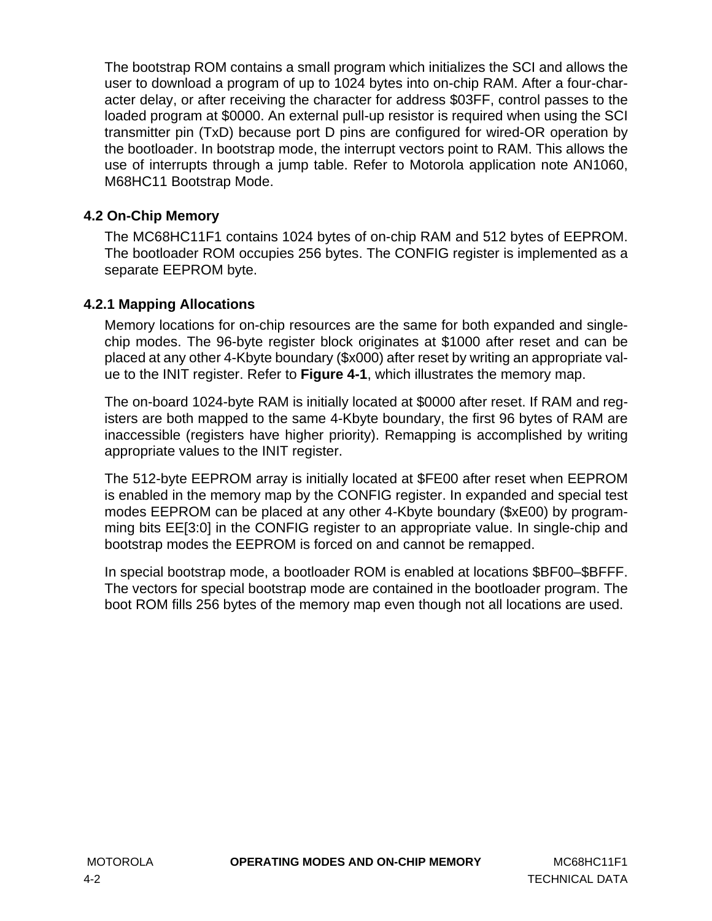The bootstrap ROM contains a small program which initializes the SCI and allows the user to download a program of up to 1024 bytes into on-chip RAM. After a four-character delay, or after receiving the character for address $03FF, control passes to the loaded program at $0000. An external pull-up resistor is required when using the SCI transmitter pin (TxD) because port D pins are configured for wired-OR operation by the bootloader. In bootstrap mode, the interrupt vectors point to RAM. This allows the use of interrupts through a jump table. Refer to Motorola application note AN1060, M68HC11 Bootstrap Mode.

### 4.2 On-Chip Memory

The MC68HC11F1 contains 1024 bytes of on-chip RAM and 512 bytes of EEPROM. The bootloader ROM occupies 256 bytes. The CONFIG register is implemented as a separate EEPROM byte.

#### 4.2.1 Mapping Allocations

Memory locations for on-chip resources are the same for both expanded and single-chip modes. The 96-byte register block originates at $1000 after reset and can be placed at any other 4-Kbyte boundary ($x000) after reset by writing an appropriate value to the INIT register. Refer to **Figure 4-1**, which illustrates the memory map.

The on-board 1024-byte RAM is initially located at $0000 after reset. If RAM and registers are both mapped to the same 4-Kbyte boundary, the first 96 bytes of RAM are inaccessible (registers have higher priority). Remapping is accomplished by writing appropriate values to the INIT register.

The 512-byte EEPROM array is initially located at $FE00 after reset when EEPROM is enabled in the memory map by the CONFIG register. In expanded and special test modes EEPROM can be placed at any other 4-Kbyte boundary ($xE00) by programming bits EE[3:0] in the CONFIG register to an appropriate value. In single-chip and bootstrap modes the EEPROM is forced on and cannot be remapped.

In special bootstrap mode, a bootloader ROM is enabled at locations $BF00–$BFFF. The vectors for special bootstrap mode are contained in the bootloader program. The boot ROM fills 256 bytes of the memory map even though not all locations are used.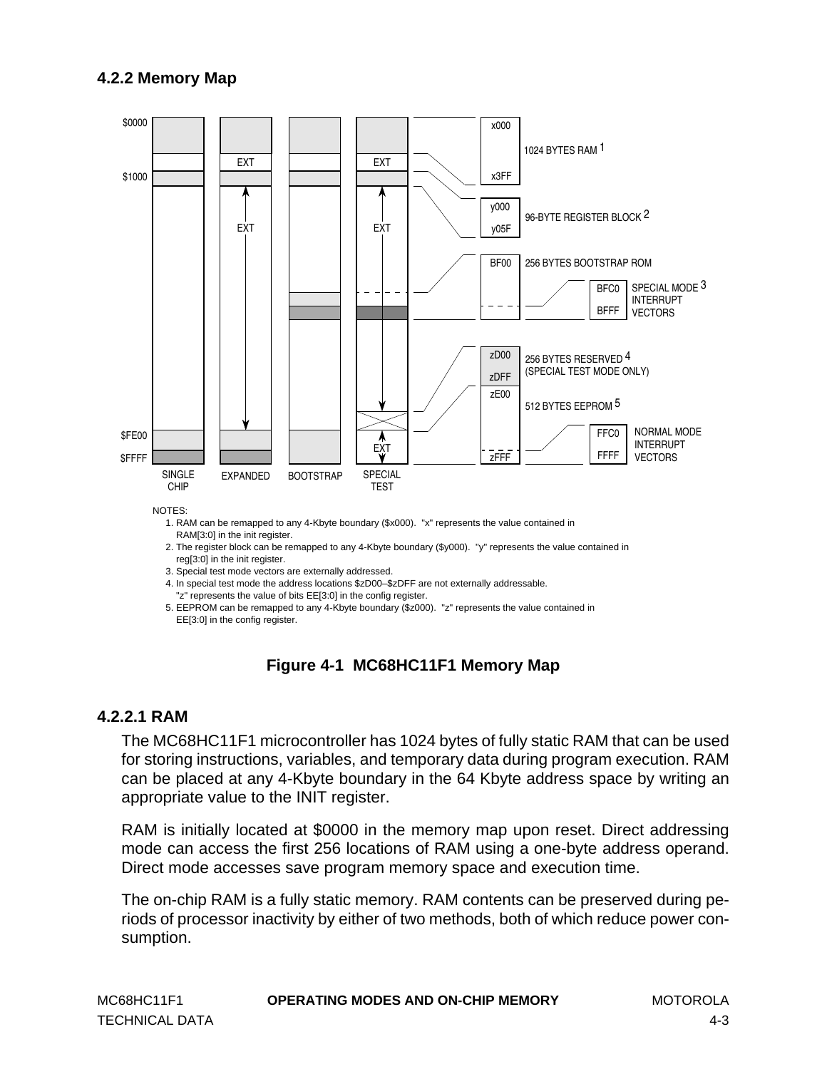### 4.2.2 Memory Map

NOTES:

1. RAM can be remapped to any 4-Kbyte boundary ($x000). "x" represents the value contained in RAM[3:0] in the init register.
2. The register block can be remapped to any 4-Kbyte boundary ($y000). "y" represents the value contained in reg[3:0] in the init register.
3. Special test mode vectors are externally addressed.
4. In special test mode the address locations $zD00–$zDFF are not externally addressable. "z" represents the value of bits EE[3:0] in the config register.
5. EEPROM can be remapped to any 4-Kbyte boundary ($z000). "z" represents the value contained in EE[3:0] in the config register.

**Figure 4-1 MC68HC11F1 Memory Map**

#### 4.2.2.1 RAM

The MC68HC11F1 microcontroller has 1024 bytes of fully static RAM that can be used for storing instructions, variables, and temporary data during program execution. RAM can be placed at any 4-Kbyte boundary in the 64 Kbyte address space by writing an appropriate value to the INIT register.

RAM is initially located at $0000 in the memory map upon reset. Direct addressing mode can access the first 256 locations of RAM using a one-byte address operand. Direct mode accesses save program memory space and execution time.

The on-chip RAM is a fully static memory. RAM contents can be preserved during periods of processor inactivity by either of two methods, both of which reduce power consumption.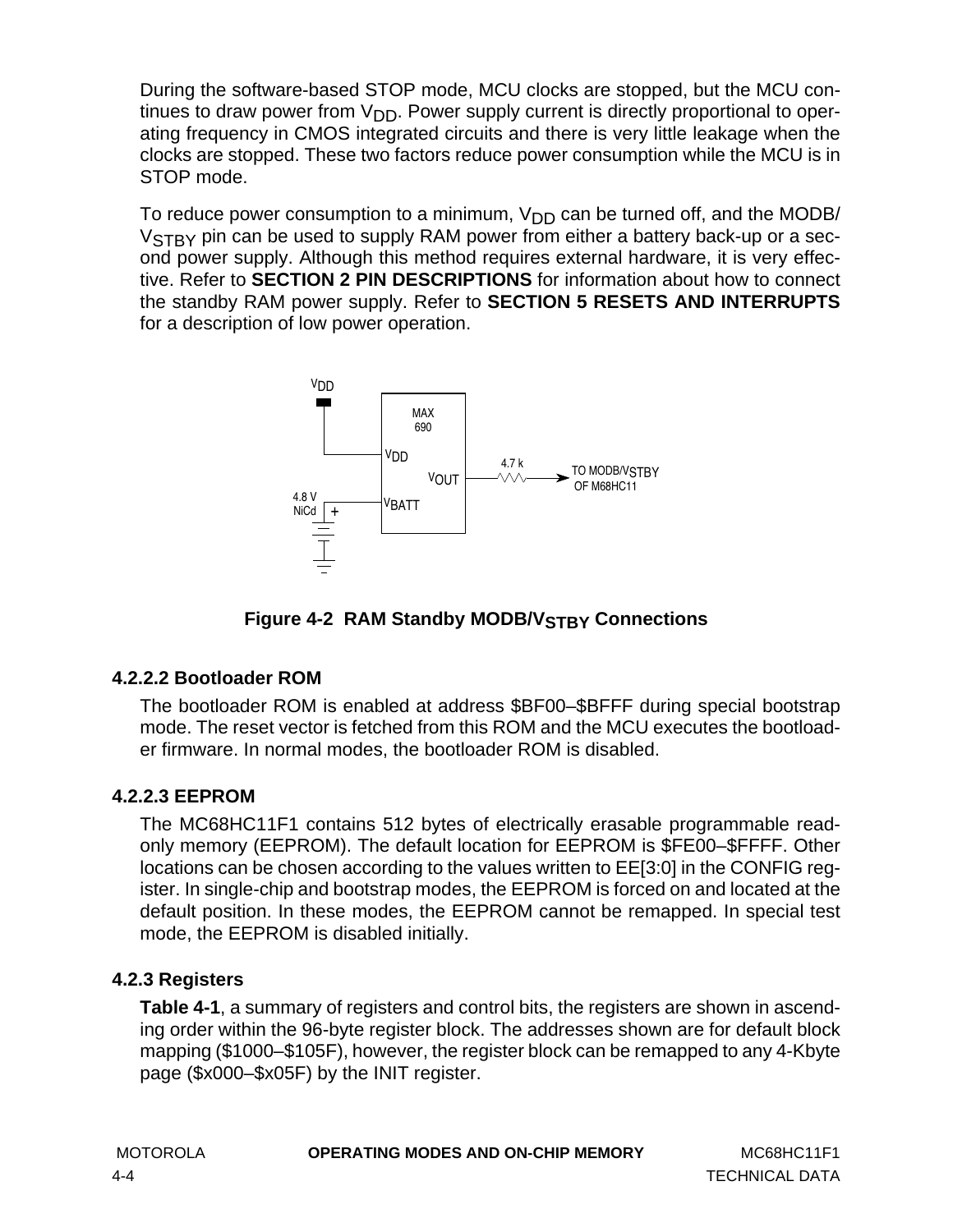During the software-based STOP mode, MCU clocks are stopped, but the MCU continues to draw power from $V_{DD}$. Power supply current is directly proportional to operating frequency in CMOS integrated circuits and there is very little leakage when the clocks are stopped. These two factors reduce power consumption while the MCU is in STOP mode.

To reduce power consumption to a minimum, $V_{DD}$ can be turned off, and the MODB/$V_{STBY}$ pin can be used to supply RAM power from either a battery back-up or a second power supply. Although this method requires external hardware, it is very effective. Refer to **SECTION 2 PIN DESCRIPTIONS** for information about how to connect the standby RAM power supply. Refer to **SECTION 5 RESETS AND INTERRUPTS** for a description of low power operation.

**Figure 4-2 RAM Standby MODB/$V_{STBY}$ Connections**

#### 4.2.2.2 Bootloader ROM

The bootloader ROM is enabled at address $BF00–$BFFF during special bootstrap mode. The reset vector is fetched from this ROM and the MCU executes the bootloader firmware. In normal modes, the bootloader ROM is disabled.

#### 4.2.2.3 EEPROM

The MC68HC11F1 contains 512 bytes of electrically erasable programmable read-only memory (EEPROM). The default location for EEPROM is $FE00–$FFFF. Other locations can be chosen according to the values written to EE[3:0] in the CONFIG register. In single-chip and bootstrap modes, the EEPROM is forced on and located at the default position. In these modes, the EEPROM cannot be remapped. In special test mode, the EEPROM is disabled initially.

### 4.2.3 Registers

**Table 4-1**, a summary of registers and control bits, the registers are shown in ascending order within the 96-byte register block. The addresses shown are for default block mapping ($1000–$105F), however, the register block can be remapped to any 4-Kbyte page ($x000–$x05F) by the INIT register.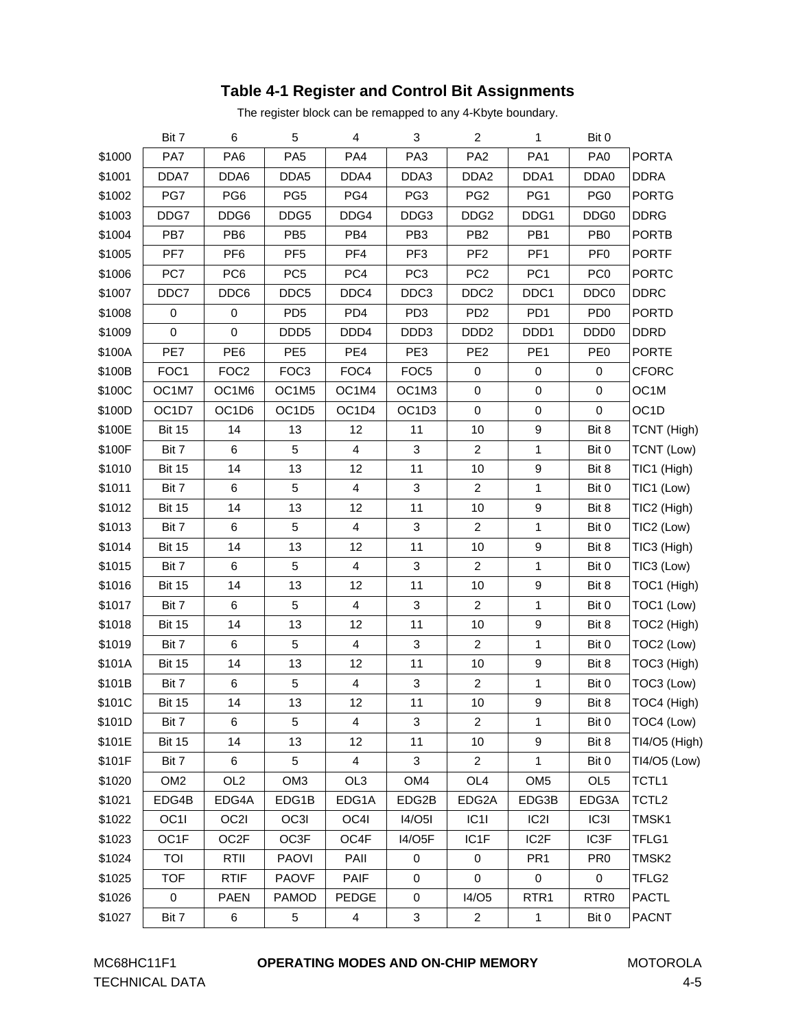## Table 4-1 Register and Control Bit Assignments

The register block can be remapped to any 4-Kbyte boundary.

| | Bit 7 | 6 | 5 | 4 | 3 | 2 | 1 | Bit 0 | |
|---|---|---|---|---|---|---|---|---|---|
| $1000 | PA7 | PA6 | PA5 | PA4 | PA3 | PA2 | PA1 | PA0 | PORTA |
| $1001 | DDA7 | DDA6 | DDA5 | DDA4 | DDA3 | DDA2 | DDA1 | DDA0 | DDRA |
| $1002 | PG7 | PG6 | PG5 | PG4 | PG3 | PG2 | PG1 | PG0 | PORTG |
| $1003 | DDG7 | DDG6 | DDG5 | DDG4 | DDG3 | DDG2 | DDG1 | DDG0 | DDRG |
| $1004 | PB7 | PB6 | PB5 | PB4 | PB3 | PB2 | PB1 | PB0 | PORTB |
| $1005 | PF7 | PF6 | PF5 | PF4 | PF3 | PF2 | PF1 | PF0 | PORTF |
| $1006 | PC7 | PC6 | PC5 | PC4 | PC3 | PC2 | PC1 | PC0 | PORTC |
| $1007 | DDC7 | DDC6 | DDC5 | DDC4 | DDC3 | DDC2 | DDC1 | DDC0 | DDRC |
| $1008 | 0 | 0 | PD5 | PD4 | PD3 | PD2 | PD1 | PD0 | PORTD |
| $1009 | 0 | 0 | DDD5 | DDD4 | DDD3 | DDD2 | DDD1 | DDD0 | DDRD |
| $100A | PE7 | PE6 | PE5 | PE4 | PE3 | PE2 | PE1 | PE0 | PORTE |
| $100B | FOC1 | FOC2 | FOC3 | FOC4 | FOC5 | 0 | 0 | 0 | CFORC |
| $100C | OC1M7 | OC1M6 | OC1M5 | OC1M4 | OC1M3 | 0 | 0 | 0 | OC1M |
| $100D | OC1D7 | OC1D6 | OC1D5 | OC1D4 | OC1D3 | 0 | 0 | 0 | OC1D |
| $100E | Bit 15 | 14 | 13 | 12 | 11 | 10 | 9 | Bit 8 | TCNT (High) |
| $100F | Bit 7 | 6 | 5 | 4 | 3 | 2 | 1 | Bit 0 | TCNT (Low) |
| $1010 | Bit 15 | 14 | 13 | 12 | 11 | 10 | 9 | Bit 8 | TIC1 (High) |
| $1011 | Bit 7 | 6 | 5 | 4 | 3 | 2 | 1 | Bit 0 | TIC1 (Low) |
| $1012 | Bit 15 | 14 | 13 | 12 | 11 | 10 | 9 | Bit 8 | TIC2 (High) |
| $1013 | Bit 7 | 6 | 5 | 4 | 3 | 2 | 1 | Bit 0 | TIC2 (Low) |
| $1014 | Bit 15 | 14 | 13 | 12 | 11 | 10 | 9 | Bit 8 | TIC3 (High) |
| $1015 | Bit 7 | 6 | 5 | 4 | 3 | 2 | 1 | Bit 0 | TIC3 (Low) |
| $1016 | Bit 15 | 14 | 13 | 12 | 11 | 10 | 9 | Bit 8 | TOC1 (High) |
| $1017 | Bit 7 | 6 | 5 | 4 | 3 | 2 | 1 | Bit 0 | TOC1 (Low) |
| $1018 | Bit 15 | 14 | 13 | 12 | 11 | 10 | 9 | Bit 8 | TOC2 (High) |
| $1019 | Bit 7 | 6 | 5 | 4 | 3 | 2 | 1 | Bit 0 | TOC2 (Low) |
| $101A | Bit 15 | 14 | 13 | 12 | 11 | 10 | 9 | Bit 8 | TOC3 (High) |
| $101B | Bit 7 | 6 | 5 | 4 | 3 | 2 | 1 | Bit 0 | TOC3 (Low) |
| $101C | Bit 15 | 14 | 13 | 12 | 11 | 10 | 9 | Bit 8 | TOC4 (High) |
| $101D | Bit 7 | 6 | 5 | 4 | 3 | 2 | 1 | Bit 0 | TOC4 (Low) |
| $101E | Bit 15 | 14 | 13 | 12 | 11 | 10 | 9 | Bit 8 | TI4/O5 (High) |
| $101F | Bit 7 | 6 | 5 | 4 | 3 | 2 | 1 | Bit 0 | TI4/O5 (Low) |
| $1020 | OM2 | OL2 | OM3 | OL3 | OM4 | OL4 | OM5 | OL5 | TCTL1 |
| $1021 | EDG4B | EDG4A | EDG1B | EDG1A | EDG2B | EDG2A | EDG3B | EDG3A | TCTL2 |
| $1022 | OC1I | OC2I | OC3I | OC4I | I4/O5I | IC1I | IC2I | IC3I | TMSK1 |
| $1023 | OC1F | OC2F | OC3F | OC4F | I4/O5F | IC1F | IC2F | IC3F | TFLG1 |
| $1024 | TOI | RTII | PAOVI | PAII | 0 | 0 | PR1 | PR0 | TMSK2 |
| $1025 | TOF | RTIF | PAOVF | PAIF | 0 | 0 | 0 | 0 | TFLG2 |
| $1026 | 0 | PAEN | PAMOD | PEDGE | 0 | I4/O5 | RTR1 | RTR0 | PACTL |
| $1027 | Bit 7 | 6 | 5 | 4 | 3 | 2 | 1 | Bit 0 | PACNT |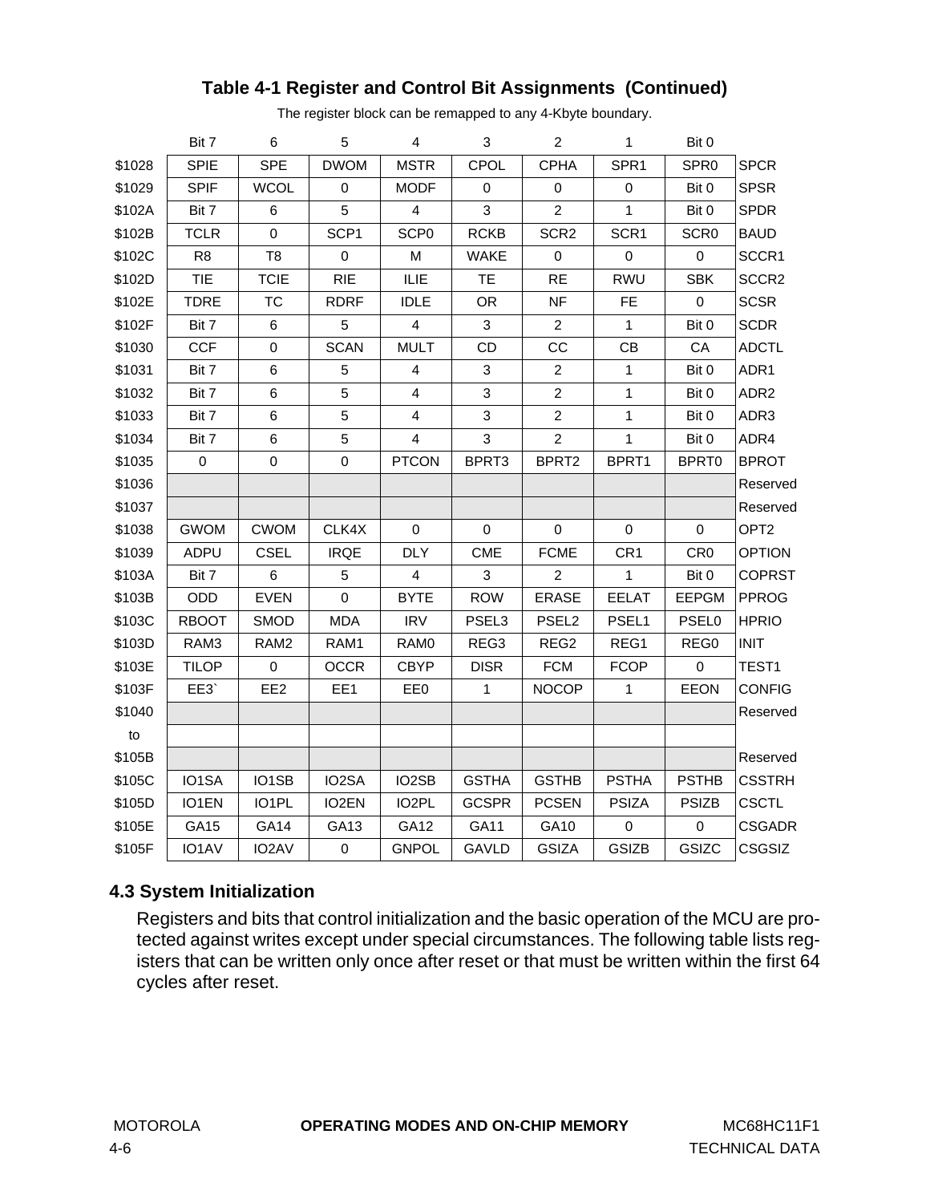## Table 4-1 Register and Control Bit Assignments (Continued)

The register block can be remapped to any 4-Kbyte boundary.

| | Bit 7 | 6 | 5 | 4 | 3 | 2 | 1 | Bit 0 | |
|---|---|---|---|---|---|---|---|---|---|
| $1028 | SPIE | SPE | DWOM | MSTR | CPOL | CPHA | SPR1 | SPR0 | SPCR |
| $1029 | SPIF | WCOL | 0 | MODF | 0 | 0 | 0 | Bit 0 | SPSR |
| $102A | Bit 7 | 6 | 5 | 4 | 3 | 2 | 1 | Bit 0 | SPDR |
| $102B | TCLR | 0 | SCP1 | SCP0 | RCKB | SCR2 | SCR1 | SCR0 | BAUD |
| $102C | R8 | T8 | 0 | M | WAKE | 0 | 0 | 0 | SCCR1 |
| $102D | TIE | TCIE | RIE | ILIE | TE | RE | RWU | SBK | SCCR2 |
| $102E | TDRE | TC | RDRF | IDLE | OR | NF | FE | 0 | SCSR |
| $102F | Bit 7 | 6 | 5 | 4 | 3 | 2 | 1 | Bit 0 | SCDR |
| $1030 | CCF | 0 | SCAN | MULT | CD | CC | CB | CA | ADCTL |
| $1031 | Bit 7 | 6 | 5 | 4 | 3 | 2 | 1 | Bit 0 | ADR1 |
| $1032 | Bit 7 | 6 | 5 | 4 | 3 | 2 | 1 | Bit 0 | ADR2 |
| $1033 | Bit 7 | 6 | 5 | 4 | 3 | 2 | 1 | Bit 0 | ADR3 |
| $1034 | Bit 7 | 6 | 5 | 4 | 3 | 2 | 1 | Bit 0 | ADR4 |
| $1035 | 0 | 0 | 0 | PTCON | BPRT3 | BPRT2 | BPRT1 | BPRT0 | BPROT |
| $1036 | | | | | | | | | Reserved |
| $1037 | | | | | | | | | Reserved |
| $1038 | GWOM | CWOM | CLK4X | 0 | 0 | 0 | 0 | 0 | OPT2 |
| $1039 | ADPU | CSEL | IRQE | DLY | CME | FCME | CR1 | CR0 | OPTION |
| $103A | Bit 7 | 6 | 5 | 4 | 3 | 2 | 1 | Bit 0 | COPRST |
| $103B | ODD | EVEN | 0 | BYTE | ROW | ERASE | EELAT | EEPGM | PPROG |
| $103C | RBOOT | SMOD | MDA | IRV | PSEL3 | PSEL2 | PSEL1 | PSEL0 | HPRIO |
| $103D | RAM3 | RAM2 | RAM1 | RAM0 | REG3 | REG2 | REG1 | REG0 | INIT |
| $103E | TILOP | 0 | OCCR | CBYP | DISR | FCM | FCOP | 0 | TEST1 |
| $103F | EE3` | EE2 | EE1 | EE0 | 1 | NOCOP | 1 | EEON | CONFIG |
| $1040 | | | | | | | | | Reserved |
| to | | | | | | | | | |
| $105B | | | | | | | | | Reserved |
| $105C | IO1SA | IO1SB | IO2SA | IO2SB | GSTHA | GSTHB | PSTHA | PSTHB | CSSTRH |
| $105D | IO1EN | IO1PL | IO2EN | IO2PL | GCSPR | PCSEN | PSIZA | PSIZB | CSCTL |
| $105E | GA15 | GA14 | GA13 | GA12 | GA11 | GA10 | 0 | 0 | CSGADR |
| $105F | IO1AV | IO2AV | 0 | GNPOL | GAVLD | GSIZA | GSIZB | GSIZC | CSGSIZ |

### 4.3 System Initialization

Registers and bits that control initialization and the basic operation of the MCU are protected against writes except under special circumstances. The following table lists registers that can be written only once after reset or that must be written within the first 64 cycles after reset.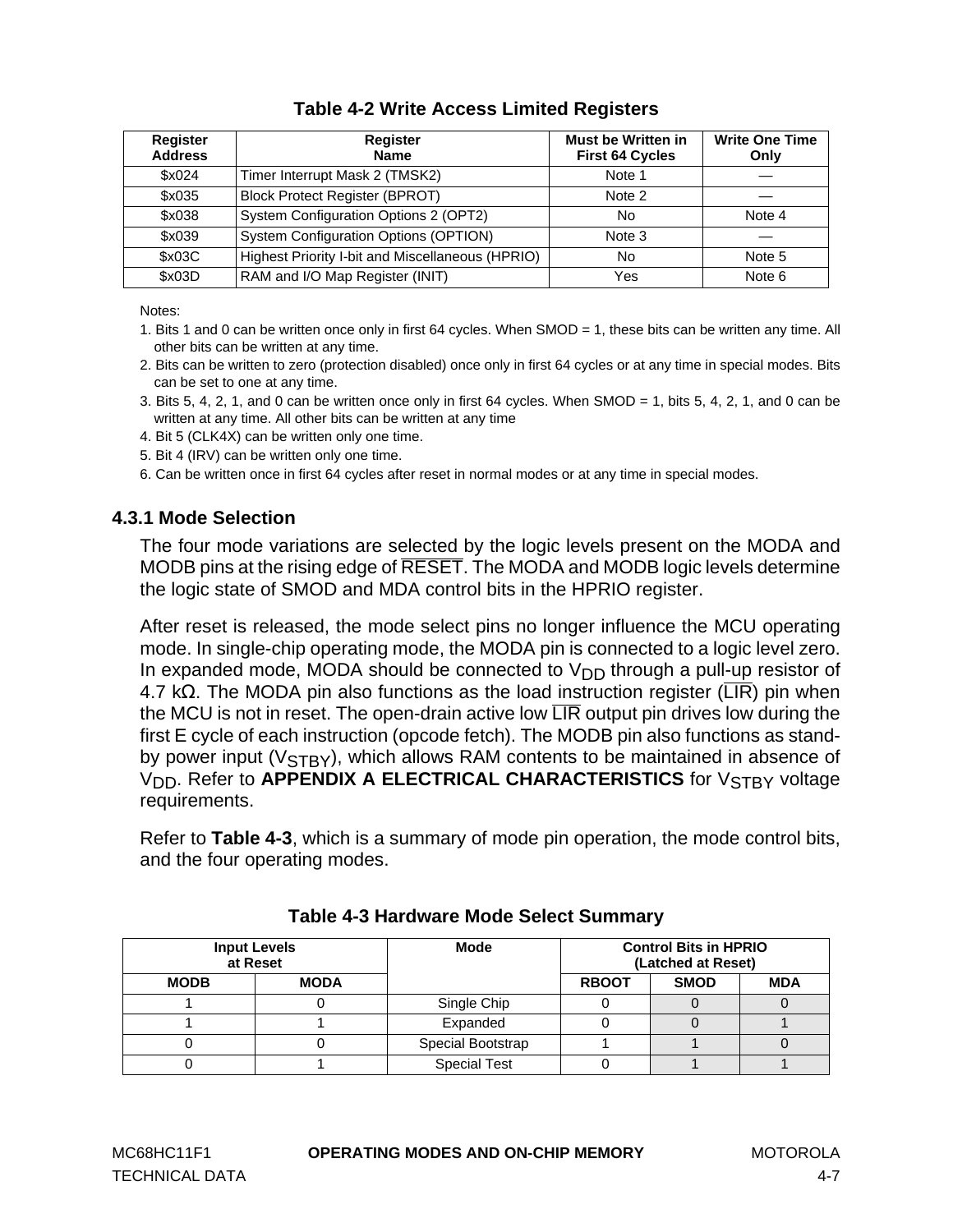**Table 4-2 Write Access Limited Registers**

| Register Address | Register Name | Must be Written in First 64 Cycles | Write One Time Only |
|---|---|---|---|
| $x024 | Timer Interrupt Mask 2 (TMSK2) | Note 1 | — |
| $x035 | Block Protect Register (BPROT) | Note 2 | — |
| $x038 | System Configuration Options 2 (OPT2) | No | Note 4 |
| $x039 | System Configuration Options (OPTION) | Note 3 | — |
| $x03C | Highest Priority I-bit and Miscellaneous (HPRIO) | No | Note 5 |
| $x03D | RAM and I/O Map Register (INIT) | Yes | Note 6 |

Notes:

1. Bits 1 and 0 can be written once only in first 64 cycles. When SMOD = 1, these bits can be written any time. All other bits can be written at any time.
2. Bits can be written to zero (protection disabled) once only in first 64 cycles or at any time in special modes. Bits can be set to one at any time.
3. Bits 5, 4, 2, 1, and 0 can be written once only in first 64 cycles. When SMOD = 1, bits 5, 4, 2, 1, and 0 can be written at any time. All other bits can be written at any time
4. Bit 5 (CLK4X) can be written only one time.
5. Bit 4 (IRV) can be written only one time.
6. Can be written once in first 64 cycles after reset in normal modes or at any time in special modes.

### 4.3.1 Mode Selection

The four mode variations are selected by the logic levels present on the MODA and MODB pins at the rising edge of $\overline{\text{RESET}}$. The MODA and MODB logic levels determine the logic state of SMOD and MDA control bits in the HPRIO register.

After reset is released, the mode select pins no longer influence the MCU operating mode. In single-chip operating mode, the MODA pin is connected to a logic level zero. In expanded mode, MODA should be connected to $V_{DD}$ through a pull-up resistor of 4.7 kΩ. The MODA pin also functions as the load instruction register ($\overline{\text{LIR}}$) pin when the MCU is not in reset. The open-drain active low $\overline{\text{LIR}}$ output pin drives low during the first E cycle of each instruction (opcode fetch). The MODB pin also functions as stand-by power input ($V_{STBY}$), which allows RAM contents to be maintained in absence of $V_{DD}$. Refer to **APPENDIX A ELECTRICAL CHARACTERISTICS** for $V_{STBY}$ voltage requirements.

Refer to **Table 4-3**, which is a summary of mode pin operation, the mode control bits, and the four operating modes.

**Table 4-3 Hardware Mode Select Summary**

| Input Levels at Reset | | Mode | Control Bits in HPRIO (Latched at Reset) | | |
|---|---|---|---|---|---|
| MODB | MODA | | RBOOT | SMOD | MDA |
| 1 | 0 | Single Chip | 0 | 0 | 0 |
| 1 | 1 | Expanded | 0 | 0 | 1 |
| 0 | 0 | Special Bootstrap | 1 | 1 | 0 |
| 0 | 1 | Special Test | 0 | 1 | 1 |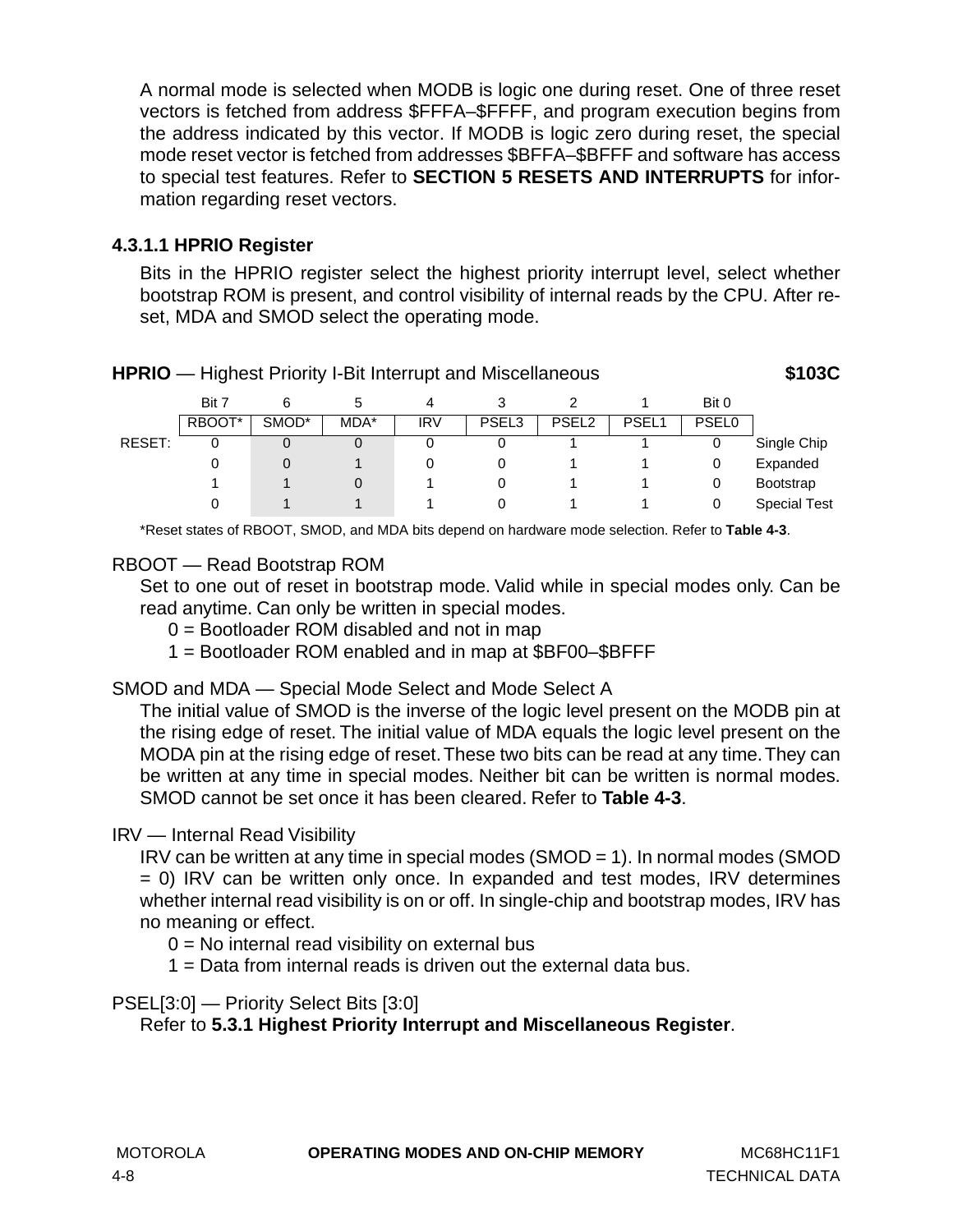A normal mode is selected when MODB is logic one during reset. One of three reset vectors is fetched from address $FFFA–$FFFF, and program execution begins from the address indicated by this vector. If MODB is logic zero during reset, the special mode reset vector is fetched from addresses $BFFA–$BFFF and software has access to special test features. Refer to **SECTION 5 RESETS AND INTERRUPTS** for information regarding reset vectors.

#### 4.3.1.1 HPRIO Register

Bits in the HPRIO register select the highest priority interrupt level, select whether bootstrap ROM is present, and control visibility of internal reads by the CPU. After reset, MDA and SMOD select the operating mode.

**HPRIO** — Highest Priority I-Bit Interrupt and Miscellaneous **$103C**

| | Bit 7 | 6 | 5 | 4 | 3 | 2 | 1 | Bit 0 | |
|---|---|---|---|---|---|---|---|---|---|
| | RBOOT* | SMOD* | MDA* | IRV | PSEL3 | PSEL2 | PSEL1 | PSEL0 | |
| RESET: | 0 | 0 | 0 | 0 | 0 | 1 | 1 | 0 | Single Chip |
| | 0 | 0 | 1 | 0 | 0 | 1 | 1 | 0 | Expanded |
| | 1 | 1 | 0 | 1 | 0 | 1 | 1 | 0 | Bootstrap |
| | 0 | 1 | 1 | 1 | 0 | 1 | 1 | 0 | Special Test |

*Reset states of RBOOT, SMOD, and MDA bits depend on hardware mode selection. Refer to **Table 4-3**.

RBOOT — Read Bootstrap ROM

Set to one out of reset in bootstrap mode. Valid while in special modes only. Can be read anytime. Can only be written in special modes.

0 = Bootloader ROM disabled and not in map
1 = Bootloader ROM enabled and in map at $BF00–$BFFF

SMOD and MDA — Special Mode Select and Mode Select A

The initial value of SMOD is the inverse of the logic level present on the MODB pin at the rising edge of reset. The initial value of MDA equals the logic level present on the MODA pin at the rising edge of reset. These two bits can be read at any time. They can be written at any time in special modes. Neither bit can be written is normal modes. SMOD cannot be set once it has been cleared. Refer to **Table 4-3**.

IRV — Internal Read Visibility

IRV can be written at any time in special modes (SMOD = 1). In normal modes (SMOD = 0) IRV can be written only once. In expanded and test modes, IRV determines whether internal read visibility is on or off. In single-chip and bootstrap modes, IRV has no meaning or effect.

0 = No internal read visibility on external bus
1 = Data from internal reads is driven out the external data bus.

PSEL[3:0] — Priority Select Bits [3:0]

Refer to **5.3.1 Highest Priority Interrupt and Miscellaneous Register**.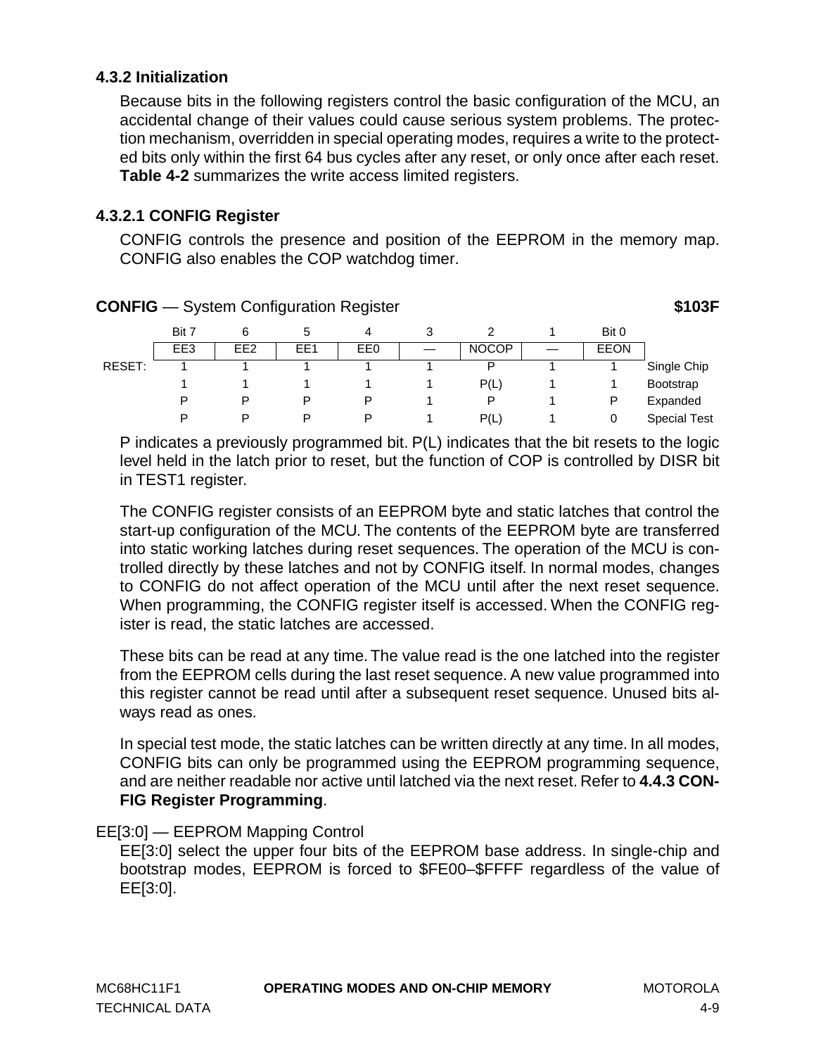### 4.3.2 Initialization

Because bits in the following registers control the basic configuration of the MCU, an accidental change of their values could cause serious system problems. The protection mechanism, overridden in special operating modes, requires a write to the protected bits only within the first 64 bus cycles after any reset, or only once after each reset. **Table 4-2** summarizes the write access limited registers.

#### 4.3.2.1 CONFIG Register

CONFIG controls the presence and position of the EEPROM in the memory map. CONFIG also enables the COP watchdog timer.

**CONFIG** — System Configuration Register **$103F**

| | Bit 7 | 6 | 5 | 4 | 3 | 2 | 1 | Bit 0 | |
|---|---|---|---|---|---|---|---|---|---|
| | EE3 | EE2 | EE1 | EE0 | — | NOCOP | — | EEON | |
| RESET: | 1 | 1 | 1 | 1 | 1 | P | 1 | 1 | Single Chip |
| | 1 | 1 | 1 | 1 | 1 | P(L) | 1 | 1 | Bootstrap |
| | P | P | P | P | 1 | P | 1 | P | Expanded |
| | P | P | P | P | 1 | P(L) | 1 | 0 | Special Test |

P indicates a previously programmed bit. P(L) indicates that the bit resets to the logic level held in the latch prior to reset, but the function of COP is controlled by DISR bit in TEST1 register.

The CONFIG register consists of an EEPROM byte and static latches that control the start-up configuration of the MCU. The contents of the EEPROM byte are transferred into static working latches during reset sequences. The operation of the MCU is controlled directly by these latches and not by CONFIG itself. In normal modes, changes to CONFIG do not affect operation of the MCU until after the next reset sequence. When programming, the CONFIG register itself is accessed. When the CONFIG register is read, the static latches are accessed.

These bits can be read at any time. The value read is the one latched into the register from the EEPROM cells during the last reset sequence. A new value programmed into this register cannot be read until after a subsequent reset sequence. Unused bits always read as ones.

In special test mode, the static latches can be written directly at any time. In all modes, CONFIG bits can only be programmed using the EEPROM programming sequence, and are neither readable nor active until latched via the next reset. Refer to **4.4.3 CONFIG Register Programming**.

EE[3:0] — EEPROM Mapping Control

EE[3:0] select the upper four bits of the EEPROM base address. In single-chip and bootstrap modes, EEPROM is forced to $FE00–$FFFF regardless of the value of EE[3:0].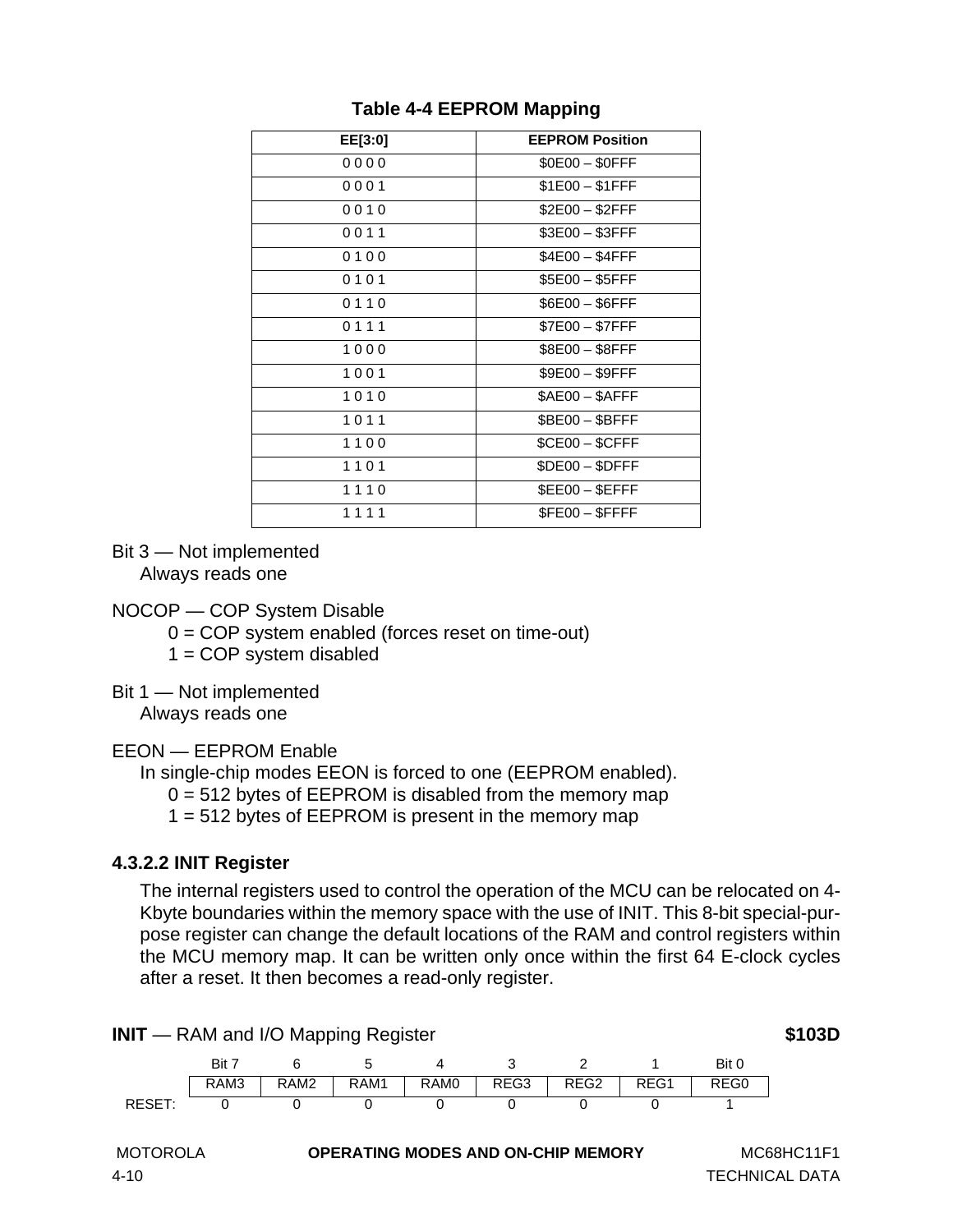**Table 4-4 EEPROM Mapping**

| EE[3:0] | EEPROM Position |
|---|---|
| 0 0 0 0 | $0E00 – $0FFF |
| 0 0 0 1 | $1E00 – $1FFF |
| 0 0 1 0 | $2E00 – $2FFF |
| 0 0 1 1 | $3E00 – $3FFF |
| 0 1 0 0 | $4E00 – $4FFF |
| 0 1 0 1 | $5E00 – $5FFF |
| 0 1 1 0 | $6E00 – $6FFF |
| 0 1 1 1 | $7E00 – $7FFF |
| 1 0 0 0 | $8E00 – $8FFF |
| 1 0 0 1 | $9E00 – $9FFF |
| 1 0 1 0 | $AE00 – $AFFF |
| 1 0 1 1 | $BE00 – $BFFF |
| 1 1 0 0 | $CE00 – $CFFF |
| 1 1 0 1 | $DE00 – $DFFF |
| 1 1 1 0 | $EE00 – $EFFF |
| 1 1 1 1 | $FE00 – $FFFF |

Bit 3 — Not implemented
Always reads one

NOCOP — COP System Disable
0 = COP system enabled (forces reset on time-out)
1 = COP system disabled

Bit 1 — Not implemented
Always reads one

EEON — EEPROM Enable
In single-chip modes EEON is forced to one (EEPROM enabled).
0 = 512 bytes of EEPROM is disabled from the memory map
1 = 512 bytes of EEPROM is present in the memory map

#### 4.3.2.2 INIT Register

The internal registers used to control the operation of the MCU can be relocated on 4-Kbyte boundaries within the memory space with the use of INIT. This 8-bit special-purpose register can change the default locations of the RAM and control registers within the MCU memory map. It can be written only once within the first 64 E-clock cycles after a reset. It then becomes a read-only register.

**INIT** — RAM and I/O Mapping Register **$103D**

| | Bit 7 | 6 | 5 | 4 | 3 | 2 | 1 | Bit 0 |
|---|---|---|---|---|---|---|---|---|
| | RAM3 | RAM2 | RAM1 | RAM0 | REG3 | REG2 | REG1 | REG0 |
| RESET: | 0 | 0 | 0 | 0 | 0 | 0 | 0 | 1 |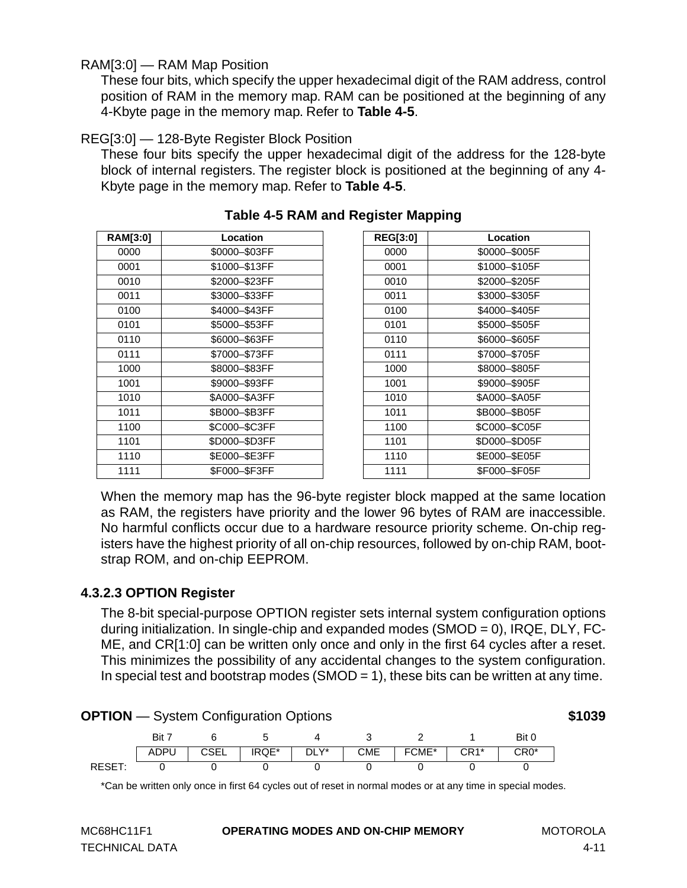RAM[3:0] — RAM Map Position

These four bits, which specify the upper hexadecimal digit of the RAM address, control position of RAM in the memory map. RAM can be positioned at the beginning of any 4-Kbyte page in the memory map. Refer to **Table 4-5**.

REG[3:0] — 128-Byte Register Block Position

These four bits specify the upper hexadecimal digit of the address for the 128-byte block of internal registers. The register block is positioned at the beginning of any 4-Kbyte page in the memory map. Refer to **Table 4-5**.

**Table 4-5 RAM and Register Mapping**

| RAM[3:0] | Location | | REG[3:0] | Location |
|---|---|---|---|---|
| 0000 | $0000–$03FF | | 0000 | $0000–$005F |
| 0001 | $1000–$13FF | | 0001 | $1000–$105F |
| 0010 | $2000–$23FF | | 0010 | $2000–$205F |
| 0011 | $3000–$33FF | | 0011 | $3000–$305F |
| 0100 | $4000–$43FF | | 0100 | $4000–$405F |
| 0101 | $5000–$53FF | | 0101 | $5000–$505F |
| 0110 | $6000–$63FF | | 0110 | $6000–$605F |
| 0111 | $7000–$73FF | | 0111 | $7000–$705F |
| 1000 | $8000–$83FF | | 1000 | $8000–$805F |
| 1001 | $9000–$93FF | | 1001 | $9000–$905F |
| 1010 | $A000–$A3FF | | 1010 | $A000–$A05F |
| 1011 | $B000–$B3FF | | 1011 | $B000–$B05F |
| 1100 | $C000–$C3FF | | 1100 | $C000–$C05F |
| 1101 | $D000–$D3FF | | 1101 | $D000–$D05F |
| 1110 | $E000–$E3FF | | 1110 | $E000–$E05F |
| 1111 | $F000–$F3FF | | 1111 | $F000–$F05F |

When the memory map has the 96-byte register block mapped at the same location as RAM, the registers have priority and the lower 96 bytes of RAM are inaccessible. No harmful conflicts occur due to a hardware resource priority scheme. On-chip registers have the highest priority of all on-chip resources, followed by on-chip RAM, bootstrap ROM, and on-chip EEPROM.

### 4.3.2.3 OPTION Register

The 8-bit special-purpose OPTION register sets internal system configuration options during initialization. In single-chip and expanded modes (SMOD = 0), IRQE, DLY, FCME, and CR[1:0] can be written only once and only in the first 64 cycles after a reset. This minimizes the possibility of any accidental changes to the system configuration. In special test and bootstrap modes (SMOD = 1), these bits can be written at any time.

**OPTION** — System Configuration Options **$1039**

| | Bit 7 | 6 | 5 | 4 | 3 | 2 | 1 | Bit 0 |
|---|---|---|---|---|---|---|---|---|
| | ADPU | CSEL | IRQE* | DLY* | CME | FCME* | CR1* | CR0* |
| RESET: | 0 | 0 | 0 | 0 | 0 | 0 | 0 | 0 |

*Can be written only once in first 64 cycles out of reset in normal modes or at any time in special modes.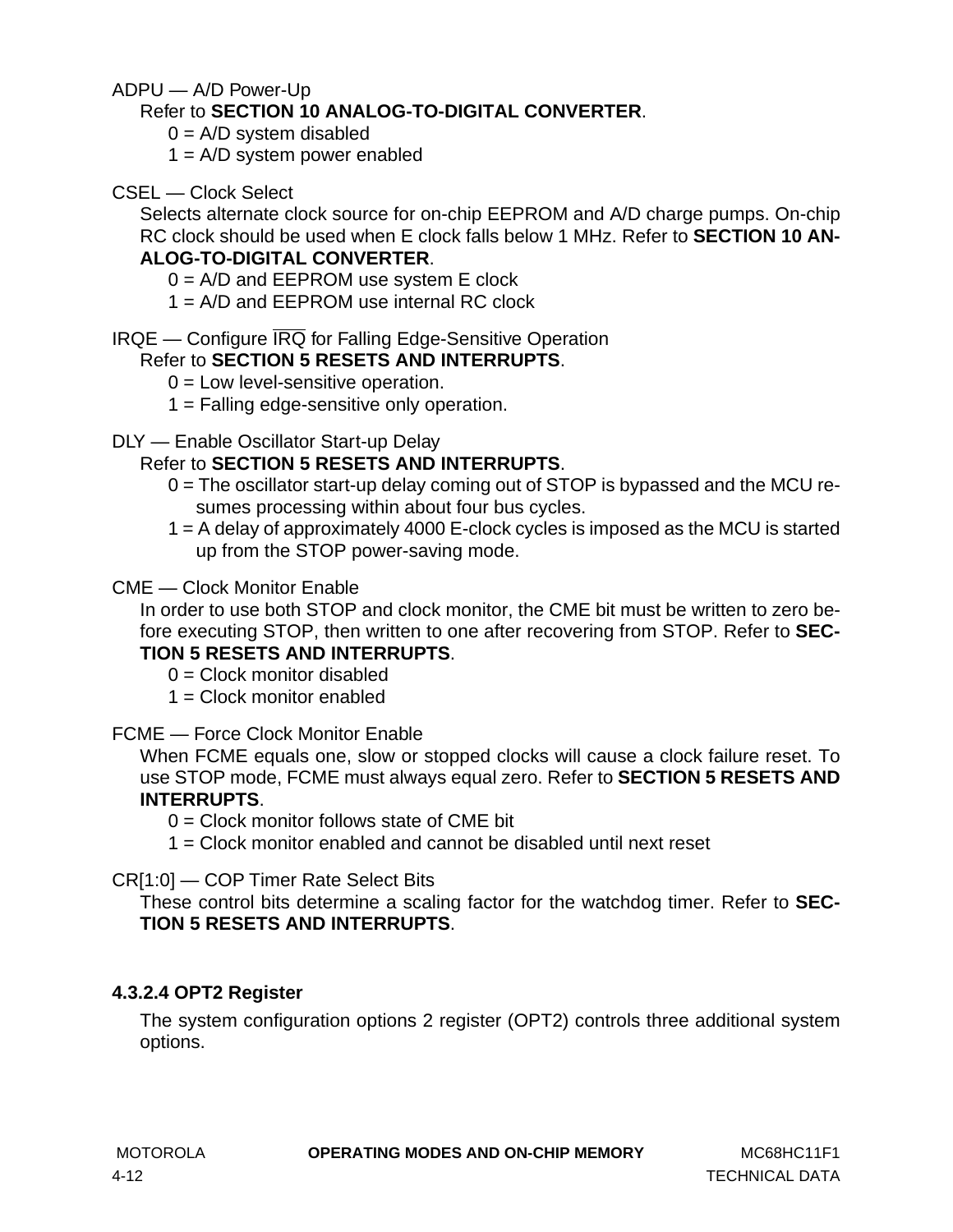ADPU — A/D Power-Up

Refer to **SECTION 10 ANALOG-TO-DIGITAL CONVERTER**.

0 = A/D system disabled
1 = A/D system power enabled

CSEL — Clock Select

Selects alternate clock source for on-chip EEPROM and A/D charge pumps. On-chip RC clock should be used when E clock falls below 1 MHz. Refer to **SECTION 10 ANALOG-TO-DIGITAL CONVERTER**.

0 = A/D and EEPROM use system E clock
1 = A/D and EEPROM use internal RC clock

IRQE — Configure $\overline{\text{IRQ}}$ for Falling Edge-Sensitive Operation

Refer to **SECTION 5 RESETS AND INTERRUPTS**.

0 = Low level-sensitive operation.
1 = Falling edge-sensitive only operation.

DLY — Enable Oscillator Start-up Delay

Refer to **SECTION 5 RESETS AND INTERRUPTS**.

0 = The oscillator start-up delay coming out of STOP is bypassed and the MCU resumes processing within about four bus cycles.
1 = A delay of approximately 4000 E-clock cycles is imposed as the MCU is started up from the STOP power-saving mode.

CME — Clock Monitor Enable

In order to use both STOP and clock monitor, the CME bit must be written to zero before executing STOP, then written to one after recovering from STOP. Refer to **SECTION 5 RESETS AND INTERRUPTS**.

0 = Clock monitor disabled
1 = Clock monitor enabled

FCME — Force Clock Monitor Enable

When FCME equals one, slow or stopped clocks will cause a clock failure reset. To use STOP mode, FCME must always equal zero. Refer to **SECTION 5 RESETS AND INTERRUPTS**.

0 = Clock monitor follows state of CME bit
1 = Clock monitor enabled and cannot be disabled until next reset

CR[1:0] — COP Timer Rate Select Bits

These control bits determine a scaling factor for the watchdog timer. Refer to **SECTION 5 RESETS AND INTERRUPTS**.

#### 4.3.2.4 OPT2 Register

The system configuration options 2 register (OPT2) controls three additional system options.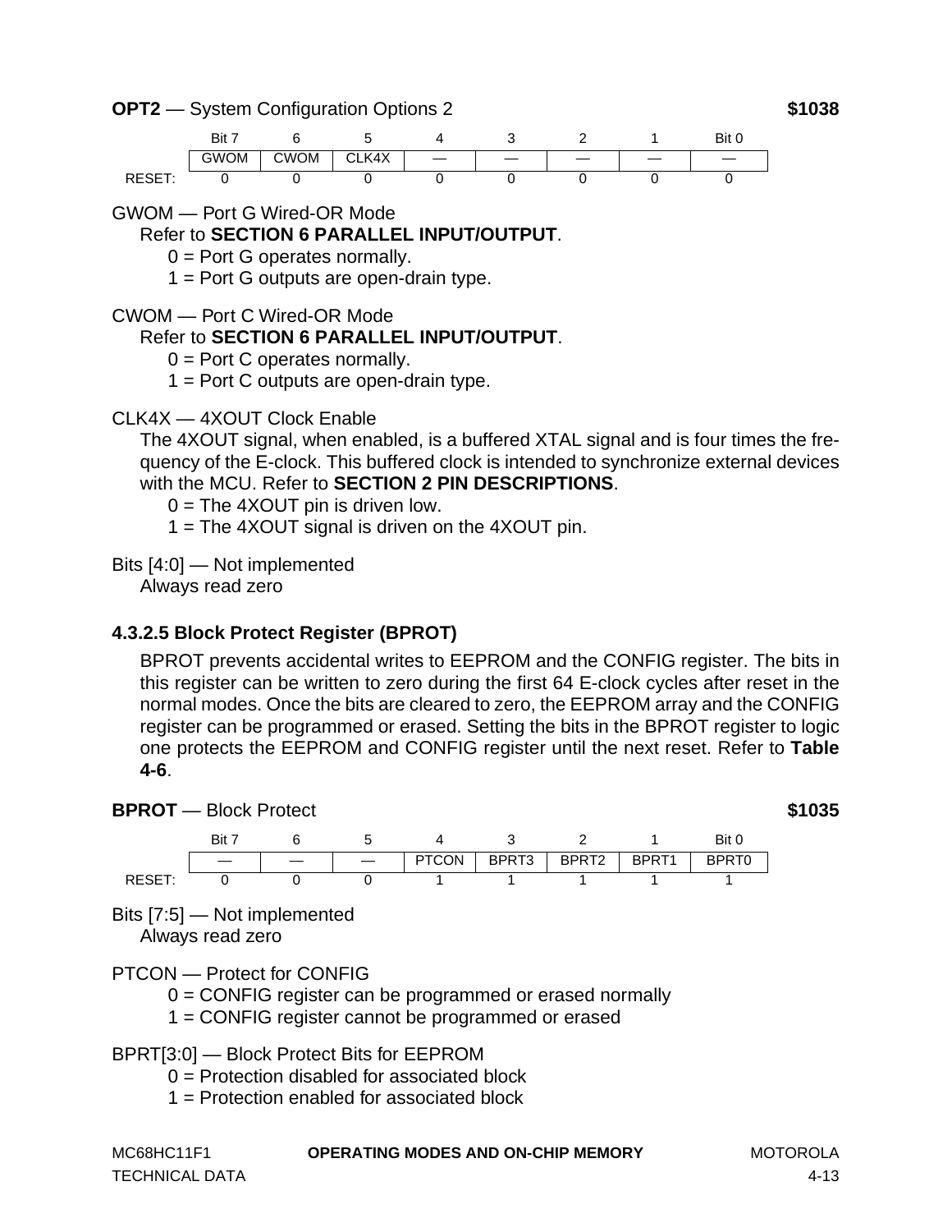**OPT2** — System Configuration Options 2 **$1038**

| | Bit 7 | 6 | 5 | 4 | 3 | 2 | 1 | Bit 0 |
|---|---|---|---|---|---|---|---|---|
| | GWOM | CWOM | CLK4X | — | — | — | — | — |
| RESET: | 0 | 0 | 0 | 0 | 0 | 0 | 0 | 0 |

GWOM — Port G Wired-OR Mode

Refer to **SECTION 6 PARALLEL INPUT/OUTPUT**.

0 = Port G operates normally.
1 = Port G outputs are open-drain type.

CWOM — Port C Wired-OR Mode

Refer to **SECTION 6 PARALLEL INPUT/OUTPUT**.

0 = Port C operates normally.
1 = Port C outputs are open-drain type.

CLK4X — 4XOUT Clock Enable

The 4XOUT signal, when enabled, is a buffered XTAL signal and is four times the frequency of the E-clock. This buffered clock is intended to synchronize external devices with the MCU. Refer to **SECTION 2 PIN DESCRIPTIONS**.

0 = The 4XOUT pin is driven low.
1 = The 4XOUT signal is driven on the 4XOUT pin.

Bits [4:0] — Not implemented

Always read zero

#### 4.3.2.5 Block Protect Register (BPROT)

BPROT prevents accidental writes to EEPROM and the CONFIG register. The bits in this register can be written to zero during the first 64 E-clock cycles after reset in the normal modes. Once the bits are cleared to zero, the EEPROM array and the CONFIG register can be programmed or erased. Setting the bits in the BPROT register to logic one protects the EEPROM and CONFIG register until the next reset. Refer to **Table 4-6**.

**BPROT** — Block Protect **$1035**

| | Bit 7 | 6 | 5 | 4 | 3 | 2 | 1 | Bit 0 |
|---|---|---|---|---|---|---|---|---|
| | — | — | — | PTCON | BPRT3 | BPRT2 | BPRT1 | BPRT0 |
| RESET: | 0 | 0 | 0 | 1 | 1 | 1 | 1 | 1 |

Bits [7:5] — Not implemented

Always read zero

PTCON — Protect for CONFIG

0 = CONFIG register can be programmed or erased normally
1 = CONFIG register cannot be programmed or erased

BPRT[3:0] — Block Protect Bits for EEPROM

0 = Protection disabled for associated block
1 = Protection enabled for associated block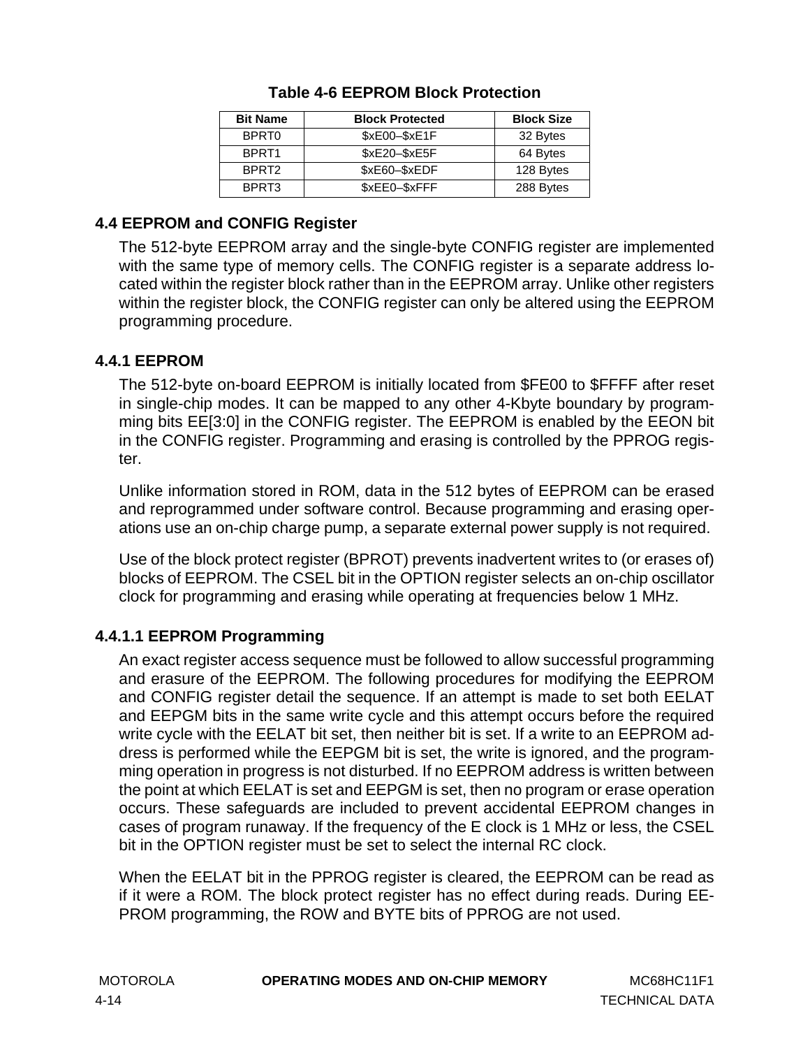**Table 4-6 EEPROM Block Protection**

| Bit Name | Block Protected | Block Size |
|---|---|---|
| BPRT0 | $xE00–$xE1F | 32 Bytes |
| BPRT1 | $xE20–$xE5F | 64 Bytes |
| BPRT2 | $xE60–$xEDF | 128 Bytes |
| BPRT3 | $xEE0–$xFFF | 288 Bytes |

## 4.4 EEPROM and CONFIG Register

The 512-byte EEPROM array and the single-byte CONFIG register are implemented with the same type of memory cells. The CONFIG register is a separate address located within the register block rather than in the EEPROM array. Unlike other registers within the register block, the CONFIG register can only be altered using the EEPROM programming procedure.

### 4.4.1 EEPROM

The 512-byte on-board EEPROM is initially located from $FE00 to $FFFF after reset in single-chip modes. It can be mapped to any other 4-Kbyte boundary by programming bits EE[3:0] in the CONFIG register. The EEPROM is enabled by the EEON bit in the CONFIG register. Programming and erasing is controlled by the PPROG register.

Unlike information stored in ROM, data in the 512 bytes of EEPROM can be erased and reprogrammed under software control. Because programming and erasing operations use an on-chip charge pump, a separate external power supply is not required.

Use of the block protect register (BPROT) prevents inadvertent writes to (or erases of) blocks of EEPROM. The CSEL bit in the OPTION register selects an on-chip oscillator clock for programming and erasing while operating at frequencies below 1 MHz.

#### 4.4.1.1 EEPROM Programming

An exact register access sequence must be followed to allow successful programming and erasure of the EEPROM. The following procedures for modifying the EEPROM and CONFIG register detail the sequence. If an attempt is made to set both EELAT and EEPGM bits in the same write cycle and this attempt occurs before the required write cycle with the EELAT bit set, then neither bit is set. If a write to an EEPROM address is performed while the EEPGM bit is set, the write is ignored, and the programming operation in progress is not disturbed. If no EEPROM address is written between the point at which EELAT is set and EEPGM is set, then no program or erase operation occurs. These safeguards are included to prevent accidental EEPROM changes in cases of program runaway. If the frequency of the E clock is 1 MHz or less, the CSEL bit in the OPTION register must be set to select the internal RC clock.

When the EELAT bit in the PPROG register is cleared, the EEPROM can be read as if it were a ROM. The block protect register has no effect during reads. During EEPROM programming, the ROW and BYTE bits of PPROG are not used.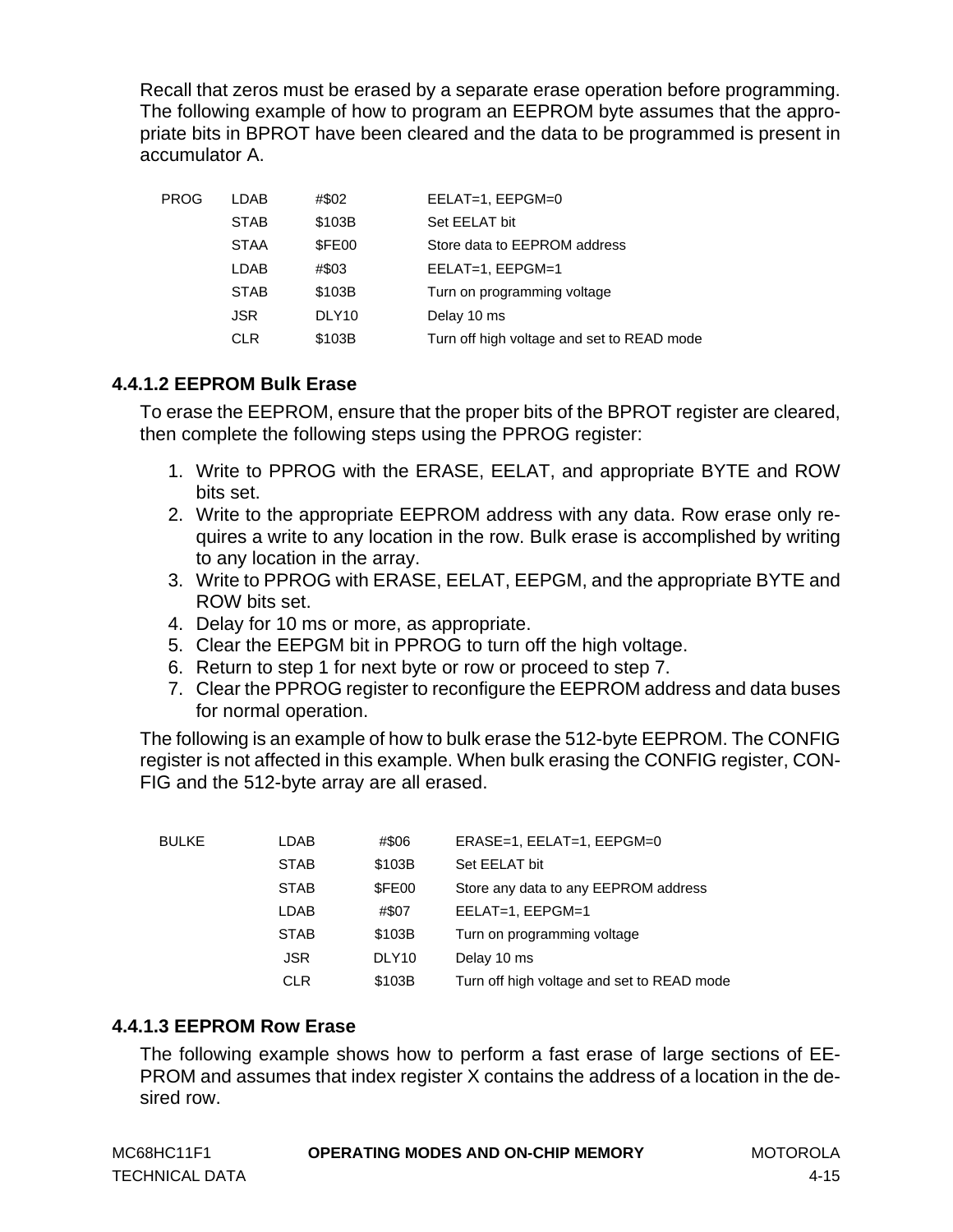Recall that zeros must be erased by a separate erase operation before programming. The following example of how to program an EEPROM byte assumes that the appropriate bits in BPROT have been cleared and the data to be programmed is present in accumulator A.

```
PROG    LDAB    #$02     EELAT=1, EEPGM=0
        STAB    $103B    Set EELAT bit
        STAA    $FE00    Store data to EEPROM address
        LDAB    #$03     EELAT=1, EEPGM=1
        STAB    $103B    Turn on programming voltage
        JSR     DLY10    Delay 10 ms
        CLR     $103B    Turn off high voltage and set to READ mode
```

### 4.4.1.2 EEPROM Bulk Erase

To erase the EEPROM, ensure that the proper bits of the BPROT register are cleared, then complete the following steps using the PPROG register:

1. Write to PPROG with the ERASE, EELAT, and appropriate BYTE and ROW bits set.
2. Write to the appropriate EEPROM address with any data. Row erase only requires a write to any location in the row. Bulk erase is accomplished by writing to any location in the array.
3. Write to PPROG with ERASE, EELAT, EEPGM, and the appropriate BYTE and ROW bits set.
4. Delay for 10 ms or more, as appropriate.
5. Clear the EEPGM bit in PPROG to turn off the high voltage.
6. Return to step 1 for next byte or row or proceed to step 7.
7. Clear the PPROG register to reconfigure the EEPROM address and data buses for normal operation.

The following is an example of how to bulk erase the 512-byte EEPROM. The CONFIG register is not affected in this example. When bulk erasing the CONFIG register, CONFIG and the 512-byte array are all erased.

```
BULKE   LDAB    #$06     ERASE=1, EELAT=1, EEPGM=0
        STAB    $103B    Set EELAT bit
        STAB    $FE00    Store any data to any EEPROM address
        LDAB    #$07     EELAT=1, EEPGM=1
        STAB    $103B    Turn on programming voltage
        JSR     DLY10    Delay 10 ms
        CLR     $103B    Turn off high voltage and set to READ mode
```

### 4.4.1.3 EEPROM Row Erase

The following example shows how to perform a fast erase of large sections of EEPROM and assumes that index register X contains the address of a location in the desired row.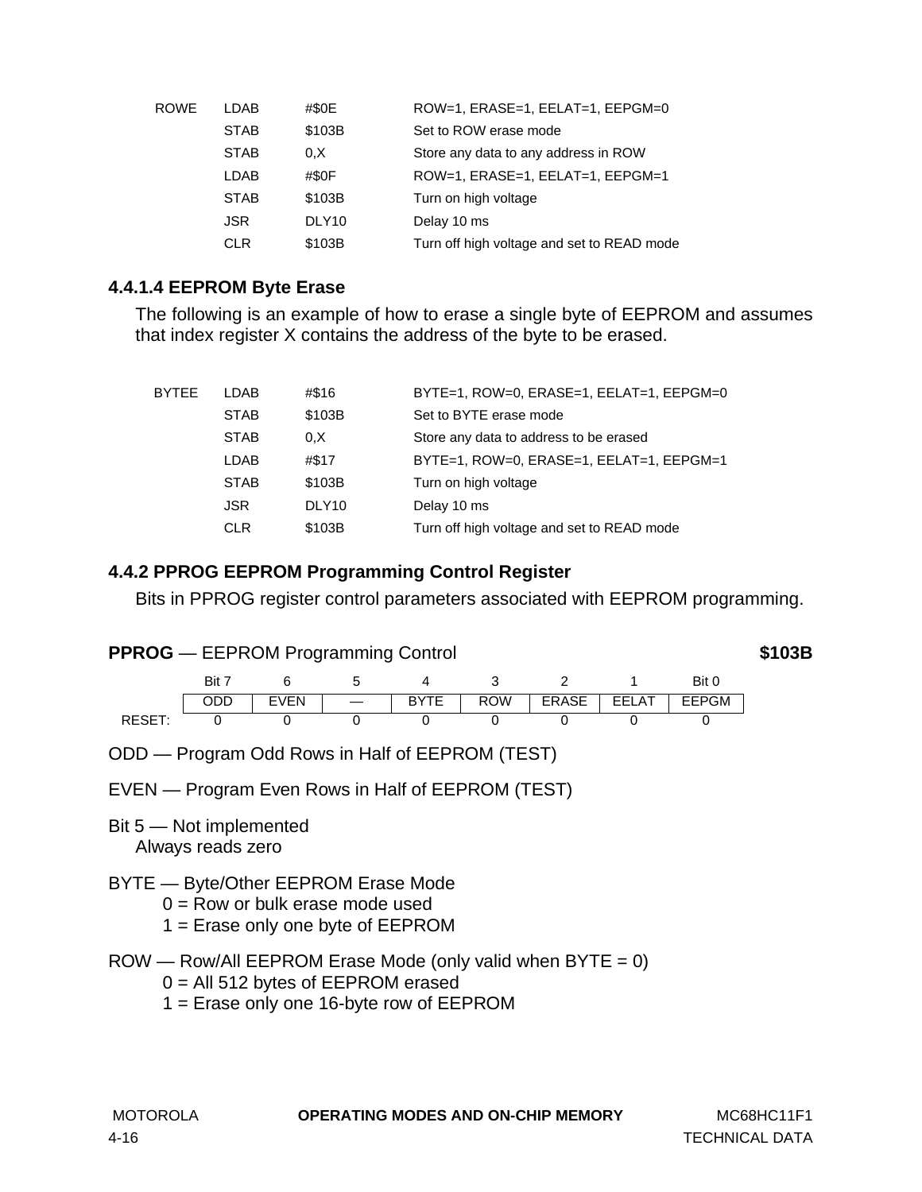```
ROWE    LDAB    #$0E     ROW=1, ERASE=1, EELAT=1, EEPGM=0
        STAB    $103B    Set to ROW erase mode
        STAB    0,X      Store any data to any address in ROW
        LDAB    #$0F     ROW=1, ERASE=1, EELAT=1, EEPGM=1
        STAB    $103B    Turn on high voltage
        JSR     DLY10    Delay 10 ms
        CLR     $103B    Turn off high voltage and set to READ mode
```

#### 4.4.1.4 EEPROM Byte Erase

The following is an example of how to erase a single byte of EEPROM and assumes that index register X contains the address of the byte to be erased.

```
BYTEE   LDAB    #$16     BYTE=1, ROW=0, ERASE=1, EELAT=1, EEPGM=0
        STAB    $103B    Set to BYTE erase mode
        STAB    0,X      Store any data to address to be erased
        LDAB    #$17     BYTE=1, ROW=0, ERASE=1, EELAT=1, EEPGM=1
        STAB    $103B    Turn on high voltage
        JSR     DLY10    Delay 10 ms
        CLR     $103B    Turn off high voltage and set to READ mode
```

### 4.4.2 PPROG EEPROM Programming Control Register

Bits in PPROG register control parameters associated with EEPROM programming.

**PPROG** — EEPROM Programming Control **$103B**

| | Bit 7 | 6 | 5 | 4 | 3 | 2 | 1 | Bit 0 |
|---|---|---|---|---|---|---|---|---|
| | ODD | EVEN | — | BYTE | ROW | ERASE | EELAT | EEPGM |
| RESET: | 0 | 0 | 0 | 0 | 0 | 0 | 0 | 0 |

ODD — Program Odd Rows in Half of EEPROM (TEST)

EVEN — Program Even Rows in Half of EEPROM (TEST)

Bit 5 — Not implemented
Always reads zero

BYTE — Byte/Other EEPROM Erase Mode
- 0 = Row or bulk erase mode used
- 1 = Erase only one byte of EEPROM

ROW — Row/All EEPROM Erase Mode (only valid when BYTE = 0)
- 0 = All 512 bytes of EEPROM erased
- 1 = Erase only one 16-byte row of EEPROM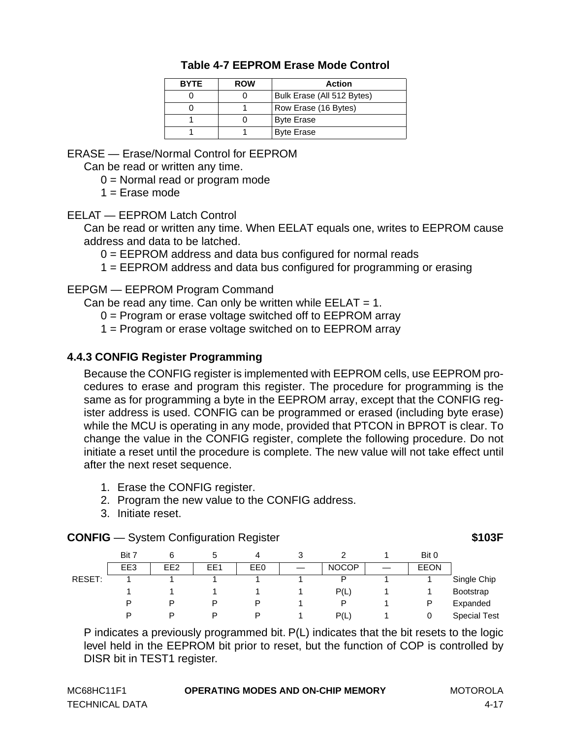**Table 4-7 EEPROM Erase Mode Control**

| BYTE | ROW | Action |
|---|---|---|
| 0 | 0 | Bulk Erase (All 512 Bytes) |
| 0 | 1 | Row Erase (16 Bytes) |
| 1 | 0 | Byte Erase |
| 1 | 1 | Byte Erase |

ERASE — Erase/Normal Control for EEPROM

Can be read or written any time.

0 = Normal read or program mode
1 = Erase mode

EELAT — EEPROM Latch Control

Can be read or written any time. When EELAT equals one, writes to EEPROM cause address and data to be latched.

0 = EEPROM address and data bus configured for normal reads
1 = EEPROM address and data bus configured for programming or erasing

EEPGM — EEPROM Program Command

Can be read any time. Can only be written while EELAT = 1.

0 = Program or erase voltage switched off to EEPROM array
1 = Program or erase voltage switched on to EEPROM array

### 4.4.3 CONFIG Register Programming

Because the CONFIG register is implemented with EEPROM cells, use EEPROM procedures to erase and program this register. The procedure for programming is the same as for programming a byte in the EEPROM array, except that the CONFIG register address is used. CONFIG can be programmed or erased (including byte erase) while the MCU is operating in any mode, provided that PTCON in BPROT is clear. To change the value in the CONFIG register, complete the following procedure. Do not initiate a reset until the procedure is complete. The new value will not take effect until after the next reset sequence.

1. Erase the CONFIG register.
2. Program the new value to the CONFIG address.
3. Initiate reset.

**CONFIG** — System Configuration Register **$103F**

| | Bit 7 | 6 | 5 | 4 | 3 | 2 | 1 | Bit 0 | |
|---|---|---|---|---|---|---|---|---|---|
| | EE3 | EE2 | EE1 | EE0 | — | NOCOP | — | EEON | |
| RESET: | 1 | 1 | 1 | 1 | 1 | P | 1 | 1 | Single Chip |
| | 1 | 1 | 1 | 1 | 1 | P(L) | 1 | 1 | Bootstrap |
| | P | P | P | P | 1 | P | 1 | P | Expanded |
| | P | P | P | P | 1 | P(L) | 1 | 0 | Special Test |

P indicates a previously programmed bit. P(L) indicates that the bit resets to the logic level held in the EEPROM bit prior to reset, but the function of COP is controlled by DISR bit in TEST1 register.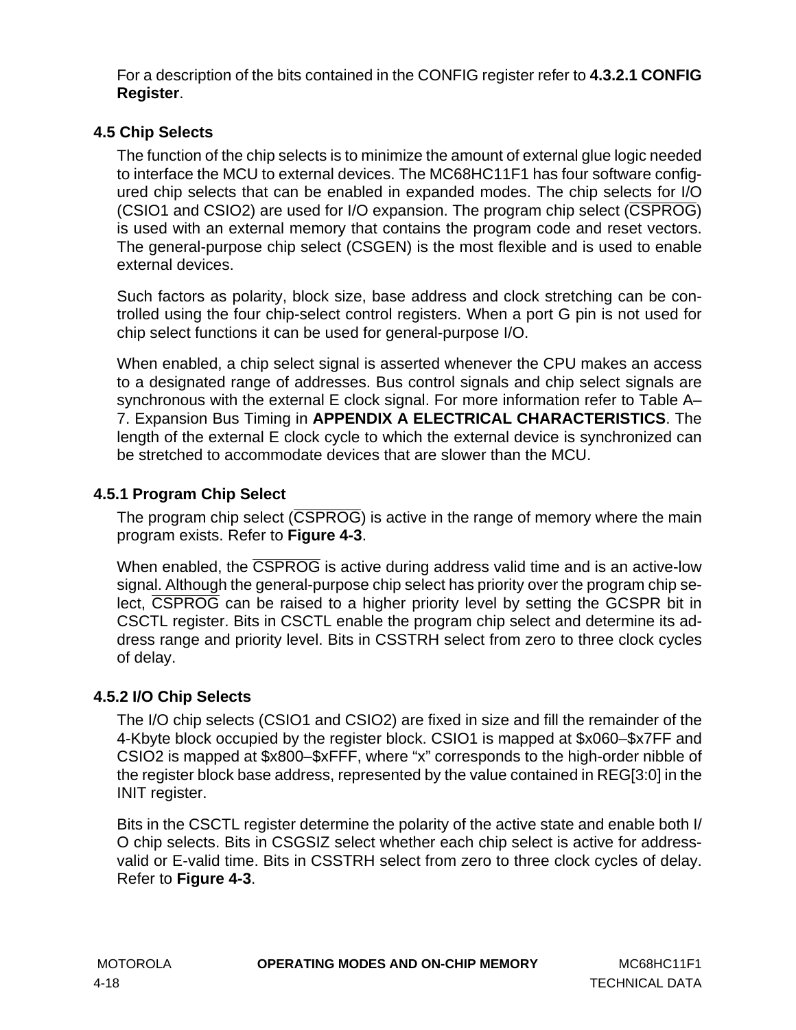For a description of the bits contained in the CONFIG register refer to **4.3.2.1 CONFIG Register**.

## 4.5 Chip Selects

The function of the chip selects is to minimize the amount of external glue logic needed to interface the MCU to external devices. The MC68HC11F1 has four software configured chip selects that can be enabled in expanded modes. The chip selects for I/O (CSIO1 and CSIO2) are used for I/O expansion. The program chip select ($\overline{\text{CSPROG}}$) is used with an external memory that contains the program code and reset vectors. The general-purpose chip select (CSGEN) is the most flexible and is used to enable external devices.

Such factors as polarity, block size, base address and clock stretching can be controlled using the four chip-select control registers. When a port G pin is not used for chip select functions it can be used for general-purpose I/O.

When enabled, a chip select signal is asserted whenever the CPU makes an access to a designated range of addresses. Bus control signals and chip select signals are synchronous with the external E clock signal. For more information refer to Table A–7. Expansion Bus Timing in **APPENDIX A ELECTRICAL CHARACTERISTICS**. The length of the external E clock cycle to which the external device is synchronized can be stretched to accommodate devices that are slower than the MCU.

### 4.5.1 Program Chip Select

The program chip select ($\overline{\text{CSPROG}}$) is active in the range of memory where the main program exists. Refer to **Figure 4-3**.

When enabled, the $\overline{\text{CSPROG}}$ is active during address valid time and is an active-low signal. Although the general-purpose chip select has priority over the program chip select, $\overline{\text{CSPROG}}$ can be raised to a higher priority level by setting the GCSPR bit in CSCTL register. Bits in CSCTL enable the program chip select and determine its address range and priority level. Bits in CSSTRH select from zero to three clock cycles of delay.

### 4.5.2 I/O Chip Selects

The I/O chip selects (CSIO1 and CSIO2) are fixed in size and fill the remainder of the 4-Kbyte block occupied by the register block. CSIO1 is mapped at $x060–$x7FF and CSIO2 is mapped at $x800–$xFFF, where "x" corresponds to the high-order nibble of the register block base address, represented by the value contained in REG[3:0] in the INIT register.

Bits in the CSCTL register determine the polarity of the active state and enable both I/O chip selects. Bits in CSGSIZ select whether each chip select is active for address-valid or E-valid time. Bits in CSSTRH select from zero to three clock cycles of delay. Refer to **Figure 4-3**.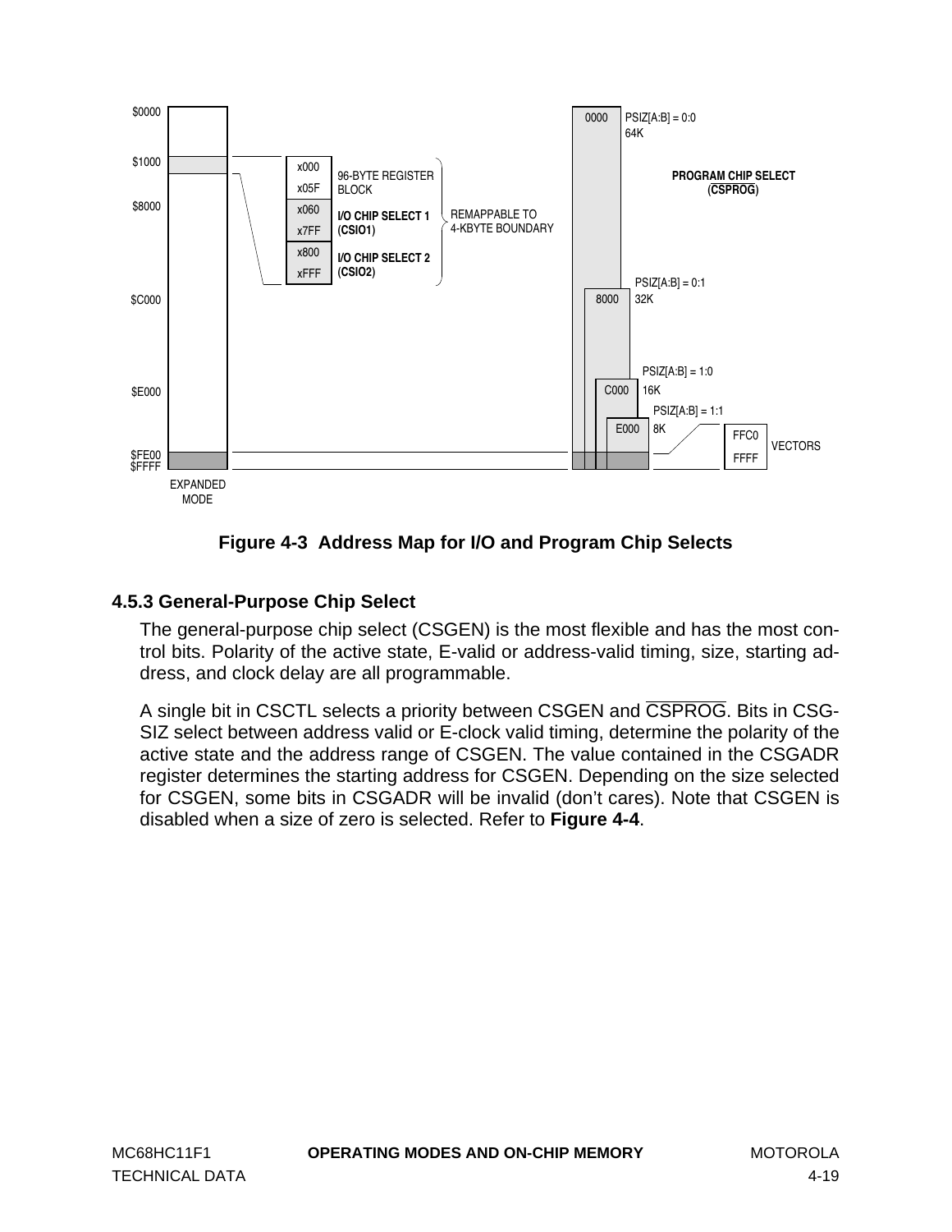Figure 4-3 Address Map for I/O and Program Chip Selects

### 4.5.3 General-Purpose Chip Select

The general-purpose chip select (CSGEN) is the most flexible and has the most control bits. Polarity of the active state, E-valid or address-valid timing, size, starting address, and clock delay are all programmable.

A single bit in CSCTL selects a priority between CSGEN and $\overline{\text{CSPROG}}$. Bits in CSGSIZ select between address valid or E-clock valid timing, determine the polarity of the active state and the address range of CSGEN. The value contained in the CSGADR register determines the starting address for CSGEN. Depending on the size selected for CSGEN, some bits in CSGADR will be invalid (don't cares). Note that CSGEN is disabled when a size of zero is selected. Refer to **Figure 4-4**.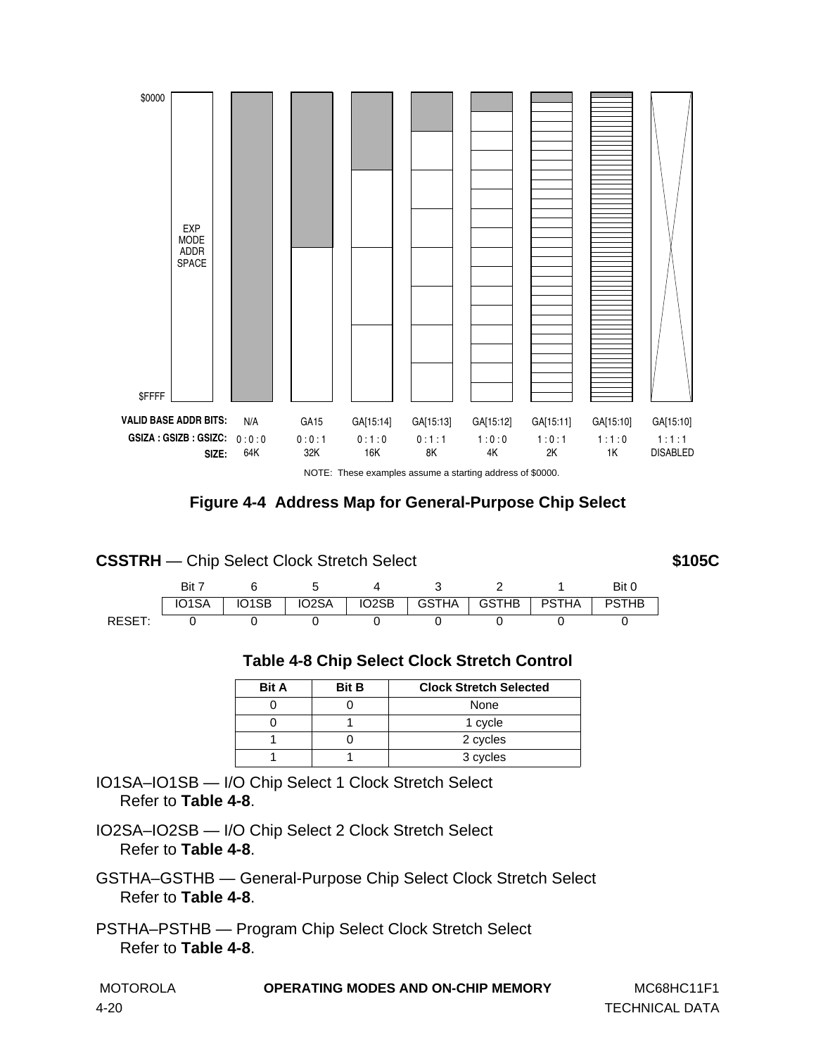| | | | | | | | | |
|---|---|---|---|---|---|---|---|---|
| **VALID BASE ADDR BITS:** | N/A | GA15 | GA[15:14] | GA[15:13] | GA[15:12] | GA[15:11] | GA[15:10] | GA[15:10] |
| **GSIZA : GSIZB : GSIZC:** | 0 : 0 : 0 | 0 : 0 : 1 | 0 : 1 : 0 | 0 : 1 : 1 | 1 : 0 : 0 | 1 : 0 : 1 | 1 : 1 : 0 | 1 : 1 : 1 |
| **SIZE:** | 64K | 32K | 16K | 8K | 4K | 2K | 1K | DISABLED |

$0000 — EXP MODE ADDR SPACE — $FFFF

NOTE: These examples assume a starting address of $0000.

**Figure 4-4 Address Map for General-Purpose Chip Select**

**CSSTRH** — Chip Select Clock Stretch Select **$105C**

| | Bit 7 | 6 | 5 | 4 | 3 | 2 | 1 | Bit 0 |
|---|---|---|---|---|---|---|---|---|
| | IO1SA | IO1SB | IO2SA | IO2SB | GSTHA | GSTHB | PSTHA | PSTHB |
| RESET: | 0 | 0 | 0 | 0 | 0 | 0 | 0 | 0 |

**Table 4-8 Chip Select Clock Stretch Control**

| Bit A | Bit B | Clock Stretch Selected |
|---|---|---|
| 0 | 0 | None |
| 0 | 1 | 1 cycle |
| 1 | 0 | 2 cycles |
| 1 | 1 | 3 cycles |

IO1SA–IO1SB — I/O Chip Select 1 Clock Stretch Select
Refer to **Table 4-8**.

IO2SA–IO2SB — I/O Chip Select 2 Clock Stretch Select
Refer to **Table 4-8**.

GSTHA–GSTHB — General-Purpose Chip Select Clock Stretch Select
Refer to **Table 4-8**.

PSTHA–PSTHB — Program Chip Select Clock Stretch Select
Refer to **Table 4-8**.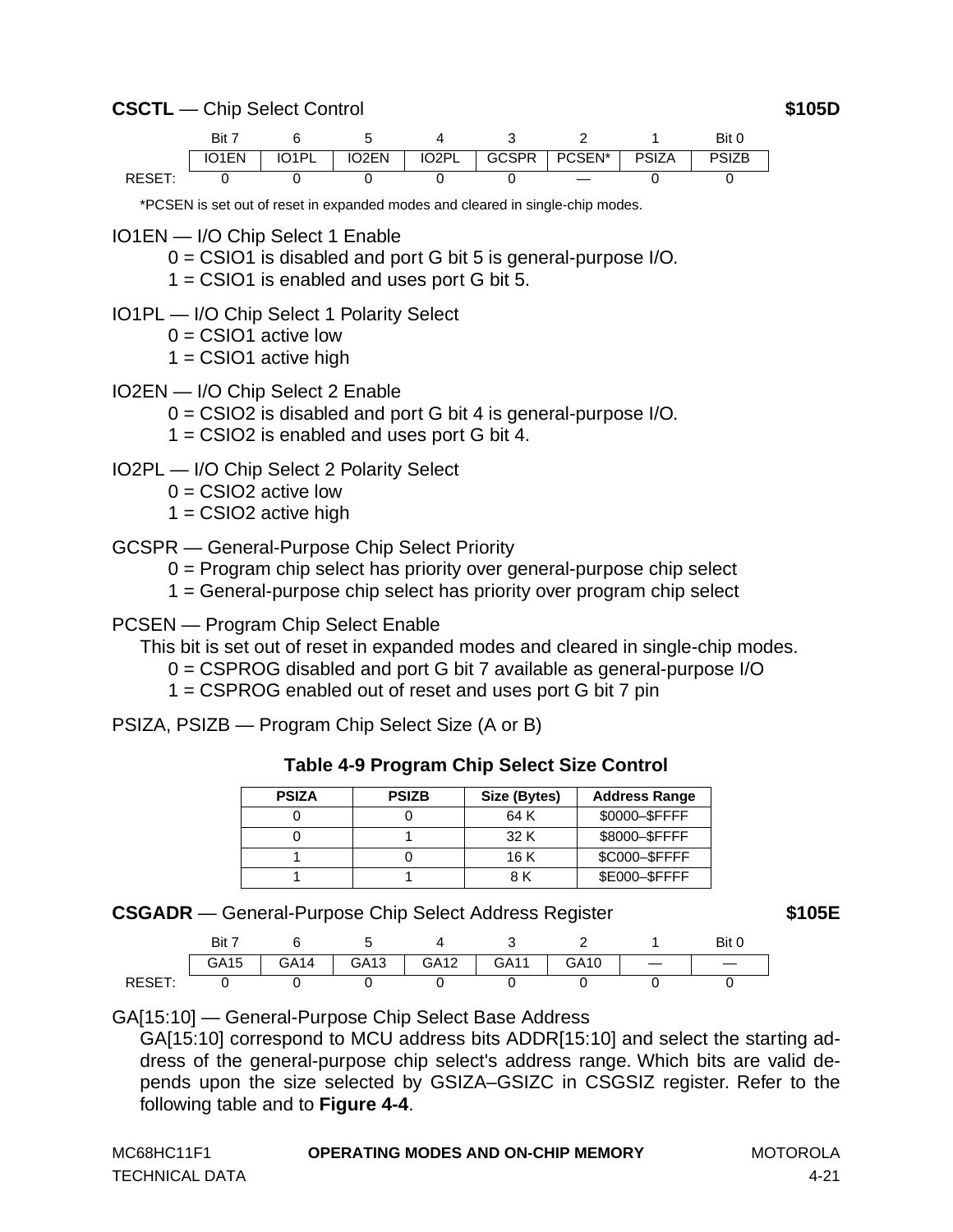**CSCTL** — Chip Select Control **$105D**

| | Bit 7 | 6 | 5 | 4 | 3 | 2 | 1 | Bit 0 |
|---|---|---|---|---|---|---|---|---|
| | IO1EN | IO1PL | IO2EN | IO2PL | GCSPR | PCSEN* | PSIZA | PSIZB |
| RESET: | 0 | 0 | 0 | 0 | 0 | — | 0 | 0 |

*PCSEN is set out of reset in expanded modes and cleared in single-chip modes.

IO1EN — I/O Chip Select 1 Enable
- 0 = CSIO1 is disabled and port G bit 5 is general-purpose I/O.
- 1 = CSIO1 is enabled and uses port G bit 5.

IO1PL — I/O Chip Select 1 Polarity Select
- 0 = CSIO1 active low
- 1 = CSIO1 active high

IO2EN — I/O Chip Select 2 Enable
- 0 = CSIO2 is disabled and port G bit 4 is general-purpose I/O.
- 1 = CSIO2 is enabled and uses port G bit 4.

IO2PL — I/O Chip Select 2 Polarity Select
- 0 = CSIO2 active low
- 1 = CSIO2 active high

GCSPR — General-Purpose Chip Select Priority
- 0 = Program chip select has priority over general-purpose chip select
- 1 = General-purpose chip select has priority over program chip select

PCSEN — Program Chip Select Enable

This bit is set out of reset in expanded modes and cleared in single-chip modes.
- 0 = CSPROG disabled and port G bit 7 available as general-purpose I/O
- 1 = CSPROG enabled out of reset and uses port G bit 7 pin

PSIZA, PSIZB — Program Chip Select Size (A or B)

**Table 4-9 Program Chip Select Size Control**

| PSIZA | PSIZB | Size (Bytes) | Address Range |
|---|---|---|---|
| 0 | 0 | 64 K | $0000–$FFFF |
| 0 | 1 | 32 K | $8000–$FFFF |
| 1 | 0 | 16 K | $C000–$FFFF |
| 1 | 1 | 8 K | $E000–$FFFF |

**CSGADR** — General-Purpose Chip Select Address Register **$105E**

| | Bit 7 | 6 | 5 | 4 | 3 | 2 | 1 | Bit 0 |
|---|---|---|---|---|---|---|---|---|
| | GA15 | GA14 | GA13 | GA12 | GA11 | GA10 | — | — |
| RESET: | 0 | 0 | 0 | 0 | 0 | 0 | 0 | 0 |

GA[15:10] — General-Purpose Chip Select Base Address

GA[15:10] correspond to MCU address bits ADDR[15:10] and select the starting address of the general-purpose chip select's address range. Which bits are valid depends upon the size selected by GSIZA–GSIZC in CSGSIZ register. Refer to the following table and to **Figure 4-4**.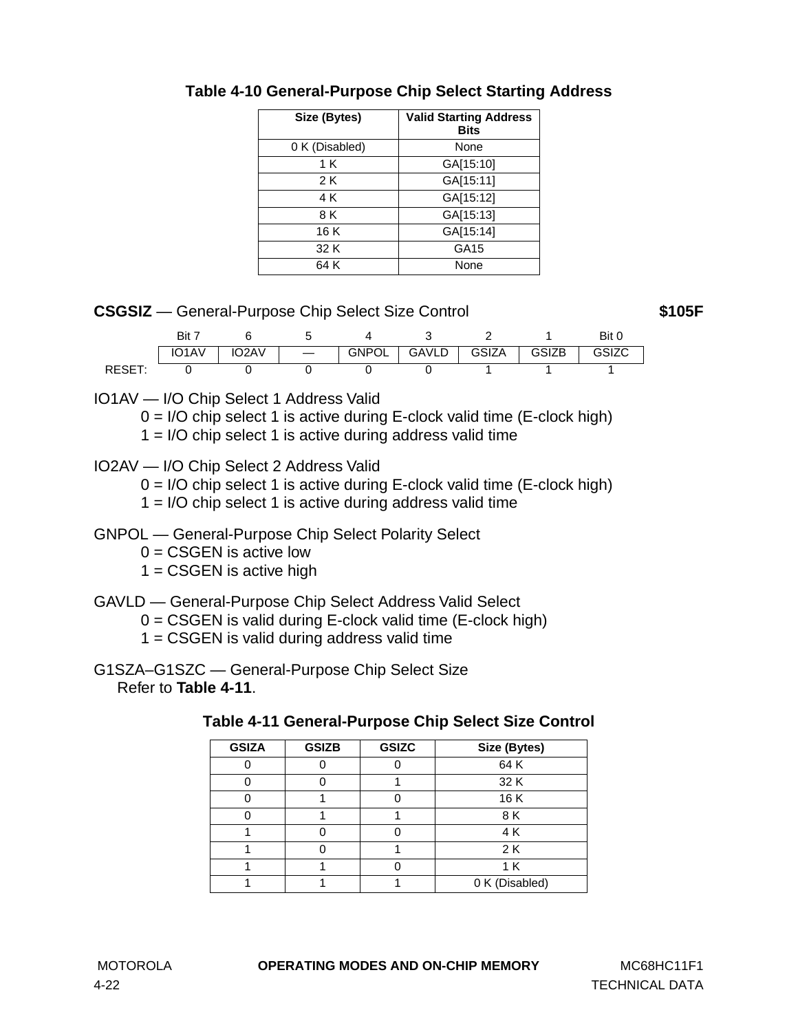**Table 4-10 General-Purpose Chip Select Starting Address**

| Size (Bytes) | Valid Starting Address Bits |
|---|---|
| 0 K (Disabled) | None |
| 1 K | GA[15:10] |
| 2 K | GA[15:11] |
| 4 K | GA[15:12] |
| 8 K | GA[15:13] |
| 16 K | GA[15:14] |
| 32 K | GA15 |
| 64 K | None |

**CSGSIZ** — General-Purpose Chip Select Size Control **$105F**

| | Bit 7 | 6 | 5 | 4 | 3 | 2 | 1 | Bit 0 |
|---|---|---|---|---|---|---|---|---|
| | IO1AV | IO2AV | — | GNPOL | GAVLD | GSIZA | GSIZB | GSIZC |
| RESET: | 0 | 0 | 0 | 0 | 0 | 1 | 1 | 1 |

IO1AV — I/O Chip Select 1 Address Valid
- 0 = I/O chip select 1 is active during E-clock valid time (E-clock high)
- 1 = I/O chip select 1 is active during address valid time

IO2AV — I/O Chip Select 2 Address Valid
- 0 = I/O chip select 1 is active during E-clock valid time (E-clock high)
- 1 = I/O chip select 1 is active during address valid time

GNPOL — General-Purpose Chip Select Polarity Select
- 0 = CSGEN is active low
- 1 = CSGEN is active high

GAVLD — General-Purpose Chip Select Address Valid Select
- 0 = CSGEN is valid during E-clock valid time (E-clock high)
- 1 = CSGEN is valid during address valid time

G1SZA–G1SZC — General-Purpose Chip Select Size
Refer to **Table 4-11**.

**Table 4-11 General-Purpose Chip Select Size Control**

| GSIZA | GSIZB | GSIZC | Size (Bytes) |
|---|---|---|---|
| 0 | 0 | 0 | 64 K |
| 0 | 0 | 1 | 32 K |
| 0 | 1 | 0 | 16 K |
| 0 | 1 | 1 | 8 K |
| 1 | 0 | 0 | 4 K |
| 1 | 0 | 1 | 2 K |
| 1 | 1 | 0 | 1 K |
| 1 | 1 | 1 | 0 K (Disabled) |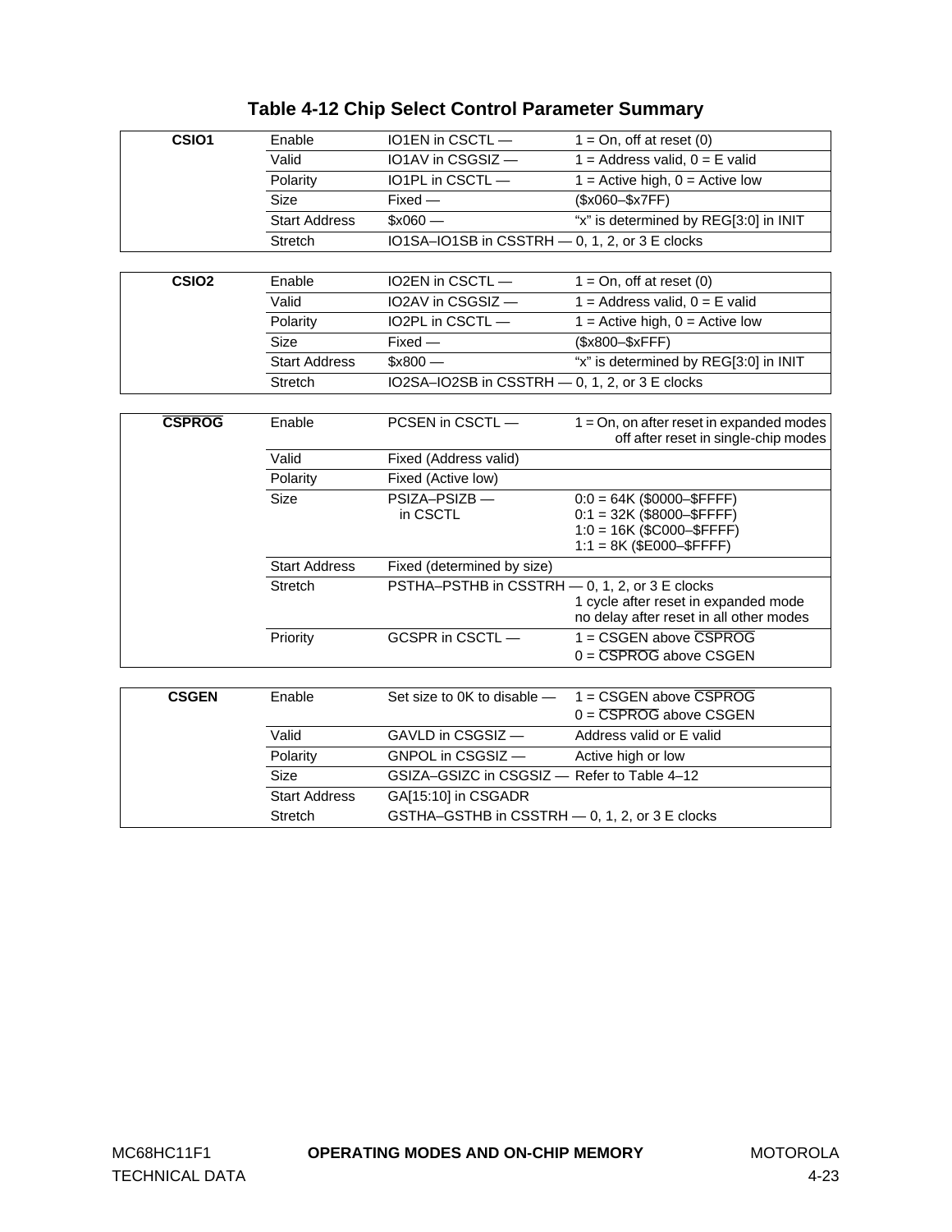## Table 4-12 Chip Select Control Parameter Summary

| | | | |
|---|---|---|---|
| **CSIO1** | Enable | IO1EN in CSCTL — | 1 = On, off at reset (0) |
| | Valid | IO1AV in CSGSIZ — | 1 = Address valid, 0 = E valid |
| | Polarity | IO1PL in CSCTL — | 1 = Active high, 0 = Active low |
| | Size | Fixed — | ($x060–$x7FF) |
| | Start Address | $x060 — | “x” is determined by REG[3:0] in INIT |
| | Stretch | IO1SA–IO1SB in CSSTRH — 0, 1, 2, or 3 E clocks | |

| | | | |
|---|---|---|---|
| **CSIO2** | Enable | IO2EN in CSCTL — | 1 = On, off at reset (0) |
| | Valid | IO2AV in CSGSIZ — | 1 = Address valid, 0 = E valid |
| | Polarity | IO2PL in CSCTL — | 1 = Active high, 0 = Active low |
| | Size | Fixed — | ($x800–$xFFF) |
| | Start Address | $x800 — | “x” is determined by REG[3:0] in INIT |
| | Stretch | IO2SA–IO2SB in CSSTRH — 0, 1, 2, or 3 E clocks | |

| | | | |
|---|---|---|---|
| **$\overline{\text{CSPROG}}$** | Enable | PCSEN in CSCTL — | 1 = On, on after reset in expanded modes off after reset in single-chip modes |
| | Valid | Fixed (Address valid) | |
| | Polarity | Fixed (Active low) | |
| | Size | PSIZA–PSIZB — in CSCTL | 0:0 = 64K ($0000–$FFFF)<br>0:1 = 32K ($8000–$FFFF)<br>1:0 = 16K ($C000–$FFFF)<br>1:1 = 8K ($E000–$FFFF) |
| | Start Address | Fixed (determined by size) | |
| | Stretch | PSTHA–PSTHB in CSSTRH — 0, 1, 2, or 3 E clocks | 1 cycle after reset in expanded mode<br>no delay after reset in all other modes |
| | Priority | GCSPR in CSCTL — | 1 = CSGEN above $\overline{\text{CSPROG}}$<br>0 = $\overline{\text{CSPROG}}$ above CSGEN |

| | | | |
|---|---|---|---|
| **CSGEN** | Enable | Set size to 0K to disable — | 1 = CSGEN above $\overline{\text{CSPROG}}$<br>0 = $\overline{\text{CSPROG}}$ above CSGEN |
| | Valid | GAVLD in CSGSIZ — | Address valid or E valid |
| | Polarity | GNPOL in CSGSIZ — | Active high or low |
| | Size | GSIZA–GSIZC in CSGSIZ — | Refer to Table 4–12 |
| | Start Address | GA[15:10] in CSGADR | |
| | Stretch | GSTHA–GSTHB in CSSTRH — 0, 1, 2, or 3 E clocks | |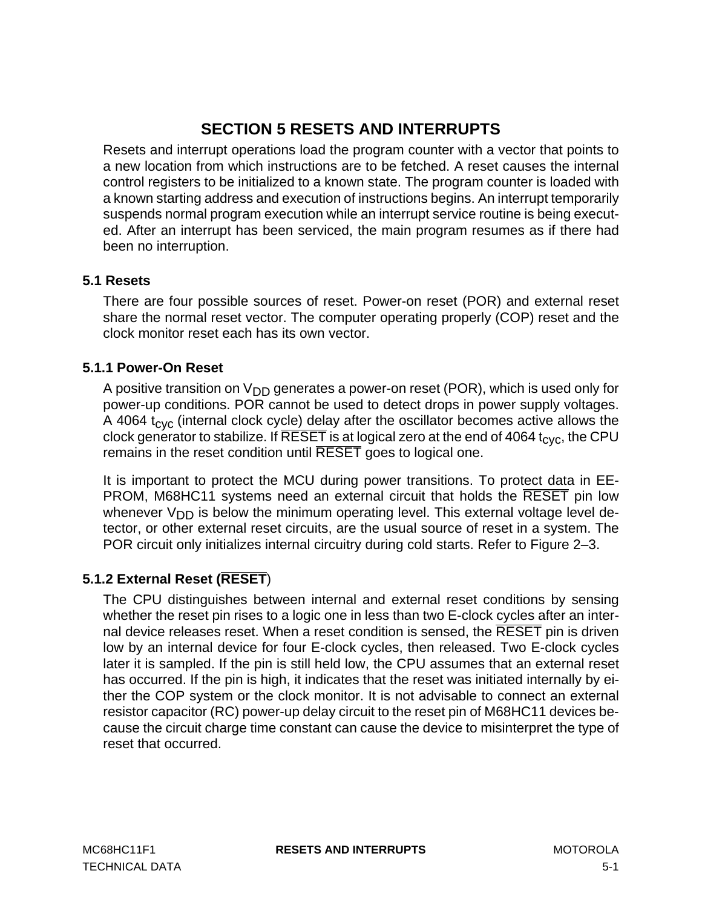# SECTION 5 RESETS AND INTERRUPTS

Resets and interrupt operations load the program counter with a vector that points to a new location from which instructions are to be fetched. A reset causes the internal control registers to be initialized to a known state. The program counter is loaded with a known starting address and execution of instructions begins. An interrupt temporarily suspends normal program execution while an interrupt service routine is being executed. After an interrupt has been serviced, the main program resumes as if there had been no interruption.

## 5.1 Resets

There are four possible sources of reset. Power-on reset (POR) and external reset share the normal reset vector. The computer operating properly (COP) reset and the clock monitor reset each has its own vector.

### 5.1.1 Power-On Reset

A positive transition on $V_{DD}$ generates a power-on reset (POR), which is used only for power-up conditions. POR cannot be used to detect drops in power supply voltages. A 4064 $t_{cyc}$ (internal clock cycle) delay after the oscillator becomes active allows the clock generator to stabilize. If $\overline{RESET}$ is at logical zero at the end of 4064 $t_{cyc}$, the CPU remains in the reset condition until $\overline{RESET}$ goes to logical one.

It is important to protect the MCU during power transitions. To protect data in EEPROM, M68HC11 systems need an external circuit that holds the $\overline{RESET}$ pin low whenever $V_{DD}$ is below the minimum operating level. This external voltage level detector, or other external reset circuits, are the usual source of reset in a system. The POR circuit only initializes internal circuitry during cold starts. Refer to Figure 2–3.

### 5.1.2 External Reset ($\overline{RESET}$)

The CPU distinguishes between internal and external reset conditions by sensing whether the reset pin rises to a logic one in less than two E-clock cycles after an internal device releases reset. When a reset condition is sensed, the $\overline{RESET}$ pin is driven low by an internal device for four E-clock cycles, then released. Two E-clock cycles later it is sampled. If the pin is still held low, the CPU assumes that an external reset has occurred. If the pin is high, it indicates that the reset was initiated internally by either the COP system or the clock monitor. It is not advisable to connect an external resistor capacitor (RC) power-up delay circuit to the reset pin of M68HC11 devices because the circuit charge time constant can cause the device to misinterpret the type of reset that occurred.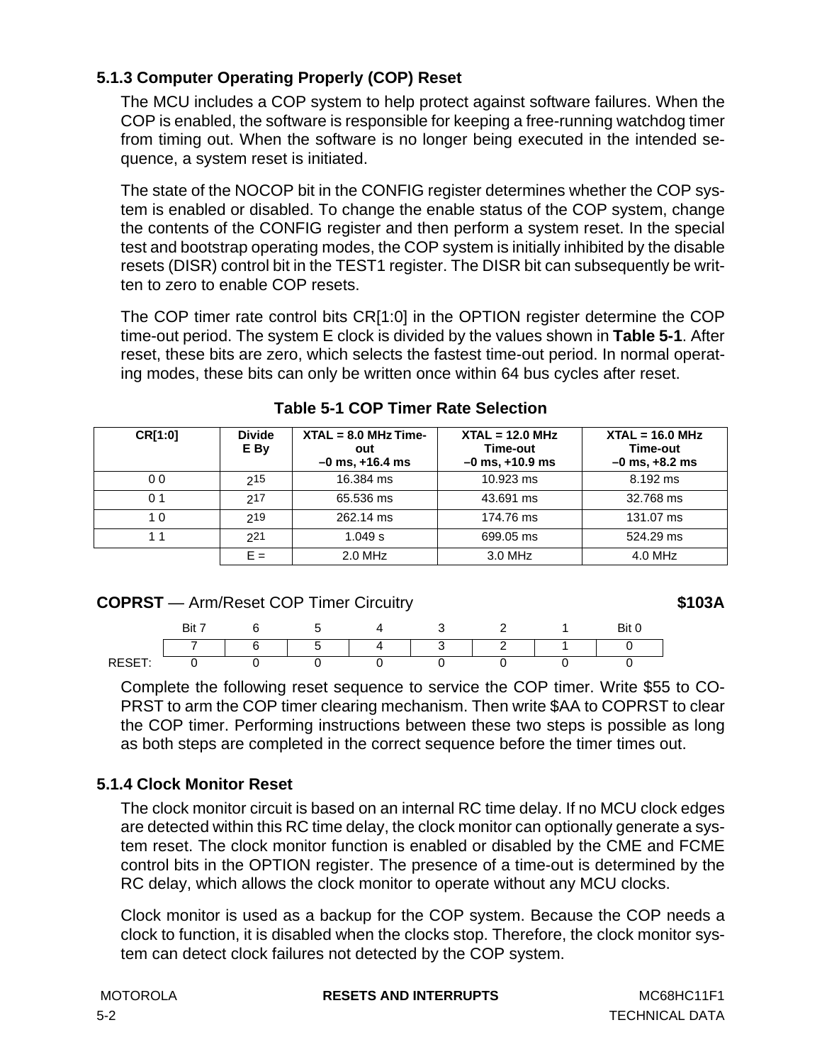### 5.1.3 Computer Operating Properly (COP) Reset

The MCU includes a COP system to help protect against software failures. When the COP is enabled, the software is responsible for keeping a free-running watchdog timer from timing out. When the software is no longer being executed in the intended sequence, a system reset is initiated.

The state of the NOCOP bit in the CONFIG register determines whether the COP system is enabled or disabled. To change the enable status of the COP system, change the contents of the CONFIG register and then perform a system reset. In the special test and bootstrap operating modes, the COP system is initially inhibited by the disable resets (DISR) control bit in the TEST1 register. The DISR bit can subsequently be written to zero to enable COP resets.

The COP timer rate control bits CR[1:0] in the OPTION register determine the COP time-out period. The system E clock is divided by the values shown in **Table 5-1**. After reset, these bits are zero, which selects the fastest time-out period. In normal operating modes, these bits can only be written once within 64 bus cycles after reset.

**Table 5-1 COP Timer Rate Selection**

| CR[1:0] | Divide E By | XTAL = 8.0 MHz Time-out –0 ms, +16.4 ms | XTAL = 12.0 MHz Time-out –0 ms, +10.9 ms | XTAL = 16.0 MHz Time-out –0 ms, +8.2 ms |
|---|---|---|---|---|
| 0 0 | $2^{15}$ | 16.384 ms | 10.923 ms | 8.192 ms |
| 0 1 | $2^{17}$ | 65.536 ms | 43.691 ms | 32.768 ms |
| 1 0 | $2^{19}$ | 262.14 ms | 174.76 ms | 131.07 ms |
| 1 1 | $2^{21}$ | 1.049 s | 699.05 ms | 524.29 ms |
| | E = | 2.0 MHz | 3.0 MHz | 4.0 MHz |

**COPRST** — Arm/Reset COP Timer Circuitry **$103A**

| | Bit 7 | 6 | 5 | 4 | 3 | 2 | 1 | Bit 0 |
|---|---|---|---|---|---|---|---|---|
| | 7 | 6 | 5 | 4 | 3 | 2 | 1 | 0 |
| RESET: | 0 | 0 | 0 | 0 | 0 | 0 | 0 | 0 |

Complete the following reset sequence to service the COP timer. Write $55 to COPRST to arm the COP timer clearing mechanism. Then write $AA to COPRST to clear the COP timer. Performing instructions between these two steps is possible as long as both steps are completed in the correct sequence before the timer times out.

### 5.1.4 Clock Monitor Reset

The clock monitor circuit is based on an internal RC time delay. If no MCU clock edges are detected within this RC time delay, the clock monitor can optionally generate a system reset. The clock monitor function is enabled or disabled by the CME and FCME control bits in the OPTION register. The presence of a time-out is determined by the RC delay, which allows the clock monitor to operate without any MCU clocks.

Clock monitor is used as a backup for the COP system. Because the COP needs a clock to function, it is disabled when the clocks stop. Therefore, the clock monitor system can detect clock failures not detected by the COP system.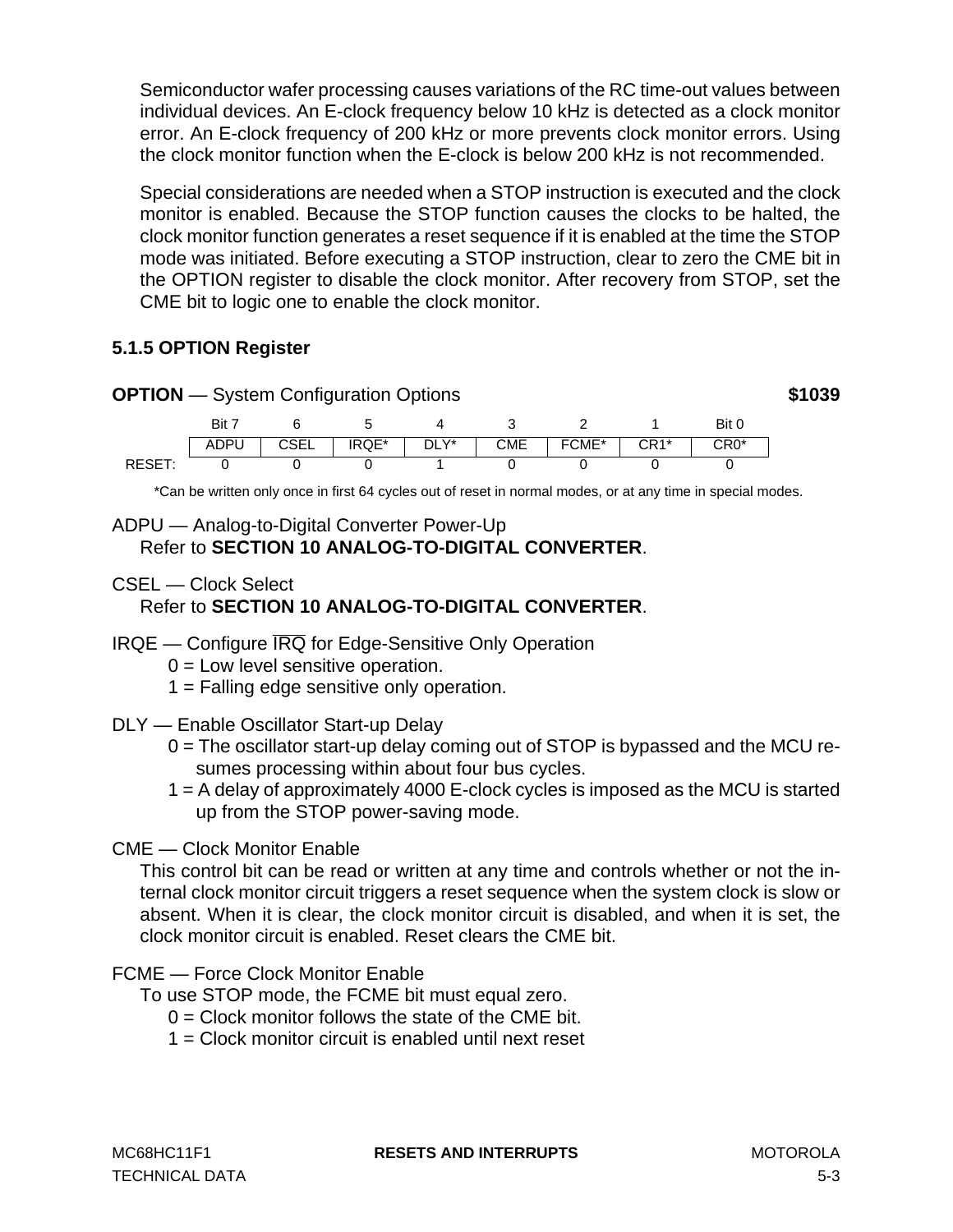Semiconductor wafer processing causes variations of the RC time-out values between individual devices. An E-clock frequency below 10 kHz is detected as a clock monitor error. An E-clock frequency of 200 kHz or more prevents clock monitor errors. Using the clock monitor function when the E-clock is below 200 kHz is not recommended.

Special considerations are needed when a STOP instruction is executed and the clock monitor is enabled. Because the STOP function causes the clocks to be halted, the clock monitor function generates a reset sequence if it is enabled at the time the STOP mode was initiated. Before executing a STOP instruction, clear to zero the CME bit in the OPTION register to disable the clock monitor. After recovery from STOP, set the CME bit to logic one to enable the clock monitor.

### 5.1.5 OPTION Register

**OPTION** — System Configuration Options **$1039**

| | Bit 7 | 6 | 5 | 4 | 3 | 2 | 1 | Bit 0 |
|---|---|---|---|---|---|---|---|---|
| | ADPU | CSEL | IRQE* | DLY* | CME | FCME* | CR1* | CR0* |
| RESET: | 0 | 0 | 0 | 1 | 0 | 0 | 0 | 0 |

*Can be written only once in first 64 cycles out of reset in normal modes, or at any time in special modes.

ADPU — Analog-to-Digital Converter Power-Up
Refer to **SECTION 10 ANALOG-TO-DIGITAL CONVERTER**.

CSEL — Clock Select
Refer to **SECTION 10 ANALOG-TO-DIGITAL CONVERTER**.

IRQE — Configure $\overline{\text{IRQ}}$ for Edge-Sensitive Only Operation
0 = Low level sensitive operation.
1 = Falling edge sensitive only operation.

DLY — Enable Oscillator Start-up Delay
0 = The oscillator start-up delay coming out of STOP is bypassed and the MCU resumes processing within about four bus cycles.
1 = A delay of approximately 4000 E-clock cycles is imposed as the MCU is started up from the STOP power-saving mode.

CME — Clock Monitor Enable
This control bit can be read or written at any time and controls whether or not the internal clock monitor circuit triggers a reset sequence when the system clock is slow or absent. When it is clear, the clock monitor circuit is disabled, and when it is set, the clock monitor circuit is enabled. Reset clears the CME bit.

FCME — Force Clock Monitor Enable
To use STOP mode, the FCME bit must equal zero.
0 = Clock monitor follows the state of the CME bit.
1 = Clock monitor circuit is enabled until next reset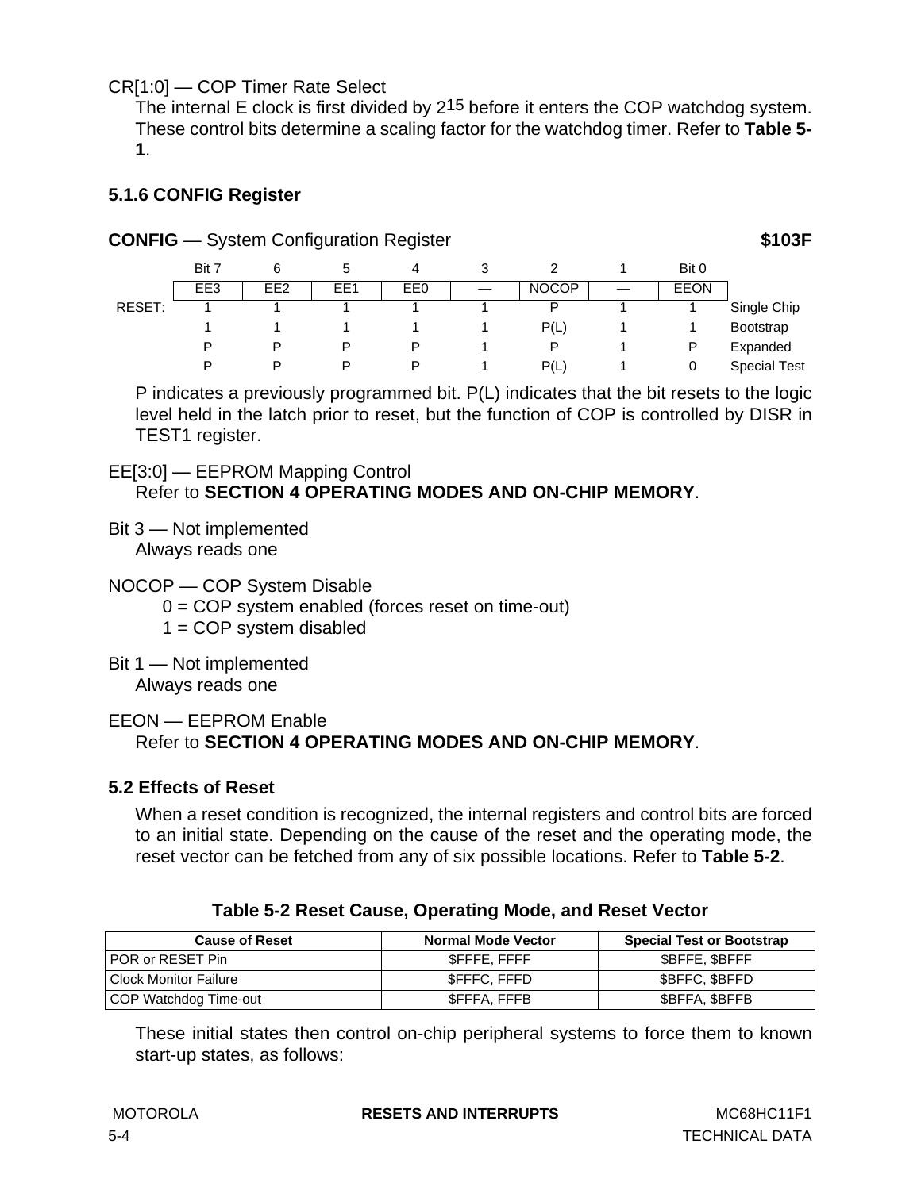CR[1:0] — COP Timer Rate Select

The internal E clock is first divided by $2^{15}$ before it enters the COP watchdog system. These control bits determine a scaling factor for the watchdog timer. Refer to **Table 5-1**.

### 5.1.6 CONFIG Register

**CONFIG** — System Configuration Register **$103F**

| | Bit 7 | 6 | 5 | 4 | 3 | 2 | 1 | Bit 0 | |
|---|---|---|---|---|---|---|---|---|---|
| | EE3 | EE2 | EE1 | EE0 | — | NOCOP | — | EEON | |
| RESET: | 1 | 1 | 1 | 1 | 1 | P | 1 | 1 | Single Chip |
| | 1 | 1 | 1 | 1 | 1 | P(L) | 1 | 1 | Bootstrap |
| | P | P | P | P | 1 | P | 1 | P | Expanded |
| | P | P | P | P | 1 | P(L) | 1 | 0 | Special Test |

P indicates a previously programmed bit. P(L) indicates that the bit resets to the logic level held in the latch prior to reset, but the function of COP is controlled by DISR in TEST1 register.

EE[3:0] — EEPROM Mapping Control

Refer to **SECTION 4 OPERATING MODES AND ON-CHIP MEMORY**.

Bit 3 — Not implemented

Always reads one

NOCOP — COP System Disable

0 = COP system enabled (forces reset on time-out)

1 = COP system disabled

Bit 1 — Not implemented

Always reads one

EEON — EEPROM Enable

Refer to **SECTION 4 OPERATING MODES AND ON-CHIP MEMORY**.

## 5.2 Effects of Reset

When a reset condition is recognized, the internal registers and control bits are forced to an initial state. Depending on the cause of the reset and the operating mode, the reset vector can be fetched from any of six possible locations. Refer to **Table 5-2**.

**Table 5-2 Reset Cause, Operating Mode, and Reset Vector**

| Cause of Reset | Normal Mode Vector | Special Test or Bootstrap |
|---|---|---|
| POR or RESET Pin | $FFFE, FFFF | $BFFE, $BFFF |
| Clock Monitor Failure | $FFFC, FFFD | $BFFC, $BFFD |
| COP Watchdog Time-out | $FFFA, FFFB | $BFFA, $BFFB |

These initial states then control on-chip peripheral systems to force them to known start-up states, as follows: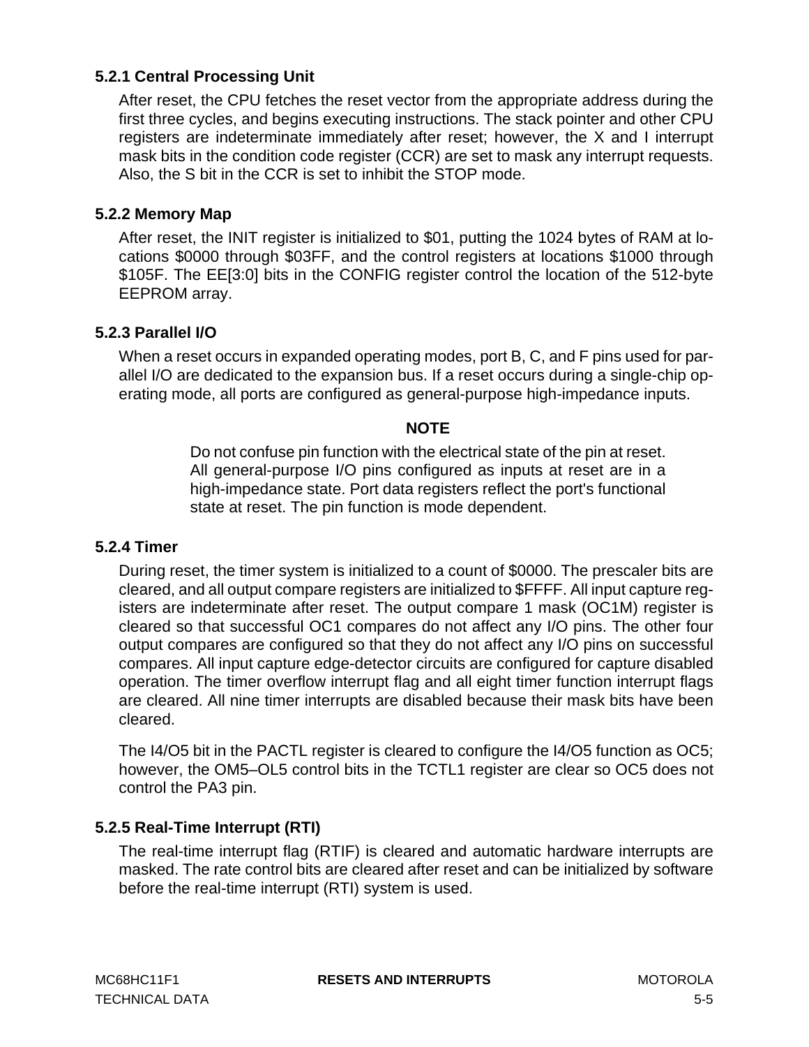### 5.2.1 Central Processing Unit

After reset, the CPU fetches the reset vector from the appropriate address during the first three cycles, and begins executing instructions. The stack pointer and other CPU registers are indeterminate immediately after reset; however, the X and I interrupt mask bits in the condition code register (CCR) are set to mask any interrupt requests. Also, the S bit in the CCR is set to inhibit the STOP mode.

### 5.2.2 Memory Map

After reset, the INIT register is initialized to $01, putting the 1024 bytes of RAM at locations $0000 through $03FF, and the control registers at locations $1000 through $105F. The EE[3:0] bits in the CONFIG register control the location of the 512-byte EEPROM array.

### 5.2.3 Parallel I/O

When a reset occurs in expanded operating modes, port B, C, and F pins used for parallel I/O are dedicated to the expansion bus. If a reset occurs during a single-chip operating mode, all ports are configured as general-purpose high-impedance inputs.

**NOTE**

Do not confuse pin function with the electrical state of the pin at reset. All general-purpose I/O pins configured as inputs at reset are in a high-impedance state. Port data registers reflect the port's functional state at reset. The pin function is mode dependent.

### 5.2.4 Timer

During reset, the timer system is initialized to a count of $0000. The prescaler bits are cleared, and all output compare registers are initialized to $FFFF. All input capture registers are indeterminate after reset. The output compare 1 mask (OC1M) register is cleared so that successful OC1 compares do not affect any I/O pins. The other four output compares are configured so that they do not affect any I/O pins on successful compares. All input capture edge-detector circuits are configured for capture disabled operation. The timer overflow interrupt flag and all eight timer function interrupt flags are cleared. All nine timer interrupts are disabled because their mask bits have been cleared.

The I4/O5 bit in the PACTL register is cleared to configure the I4/O5 function as OC5; however, the OM5–OL5 control bits in the TCTL1 register are clear so OC5 does not control the PA3 pin.

### 5.2.5 Real-Time Interrupt (RTI)

The real-time interrupt flag (RTIF) is cleared and automatic hardware interrupts are masked. The rate control bits are cleared after reset and can be initialized by software before the real-time interrupt (RTI) system is used.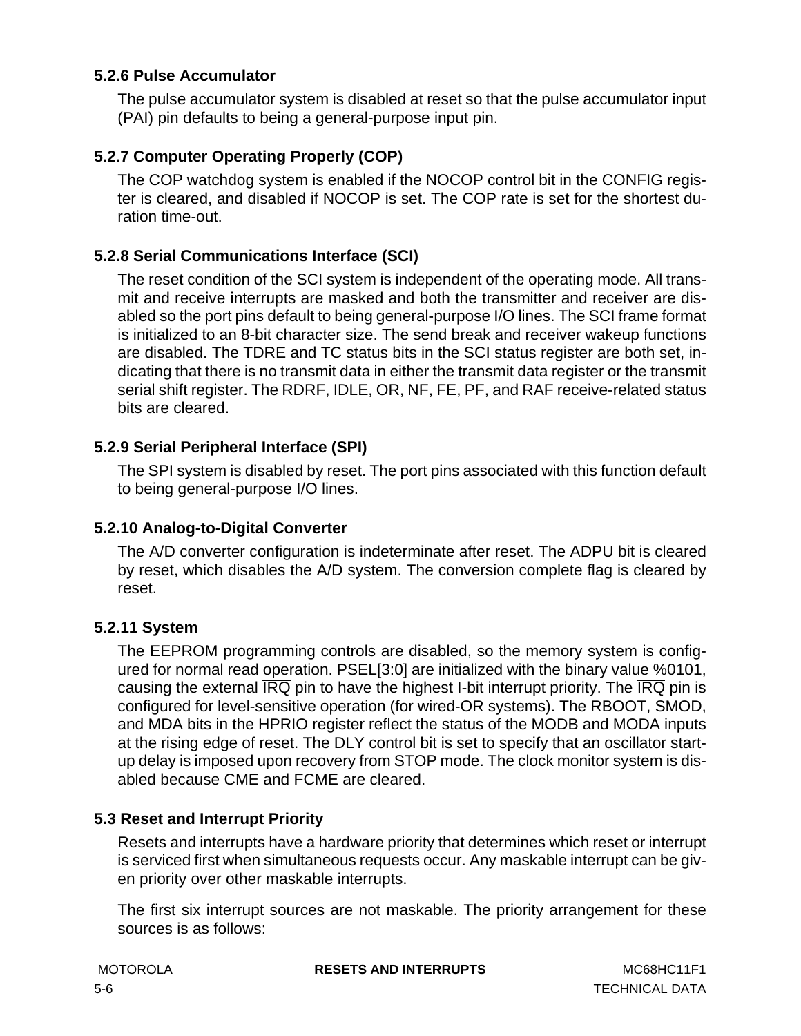### 5.2.6 Pulse Accumulator

The pulse accumulator system is disabled at reset so that the pulse accumulator input (PAI) pin defaults to being a general-purpose input pin.

### 5.2.7 Computer Operating Properly (COP)

The COP watchdog system is enabled if the NOCOP control bit in the CONFIG register is cleared, and disabled if NOCOP is set. The COP rate is set for the shortest duration time-out.

### 5.2.8 Serial Communications Interface (SCI)

The reset condition of the SCI system is independent of the operating mode. All transmit and receive interrupts are masked and both the transmitter and receiver are disabled so the port pins default to being general-purpose I/O lines. The SCI frame format is initialized to an 8-bit character size. The send break and receiver wakeup functions are disabled. The TDRE and TC status bits in the SCI status register are both set, indicating that there is no transmit data in either the transmit data register or the transmit serial shift register. The RDRF, IDLE, OR, NF, FE, PF, and RAF receive-related status bits are cleared.

### 5.2.9 Serial Peripheral Interface (SPI)

The SPI system is disabled by reset. The port pins associated with this function default to being general-purpose I/O lines.

### 5.2.10 Analog-to-Digital Converter

The A/D converter configuration is indeterminate after reset. The ADPU bit is cleared by reset, which disables the A/D system. The conversion complete flag is cleared by reset.

### 5.2.11 System

The EEPROM programming controls are disabled, so the memory system is configured for normal read operation. PSEL[3:0] are initialized with the binary value %0101, causing the external $\overline{IRQ}$ pin to have the highest I-bit interrupt priority. The $\overline{IRQ}$ pin is configured for level-sensitive operation (for wired-OR systems). The RBOOT, SMOD, and MDA bits in the HPRIO register reflect the status of the MODB and MODA inputs at the rising edge of reset. The DLY control bit is set to specify that an oscillator start-up delay is imposed upon recovery from STOP mode. The clock monitor system is disabled because CME and FCME are cleared.

## 5.3 Reset and Interrupt Priority

Resets and interrupts have a hardware priority that determines which reset or interrupt is serviced first when simultaneous requests occur. Any maskable interrupt can be given priority over other maskable interrupts.

The first six interrupt sources are not maskable. The priority arrangement for these sources is as follows: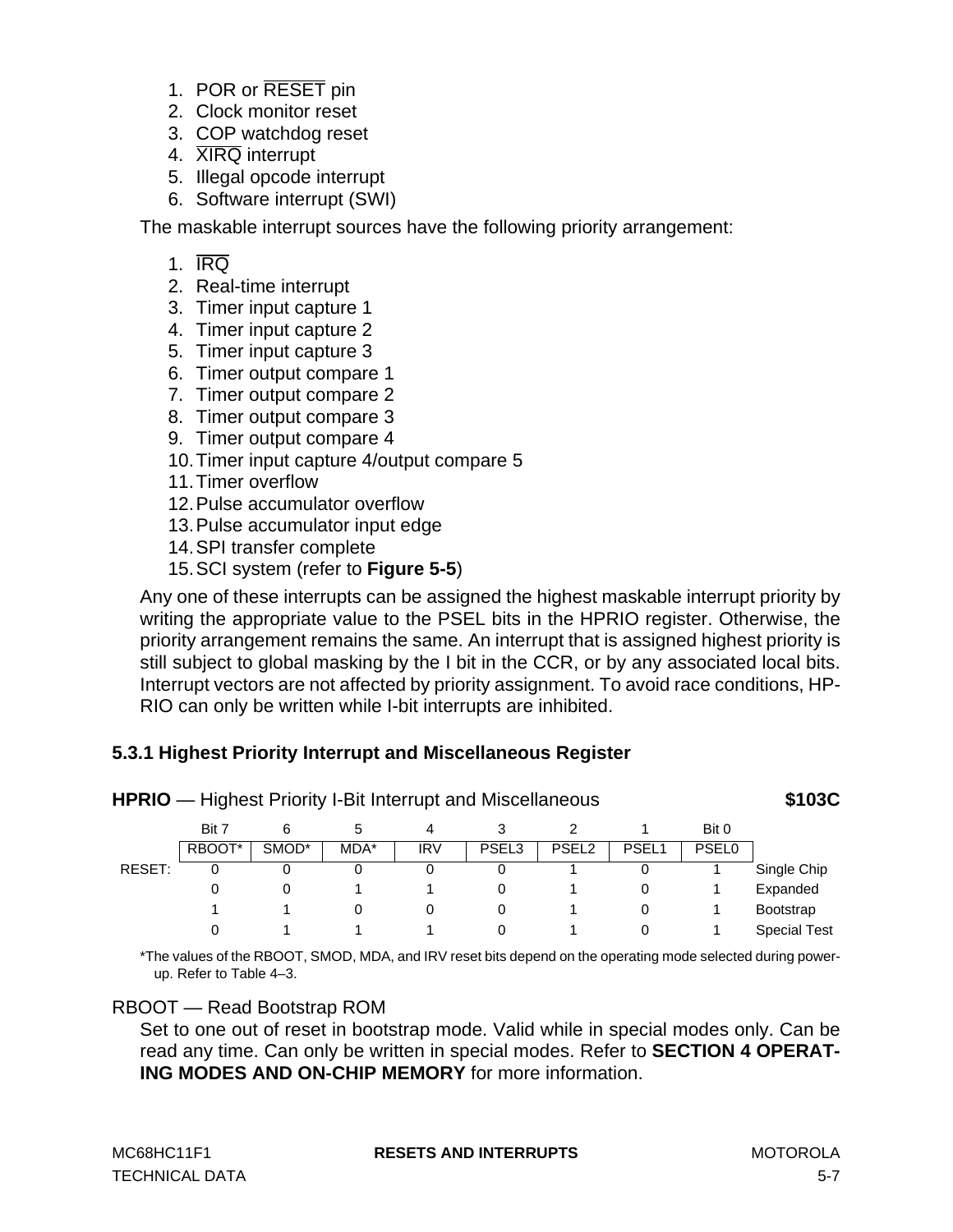1. POR or $\overline{\text{RESET}}$ pin
2. Clock monitor reset
3. COP watchdog reset
4. $\overline{\text{XIRQ}}$ interrupt
5. Illegal opcode interrupt
6. Software interrupt (SWI)

The maskable interrupt sources have the following priority arrangement:

1. $\overline{\text{IRQ}}$
2. Real-time interrupt
3. Timer input capture 1
4. Timer input capture 2
5. Timer input capture 3
6. Timer output compare 1
7. Timer output compare 2
8. Timer output compare 3
9. Timer output compare 4
10. Timer input capture 4/output compare 5
11. Timer overflow
12. Pulse accumulator overflow
13. Pulse accumulator input edge
14. SPI transfer complete
15. SCI system (refer to **Figure 5-5**)

Any one of these interrupts can be assigned the highest maskable interrupt priority by writing the appropriate value to the PSEL bits in the HPRIO register. Otherwise, the priority arrangement remains the same. An interrupt that is assigned highest priority is still subject to global masking by the I bit in the CCR, or by any associated local bits. Interrupt vectors are not affected by priority assignment. To avoid race conditions, HPRIO can only be written while I-bit interrupts are inhibited.

### 5.3.1 Highest Priority Interrupt and Miscellaneous Register

**HPRIO** — Highest Priority I-Bit Interrupt and Miscellaneous **$103C**

| | Bit 7 | 6 | 5 | 4 | 3 | 2 | 1 | Bit 0 | |
|---|---|---|---|---|---|---|---|---|---|
| | RBOOT* | SMOD* | MDA* | IRV | PSEL3 | PSEL2 | PSEL1 | PSEL0 | |
| RESET: | 0 | 0 | 0 | 0 | 0 | 1 | 0 | 1 | Single Chip |
| | 0 | 0 | 1 | 1 | 0 | 1 | 0 | 1 | Expanded |
| | 1 | 1 | 0 | 0 | 0 | 1 | 0 | 1 | Bootstrap |
| | 0 | 1 | 1 | 1 | 0 | 1 | 0 | 1 | Special Test |

*The values of the RBOOT, SMOD, MDA, and IRV reset bits depend on the operating mode selected during power-up. Refer to Table 4–3.

RBOOT — Read Bootstrap ROM

Set to one out of reset in bootstrap mode. Valid while in special modes only. Can be read any time. Can only be written in special modes. Refer to **SECTION 4 OPERATING MODES AND ON-CHIP MEMORY** for more information.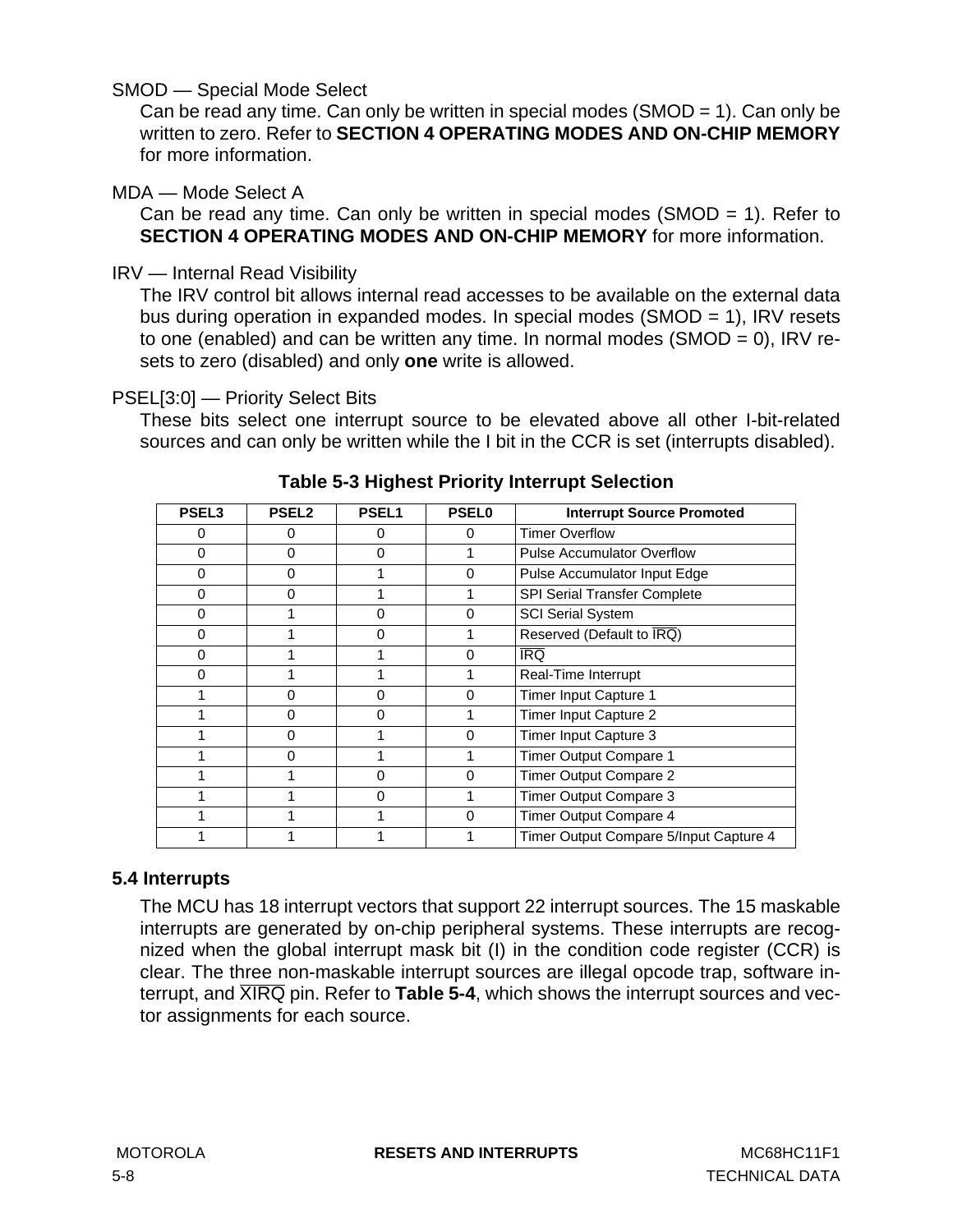SMOD — Special Mode Select

Can be read any time. Can only be written in special modes (SMOD = 1). Can only be written to zero. Refer to **SECTION 4 OPERATING MODES AND ON-CHIP MEMORY** for more information.

MDA — Mode Select A

Can be read any time. Can only be written in special modes (SMOD = 1). Refer to **SECTION 4 OPERATING MODES AND ON-CHIP MEMORY** for more information.

IRV — Internal Read Visibility

The IRV control bit allows internal read accesses to be available on the external data bus during operation in expanded modes. In special modes (SMOD = 1), IRV resets to one (enabled) and can be written any time. In normal modes (SMOD = 0), IRV resets to zero (disabled) and only **one** write is allowed.

PSEL[3:0] — Priority Select Bits

These bits select one interrupt source to be elevated above all other I-bit-related sources and can only be written while the I bit in the CCR is set (interrupts disabled).

**Table 5-3 Highest Priority Interrupt Selection**

| PSEL3 | PSEL2 | PSEL1 | PSEL0 | Interrupt Source Promoted |
|---|---|---|---|---|
| 0 | 0 | 0 | 0 | Timer Overflow |
| 0 | 0 | 0 | 1 | Pulse Accumulator Overflow |
| 0 | 0 | 1 | 0 | Pulse Accumulator Input Edge |
| 0 | 0 | 1 | 1 | SPI Serial Transfer Complete |
| 0 | 1 | 0 | 0 | SCI Serial System |
| 0 | 1 | 0 | 1 | Reserved (Default to $\overline{IRQ}$) |
| 0 | 1 | 1 | 0 | $\overline{IRQ}$ |
| 0 | 1 | 1 | 1 | Real-Time Interrupt |
| 1 | 0 | 0 | 0 | Timer Input Capture 1 |
| 1 | 0 | 0 | 1 | Timer Input Capture 2 |
| 1 | 0 | 1 | 0 | Timer Input Capture 3 |
| 1 | 0 | 1 | 1 | Timer Output Compare 1 |
| 1 | 1 | 0 | 0 | Timer Output Compare 2 |
| 1 | 1 | 0 | 1 | Timer Output Compare 3 |
| 1 | 1 | 1 | 0 | Timer Output Compare 4 |
| 1 | 1 | 1 | 1 | Timer Output Compare 5/Input Capture 4 |

## 5.4 Interrupts

The MCU has 18 interrupt vectors that support 22 interrupt sources. The 15 maskable interrupts are generated by on-chip peripheral systems. These interrupts are recognized when the global interrupt mask bit (I) in the condition code register (CCR) is clear. The three non-maskable interrupt sources are illegal opcode trap, software interrupt, and $\overline{XIRQ}$ pin. Refer to **Table 5-4**, which shows the interrupt sources and vector assignments for each source.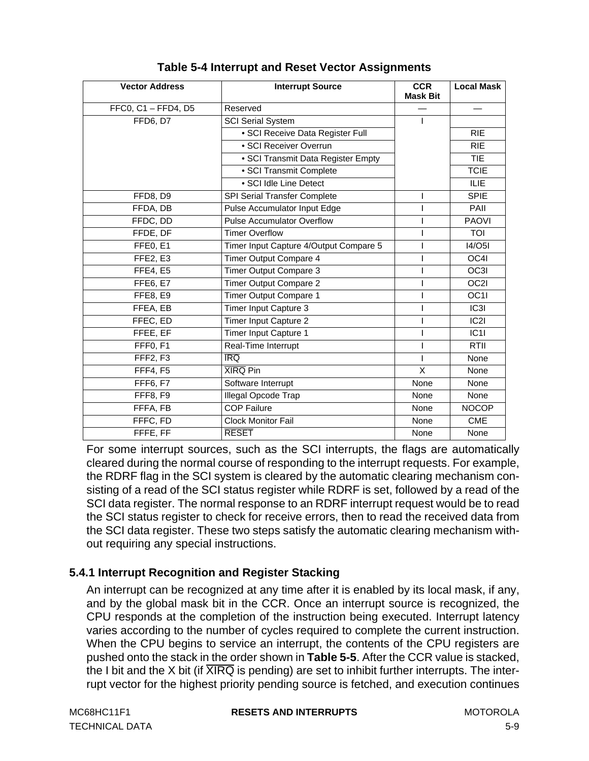**Table 5-4 Interrupt and Reset Vector Assignments**

| Vector Address | Interrupt Source | CCR Mask Bit | Local Mask |
|---|---|---|---|
| FFC0, C1 – FFD4, D5 | Reserved | — | — |
| FFD6, D7 | SCI Serial System | I | |
| | • SCI Receive Data Register Full | | RIE |
| | • SCI Receiver Overrun | | RIE |
| | • SCI Transmit Data Register Empty | | TIE |
| | • SCI Transmit Complete | | TCIE |
| | • SCI Idle Line Detect | | ILIE |
| FFD8, D9 | SPI Serial Transfer Complete | I | SPIE |
| FFDA, DB | Pulse Accumulator Input Edge | I | PAII |
| FFDC, DD | Pulse Accumulator Overflow | I | PAOVI |
| FFDE, DF | Timer Overflow | I | TOI |
| FFE0, E1 | Timer Input Capture 4/Output Compare 5 | I | I4/O5I |
| FFE2, E3 | Timer Output Compare 4 | I | OC4I |
| FFE4, E5 | Timer Output Compare 3 | I | OC3I |
| FFE6, E7 | Timer Output Compare 2 | I | OC2I |
| FFE8, E9 | Timer Output Compare 1 | I | OC1I |
| FFEA, EB | Timer Input Capture 3 | I | IC3I |
| FFEC, ED | Timer Input Capture 2 | I | IC2I |
| FFEE, EF | Timer Input Capture 1 | I | IC1I |
| FFF0, F1 | Real-Time Interrupt | I | RTII |
| FFF2, F3 | $\overline{\text{IRQ}}$ | I | None |
| FFF4, F5 | $\overline{\text{XIRQ}}$ Pin | X | None |
| FFF6, F7 | Software Interrupt | None | None |
| FFF8, F9 | Illegal Opcode Trap | None | None |
| FFFA, FB | COP Failure | None | NOCOP |
| FFFC, FD | Clock Monitor Fail | None | CME |
| FFFE, FF | $\overline{\text{RESET}}$ | None | None |

For some interrupt sources, such as the SCI interrupts, the flags are automatically cleared during the normal course of responding to the interrupt requests. For example, the RDRF flag in the SCI system is cleared by the automatic clearing mechanism consisting of a read of the SCI status register while RDRF is set, followed by a read of the SCI data register. The normal response to an RDRF interrupt request would be to read the SCI status register to check for receive errors, then to read the received data from the SCI data register. These two steps satisfy the automatic clearing mechanism without requiring any special instructions.

### 5.4.1 Interrupt Recognition and Register Stacking

An interrupt can be recognized at any time after it is enabled by its local mask, if any, and by the global mask bit in the CCR. Once an interrupt source is recognized, the CPU responds at the completion of the instruction being executed. Interrupt latency varies according to the number of cycles required to complete the current instruction. When the CPU begins to service an interrupt, the contents of the CPU registers are pushed onto the stack in the order shown in **Table 5-5**. After the CCR value is stacked, the I bit and the X bit (if $\overline{\text{XIRQ}}$ is pending) are set to inhibit further interrupts. The interrupt vector for the highest priority pending source is fetched, and execution continues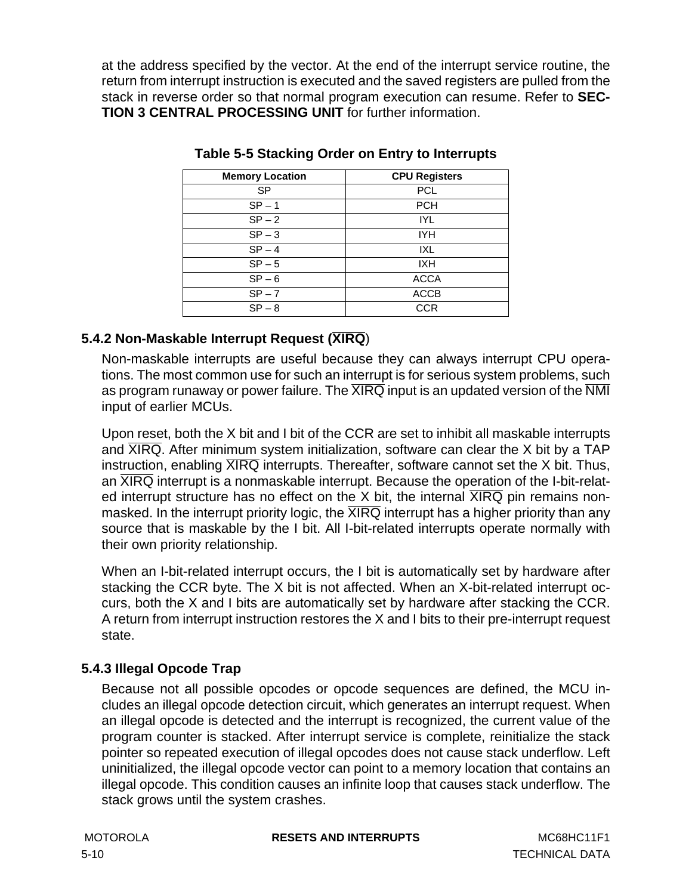at the address specified by the vector. At the end of the interrupt service routine, the return from interrupt instruction is executed and the saved registers are pulled from the stack in reverse order so that normal program execution can resume. Refer to **SECTION 3 CENTRAL PROCESSING UNIT** for further information.

**Table 5-5 Stacking Order on Entry to Interrupts**

| Memory Location | CPU Registers |
|---|---|
| SP | PCL |
| SP – 1 | PCH |
| SP – 2 | IYL |
| SP – 3 | IYH |
| SP – 4 | IXL |
| SP – 5 | IXH |
| SP – 6 | ACCA |
| SP – 7 | ACCB |
| SP – 8 | CCR |

### 5.4.2 Non-Maskable Interrupt Request ($\overline{\text{XIRQ}}$)

Non-maskable interrupts are useful because they can always interrupt CPU operations. The most common use for such an interrupt is for serious system problems, such as program runaway or power failure. The $\overline{\text{XIRQ}}$ input is an updated version of the $\overline{\text{NMI}}$ input of earlier MCUs.

Upon reset, both the X bit and I bit of the CCR are set to inhibit all maskable interrupts and $\overline{\text{XIRQ}}$. After minimum system initialization, software can clear the X bit by a TAP instruction, enabling $\overline{\text{XIRQ}}$ interrupts. Thereafter, software cannot set the X bit. Thus, an $\overline{\text{XIRQ}}$ interrupt is a nonmaskable interrupt. Because the operation of the I-bit-related interrupt structure has no effect on the X bit, the internal $\overline{\text{XIRQ}}$ pin remains nonmasked. In the interrupt priority logic, the $\overline{\text{XIRQ}}$ interrupt has a higher priority than any source that is maskable by the I bit. All I-bit-related interrupts operate normally with their own priority relationship.

When an I-bit-related interrupt occurs, the I bit is automatically set by hardware after stacking the CCR byte. The X bit is not affected. When an X-bit-related interrupt occurs, both the X and I bits are automatically set by hardware after stacking the CCR. A return from interrupt instruction restores the X and I bits to their pre-interrupt request state.

### 5.4.3 Illegal Opcode Trap

Because not all possible opcodes or opcode sequences are defined, the MCU includes an illegal opcode detection circuit, which generates an interrupt request. When an illegal opcode is detected and the interrupt is recognized, the current value of the program counter is stacked. After interrupt service is complete, reinitialize the stack pointer so repeated execution of illegal opcodes does not cause stack underflow. Left uninitialized, the illegal opcode vector can point to a memory location that contains an illegal opcode. This condition causes an infinite loop that causes stack underflow. The stack grows until the system crashes.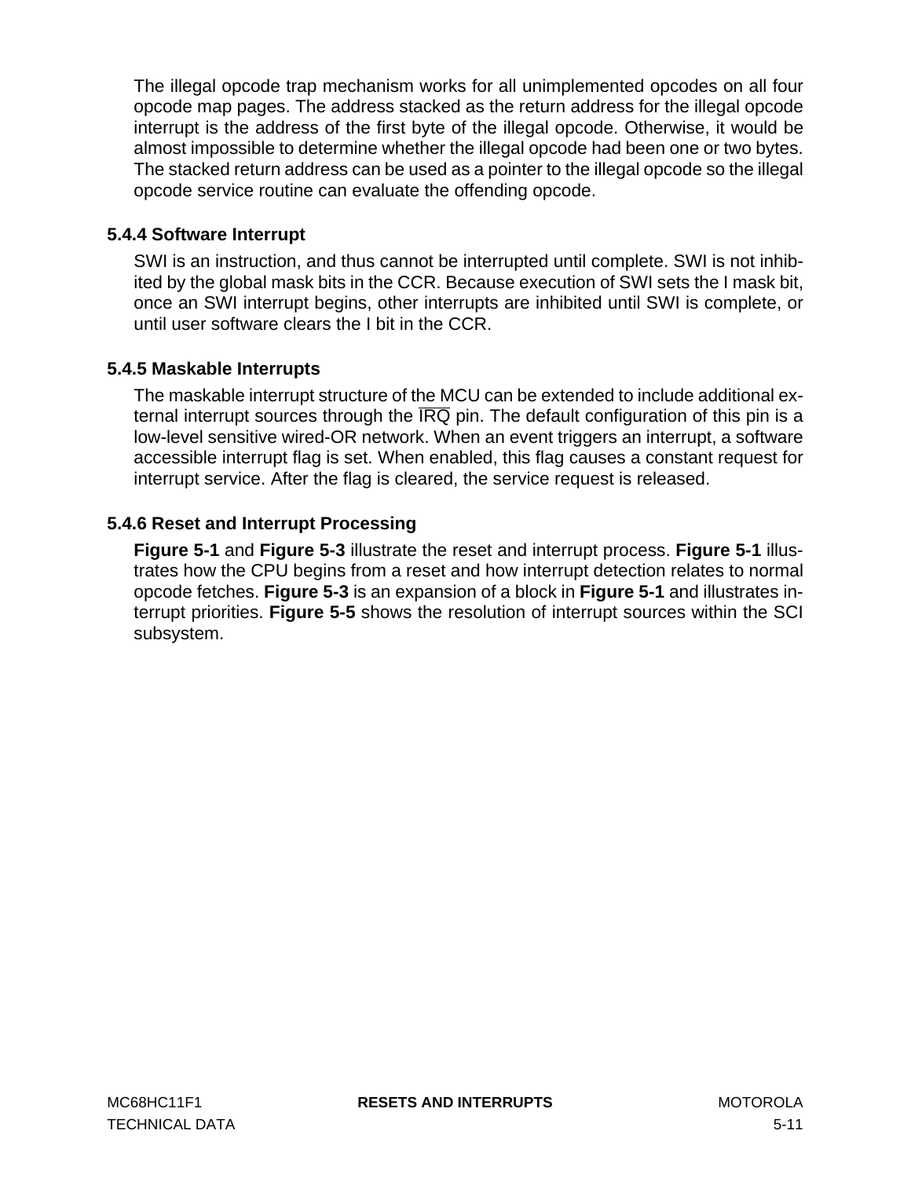The illegal opcode trap mechanism works for all unimplemented opcodes on all four opcode map pages. The address stacked as the return address for the illegal opcode interrupt is the address of the first byte of the illegal opcode. Otherwise, it would be almost impossible to determine whether the illegal opcode had been one or two bytes. The stacked return address can be used as a pointer to the illegal opcode so the illegal opcode service routine can evaluate the offending opcode.

### 5.4.4 Software Interrupt

SWI is an instruction, and thus cannot be interrupted until complete. SWI is not inhibited by the global mask bits in the CCR. Because execution of SWI sets the I mask bit, once an SWI interrupt begins, other interrupts are inhibited until SWI is complete, or until user software clears the I bit in the CCR.

### 5.4.5 Maskable Interrupts

The maskable interrupt structure of the MCU can be extended to include additional external interrupt sources through the $\overline{IRQ}$ pin. The default configuration of this pin is a low-level sensitive wired-OR network. When an event triggers an interrupt, a software accessible interrupt flag is set. When enabled, this flag causes a constant request for interrupt service. After the flag is cleared, the service request is released.

### 5.4.6 Reset and Interrupt Processing

**Figure 5-1** and **Figure 5-3** illustrate the reset and interrupt process. **Figure 5-1** illustrates how the CPU begins from a reset and how interrupt detection relates to normal opcode fetches. **Figure 5-3** is an expansion of a block in **Figure 5-1** and illustrates interrupt priorities. **Figure 5-5** shows the resolution of interrupt sources within the SCI subsystem.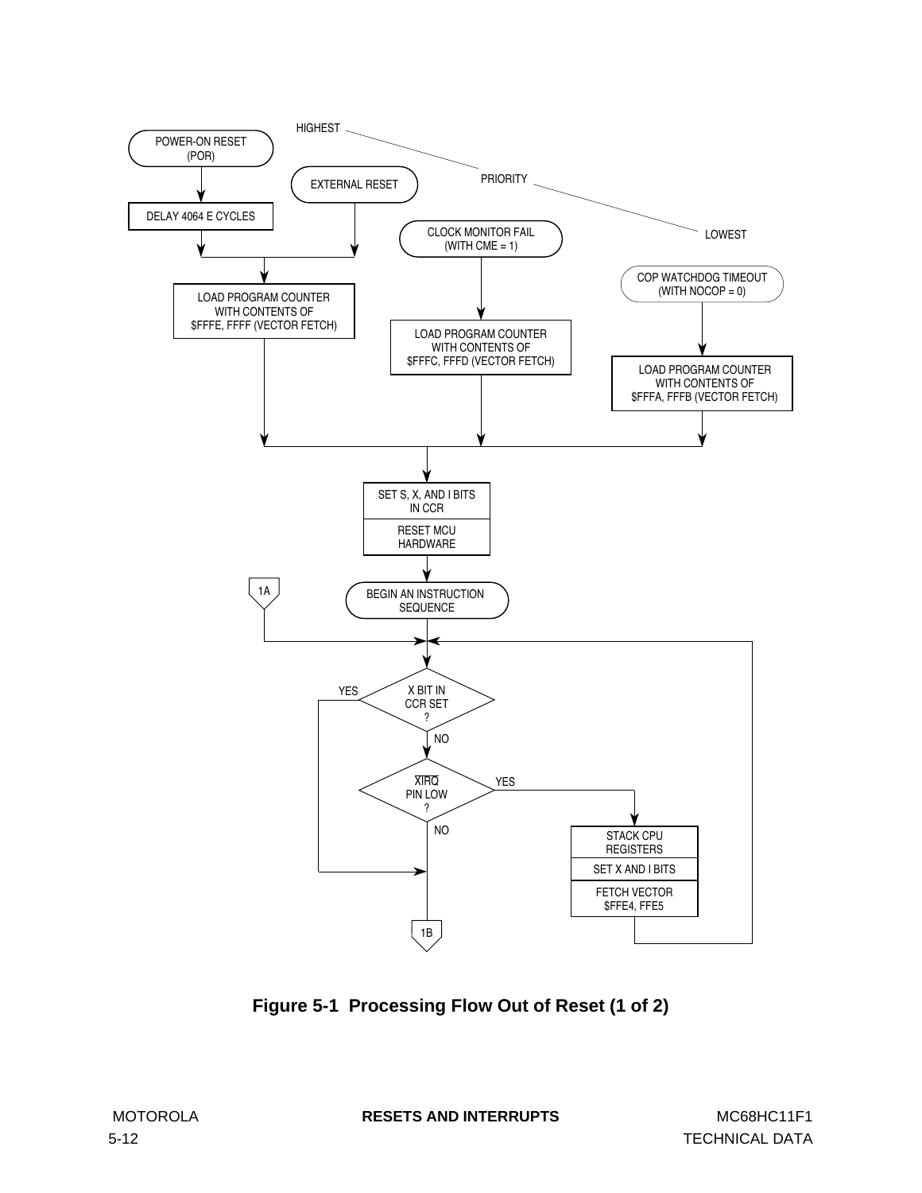HIGHEST — PRIORITY — LOWEST

POWER-ON RESET (POR)

DELAY 4064 E CYCLES

EXTERNAL RESET

LOAD PROGRAM COUNTER WITH CONTENTS OF $FFFE, FFFF (VECTOR FETCH)

CLOCK MONITOR FAIL (WITH CME = 1)

LOAD PROGRAM COUNTER WITH CONTENTS OF $FFFC, FFFD (VECTOR FETCH)

COP WATCHDOG TIMEOUT (WITH NOCOP = 0)

LOAD PROGRAM COUNTER WITH CONTENTS OF $FFFA, FFFB (VECTOR FETCH)

SET S, X, AND I BITS IN CCR

RESET MCU HARDWARE

1A

BEGIN AN INSTRUCTION SEQUENCE

X BIT IN CCR SET ?

YES

NO

XIRQ PIN LOW ?

YES

NO

STACK CPU REGISTERS

SET X AND I BITS

FETCH VECTOR $FFE4, FFE5

1B

**Figure 5-1 Processing Flow Out of Reset (1 of 2)**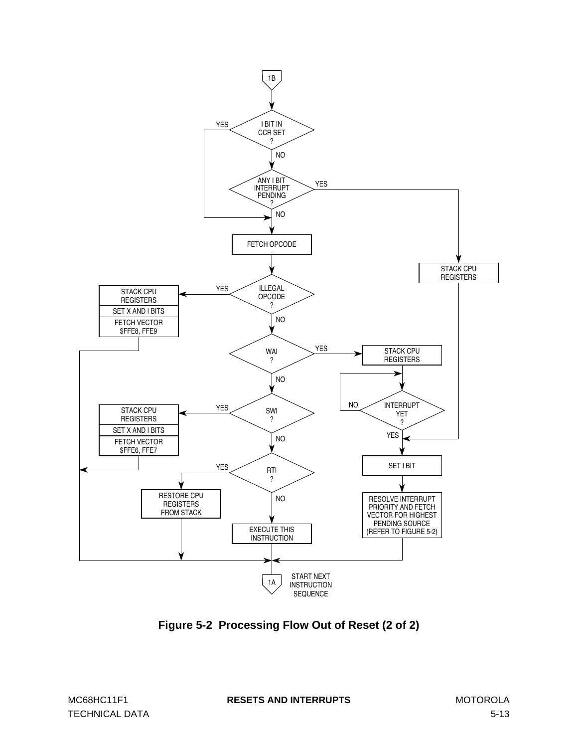1B

I BIT IN CCR SET ?

YES / NO

ANY I BIT INTERRUPT PENDING ?

YES / NO

FETCH OPCODE

STACK CPU REGISTERS

ILLEGAL OPCODE ?

YES: STACK CPU REGISTERS / SET X AND I BITS / FETCH VECTOR $FFE8, FFE9

NO

WAI ?

YES: STACK CPU REGISTERS

NO

INTERRUPT YET ?

NO / YES

SWI ?

YES: STACK CPU REGISTERS / SET X AND I BITS / FETCH VECTOR $FFE6, FFE7

NO

SET I BIT

RTI ?

YES: RESTORE CPU REGISTERS FROM STACK

NO: EXECUTE THIS INSTRUCTION

RESOLVE INTERRUPT PRIORITY AND FETCH VECTOR FOR HIGHEST PENDING SOURCE (REFER TO FIGURE 5-2)

1A START NEXT INSTRUCTION SEQUENCE

**Figure 5-2 Processing Flow Out of Reset (2 of 2)**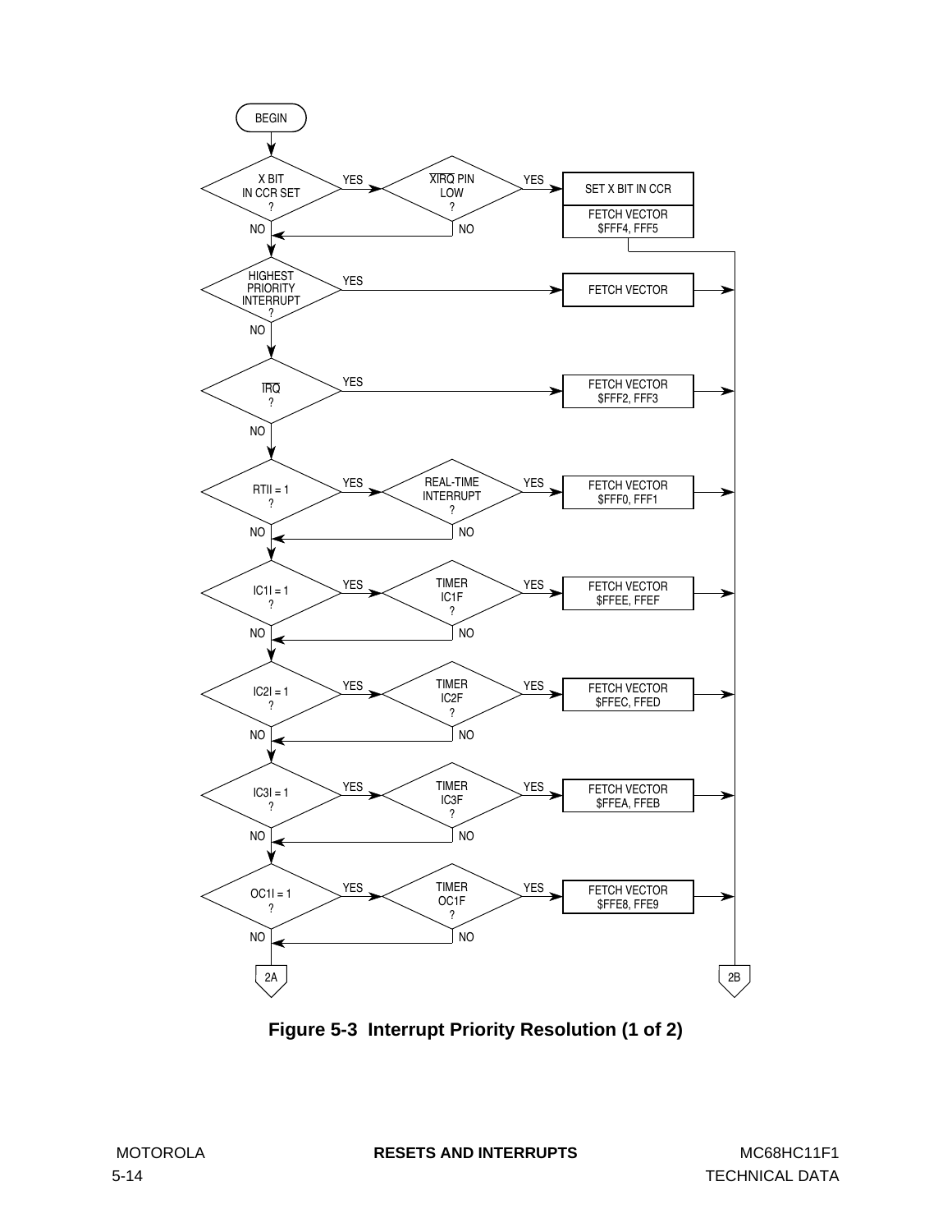BEGIN

- X BIT IN CCR SET?
  - YES → $\overline{XIRQ}$ PIN LOW?
    - YES → SET X BIT IN CCR → FETCH VECTOR $FFF4, FFF5 → 2B
    - NO → (continue)
  - NO → (continue)
- HIGHEST PRIORITY INTERRUPT?
  - YES → FETCH VECTOR → 2B
  - NO → (continue)
- $\overline{IRQ}$?
  - YES → FETCH VECTOR $FFF2, FFF3 → 2B
  - NO → (continue)
- RTII = 1?
  - YES → REAL-TIME INTERRUPT?
    - YES → FETCH VECTOR $FFF0, FFF1 → 2B
    - NO → (continue)
  - NO → (continue)
- IC1I = 1?
  - YES → TIMER IC1F?
    - YES → FETCH VECTOR $FFEE, FFEF → 2B
    - NO → (continue)
  - NO → (continue)
- IC2I = 1?
  - YES → TIMER IC2F?
    - YES → FETCH VECTOR $FFEC, FFED → 2B
    - NO → (continue)
  - NO → (continue)
- IC3I = 1?
  - YES → TIMER IC3F?
    - YES → FETCH VECTOR $FFEA, FFEB → 2B
    - NO → (continue)
  - NO → (continue)
- OC1I = 1?
  - YES → TIMER OC1F?
    - YES → FETCH VECTOR $FFE8, FFE9 → 2B
    - NO → 2A
  - NO → 2A

**Figure 5-3 Interrupt Priority Resolution (1 of 2)**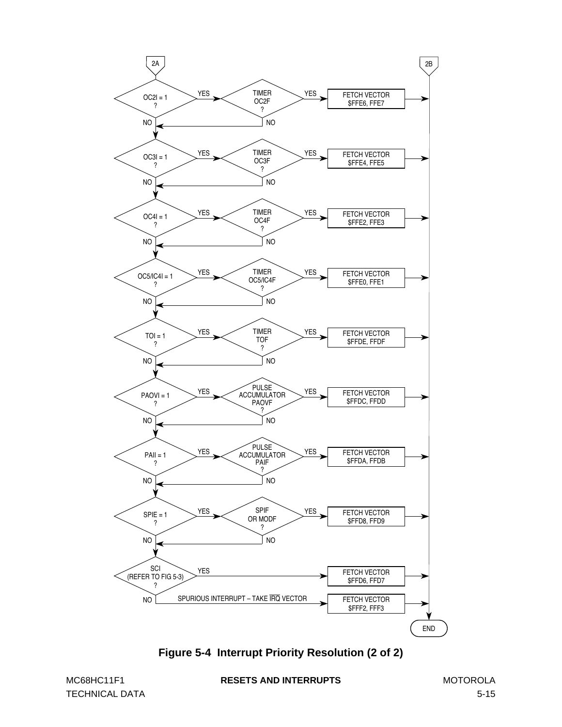2A

| Condition | | Flag | | Action |
|---|---|---|---|---|
| OC2I = 1 ? | YES → | TIMER OC2F ? | YES → | FETCH VECTOR $FFE6, FFE7 |
| OC3I = 1 ? | YES → | TIMER OC3F ? | YES → | FETCH VECTOR $FFE4, FFE5 |
| OC4I = 1 ? | YES → | TIMER OC4F ? | YES → | FETCH VECTOR $FFE2, FFE3 |
| OC5/IC4I = 1 ? | YES → | TIMER OC5/IC4F ? | YES → | FETCH VECTOR $FFE0, FFE1 |
| TOI = 1 ? | YES → | TIMER TOF ? | YES → | FETCH VECTOR $FFDE, FFDF |
| PAOVI = 1 ? | YES → | PULSE ACCUMULATOR PAOVF ? | YES → | FETCH VECTOR $FFDC, FFDD |
| PAII = 1 ? | YES → | PULSE ACCUMULATOR PAIF ? | YES → | FETCH VECTOR $FFDA, FFDB |
| SPIE = 1 ? | YES → | SPIF OR MODF ? | YES → | FETCH VECTOR $FFD8, FFD9 |
| SCI (REFER TO FIG 5-3) ? | YES → | | | FETCH VECTOR $FFD6, FFD7 |
| NO | SPURIOUS INTERRUPT – TAKE $\overline{IRQ}$ VECTOR | | | FETCH VECTOR $FFF2, FFF3 |

(A NO at either decision of a row proceeds to the next row. All FETCH VECTOR blocks go to 2B → END.)

**Figure 5-4 Interrupt Priority Resolution (2 of 2)**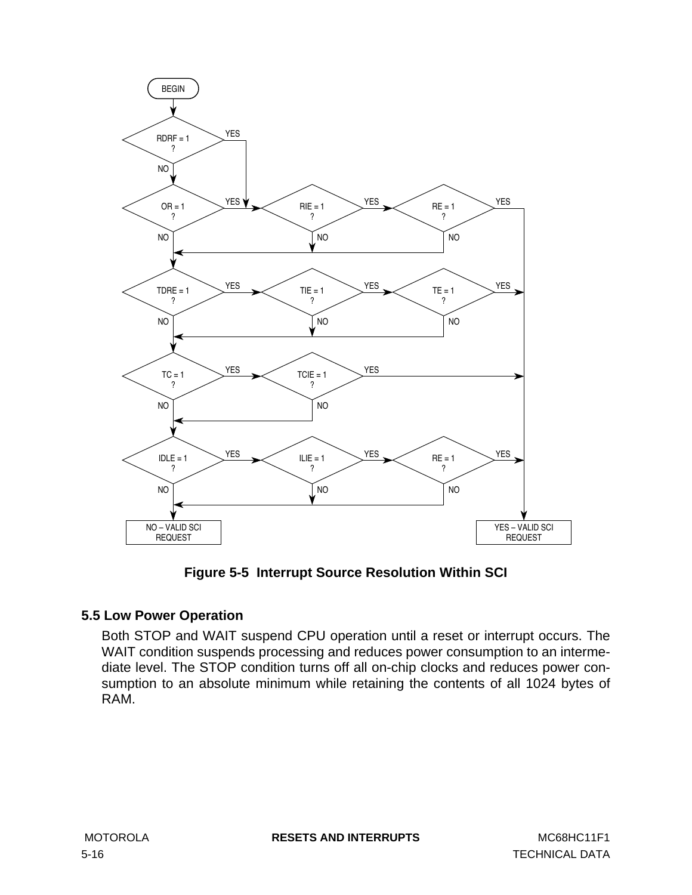Figure 5-5  Interrupt Source Resolution Within SCI

## 5.5 Low Power Operation

Both STOP and WAIT suspend CPU operation until a reset or interrupt occurs. The WAIT condition suspends processing and reduces power consumption to an intermediate level. The STOP condition turns off all on-chip clocks and reduces power consumption to an absolute minimum while retaining the contents of all 1024 bytes of RAM.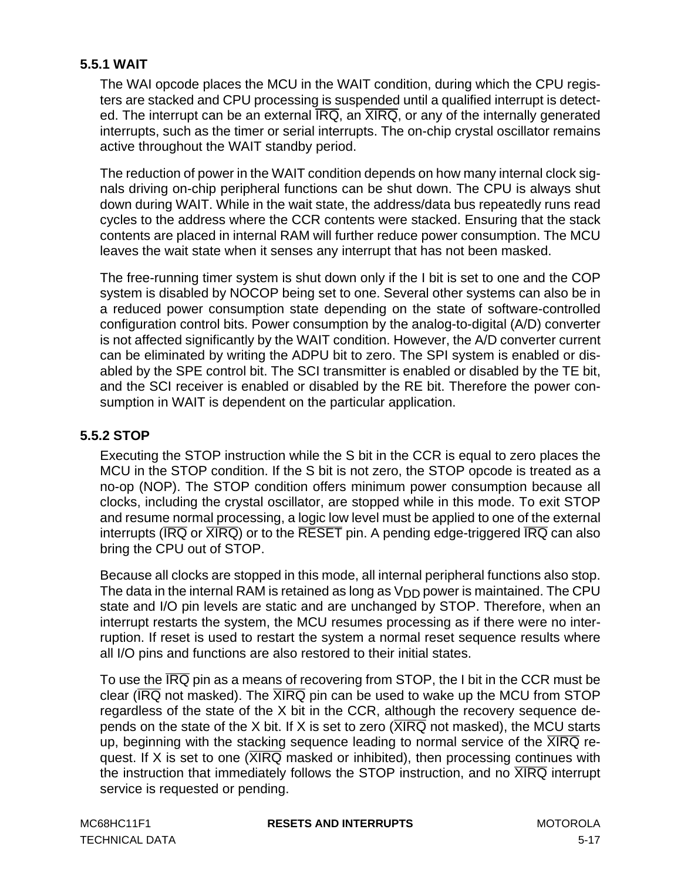### 5.5.1 WAIT

The WAI opcode places the MCU in the WAIT condition, during which the CPU registers are stacked and CPU processing is suspended until a qualified interrupt is detected. The interrupt can be an external $\overline{\text{IRQ}}$, an $\overline{\text{XIRQ}}$, or any of the internally generated interrupts, such as the timer or serial interrupts. The on-chip crystal oscillator remains active throughout the WAIT standby period.

The reduction of power in the WAIT condition depends on how many internal clock signals driving on-chip peripheral functions can be shut down. The CPU is always shut down during WAIT. While in the wait state, the address/data bus repeatedly runs read cycles to the address where the CCR contents were stacked. Ensuring that the stack contents are placed in internal RAM will further reduce power consumption. The MCU leaves the wait state when it senses any interrupt that has not been masked.

The free-running timer system is shut down only if the I bit is set to one and the COP system is disabled by NOCOP being set to one. Several other systems can also be in a reduced power consumption state depending on the state of software-controlled configuration control bits. Power consumption by the analog-to-digital (A/D) converter is not affected significantly by the WAIT condition. However, the A/D converter current can be eliminated by writing the ADPU bit to zero. The SPI system is enabled or disabled by the SPE control bit. The SCI transmitter is enabled or disabled by the TE bit, and the SCI receiver is enabled or disabled by the RE bit. Therefore the power consumption in WAIT is dependent on the particular application.

### 5.5.2 STOP

Executing the STOP instruction while the S bit in the CCR is equal to zero places the MCU in the STOP condition. If the S bit is not zero, the STOP opcode is treated as a no-op (NOP). The STOP condition offers minimum power consumption because all clocks, including the crystal oscillator, are stopped while in this mode. To exit STOP and resume normal processing, a logic low level must be applied to one of the external interrupts ($\overline{\text{IRQ}}$ or $\overline{\text{XIRQ}}$) or to the $\overline{\text{RESET}}$ pin. A pending edge-triggered $\overline{\text{IRQ}}$ can also bring the CPU out of STOP.

Because all clocks are stopped in this mode, all internal peripheral functions also stop. The data in the internal RAM is retained as long as $V_{DD}$ power is maintained. The CPU state and I/O pin levels are static and are unchanged by STOP. Therefore, when an interrupt restarts the system, the MCU resumes processing as if there were no interruption. If reset is used to restart the system a normal reset sequence results where all I/O pins and functions are also restored to their initial states.

To use the $\overline{\text{IRQ}}$ pin as a means of recovering from STOP, the I bit in the CCR must be clear ($\overline{\text{IRQ}}$ not masked). The $\overline{\text{XIRQ}}$ pin can be used to wake up the MCU from STOP regardless of the state of the X bit in the CCR, although the recovery sequence depends on the state of the X bit. If X is set to zero ($\overline{\text{XIRQ}}$ not masked), the MCU starts up, beginning with the stacking sequence leading to normal service of the $\overline{\text{XIRQ}}$ request. If X is set to one ($\overline{\text{XIRQ}}$ masked or inhibited), then processing continues with the instruction that immediately follows the STOP instruction, and no $\overline{\text{XIRQ}}$ interrupt service is requested or pending.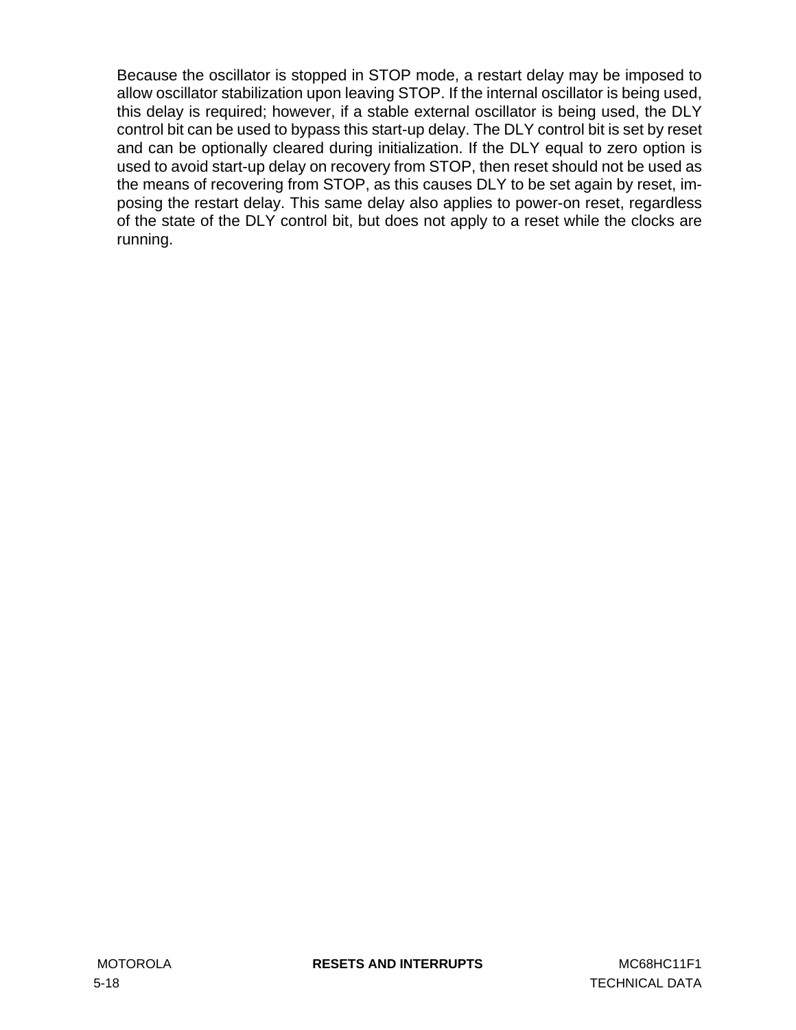Because the oscillator is stopped in STOP mode, a restart delay may be imposed to allow oscillator stabilization upon leaving STOP. If the internal oscillator is being used, this delay is required; however, if a stable external oscillator is being used, the DLY control bit can be used to bypass this start-up delay. The DLY control bit is set by reset and can be optionally cleared during initialization. If the DLY equal to zero option is used to avoid start-up delay on recovery from STOP, then reset should not be used as the means of recovering from STOP, as this causes DLY to be set again by reset, imposing the restart delay. This same delay also applies to power-on reset, regardless of the state of the DLY control bit, but does not apply to a reset while the clocks are running.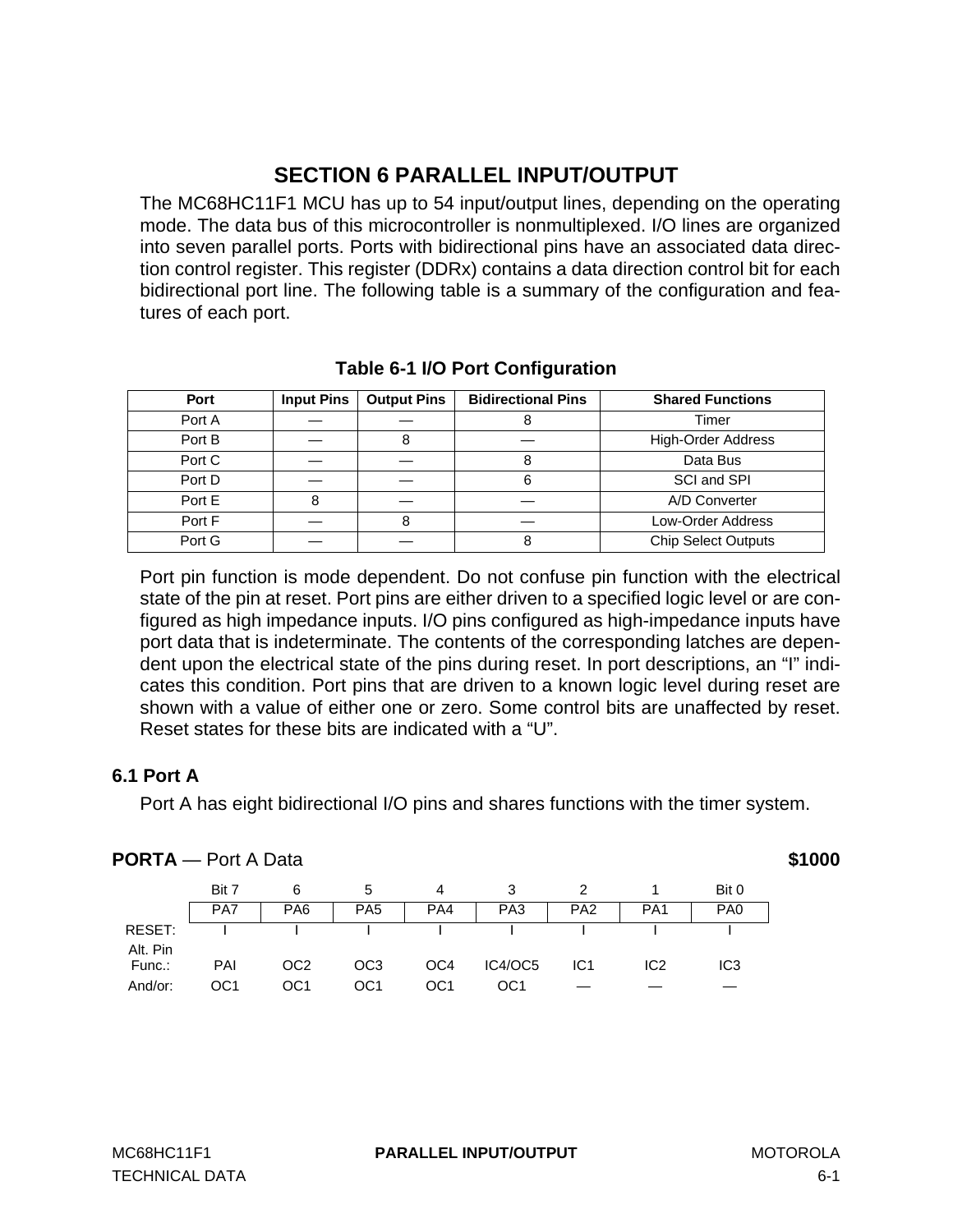# SECTION 6 PARALLEL INPUT/OUTPUT

The MC68HC11F1 MCU has up to 54 input/output lines, depending on the operating mode. The data bus of this microcontroller is nonmultiplexed. I/O lines are organized into seven parallel ports. Ports with bidirectional pins have an associated data direction control register. This register (DDRx) contains a data direction control bit for each bidirectional port line. The following table is a summary of the configuration and features of each port.

**Table 6-1 I/O Port Configuration**

| Port | Input Pins | Output Pins | Bidirectional Pins | Shared Functions |
|---|---|---|---|---|
| Port A | — | — | 8 | Timer |
| Port B | — | 8 | — | High-Order Address |
| Port C | — | — | 8 | Data Bus |
| Port D | — | — | 6 | SCI and SPI |
| Port E | 8 | — | — | A/D Converter |
| Port F | — | 8 | — | Low-Order Address |
| Port G | — | — | 8 | Chip Select Outputs |

Port pin function is mode dependent. Do not confuse pin function with the electrical state of the pin at reset. Port pins are either driven to a specified logic level or are configured as high impedance inputs. I/O pins configured as high-impedance inputs have port data that is indeterminate. The contents of the corresponding latches are dependent upon the electrical state of the pins during reset. In port descriptions, an "I" indicates this condition. Port pins that are driven to a known logic level during reset are shown with a value of either one or zero. Some control bits are unaffected by reset. Reset states for these bits are indicated with a "U".

## 6.1 Port A

Port A has eight bidirectional I/O pins and shares functions with the timer system.

**PORTA** — Port A Data **$1000**

| | Bit 7 | 6 | 5 | 4 | 3 | 2 | 1 | Bit 0 |
|---|---|---|---|---|---|---|---|---|
| | PA7 | PA6 | PA5 | PA4 | PA3 | PA2 | PA1 | PA0 |
| RESET: | I | I | I | I | I | I | I | I |
| Alt. Pin Func.: | PAI | OC2 | OC3 | OC4 | IC4/OC5 | IC1 | IC2 | IC3 |
| And/or: | OC1 | OC1 | OC1 | OC1 | OC1 | — | — | — |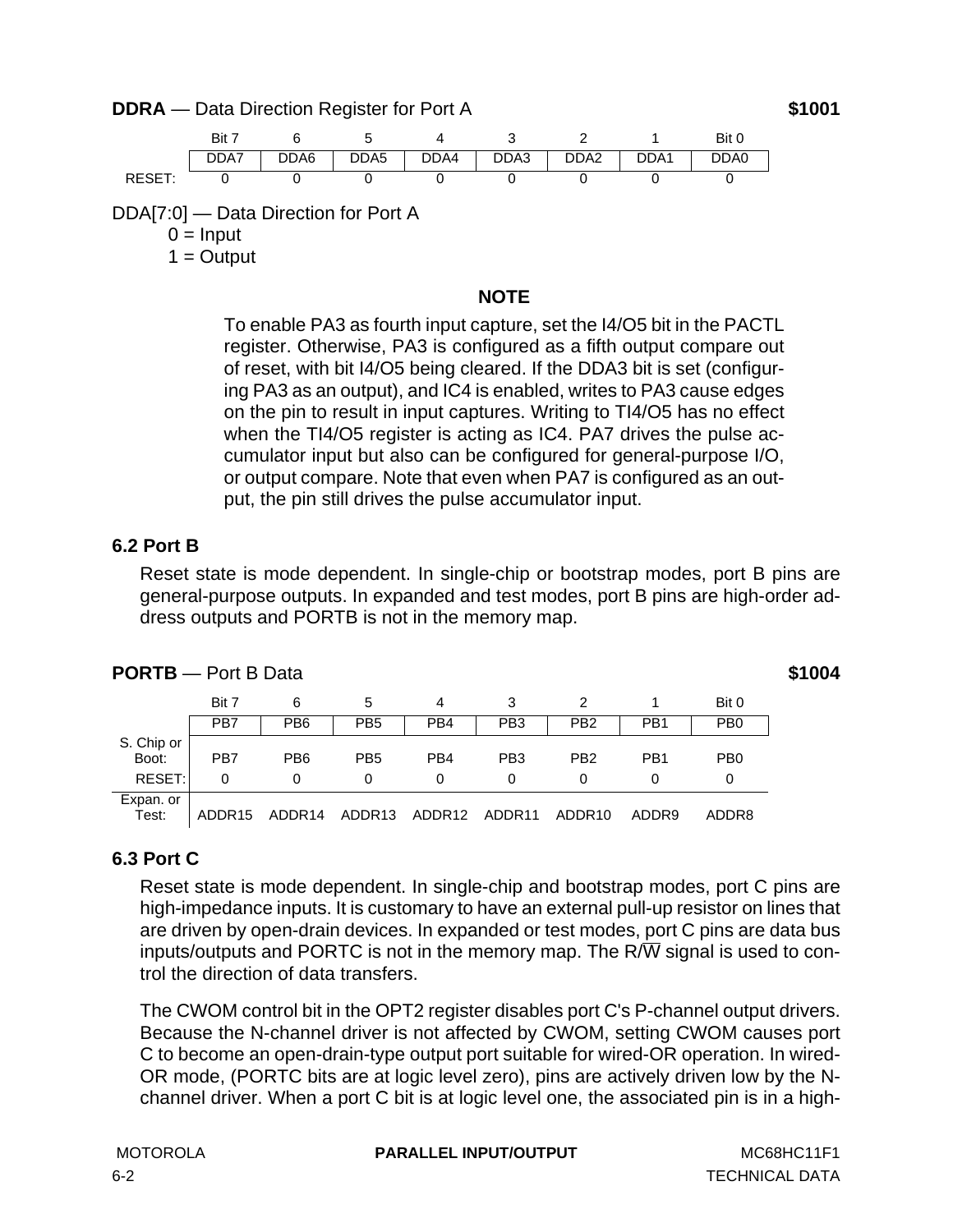**DDRA** — Data Direction Register for Port A **$1001**

| | Bit 7 | 6 | 5 | 4 | 3 | 2 | 1 | Bit 0 |
|---|---|---|---|---|---|---|---|---|
| | DDA7 | DDA6 | DDA5 | DDA4 | DDA3 | DDA2 | DDA1 | DDA0 |
| RESET: | 0 | 0 | 0 | 0 | 0 | 0 | 0 | 0 |

DDA[7:0] — Data Direction for Port A

0 = Input

1 = Output

**NOTE**

To enable PA3 as fourth input capture, set the I4/O5 bit in the PACTL register. Otherwise, PA3 is configured as a fifth output compare out of reset, with bit I4/O5 being cleared. If the DDA3 bit is set (configuring PA3 as an output), and IC4 is enabled, writes to PA3 cause edges on the pin to result in input captures. Writing to TI4/O5 has no effect when the TI4/O5 register is acting as IC4. PA7 drives the pulse accumulator input but also can be configured for general-purpose I/O, or output compare. Note that even when PA7 is configured as an output, the pin still drives the pulse accumulator input.

## 6.2 Port B

Reset state is mode dependent. In single-chip or bootstrap modes, port B pins are general-purpose outputs. In expanded and test modes, port B pins are high-order address outputs and PORTB is not in the memory map.

**PORTB** — Port B Data **$1004**

| | Bit 7 | 6 | 5 | 4 | 3 | 2 | 1 | Bit 0 |
|---|---|---|---|---|---|---|---|---|
| | PB7 | PB6 | PB5 | PB4 | PB3 | PB2 | PB1 | PB0 |
| S. Chip or Boot: | PB7 | PB6 | PB5 | PB4 | PB3 | PB2 | PB1 | PB0 |
| RESET: | 0 | 0 | 0 | 0 | 0 | 0 | 0 | 0 |
| Expan. or Test: | ADDR15 | ADDR14 | ADDR13 | ADDR12 | ADDR11 | ADDR10 | ADDR9 | ADDR8 |

## 6.3 Port C

Reset state is mode dependent. In single-chip and bootstrap modes, port C pins are high-impedance inputs. It is customary to have an external pull-up resistor on lines that are driven by open-drain devices. In expanded or test modes, port C pins are data bus inputs/outputs and PORTC is not in the memory map. The R/$\overline{W}$ signal is used to control the direction of data transfers.

The CWOM control bit in the OPT2 register disables port C's P-channel output drivers. Because the N-channel driver is not affected by CWOM, setting CWOM causes port C to become an open-drain-type output port suitable for wired-OR operation. In wired-OR mode, (PORTC bits are at logic level zero), pins are actively driven low by the N-channel driver. When a port C bit is at logic level one, the associated pin is in a high-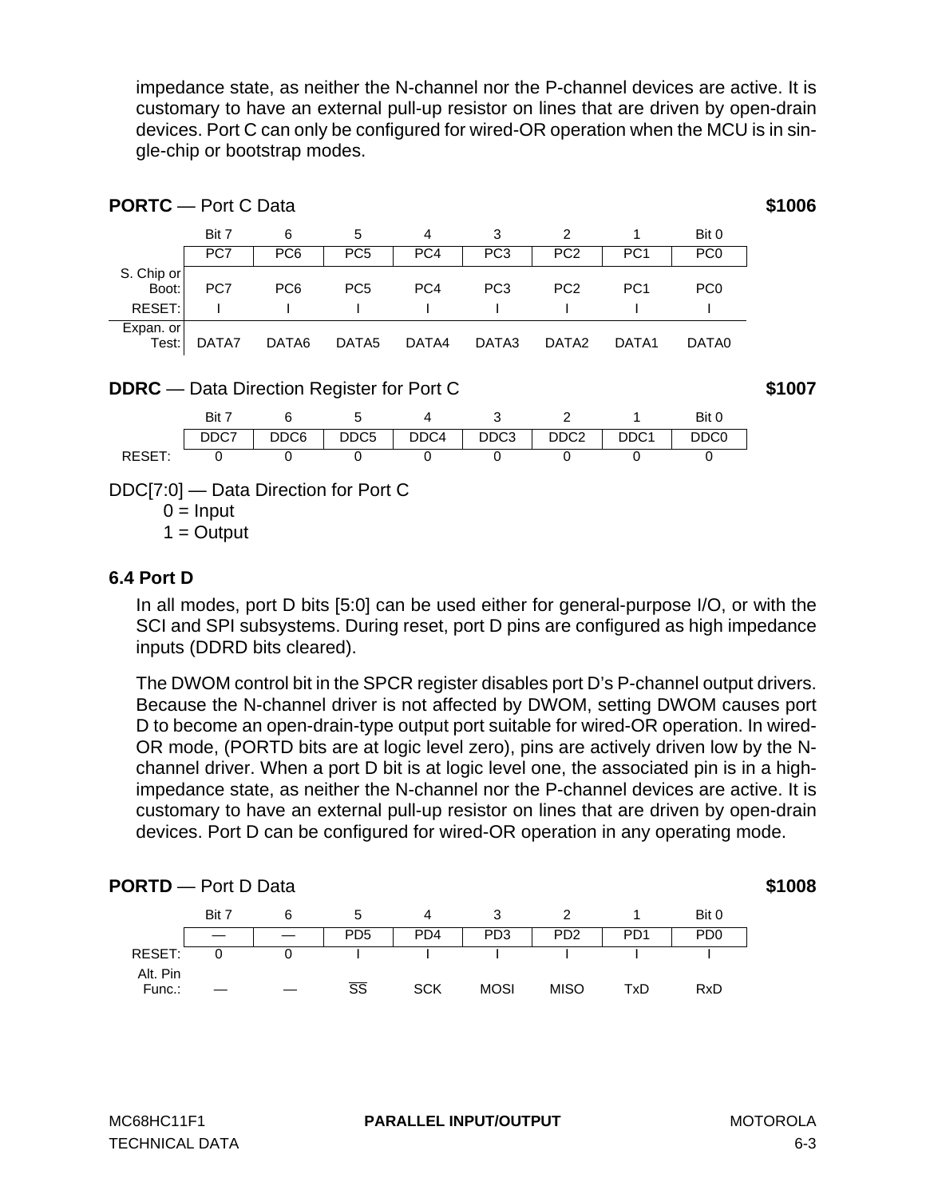impedance state, as neither the N-channel nor the P-channel devices are active. It is customary to have an external pull-up resistor on lines that are driven by open-drain devices. Port C can only be configured for wired-OR operation when the MCU is in single-chip or bootstrap modes.

**PORTC** — Port C Data **$1006**

| | Bit 7 | 6 | 5 | 4 | 3 | 2 | 1 | Bit 0 |
|---|---|---|---|---|---|---|---|---|
| | PC7 | PC6 | PC5 | PC4 | PC3 | PC2 | PC1 | PC0 |
| S. Chip or Boot: | PC7 | PC6 | PC5 | PC4 | PC3 | PC2 | PC1 | PC0 |
| RESET: | I | I | I | I | I | I | I | I |
| Expan. or Test: | DATA7 | DATA6 | DATA5 | DATA4 | DATA3 | DATA2 | DATA1 | DATA0 |

**DDRC** — Data Direction Register for Port C **$1007**

| | Bit 7 | 6 | 5 | 4 | 3 | 2 | 1 | Bit 0 |
|---|---|---|---|---|---|---|---|---|
| | DDC7 | DDC6 | DDC5 | DDC4 | DDC3 | DDC2 | DDC1 | DDC0 |
| RESET: | 0 | 0 | 0 | 0 | 0 | 0 | 0 | 0 |

DDC[7:0] — Data Direction for Port C
- 0 = Input
- 1 = Output

### 6.4 Port D

In all modes, port D bits [5:0] can be used either for general-purpose I/O, or with the SCI and SPI subsystems. During reset, port D pins are configured as high impedance inputs (DDRD bits cleared).

The DWOM control bit in the SPCR register disables port D's P-channel output drivers. Because the N-channel driver is not affected by DWOM, setting DWOM causes port D to become an open-drain-type output port suitable for wired-OR operation. In wired-OR mode, (PORTD bits are at logic level zero), pins are actively driven low by the N-channel driver. When a port D bit is at logic level one, the associated pin is in a high-impedance state, as neither the N-channel nor the P-channel devices are active. It is customary to have an external pull-up resistor on lines that are driven by open-drain devices. Port D can be configured for wired-OR operation in any operating mode.

**PORTD** — Port D Data **$1008**

| | Bit 7 | 6 | 5 | 4 | 3 | 2 | 1 | Bit 0 |
|---|---|---|---|---|---|---|---|---|
| | — | — | PD5 | PD4 | PD3 | PD2 | PD1 | PD0 |
| RESET: | 0 | 0 | I | I | I | I | I | I |
| Alt. Pin Func.: | — | — | $\overline{SS}$ | SCK | MOSI | MISO | TxD | RxD |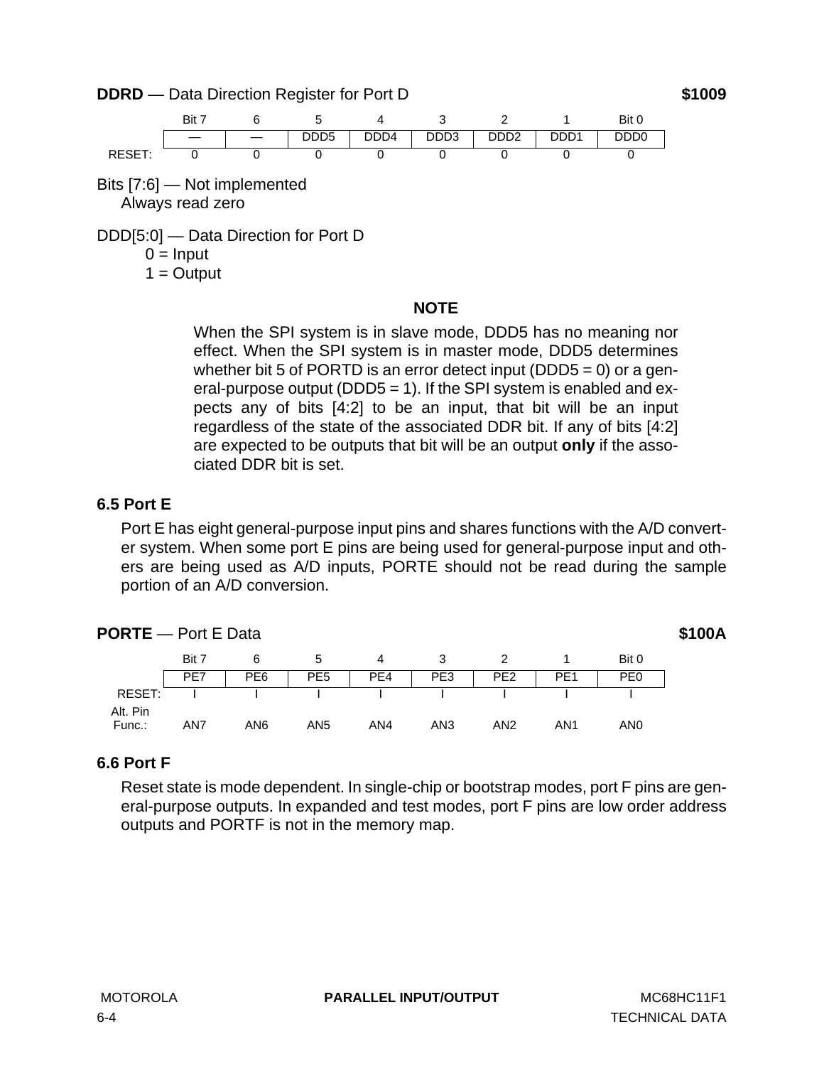**DDRD** — Data Direction Register for Port D **$1009**

| | Bit 7 | 6 | 5 | 4 | 3 | 2 | 1 | Bit 0 |
|---|---|---|---|---|---|---|---|---|
| | — | — | DDD5 | DDD4 | DDD3 | DDD2 | DDD1 | DDD0 |
| RESET: | 0 | 0 | 0 | 0 | 0 | 0 | 0 | 0 |

Bits [7:6] — Not implemented
Always read zero

DDD[5:0] — Data Direction for Port D
0 = Input
1 = Output

**NOTE**

When the SPI system is in slave mode, DDD5 has no meaning nor effect. When the SPI system is in master mode, DDD5 determines whether bit 5 of PORTD is an error detect input (DDD5 = 0) or a general-purpose output (DDD5 = 1). If the SPI system is enabled and expects any of bits [4:2] to be an input, that bit will be an input regardless of the state of the associated DDR bit. If any of bits [4:2] are expected to be outputs that bit will be an output **only** if the associated DDR bit is set.

### 6.5 Port E

Port E has eight general-purpose input pins and shares functions with the A/D converter system. When some port E pins are being used for general-purpose input and others are being used as A/D inputs, PORTE should not be read during the sample portion of an A/D conversion.

**PORTE** — Port E Data **$100A**

| | Bit 7 | 6 | 5 | 4 | 3 | 2 | 1 | Bit 0 |
|---|---|---|---|---|---|---|---|---|
| | PE7 | PE6 | PE5 | PE4 | PE3 | PE2 | PE1 | PE0 |
| RESET: | I | I | I | I | I | I | I | I |
| Alt. Pin Func.: | AN7 | AN6 | AN5 | AN4 | AN3 | AN2 | AN1 | AN0 |

### 6.6 Port F

Reset state is mode dependent. In single-chip or bootstrap modes, port F pins are general-purpose outputs. In expanded and test modes, port F pins are low order address outputs and PORTF is not in the memory map.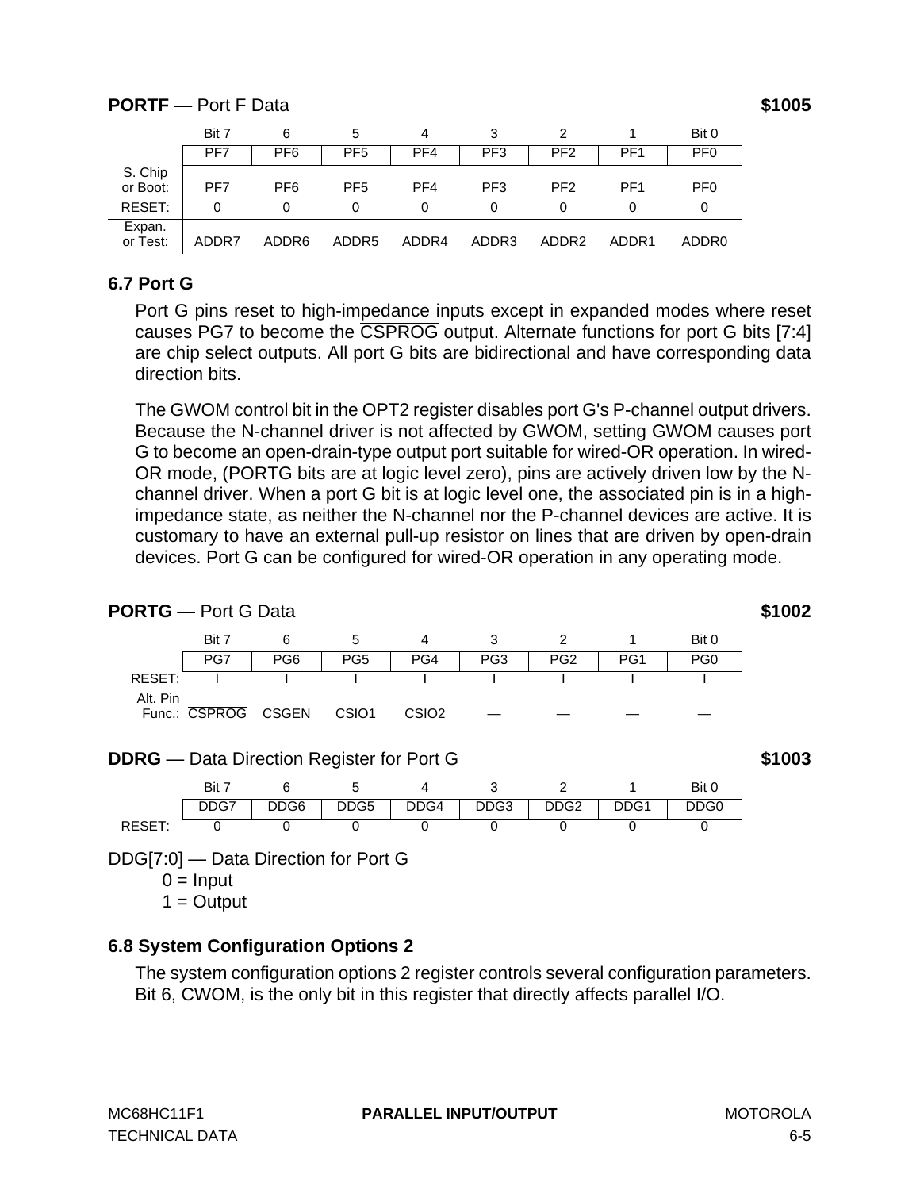**PORTF** — Port F Data **$1005**

| | Bit 7 | 6 | 5 | 4 | 3 | 2 | 1 | Bit 0 |
|---|---|---|---|---|---|---|---|---|
| | PF7 | PF6 | PF5 | PF4 | PF3 | PF2 | PF1 | PF0 |
| S. Chip or Boot: | PF7 | PF6 | PF5 | PF4 | PF3 | PF2 | PF1 | PF0 |
| RESET: | 0 | 0 | 0 | 0 | 0 | 0 | 0 | 0 |
| Expan. or Test: | ADDR7 | ADDR6 | ADDR5 | ADDR4 | ADDR3 | ADDR2 | ADDR1 | ADDR0 |

## 6.7 Port G

Port G pins reset to high-impedance inputs except in expanded modes where reset causes PG7 to become the $\overline{\text{CSPROG}}$ output. Alternate functions for port G bits [7:4] are chip select outputs. All port G bits are bidirectional and have corresponding data direction bits.

The GWOM control bit in the OPT2 register disables port G's P-channel output drivers. Because the N-channel driver is not affected by GWOM, setting GWOM causes port G to become an open-drain-type output port suitable for wired-OR operation. In wired-OR mode, (PORTG bits are at logic level zero), pins are actively driven low by the N-channel driver. When a port G bit is at logic level one, the associated pin is in a high-impedance state, as neither the N-channel nor the P-channel devices are active. It is customary to have an external pull-up resistor on lines that are driven by open-drain devices. Port G can be configured for wired-OR operation in any operating mode.

**PORTG** — Port G Data **$1002**

| | Bit 7 | 6 | 5 | 4 | 3 | 2 | 1 | Bit 0 |
|---|---|---|---|---|---|---|---|---|
| | PG7 | PG6 | PG5 | PG4 | PG3 | PG2 | PG1 | PG0 |
| RESET: | I | I | I | I | I | I | I | I |
| Alt. Pin Func.: | $\overline{\text{CSPROG}}$ | CSGEN | CSIO1 | CSIO2 | — | — | — | — |

**DDRG** — Data Direction Register for Port G **$1003**

| | Bit 7 | 6 | 5 | 4 | 3 | 2 | 1 | Bit 0 |
|---|---|---|---|---|---|---|---|---|
| | DDG7 | DDG6 | DDG5 | DDG4 | DDG3 | DDG2 | DDG1 | DDG0 |
| RESET: | 0 | 0 | 0 | 0 | 0 | 0 | 0 | 0 |

DDG[7:0] — Data Direction for Port G

0 = Input
1 = Output

## 6.8 System Configuration Options 2

The system configuration options 2 register controls several configuration parameters. Bit 6, CWOM, is the only bit in this register that directly affects parallel I/O.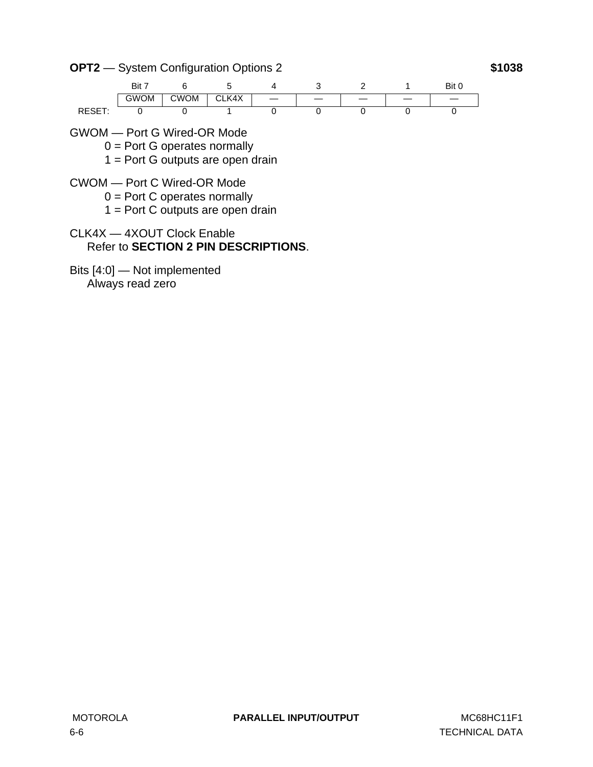**OPT2** — System Configuration Options 2 **$1038**

| | Bit 7 | 6 | 5 | 4 | 3 | 2 | 1 | Bit 0 |
|---|---|---|---|---|---|---|---|---|
| | GWOM | CWOM | CLK4X | — | — | — | — | — |
| RESET: | 0 | 0 | 1 | 0 | 0 | 0 | 0 | 0 |

GWOM — Port G Wired-OR Mode
- 0 = Port G operates normally
- 1 = Port G outputs are open drain

CWOM — Port C Wired-OR Mode
- 0 = Port C operates normally
- 1 = Port C outputs are open drain

CLK4X — 4XOUT Clock Enable
Refer to **SECTION 2 PIN DESCRIPTIONS**.

Bits [4:0] — Not implemented
Always read zero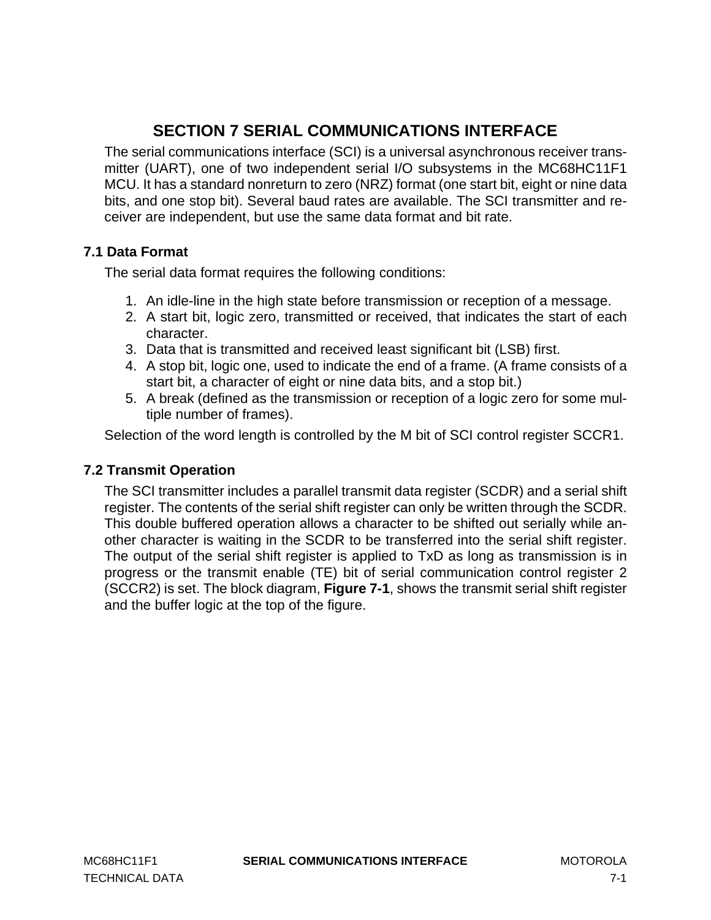# SECTION 7 SERIAL COMMUNICATIONS INTERFACE

The serial communications interface (SCI) is a universal asynchronous receiver transmitter (UART), one of two independent serial I/O subsystems in the MC68HC11F1 MCU. It has a standard nonreturn to zero (NRZ) format (one start bit, eight or nine data bits, and one stop bit). Several baud rates are available. The SCI transmitter and receiver are independent, but use the same data format and bit rate.

## 7.1 Data Format

The serial data format requires the following conditions:

1. An idle-line in the high state before transmission or reception of a message.
2. A start bit, logic zero, transmitted or received, that indicates the start of each character.
3. Data that is transmitted and received least significant bit (LSB) first.
4. A stop bit, logic one, used to indicate the end of a frame. (A frame consists of a start bit, a character of eight or nine data bits, and a stop bit.)
5. A break (defined as the transmission or reception of a logic zero for some multiple number of frames).

Selection of the word length is controlled by the M bit of SCI control register SCCR1.

## 7.2 Transmit Operation

The SCI transmitter includes a parallel transmit data register (SCDR) and a serial shift register. The contents of the serial shift register can only be written through the SCDR. This double buffered operation allows a character to be shifted out serially while another character is waiting in the SCDR to be transferred into the serial shift register. The output of the serial shift register is applied to TxD as long as transmission is in progress or the transmit enable (TE) bit of serial communication control register 2 (SCCR2) is set. The block diagram, **Figure 7-1**, shows the transmit serial shift register and the buffer logic at the top of the figure.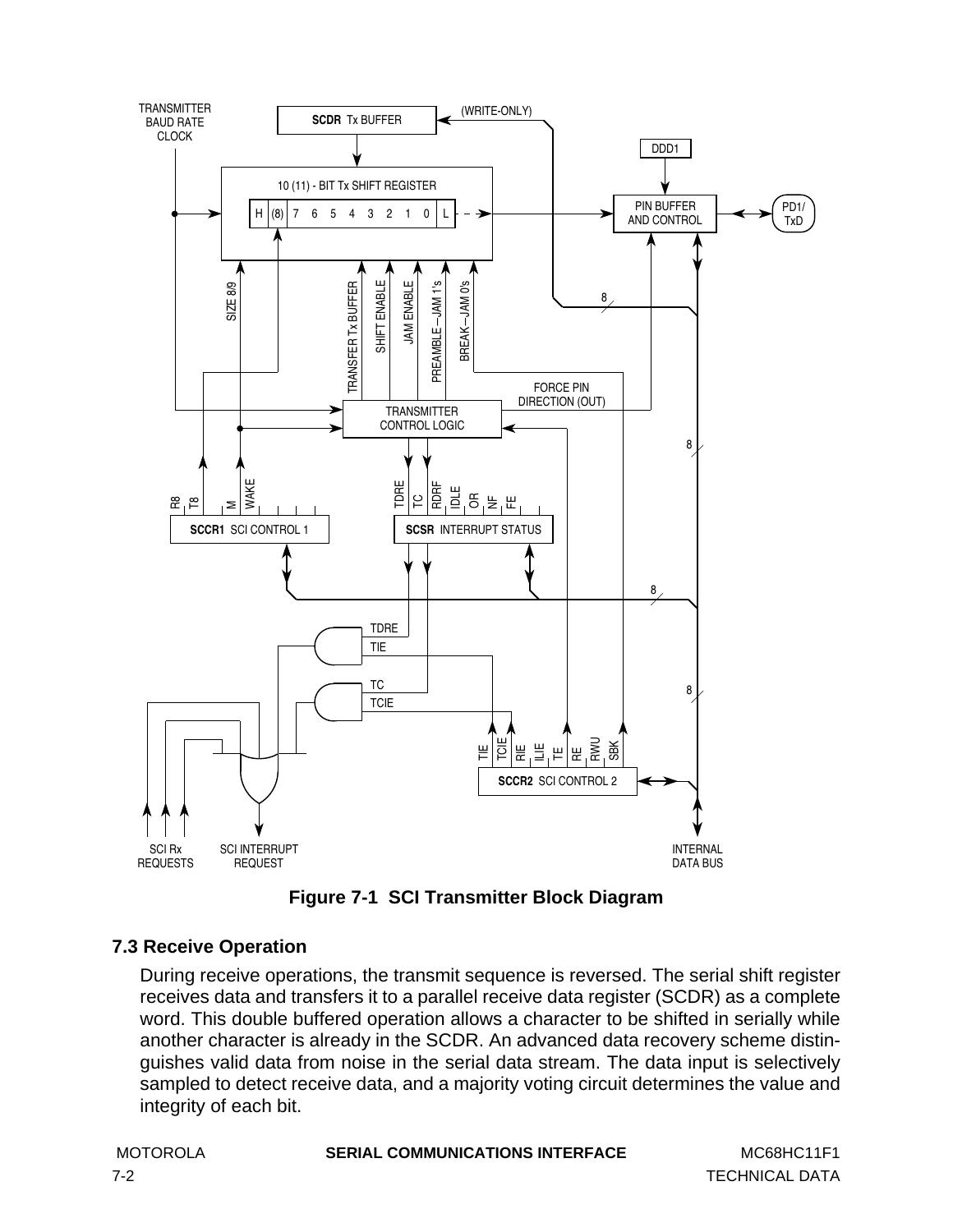**Figure 7-1 SCI Transmitter Block Diagram**

### 7.3 Receive Operation

During receive operations, the transmit sequence is reversed. The serial shift register receives data and transfers it to a parallel receive data register (SCDR) as a complete word. This double buffered operation allows a character to be shifted in serially while another character is already in the SCDR. An advanced data recovery scheme distinguishes valid data from noise in the serial data stream. The data input is selectively sampled to detect receive data, and a majority voting circuit determines the value and integrity of each bit.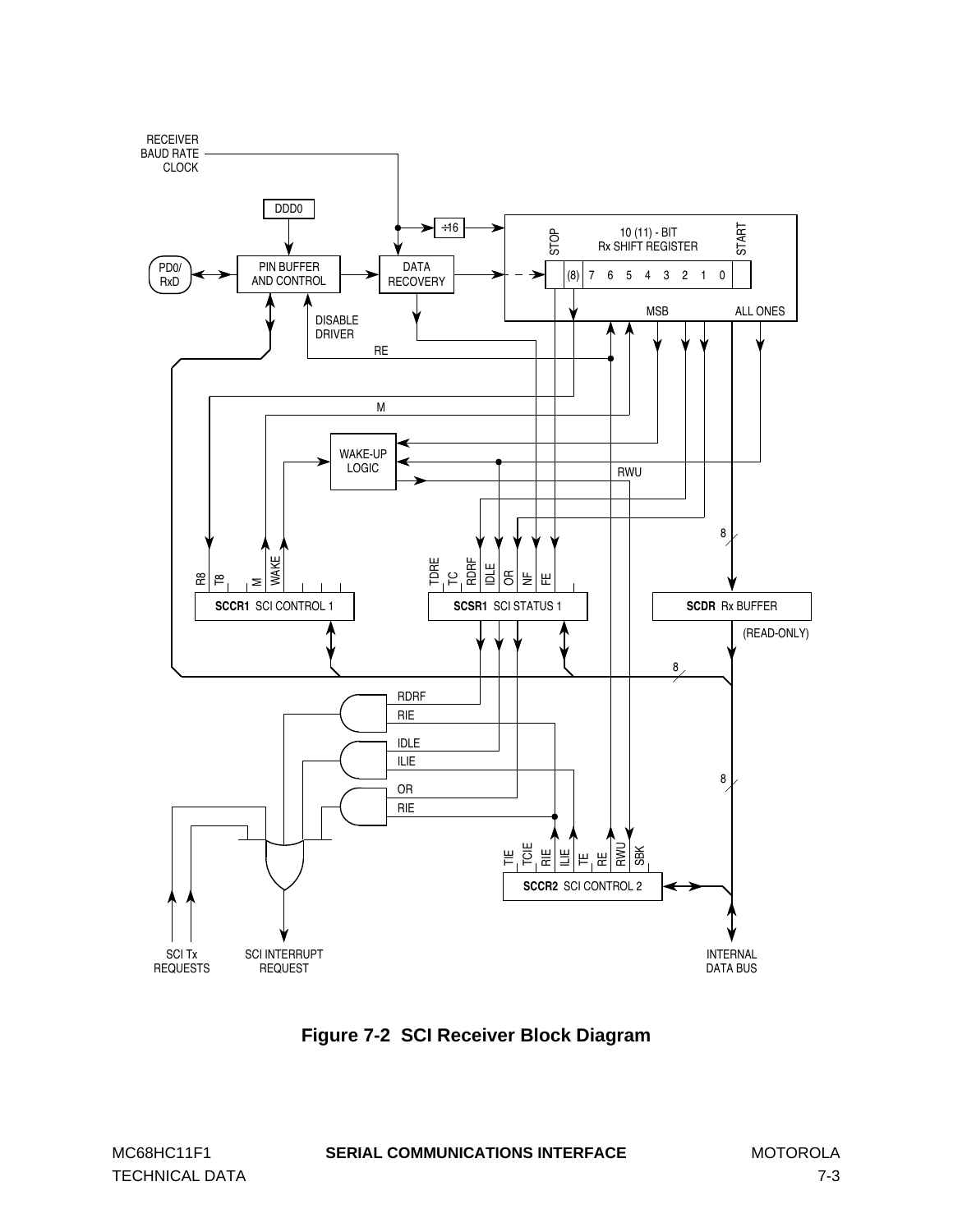**Figure 7-2 SCI Receiver Block Diagram**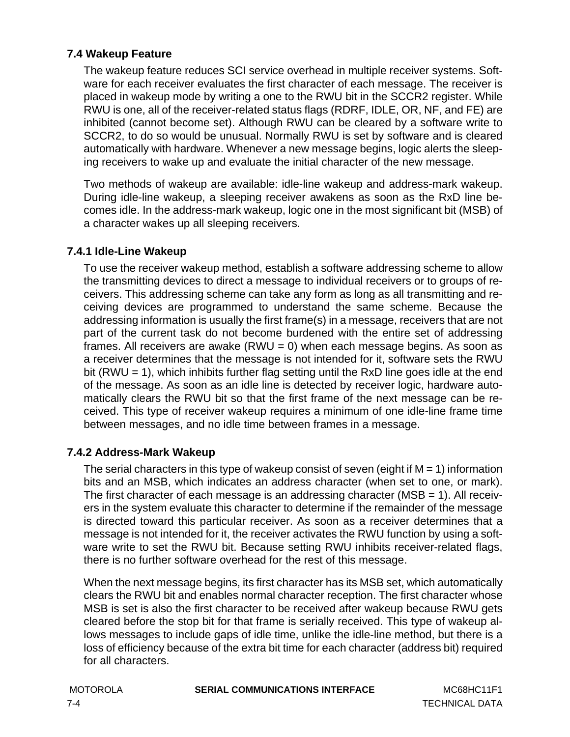## 7.4 Wakeup Feature

The wakeup feature reduces SCI service overhead in multiple receiver systems. Software for each receiver evaluates the first character of each message. The receiver is placed in wakeup mode by writing a one to the RWU bit in the SCCR2 register. While RWU is one, all of the receiver-related status flags (RDRF, IDLE, OR, NF, and FE) are inhibited (cannot become set). Although RWU can be cleared by a software write to SCCR2, to do so would be unusual. Normally RWU is set by software and is cleared automatically with hardware. Whenever a new message begins, logic alerts the sleeping receivers to wake up and evaluate the initial character of the new message.

Two methods of wakeup are available: idle-line wakeup and address-mark wakeup. During idle-line wakeup, a sleeping receiver awakens as soon as the RxD line becomes idle. In the address-mark wakeup, logic one in the most significant bit (MSB) of a character wakes up all sleeping receivers.

### 7.4.1 Idle-Line Wakeup

To use the receiver wakeup method, establish a software addressing scheme to allow the transmitting devices to direct a message to individual receivers or to groups of receivers. This addressing scheme can take any form as long as all transmitting and receiving devices are programmed to understand the same scheme. Because the addressing information is usually the first frame(s) in a message, receivers that are not part of the current task do not become burdened with the entire set of addressing frames. All receivers are awake (RWU = 0) when each message begins. As soon as a receiver determines that the message is not intended for it, software sets the RWU bit (RWU = 1), which inhibits further flag setting until the RxD line goes idle at the end of the message. As soon as an idle line is detected by receiver logic, hardware automatically clears the RWU bit so that the first frame of the next message can be received. This type of receiver wakeup requires a minimum of one idle-line frame time between messages, and no idle time between frames in a message.

### 7.4.2 Address-Mark Wakeup

The serial characters in this type of wakeup consist of seven (eight if M = 1) information bits and an MSB, which indicates an address character (when set to one, or mark). The first character of each message is an addressing character (MSB = 1). All receivers in the system evaluate this character to determine if the remainder of the message is directed toward this particular receiver. As soon as a receiver determines that a message is not intended for it, the receiver activates the RWU function by using a software write to set the RWU bit. Because setting RWU inhibits receiver-related flags, there is no further software overhead for the rest of this message.

When the next message begins, its first character has its MSB set, which automatically clears the RWU bit and enables normal character reception. The first character whose MSB is set is also the first character to be received after wakeup because RWU gets cleared before the stop bit for that frame is serially received. This type of wakeup allows messages to include gaps of idle time, unlike the idle-line method, but there is a loss of efficiency because of the extra bit time for each character (address bit) required for all characters.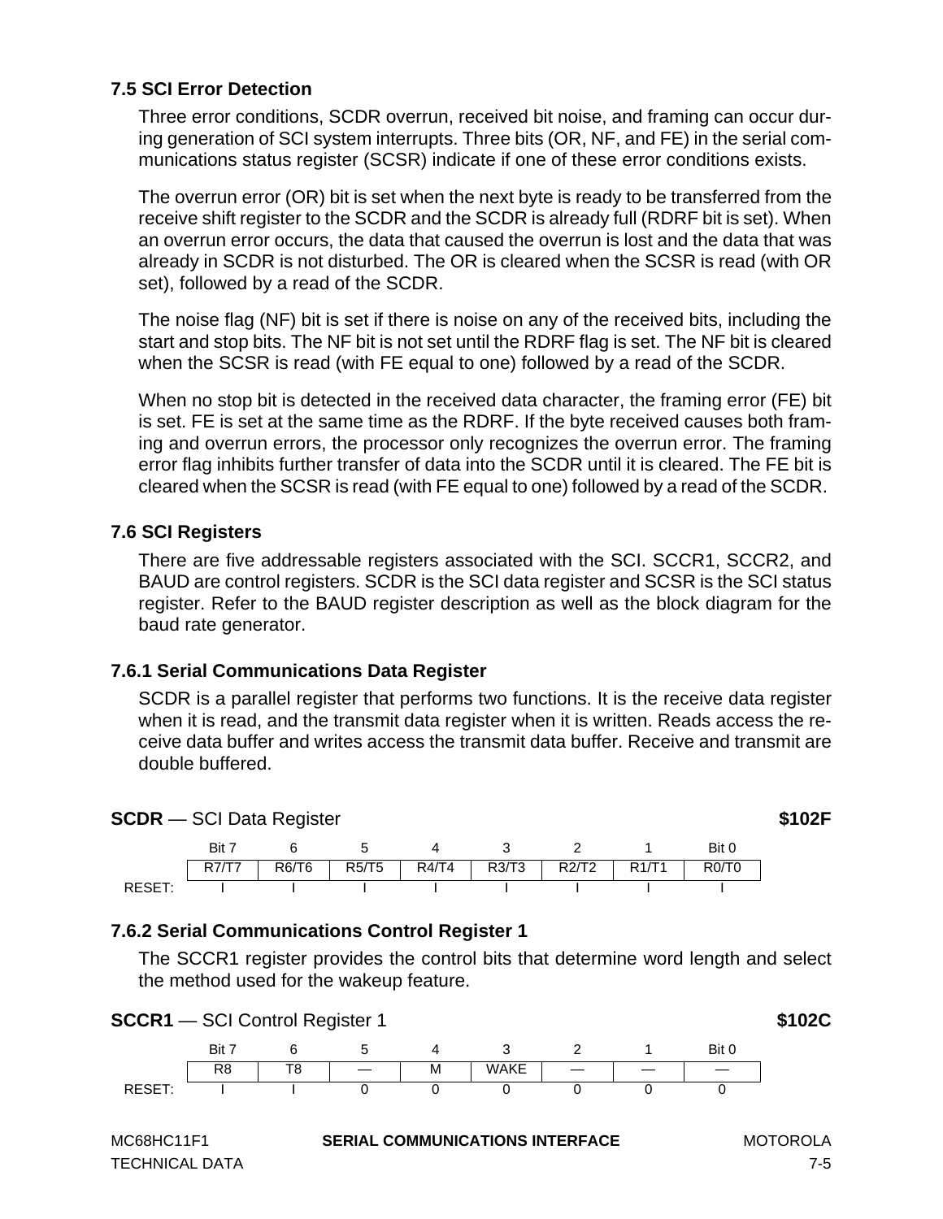### 7.5 SCI Error Detection

Three error conditions, SCDR overrun, received bit noise, and framing can occur during generation of SCI system interrupts. Three bits (OR, NF, and FE) in the serial communications status register (SCSR) indicate if one of these error conditions exists.

The overrun error (OR) bit is set when the next byte is ready to be transferred from the receive shift register to the SCDR and the SCDR is already full (RDRF bit is set). When an overrun error occurs, the data that caused the overrun is lost and the data that was already in SCDR is not disturbed. The OR is cleared when the SCSR is read (with OR set), followed by a read of the SCDR.

The noise flag (NF) bit is set if there is noise on any of the received bits, including the start and stop bits. The NF bit is not set until the RDRF flag is set. The NF bit is cleared when the SCSR is read (with FE equal to one) followed by a read of the SCDR.

When no stop bit is detected in the received data character, the framing error (FE) bit is set. FE is set at the same time as the RDRF. If the byte received causes both framing and overrun errors, the processor only recognizes the overrun error. The framing error flag inhibits further transfer of data into the SCDR until it is cleared. The FE bit is cleared when the SCSR is read (with FE equal to one) followed by a read of the SCDR.

### 7.6 SCI Registers

There are five addressable registers associated with the SCI. SCCR1, SCCR2, and BAUD are control registers. SCDR is the SCI data register and SCSR is the SCI status register. Refer to the BAUD register description as well as the block diagram for the baud rate generator.

#### 7.6.1 Serial Communications Data Register

SCDR is a parallel register that performs two functions. It is the receive data register when it is read, and the transmit data register when it is written. Reads access the receive data buffer and writes access the transmit data buffer. Receive and transmit are double buffered.

**SCDR** — SCI Data Register **$102F**

| | Bit 7 | 6 | 5 | 4 | 3 | 2 | 1 | Bit 0 |
|---|---|---|---|---|---|---|---|---|
| | R7/T7 | R6/T6 | R5/T5 | R4/T4 | R3/T3 | R2/T2 | R1/T1 | R0/T0 |
| RESET: | I | I | I | I | I | I | I | I |

#### 7.6.2 Serial Communications Control Register 1

The SCCR1 register provides the control bits that determine word length and select the method used for the wakeup feature.

**SCCR1** — SCI Control Register 1 **$102C**

| | Bit 7 | 6 | 5 | 4 | 3 | 2 | 1 | Bit 0 |
|---|---|---|---|---|---|---|---|---|
| | R8 | T8 | — | M | WAKE | — | — | — |
| RESET: | I | I | 0 | 0 | 0 | 0 | 0 | 0 |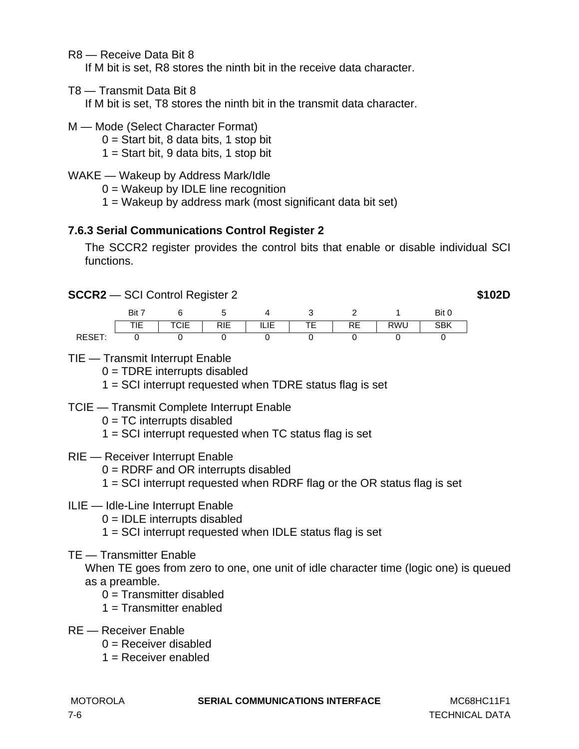R8 — Receive Data Bit 8

If M bit is set, R8 stores the ninth bit in the receive data character.

T8 — Transmit Data Bit 8

If M bit is set, T8 stores the ninth bit in the transmit data character.

M — Mode (Select Character Format)

0 = Start bit, 8 data bits, 1 stop bit

1 = Start bit, 9 data bits, 1 stop bit

WAKE — Wakeup by Address Mark/Idle

0 = Wakeup by IDLE line recognition

1 = Wakeup by address mark (most significant data bit set)

### 7.6.3 Serial Communications Control Register 2

The SCCR2 register provides the control bits that enable or disable individual SCI functions.

**SCCR2** — SCI Control Register 2 **$102D**

| | Bit 7 | 6 | 5 | 4 | 3 | 2 | 1 | Bit 0 |
|---|---|---|---|---|---|---|---|---|
| | TIE | TCIE | RIE | ILIE | TE | RE | RWU | SBK |
| RESET: | 0 | 0 | 0 | 0 | 0 | 0 | 0 | 0 |

TIE — Transmit Interrupt Enable

0 = TDRE interrupts disabled

1 = SCI interrupt requested when TDRE status flag is set

TCIE — Transmit Complete Interrupt Enable

0 = TC interrupts disabled

1 = SCI interrupt requested when TC status flag is set

RIE — Receiver Interrupt Enable

0 = RDRF and OR interrupts disabled

1 = SCI interrupt requested when RDRF flag or the OR status flag is set

ILIE — Idle-Line Interrupt Enable

0 = IDLE interrupts disabled

1 = SCI interrupt requested when IDLE status flag is set

TE — Transmitter Enable

When TE goes from zero to one, one unit of idle character time (logic one) is queued as a preamble.

0 = Transmitter disabled

1 = Transmitter enabled

RE — Receiver Enable

0 = Receiver disabled

1 = Receiver enabled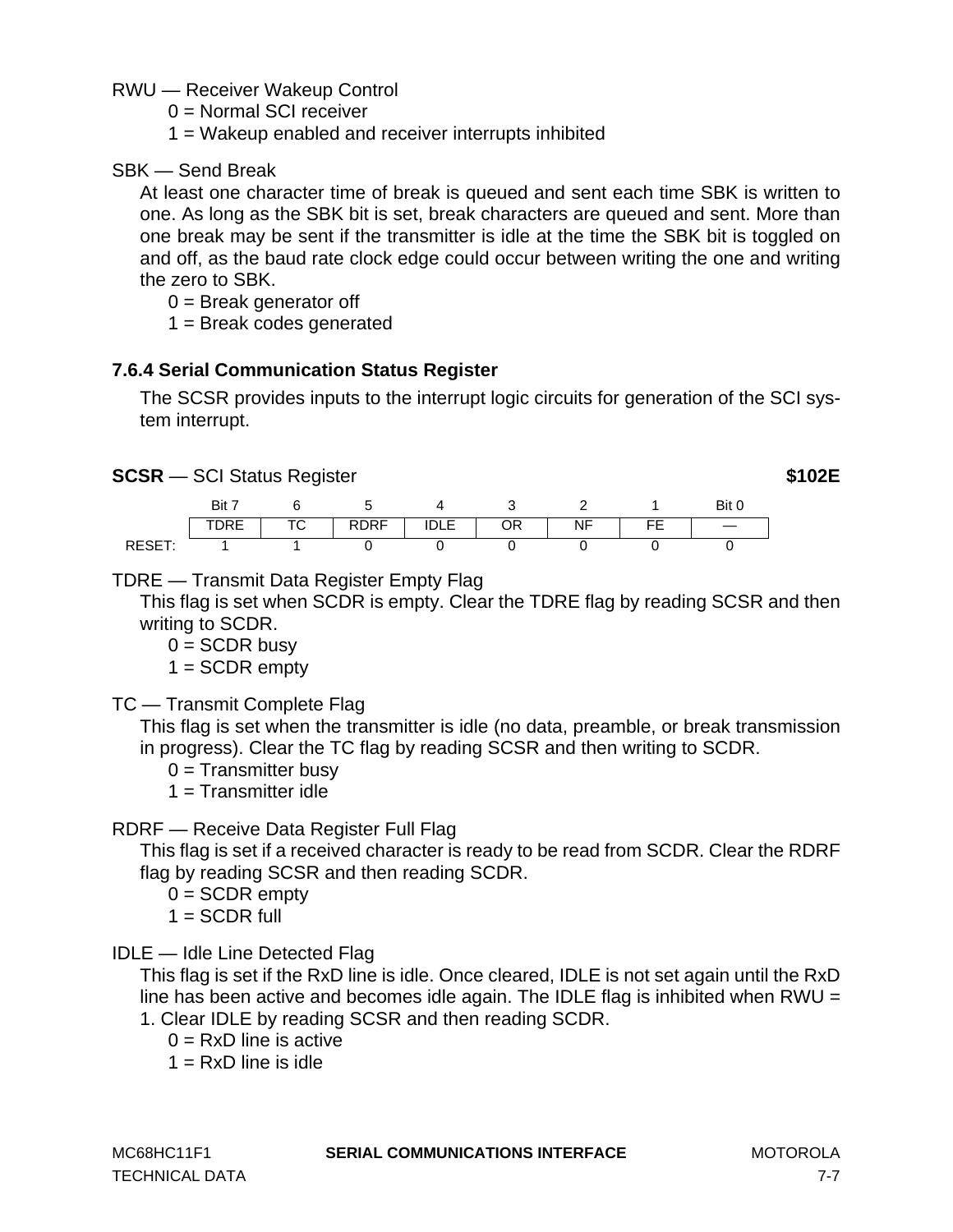RWU — Receiver Wakeup Control

0 = Normal SCI receiver

1 = Wakeup enabled and receiver interrupts inhibited

SBK — Send Break

At least one character time of break is queued and sent each time SBK is written to one. As long as the SBK bit is set, break characters are queued and sent. More than one break may be sent if the transmitter is idle at the time the SBK bit is toggled on and off, as the baud rate clock edge could occur between writing the one and writing the zero to SBK.

0 = Break generator off

1 = Break codes generated

### 7.6.4 Serial Communication Status Register

The SCSR provides inputs to the interrupt logic circuits for generation of the SCI system interrupt.

**SCSR** — SCI Status Register **$102E**

| | Bit 7 | 6 | 5 | 4 | 3 | 2 | 1 | Bit 0 |
|---|---|---|---|---|---|---|---|---|
| | TDRE | TC | RDRF | IDLE | OR | NF | FE | — |
| RESET: | 1 | 1 | 0 | 0 | 0 | 0 | 0 | 0 |

TDRE — Transmit Data Register Empty Flag

This flag is set when SCDR is empty. Clear the TDRE flag by reading SCSR and then writing to SCDR.

0 = SCDR busy

1 = SCDR empty

TC — Transmit Complete Flag

This flag is set when the transmitter is idle (no data, preamble, or break transmission in progress). Clear the TC flag by reading SCSR and then writing to SCDR.

0 = Transmitter busy

1 = Transmitter idle

RDRF — Receive Data Register Full Flag

This flag is set if a received character is ready to be read from SCDR. Clear the RDRF flag by reading SCSR and then reading SCDR.

0 = SCDR empty

1 = SCDR full

IDLE — Idle Line Detected Flag

This flag is set if the RxD line is idle. Once cleared, IDLE is not set again until the RxD line has been active and becomes idle again. The IDLE flag is inhibited when RWU = 1. Clear IDLE by reading SCSR and then reading SCDR.

0 = RxD line is active

1 = RxD line is idle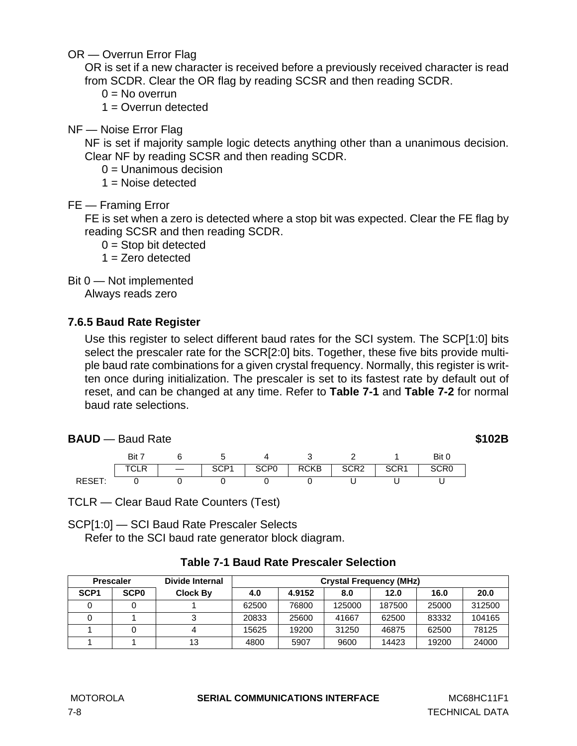OR — Overrun Error Flag

OR is set if a new character is received before a previously received character is read from SCDR. Clear the OR flag by reading SCSR and then reading SCDR.

0 = No overrun
1 = Overrun detected

NF — Noise Error Flag

NF is set if majority sample logic detects anything other than a unanimous decision. Clear NF by reading SCSR and then reading SCDR.

0 = Unanimous decision
1 = Noise detected

FE — Framing Error

FE is set when a zero is detected where a stop bit was expected. Clear the FE flag by reading SCSR and then reading SCDR.

0 = Stop bit detected
1 = Zero detected

Bit 0 — Not implemented

Always reads zero

### 7.6.5 Baud Rate Register

Use this register to select different baud rates for the SCI system. The SCP[1:0] bits select the prescaler rate for the SCR[2:0] bits. Together, these five bits provide multiple baud rate combinations for a given crystal frequency. Normally, this register is written once during initialization. The prescaler is set to its fastest rate by default out of reset, and can be changed at any time. Refer to **Table 7-1** and **Table 7-2** for normal baud rate selections.

**BAUD** — Baud Rate **$102B**

| | Bit 7 | 6 | 5 | 4 | 3 | 2 | 1 | Bit 0 |
|---|---|---|---|---|---|---|---|---|
| | TCLR | — | SCP1 | SCP0 | RCKB | SCR2 | SCR1 | SCR0 |
| RESET: | 0 | 0 | 0 | 0 | 0 | U | U | U |

TCLR — Clear Baud Rate Counters (Test)

SCP[1:0] — SCI Baud Rate Prescaler Selects

Refer to the SCI baud rate generator block diagram.

**Table 7-1 Baud Rate Prescaler Selection**

| Prescaler | | Divide Internal | Crystal Frequency (MHz) | | | | | |
|---|---|---|---|---|---|---|---|---|
| SCP1 | SCP0 | Clock By | 4.0 | 4.9152 | 8.0 | 12.0 | 16.0 | 20.0 |
| 0 | 0 | 1 | 62500 | 76800 | 125000 | 187500 | 25000 | 312500 |
| 0 | 1 | 3 | 20833 | 25600 | 41667 | 62500 | 83332 | 104165 |
| 1 | 0 | 4 | 15625 | 19200 | 31250 | 46875 | 62500 | 78125 |
| 1 | 1 | 13 | 4800 | 5907 | 9600 | 14423 | 19200 | 24000 |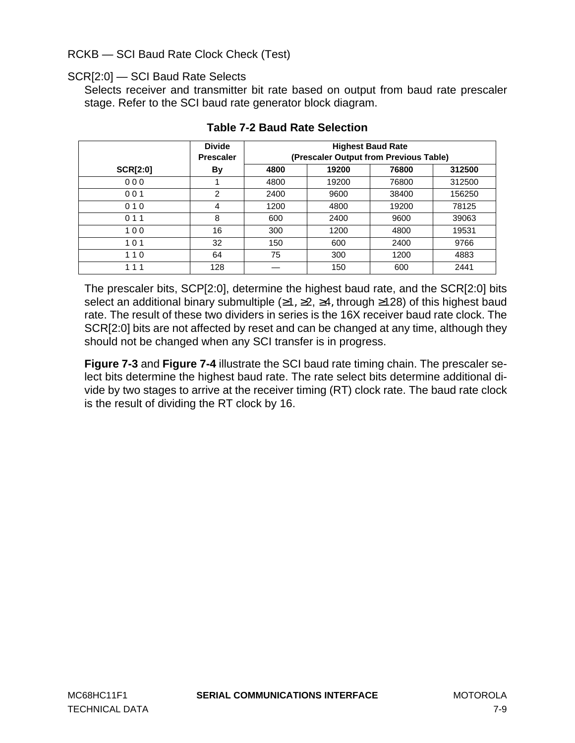RCKB — SCI Baud Rate Clock Check (Test)

SCR[2:0] — SCI Baud Rate Selects

Selects receiver and transmitter bit rate based on output from baud rate prescaler stage. Refer to the SCI baud rate generator block diagram.

**Table 7-2 Baud Rate Selection**

| SCR[2:0] | Divide Prescaler By | Highest Baud Rate (Prescaler Output from Previous Table) | | | |
|---|---|---|---|---|---|
| | | **4800** | **19200** | **76800** | **312500** |
| 0 0 0 | 1 | 4800 | 19200 | 76800 | 312500 |
| 0 0 1 | 2 | 2400 | 9600 | 38400 | 156250 |
| 0 1 0 | 4 | 1200 | 4800 | 19200 | 78125 |
| 0 1 1 | 8 | 600 | 2400 | 9600 | 39063 |
| 1 0 0 | 16 | 300 | 1200 | 4800 | 19531 |
| 1 0 1 | 32 | 150 | 600 | 2400 | 9766 |
| 1 1 0 | 64 | 75 | 300 | 1200 | 4883 |
| 1 1 1 | 128 | — | 150 | 600 | 2441 |

The prescaler bits, SCP[2:0], determine the highest baud rate, and the SCR[2:0] bits select an additional binary submultiple (≥1, ≥2, ≥4, through ≥128) of this highest baud rate. The result of these two dividers in series is the 16X receiver baud rate clock. The SCR[2:0] bits are not affected by reset and can be changed at any time, although they should not be changed when any SCI transfer is in progress.

**Figure 7-3** and **Figure 7-4** illustrate the SCI baud rate timing chain. The prescaler select bits determine the highest baud rate. The rate select bits determine additional divide by two stages to arrive at the receiver timing (RT) clock rate. The baud rate clock is the result of dividing the RT clock by 16.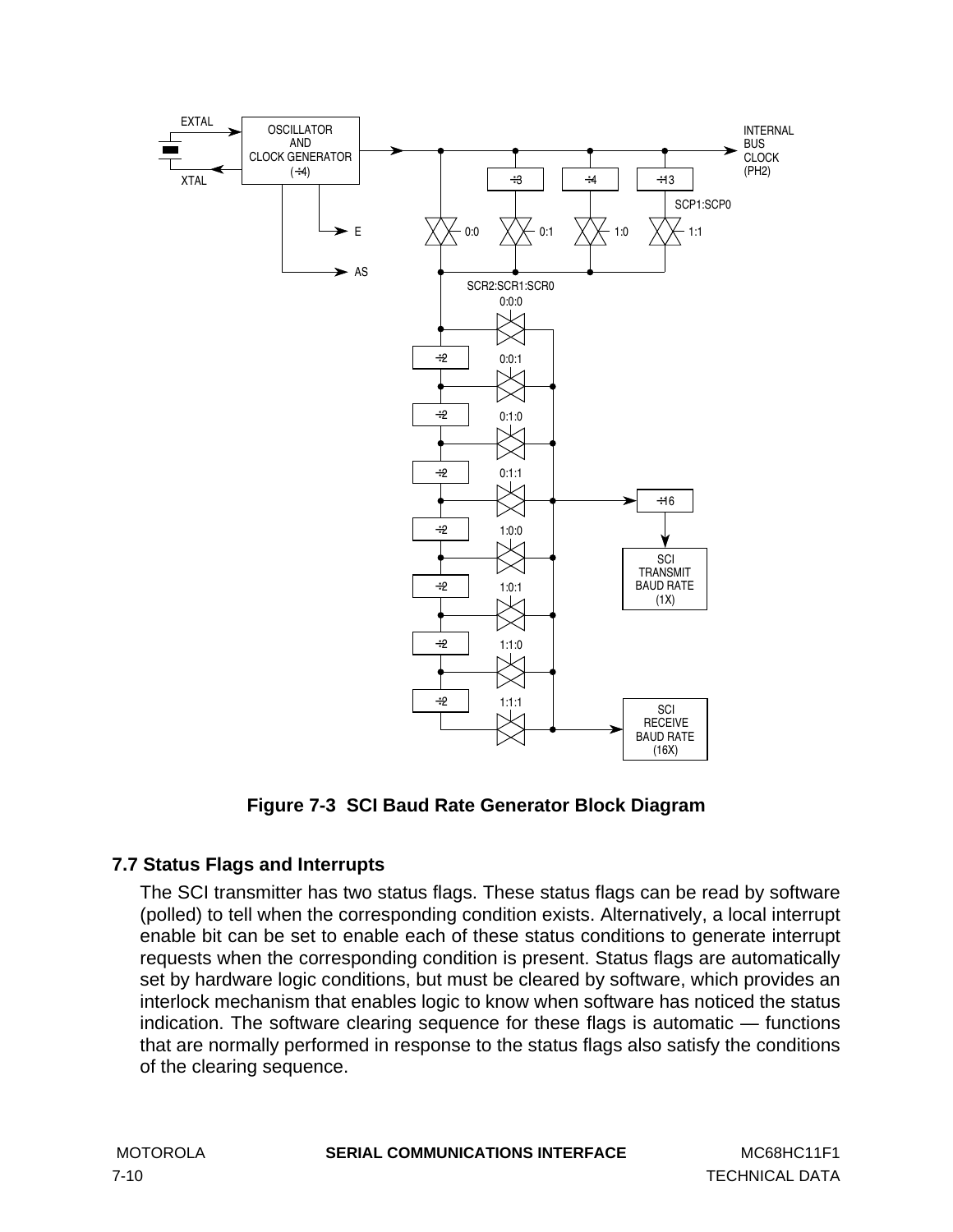**Figure 7-3 SCI Baud Rate Generator Block Diagram**

## 7.7 Status Flags and Interrupts

The SCI transmitter has two status flags. These status flags can be read by software (polled) to tell when the corresponding condition exists. Alternatively, a local interrupt enable bit can be set to enable each of these status conditions to generate interrupt requests when the corresponding condition is present. Status flags are automatically set by hardware logic conditions, but must be cleared by software, which provides an interlock mechanism that enables logic to know when software has noticed the status indication. The software clearing sequence for these flags is automatic — functions that are normally performed in response to the status flags also satisfy the conditions of the clearing sequence.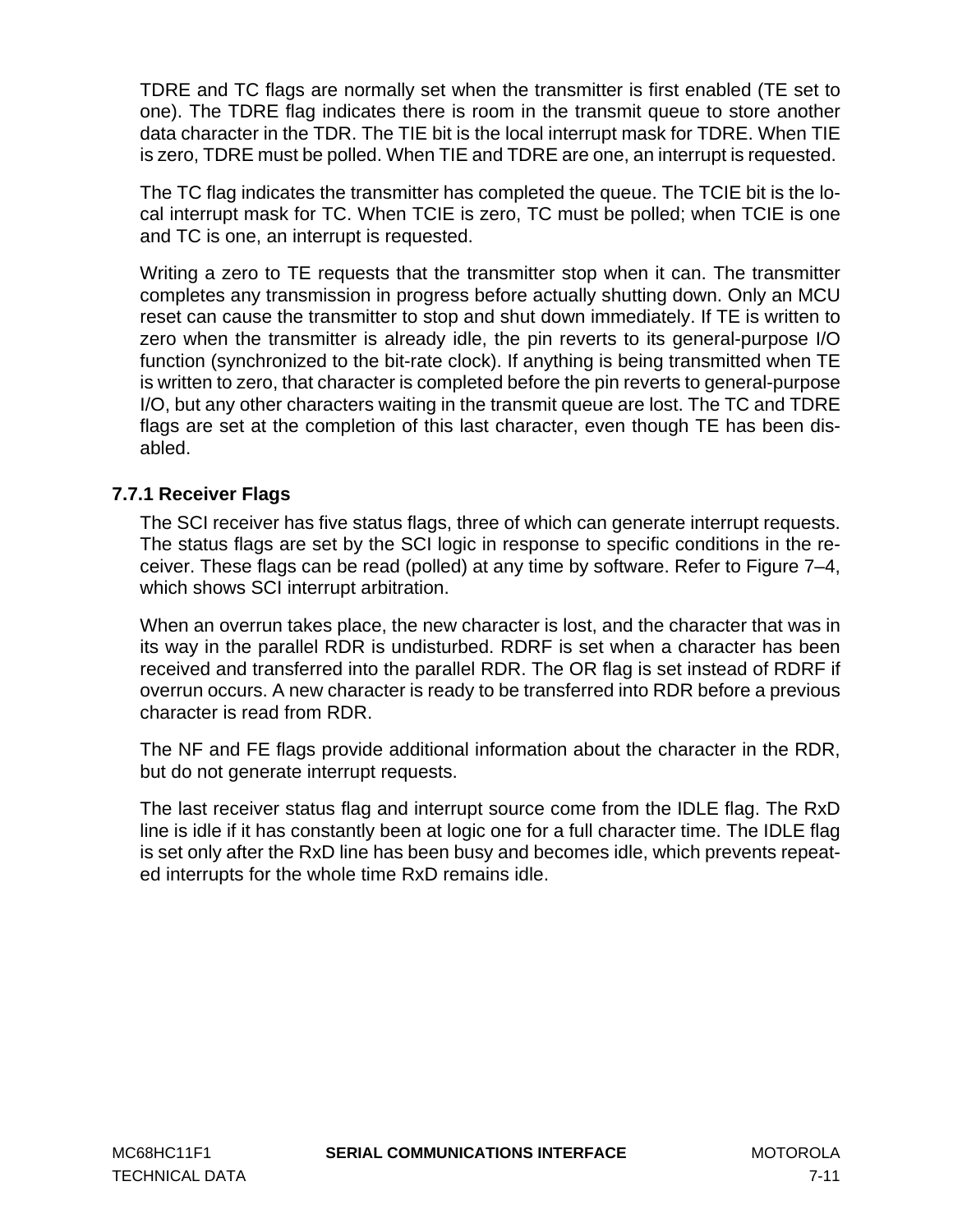TDRE and TC flags are normally set when the transmitter is first enabled (TE set to one). The TDRE flag indicates there is room in the transmit queue to store another data character in the TDR. The TIE bit is the local interrupt mask for TDRE. When TIE is zero, TDRE must be polled. When TIE and TDRE are one, an interrupt is requested.

The TC flag indicates the transmitter has completed the queue. The TCIE bit is the local interrupt mask for TC. When TCIE is zero, TC must be polled; when TCIE is one and TC is one, an interrupt is requested.

Writing a zero to TE requests that the transmitter stop when it can. The transmitter completes any transmission in progress before actually shutting down. Only an MCU reset can cause the transmitter to stop and shut down immediately. If TE is written to zero when the transmitter is already idle, the pin reverts to its general-purpose I/O function (synchronized to the bit-rate clock). If anything is being transmitted when TE is written to zero, that character is completed before the pin reverts to general-purpose I/O, but any other characters waiting in the transmit queue are lost. The TC and TDRE flags are set at the completion of this last character, even though TE has been disabled.

### 7.7.1 Receiver Flags

The SCI receiver has five status flags, three of which can generate interrupt requests. The status flags are set by the SCI logic in response to specific conditions in the receiver. These flags can be read (polled) at any time by software. Refer to Figure 7–4, which shows SCI interrupt arbitration.

When an overrun takes place, the new character is lost, and the character that was in its way in the parallel RDR is undisturbed. RDRF is set when a character has been received and transferred into the parallel RDR. The OR flag is set instead of RDRF if overrun occurs. A new character is ready to be transferred into RDR before a previous character is read from RDR.

The NF and FE flags provide additional information about the character in the RDR, but do not generate interrupt requests.

The last receiver status flag and interrupt source come from the IDLE flag. The RxD line is idle if it has constantly been at logic one for a full character time. The IDLE flag is set only after the RxD line has been busy and becomes idle, which prevents repeated interrupts for the whole time RxD remains idle.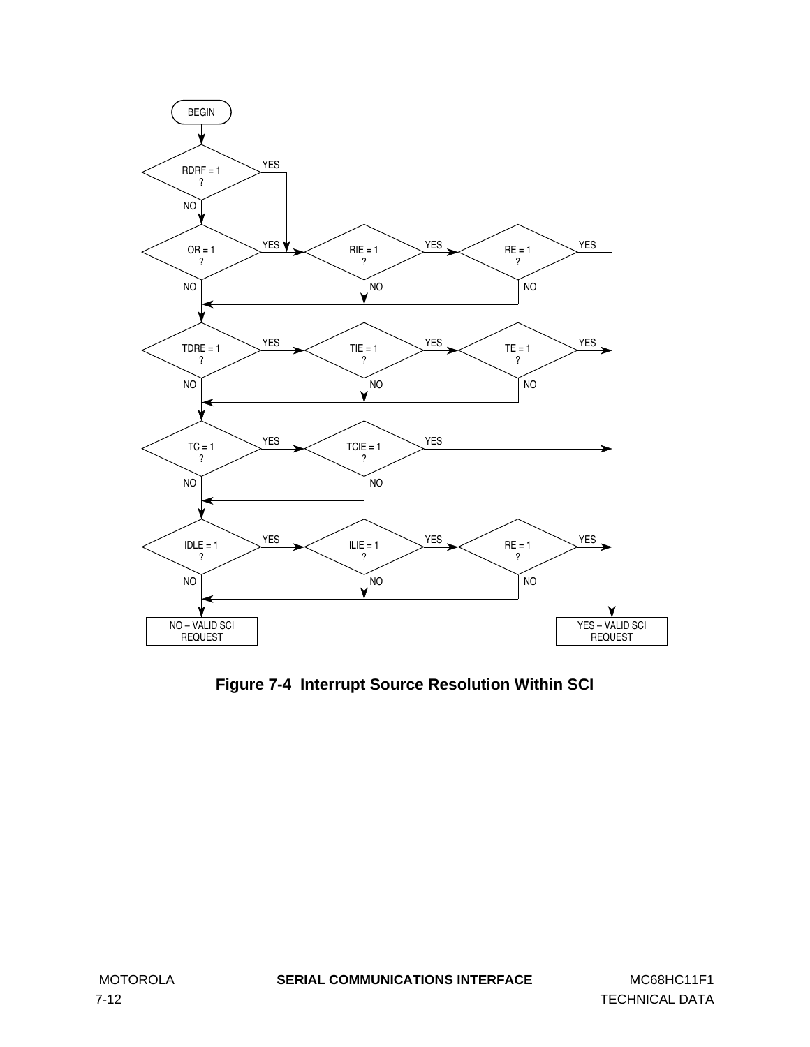BEGIN

RDRF = 1 ? — YES → RIE = 1 ?; NO → OR = 1 ?

OR = 1 ? — YES → RIE = 1 ?; NO → TDRE = 1 ?

RIE = 1 ? — YES → RE = 1 ?; NO → TDRE = 1 ?

RE = 1 ? — YES → YES – VALID SCI REQUEST; NO → TDRE = 1 ?

TDRE = 1 ? — YES → TIE = 1 ?; NO → TC = 1 ?

TIE = 1 ? — YES → TE = 1 ?; NO → TC = 1 ?

TE = 1 ? — YES → YES – VALID SCI REQUEST; NO → TC = 1 ?

TC = 1 ? — YES → TCIE = 1 ?; NO → IDLE = 1 ?

TCIE = 1 ? — YES → YES – VALID SCI REQUEST; NO → IDLE = 1 ?

IDLE = 1 ? — YES → ILIE = 1 ?; NO → NO – VALID SCI REQUEST

ILIE = 1 ? — YES → RE = 1 ?; NO → NO – VALID SCI REQUEST

RE = 1 ? — YES → YES – VALID SCI REQUEST; NO → NO – VALID SCI REQUEST

**Figure 7-4 Interrupt Source Resolution Within SCI**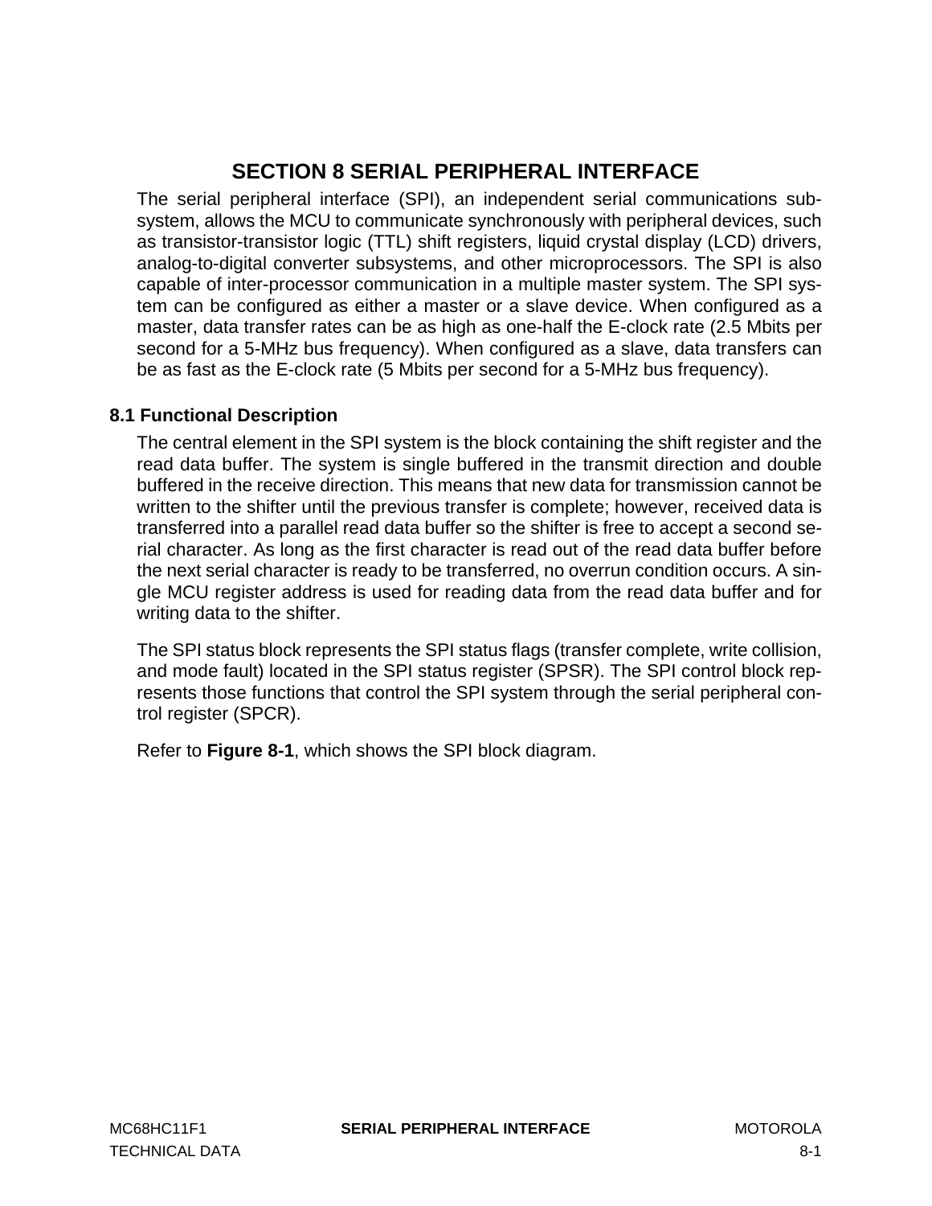# SECTION 8 SERIAL PERIPHERAL INTERFACE

The serial peripheral interface (SPI), an independent serial communications subsystem, allows the MCU to communicate synchronously with peripheral devices, such as transistor-transistor logic (TTL) shift registers, liquid crystal display (LCD) drivers, analog-to-digital converter subsystems, and other microprocessors. The SPI is also capable of inter-processor communication in a multiple master system. The SPI system can be configured as either a master or a slave device. When configured as a master, data transfer rates can be as high as one-half the E-clock rate (2.5 Mbits per second for a 5-MHz bus frequency). When configured as a slave, data transfers can be as fast as the E-clock rate (5 Mbits per second for a 5-MHz bus frequency).

## 8.1 Functional Description

The central element in the SPI system is the block containing the shift register and the read data buffer. The system is single buffered in the transmit direction and double buffered in the receive direction. This means that new data for transmission cannot be written to the shifter until the previous transfer is complete; however, received data is transferred into a parallel read data buffer so the shifter is free to accept a second serial character. As long as the first character is read out of the read data buffer before the next serial character is ready to be transferred, no overrun condition occurs. A single MCU register address is used for reading data from the read data buffer and for writing data to the shifter.

The SPI status block represents the SPI status flags (transfer complete, write collision, and mode fault) located in the SPI status register (SPSR). The SPI control block represents those functions that control the SPI system through the serial peripheral control register (SPCR).

Refer to **Figure 8-1**, which shows the SPI block diagram.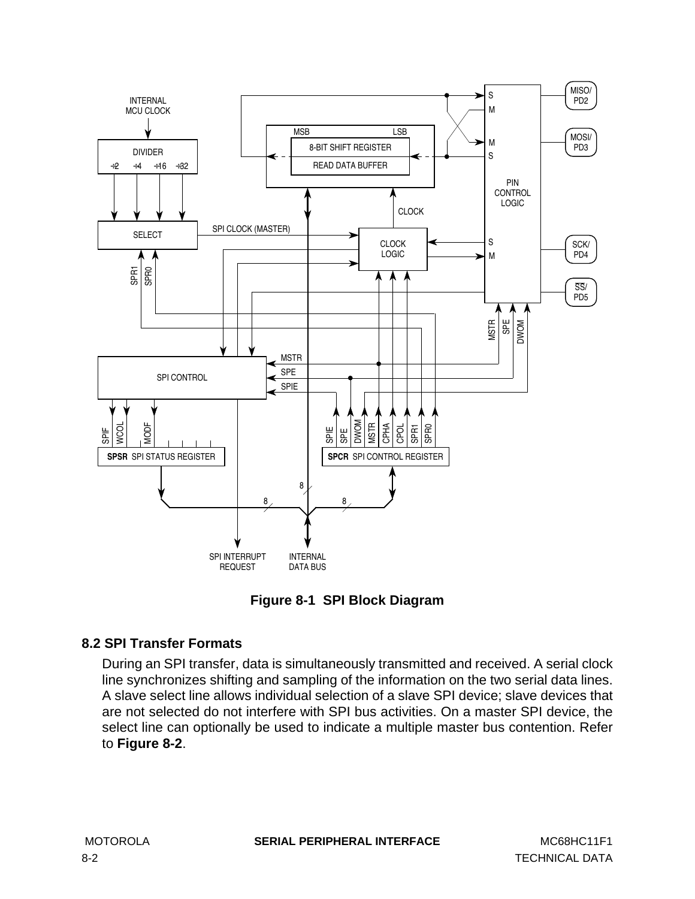**Figure 8-1 SPI Block Diagram**

## 8.2 SPI Transfer Formats

During an SPI transfer, data is simultaneously transmitted and received. A serial clock line synchronizes shifting and sampling of the information on the two serial data lines. A slave select line allows individual selection of a slave SPI device; slave devices that are not selected do not interfere with SPI bus activities. On a master SPI device, the select line can optionally be used to indicate a multiple master bus contention. Refer to **Figure 8-2**.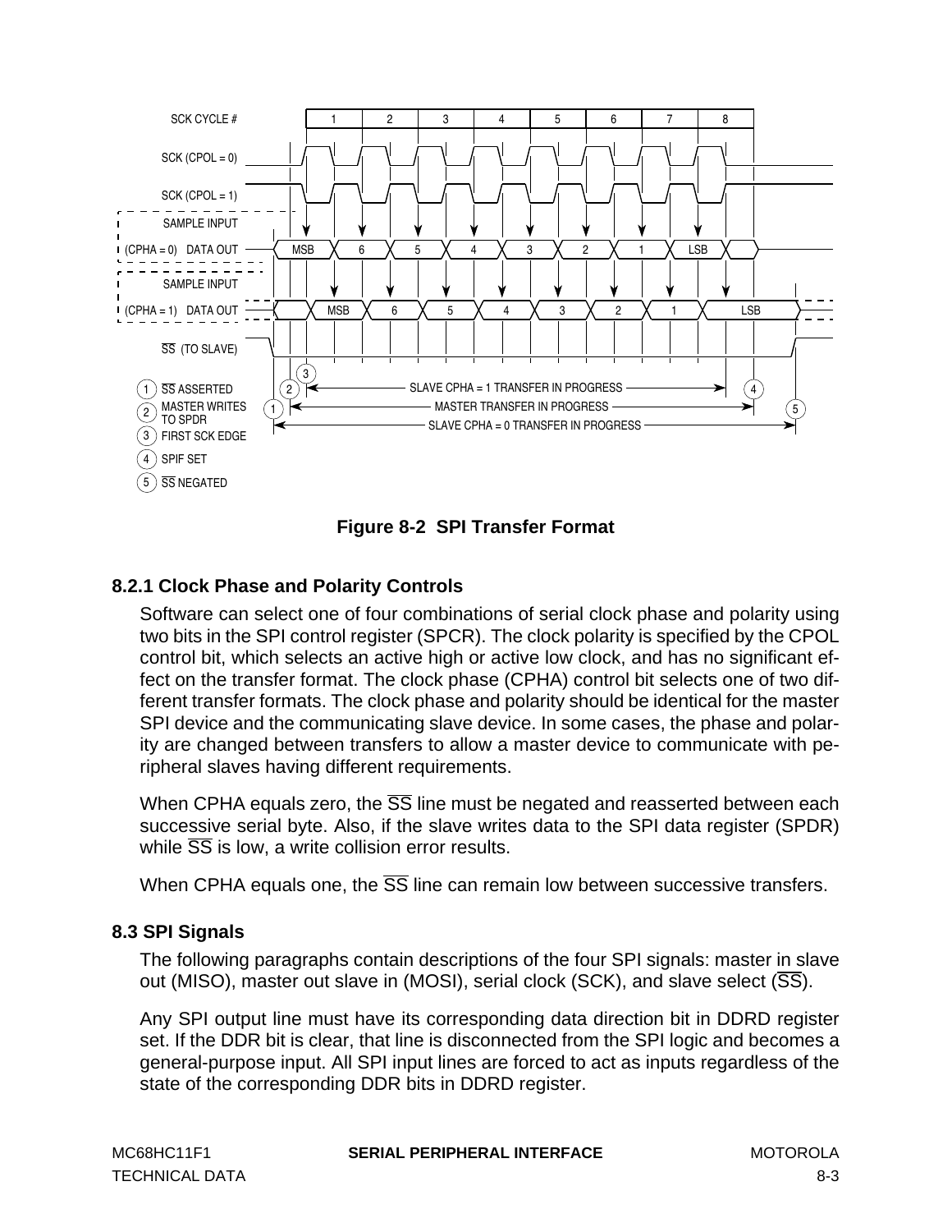**Figure 8-2 SPI Transfer Format**

### 8.2.1 Clock Phase and Polarity Controls

Software can select one of four combinations of serial clock phase and polarity using two bits in the SPI control register (SPCR). The clock polarity is specified by the CPOL control bit, which selects an active high or active low clock, and has no significant effect on the transfer format. The clock phase (CPHA) control bit selects one of two different transfer formats. The clock phase and polarity should be identical for the master SPI device and the communicating slave device. In some cases, the phase and polarity are changed between transfers to allow a master device to communicate with peripheral slaves having different requirements.

When CPHA equals zero, the $\overline{SS}$ line must be negated and reasserted between each successive serial byte. Also, if the slave writes data to the SPI data register (SPDR) while $\overline{SS}$ is low, a write collision error results.

When CPHA equals one, the $\overline{SS}$ line can remain low between successive transfers.

## 8.3 SPI Signals

The following paragraphs contain descriptions of the four SPI signals: master in slave out (MISO), master out slave in (MOSI), serial clock (SCK), and slave select ($\overline{SS}$).

Any SPI output line must have its corresponding data direction bit in DDRD register set. If the DDR bit is clear, that line is disconnected from the SPI logic and becomes a general-purpose input. All SPI input lines are forced to act as inputs regardless of the state of the corresponding DDR bits in DDRD register.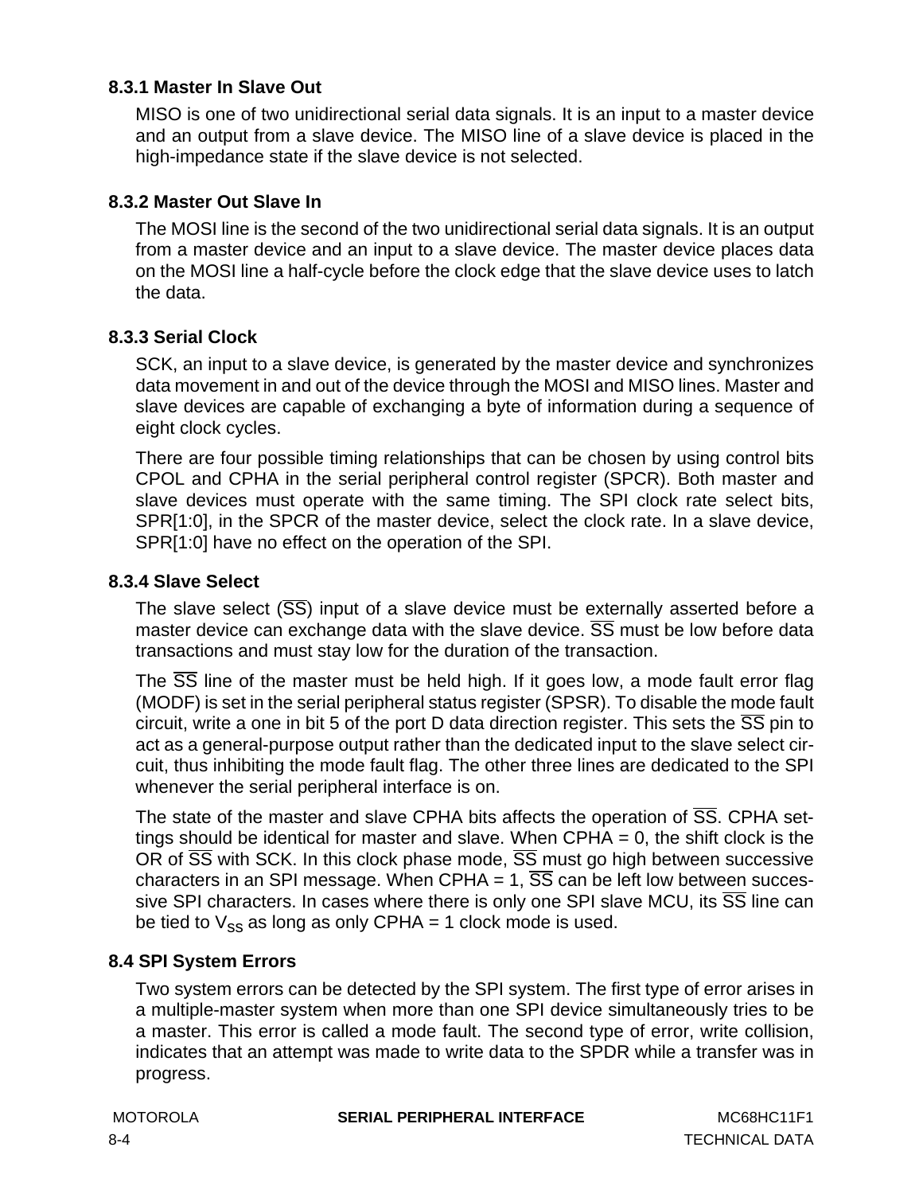### 8.3.1 Master In Slave Out

MISO is one of two unidirectional serial data signals. It is an input to a master device and an output from a slave device. The MISO line of a slave device is placed in the high-impedance state if the slave device is not selected.

### 8.3.2 Master Out Slave In

The MOSI line is the second of the two unidirectional serial data signals. It is an output from a master device and an input to a slave device. The master device places data on the MOSI line a half-cycle before the clock edge that the slave device uses to latch the data.

### 8.3.3 Serial Clock

SCK, an input to a slave device, is generated by the master device and synchronizes data movement in and out of the device through the MOSI and MISO lines. Master and slave devices are capable of exchanging a byte of information during a sequence of eight clock cycles.

There are four possible timing relationships that can be chosen by using control bits CPOL and CPHA in the serial peripheral control register (SPCR). Both master and slave devices must operate with the same timing. The SPI clock rate select bits, SPR[1:0], in the SPCR of the master device, select the clock rate. In a slave device, SPR[1:0] have no effect on the operation of the SPI.

### 8.3.4 Slave Select

The slave select ($\overline{SS}$) input of a slave device must be externally asserted before a master device can exchange data with the slave device. $\overline{SS}$ must be low before data transactions and must stay low for the duration of the transaction.

The $\overline{SS}$ line of the master must be held high. If it goes low, a mode fault error flag (MODF) is set in the serial peripheral status register (SPSR). To disable the mode fault circuit, write a one in bit 5 of the port D data direction register. This sets the $\overline{SS}$ pin to act as a general-purpose output rather than the dedicated input to the slave select circuit, thus inhibiting the mode fault flag. The other three lines are dedicated to the SPI whenever the serial peripheral interface is on.

The state of the master and slave CPHA bits affects the operation of $\overline{SS}$. CPHA settings should be identical for master and slave. When CPHA = 0, the shift clock is the OR of $\overline{SS}$ with SCK. In this clock phase mode, $\overline{SS}$ must go high between successive characters in an SPI message. When CPHA = 1, $\overline{SS}$ can be left low between successive SPI characters. In cases where there is only one SPI slave MCU, its $\overline{SS}$ line can be tied to $V_{SS}$ as long as only CPHA = 1 clock mode is used.

## 8.4 SPI System Errors

Two system errors can be detected by the SPI system. The first type of error arises in a multiple-master system when more than one SPI device simultaneously tries to be a master. This error is called a mode fault. The second type of error, write collision, indicates that an attempt was made to write data to the SPDR while a transfer was in progress.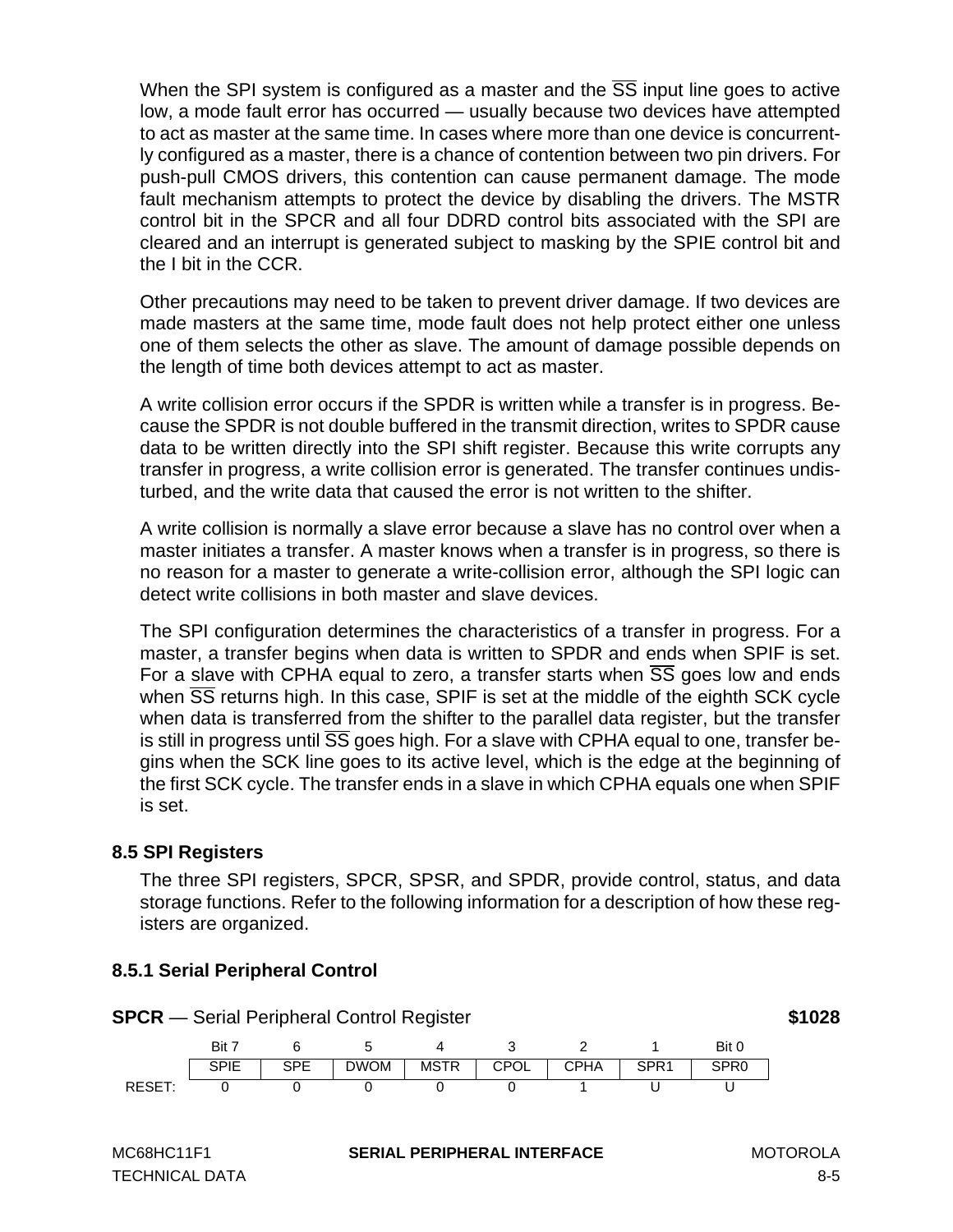When the SPI system is configured as a master and the $\overline{SS}$ input line goes to active low, a mode fault error has occurred — usually because two devices have attempted to act as master at the same time. In cases where more than one device is concurrently configured as a master, there is a chance of contention between two pin drivers. For push-pull CMOS drivers, this contention can cause permanent damage. The mode fault mechanism attempts to protect the device by disabling the drivers. The MSTR control bit in the SPCR and all four DDRD control bits associated with the SPI are cleared and an interrupt is generated subject to masking by the SPIE control bit and the I bit in the CCR.

Other precautions may need to be taken to prevent driver damage. If two devices are made masters at the same time, mode fault does not help protect either one unless one of them selects the other as slave. The amount of damage possible depends on the length of time both devices attempt to act as master.

A write collision error occurs if the SPDR is written while a transfer is in progress. Because the SPDR is not double buffered in the transmit direction, writes to SPDR cause data to be written directly into the SPI shift register. Because this write corrupts any transfer in progress, a write collision error is generated. The transfer continues undisturbed, and the write data that caused the error is not written to the shifter.

A write collision is normally a slave error because a slave has no control over when a master initiates a transfer. A master knows when a transfer is in progress, so there is no reason for a master to generate a write-collision error, although the SPI logic can detect write collisions in both master and slave devices.

The SPI configuration determines the characteristics of a transfer in progress. For a master, a transfer begins when data is written to SPDR and ends when SPIF is set. For a slave with CPHA equal to zero, a transfer starts when $\overline{SS}$ goes low and ends when $\overline{SS}$ returns high. In this case, SPIF is set at the middle of the eighth SCK cycle when data is transferred from the shifter to the parallel data register, but the transfer is still in progress until $\overline{SS}$ goes high. For a slave with CPHA equal to one, transfer begins when the SCK line goes to its active level, which is the edge at the beginning of the first SCK cycle. The transfer ends in a slave in which CPHA equals one when SPIF is set.

## 8.5 SPI Registers

The three SPI registers, SPCR, SPSR, and SPDR, provide control, status, and data storage functions. Refer to the following information for a description of how these registers are organized.

### 8.5.1 Serial Peripheral Control

**SPCR** — Serial Peripheral Control Register **$1028**

| | Bit 7 | 6 | 5 | 4 | 3 | 2 | 1 | Bit 0 |
|---|---|---|---|---|---|---|---|---|
| | SPIE | SPE | DWOM | MSTR | CPOL | CPHA | SPR1 | SPR0 |
| RESET: | 0 | 0 | 0 | 0 | 0 | 1 | U | U |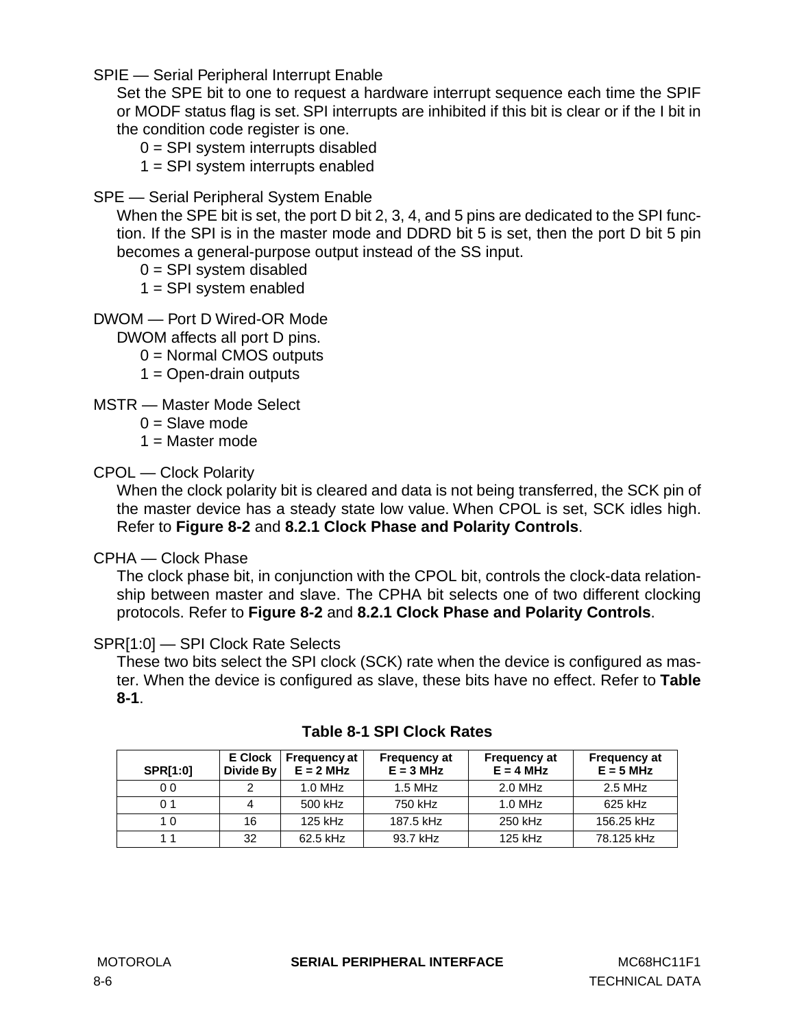SPIE — Serial Peripheral Interrupt Enable

Set the SPE bit to one to request a hardware interrupt sequence each time the SPIF or MODF status flag is set. SPI interrupts are inhibited if this bit is clear or if the I bit in the condition code register is one.

0 = SPI system interrupts disabled
1 = SPI system interrupts enabled

SPE — Serial Peripheral System Enable

When the SPE bit is set, the port D bit 2, 3, 4, and 5 pins are dedicated to the SPI function. If the SPI is in the master mode and DDRD bit 5 is set, then the port D bit 5 pin becomes a general-purpose output instead of the SS input.

0 = SPI system disabled
1 = SPI system enabled

DWOM — Port D Wired-OR Mode

DWOM affects all port D pins.

0 = Normal CMOS outputs
1 = Open-drain outputs

MSTR — Master Mode Select

0 = Slave mode
1 = Master mode

CPOL — Clock Polarity

When the clock polarity bit is cleared and data is not being transferred, the SCK pin of the master device has a steady state low value. When CPOL is set, SCK idles high. Refer to **Figure 8-2** and **8.2.1 Clock Phase and Polarity Controls**.

CPHA — Clock Phase

The clock phase bit, in conjunction with the CPOL bit, controls the clock-data relationship between master and slave. The CPHA bit selects one of two different clocking protocols. Refer to **Figure 8-2** and **8.2.1 Clock Phase and Polarity Controls**.

SPR[1:0] — SPI Clock Rate Selects

These two bits select the SPI clock (SCK) rate when the device is configured as master. When the device is configured as slave, these bits have no effect. Refer to **Table 8-1**.

**Table 8-1 SPI Clock Rates**

| SPR[1:0] | E Clock Divide By | Frequency at E = 2 MHz | Frequency at E = 3 MHz | Frequency at E = 4 MHz | Frequency at E = 5 MHz |
|---|---|---|---|---|---|
| 0 0 | 2 | 1.0 MHz | 1.5 MHz | 2.0 MHz | 2.5 MHz |
| 0 1 | 4 | 500 kHz | 750 kHz | 1.0 MHz | 625 kHz |
| 1 0 | 16 | 125 kHz | 187.5 kHz | 250 kHz | 156.25 kHz |
| 1 1 | 32 | 62.5 kHz | 93.7 kHz | 125 kHz | 78.125 kHz |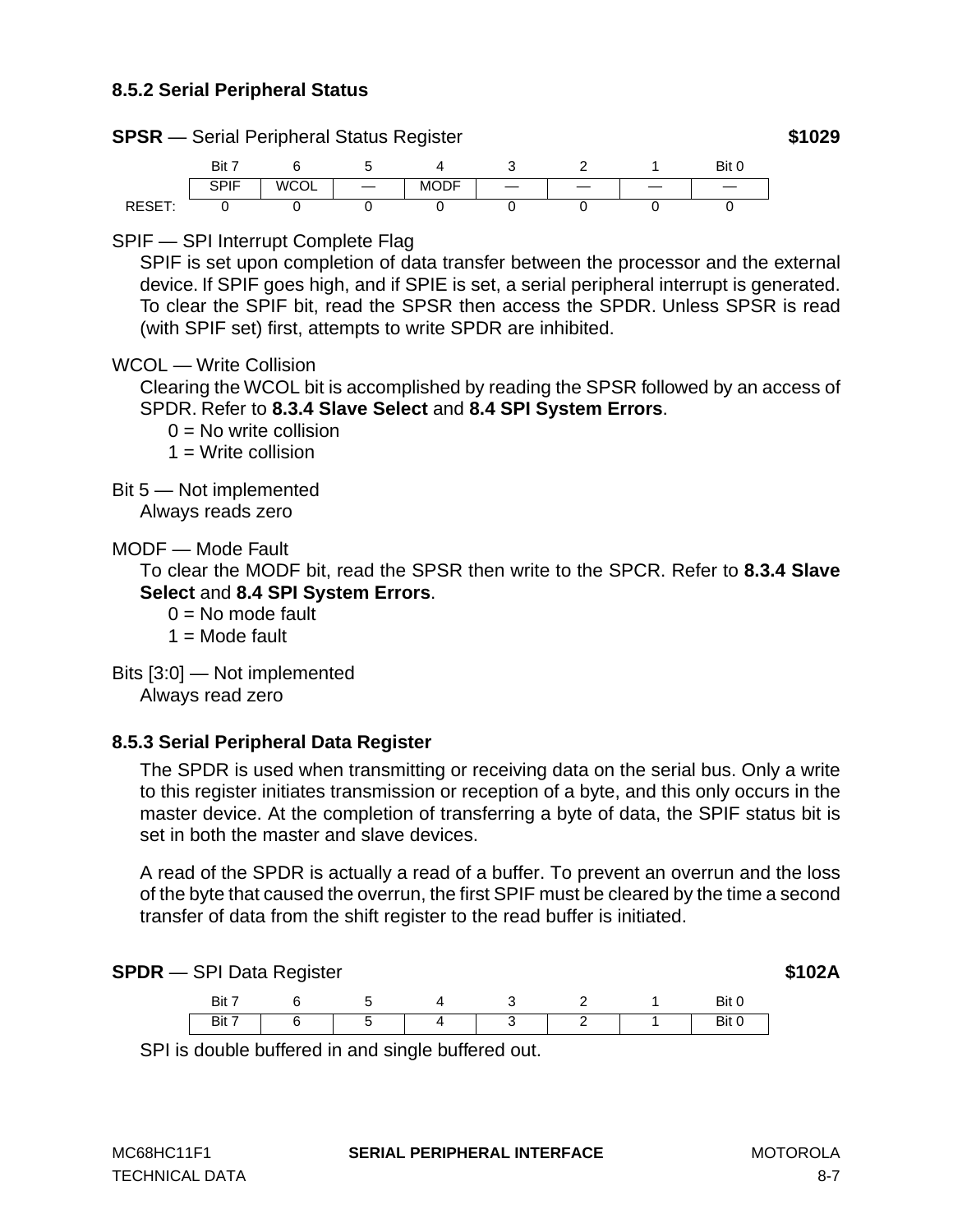### 8.5.2 Serial Peripheral Status

**SPSR** — Serial Peripheral Status Register **$1029**

| | Bit 7 | 6 | 5 | 4 | 3 | 2 | 1 | Bit 0 |
|---|---|---|---|---|---|---|---|---|
| | SPIF | WCOL | — | MODF | — | — | — | — |
| RESET: | 0 | 0 | 0 | 0 | 0 | 0 | 0 | 0 |

SPIF — SPI Interrupt Complete Flag

SPIF is set upon completion of data transfer between the processor and the external device. If SPIF goes high, and if SPIE is set, a serial peripheral interrupt is generated. To clear the SPIF bit, read the SPSR then access the SPDR. Unless SPSR is read (with SPIF set) first, attempts to write SPDR are inhibited.

WCOL — Write Collision

Clearing the WCOL bit is accomplished by reading the SPSR followed by an access of SPDR. Refer to **8.3.4 Slave Select** and **8.4 SPI System Errors**.

0 = No write collision
1 = Write collision

Bit 5 — Not implemented

Always reads zero

MODF — Mode Fault

To clear the MODF bit, read the SPSR then write to the SPCR. Refer to **8.3.4 Slave Select** and **8.4 SPI System Errors**.

0 = No mode fault
1 = Mode fault

Bits [3:0] — Not implemented

Always read zero

### 8.5.3 Serial Peripheral Data Register

The SPDR is used when transmitting or receiving data on the serial bus. Only a write to this register initiates transmission or reception of a byte, and this only occurs in the master device. At the completion of transferring a byte of data, the SPIF status bit is set in both the master and slave devices.

A read of the SPDR is actually a read of a buffer. To prevent an overrun and the loss of the byte that caused the overrun, the first SPIF must be cleared by the time a second transfer of data from the shift register to the read buffer is initiated.

**SPDR** — SPI Data Register **$102A**

| Bit 7 | 6 | 5 | 4 | 3 | 2 | 1 | Bit 0 |
|---|---|---|---|---|---|---|---|
| Bit 7 | 6 | 5 | 4 | 3 | 2 | 1 | Bit 0 |

SPI is double buffered in and single buffered out.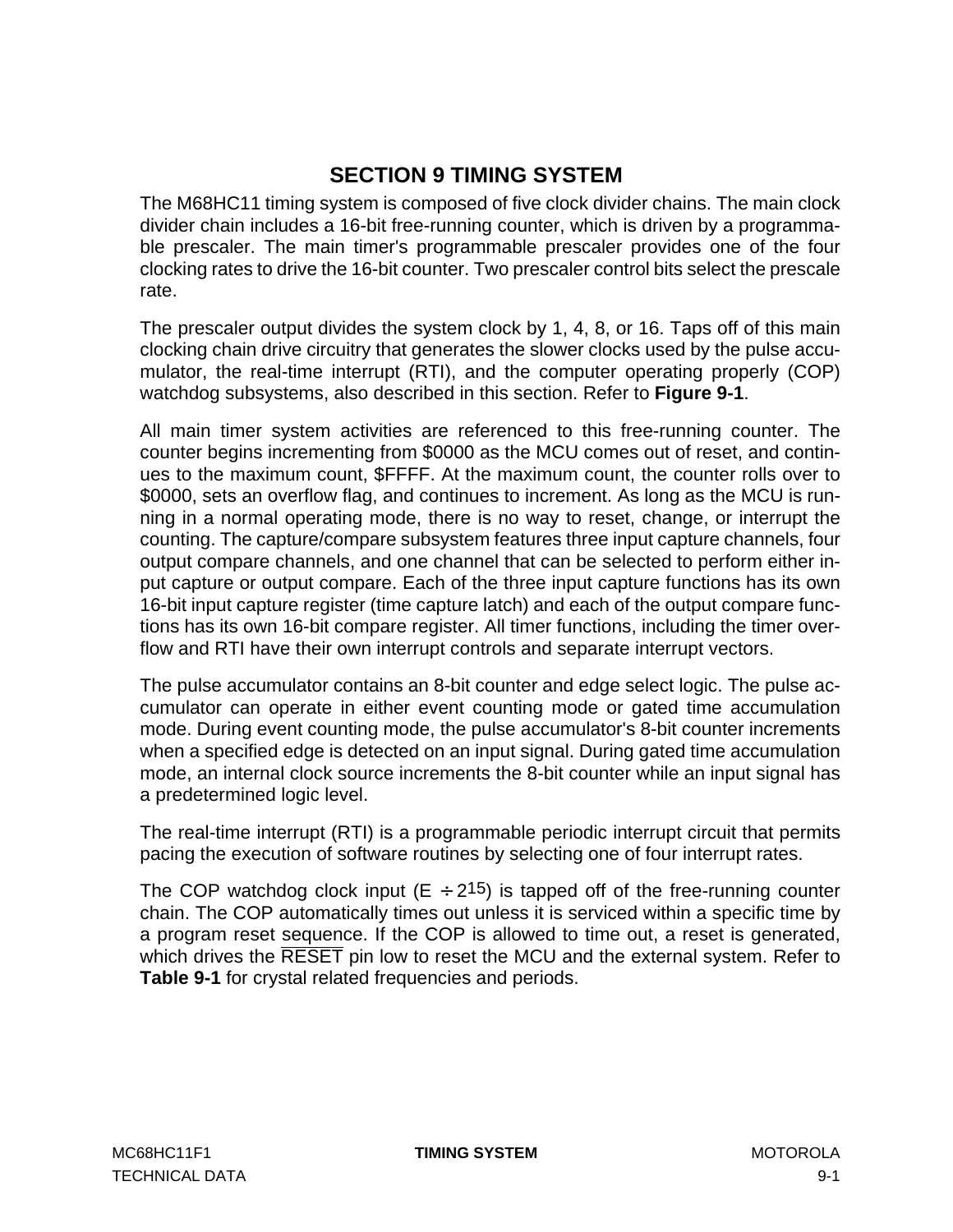# SECTION 9 TIMING SYSTEM

The M68HC11 timing system is composed of five clock divider chains. The main clock divider chain includes a 16-bit free-running counter, which is driven by a programmable prescaler. The main timer's programmable prescaler provides one of the four clocking rates to drive the 16-bit counter. Two prescaler control bits select the prescale rate.

The prescaler output divides the system clock by 1, 4, 8, or 16. Taps off of this main clocking chain drive circuitry that generates the slower clocks used by the pulse accumulator, the real-time interrupt (RTI), and the computer operating properly (COP) watchdog subsystems, also described in this section. Refer to **Figure 9-1**.

All main timer system activities are referenced to this free-running counter. The counter begins incrementing from $0000 as the MCU comes out of reset, and continues to the maximum count, $FFFF. At the maximum count, the counter rolls over to $0000, sets an overflow flag, and continues to increment. As long as the MCU is running in a normal operating mode, there is no way to reset, change, or interrupt the counting. The capture/compare subsystem features three input capture channels, four output compare channels, and one channel that can be selected to perform either input capture or output compare. Each of the three input capture functions has its own 16-bit input capture register (time capture latch) and each of the output compare functions has its own 16-bit compare register. All timer functions, including the timer overflow and RTI have their own interrupt controls and separate interrupt vectors.

The pulse accumulator contains an 8-bit counter and edge select logic. The pulse accumulator can operate in either event counting mode or gated time accumulation mode. During event counting mode, the pulse accumulator's 8-bit counter increments when a specified edge is detected on an input signal. During gated time accumulation mode, an internal clock source increments the 8-bit counter while an input signal has a predetermined logic level.

The real-time interrupt (RTI) is a programmable periodic interrupt circuit that permits pacing the execution of software routines by selecting one of four interrupt rates.

The COP watchdog clock input ($E \div 2^{15}$) is tapped off of the free-running counter chain. The COP automatically times out unless it is serviced within a specific time by a program reset sequence. If the COP is allowed to time out, a reset is generated, which drives the $\overline{\text{RESET}}$ pin low to reset the MCU and the external system. Refer to **Table 9-1** for crystal related frequencies and periods.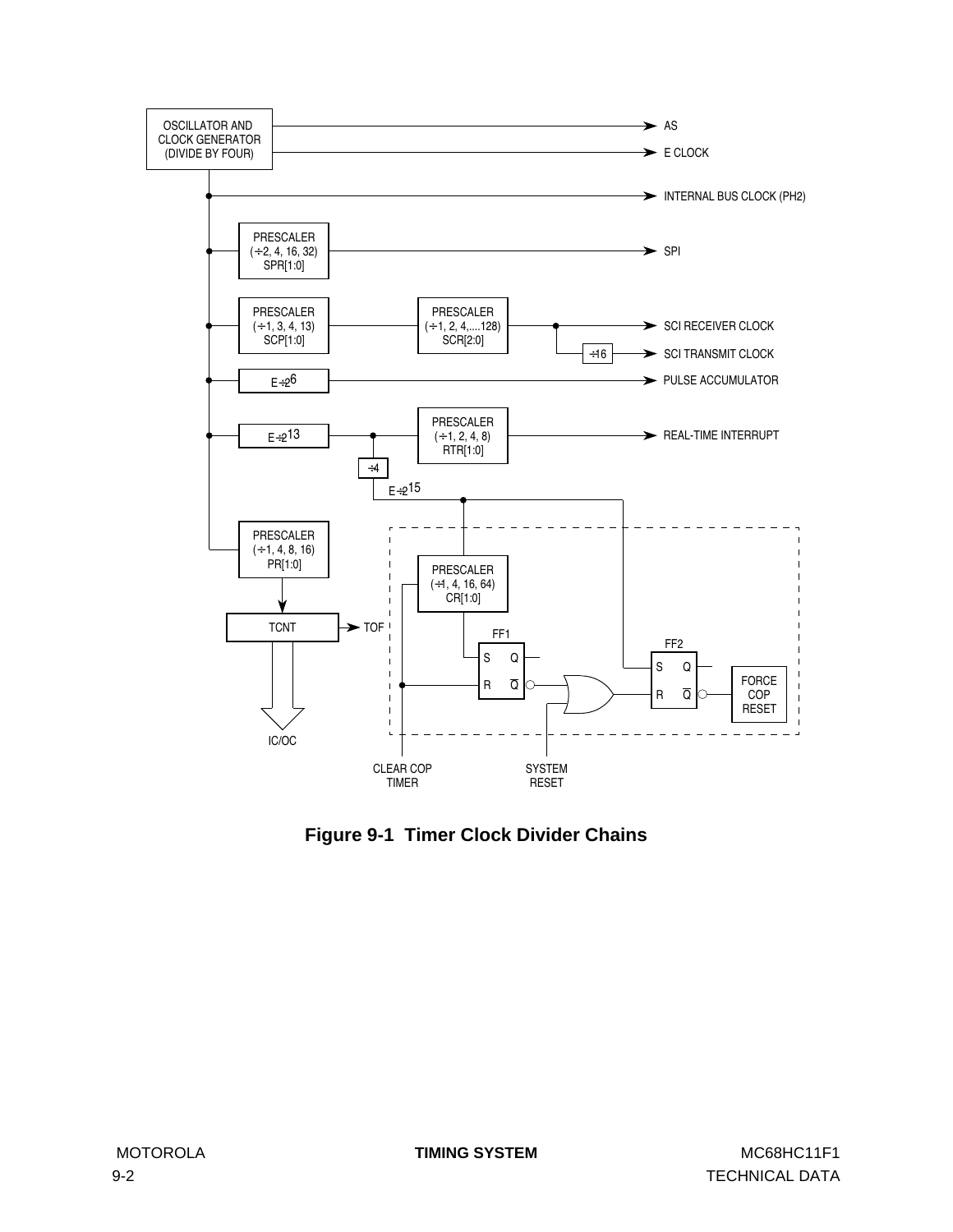**Figure 9-1 Timer Clock Divider Chains**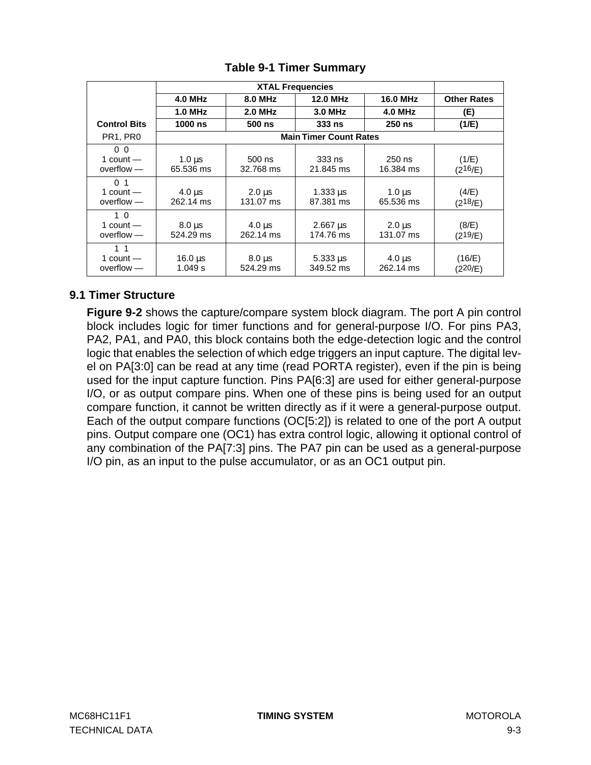**Table 9-1 Timer Summary**

| Control Bits | XTAL Frequencies | | | | Other Rates |
|---|---|---|---|---|---|
| | 4.0 MHz | 8.0 MHz | 12.0 MHz | 16.0 MHz | Other Rates |
| | 1.0 MHz | 2.0 MHz | 3.0 MHz | 4.0 MHz | (E) |
| | 1000 ns | 500 ns | 333 ns | 250 ns | (1/E) |
| PR1, PR0 | Main Timer Count Rates | | | | |
| 0 0<br>1 count —<br>overflow — | 1.0 µs<br>65.536 ms | 500 ns<br>32.768 ms | 333 ns<br>21.845 ms | 250 ns<br>16.384 ms | (1/E)<br>($2^{16}$/E) |
| 0 1<br>1 count —<br>overflow — | 4.0 µs<br>262.14 ms | 2.0 µs<br>131.07 ms | 1.333 µs<br>87.381 ms | 1.0 µs<br>65.536 ms | (4/E)<br>($2^{18}$/E) |
| 1 0<br>1 count —<br>overflow — | 8.0 µs<br>524.29 ms | 4.0 µs<br>262.14 ms | 2.667 µs<br>174.76 ms | 2.0 µs<br>131.07 ms | (8/E)<br>($2^{19}$/E) |
| 1 1<br>1 count —<br>overflow — | 16.0 µs<br>1.049 s | 8.0 µs<br>524.29 ms | 5.333 µs<br>349.52 ms | 4.0 µs<br>262.14 ms | (16/E)<br>($2^{20}$/E) |

## 9.1 Timer Structure

**Figure 9-2** shows the capture/compare system block diagram. The port A pin control block includes logic for timer functions and for general-purpose I/O. For pins PA3, PA2, PA1, and PA0, this block contains both the edge-detection logic and the control logic that enables the selection of which edge triggers an input capture. The digital level on PA[3:0] can be read at any time (read PORTA register), even if the pin is being used for the input capture function. Pins PA[6:3] are used for either general-purpose I/O, or as output compare pins. When one of these pins is being used for an output compare function, it cannot be written directly as if it were a general-purpose output. Each of the output compare functions (OC[5:2]) is related to one of the port A output pins. Output compare one (OC1) has extra control logic, allowing it optional control of any combination of the PA[7:3] pins. The PA7 pin can be used as a general-purpose I/O pin, as an input to the pulse accumulator, or as an OC1 output pin.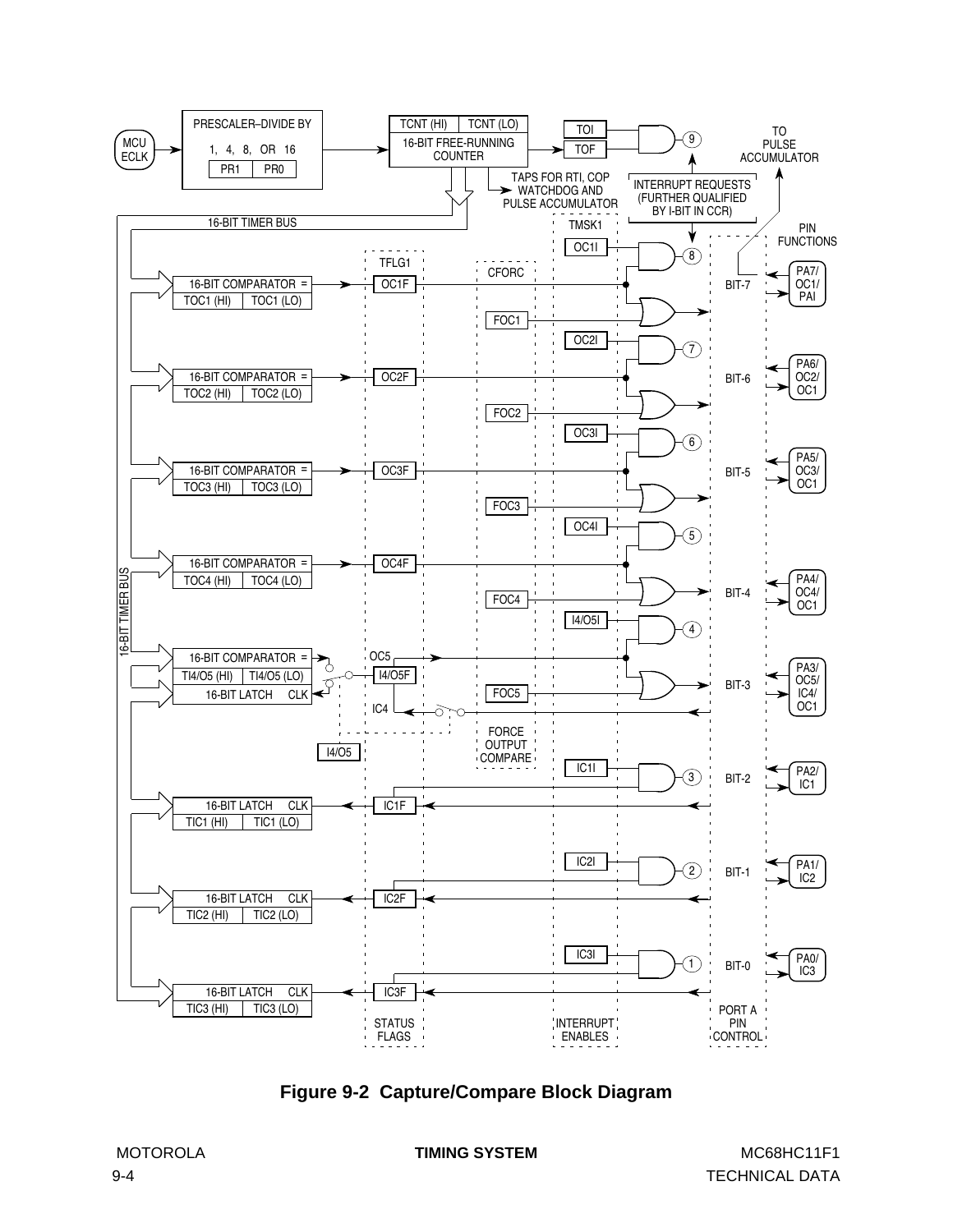**Figure 9-2 Capture/Compare Block Diagram**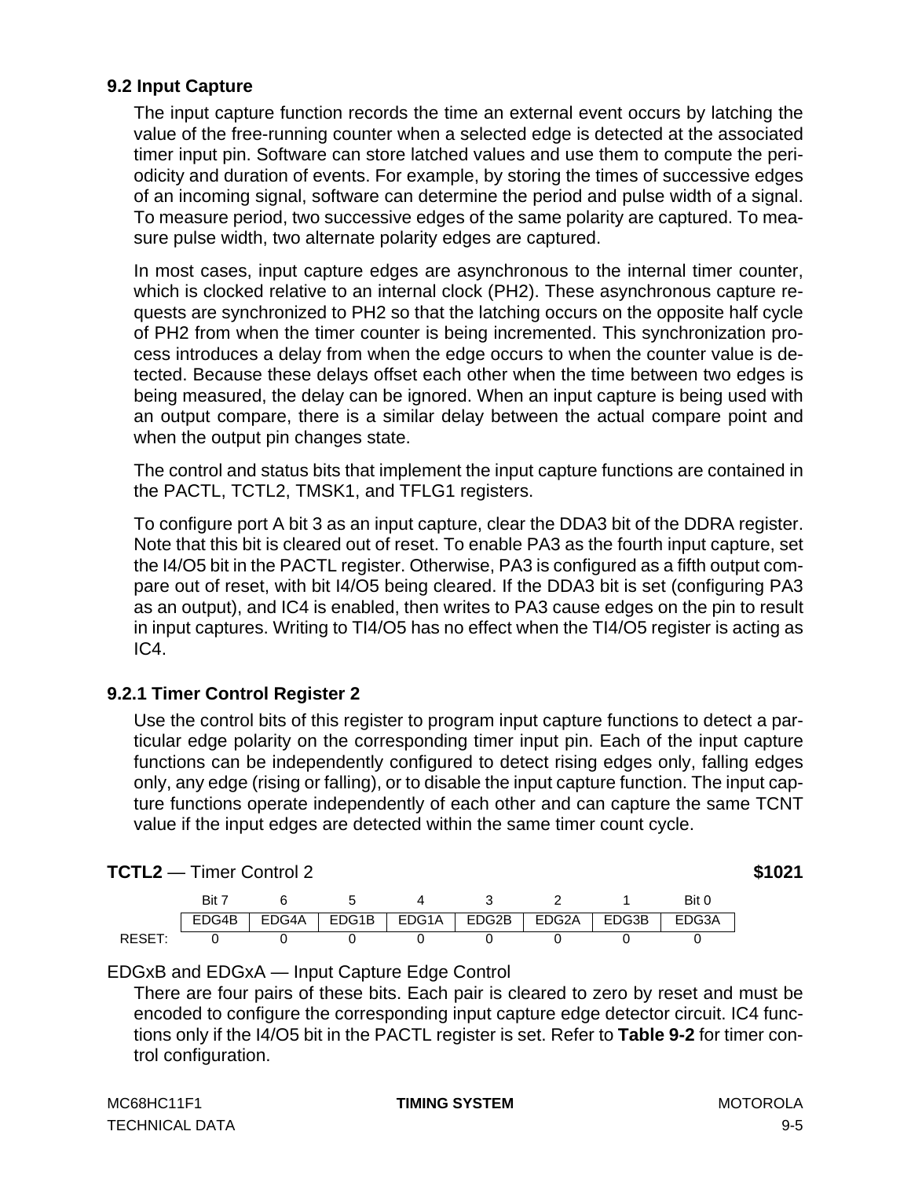## 9.2 Input Capture

The input capture function records the time an external event occurs by latching the value of the free-running counter when a selected edge is detected at the associated timer input pin. Software can store latched values and use them to compute the periodicity and duration of events. For example, by storing the times of successive edges of an incoming signal, software can determine the period and pulse width of a signal. To measure period, two successive edges of the same polarity are captured. To measure pulse width, two alternate polarity edges are captured.

In most cases, input capture edges are asynchronous to the internal timer counter, which is clocked relative to an internal clock (PH2). These asynchronous capture requests are synchronized to PH2 so that the latching occurs on the opposite half cycle of PH2 from when the timer counter is being incremented. This synchronization process introduces a delay from when the edge occurs to when the counter value is detected. Because these delays offset each other when the time between two edges is being measured, the delay can be ignored. When an input capture is being used with an output compare, there is a similar delay between the actual compare point and when the output pin changes state.

The control and status bits that implement the input capture functions are contained in the PACTL, TCTL2, TMSK1, and TFLG1 registers.

To configure port A bit 3 as an input capture, clear the DDA3 bit of the DDRA register. Note that this bit is cleared out of reset. To enable PA3 as the fourth input capture, set the I4/O5 bit in the PACTL register. Otherwise, PA3 is configured as a fifth output compare out of reset, with bit I4/O5 being cleared. If the DDA3 bit is set (configuring PA3 as an output), and IC4 is enabled, then writes to PA3 cause edges on the pin to result in input captures. Writing to TI4/O5 has no effect when the TI4/O5 register is acting as IC4.

### 9.2.1 Timer Control Register 2

Use the control bits of this register to program input capture functions to detect a particular edge polarity on the corresponding timer input pin. Each of the input capture functions can be independently configured to detect rising edges only, falling edges only, any edge (rising or falling), or to disable the input capture function. The input capture functions operate independently of each other and can capture the same TCNT value if the input edges are detected within the same timer count cycle.

**TCTL2** — Timer Control 2 **$1021**

| | Bit 7 | 6 | 5 | 4 | 3 | 2 | 1 | Bit 0 |
|---|---|---|---|---|---|---|---|---|
| | EDG4B | EDG4A | EDG1B | EDG1A | EDG2B | EDG2A | EDG3B | EDG3A |
| RESET: | 0 | 0 | 0 | 0 | 0 | 0 | 0 | 0 |

EDGxB and EDGxA — Input Capture Edge Control

There are four pairs of these bits. Each pair is cleared to zero by reset and must be encoded to configure the corresponding input capture edge detector circuit. IC4 functions only if the I4/O5 bit in the PACTL register is set. Refer to **Table 9-2** for timer control configuration.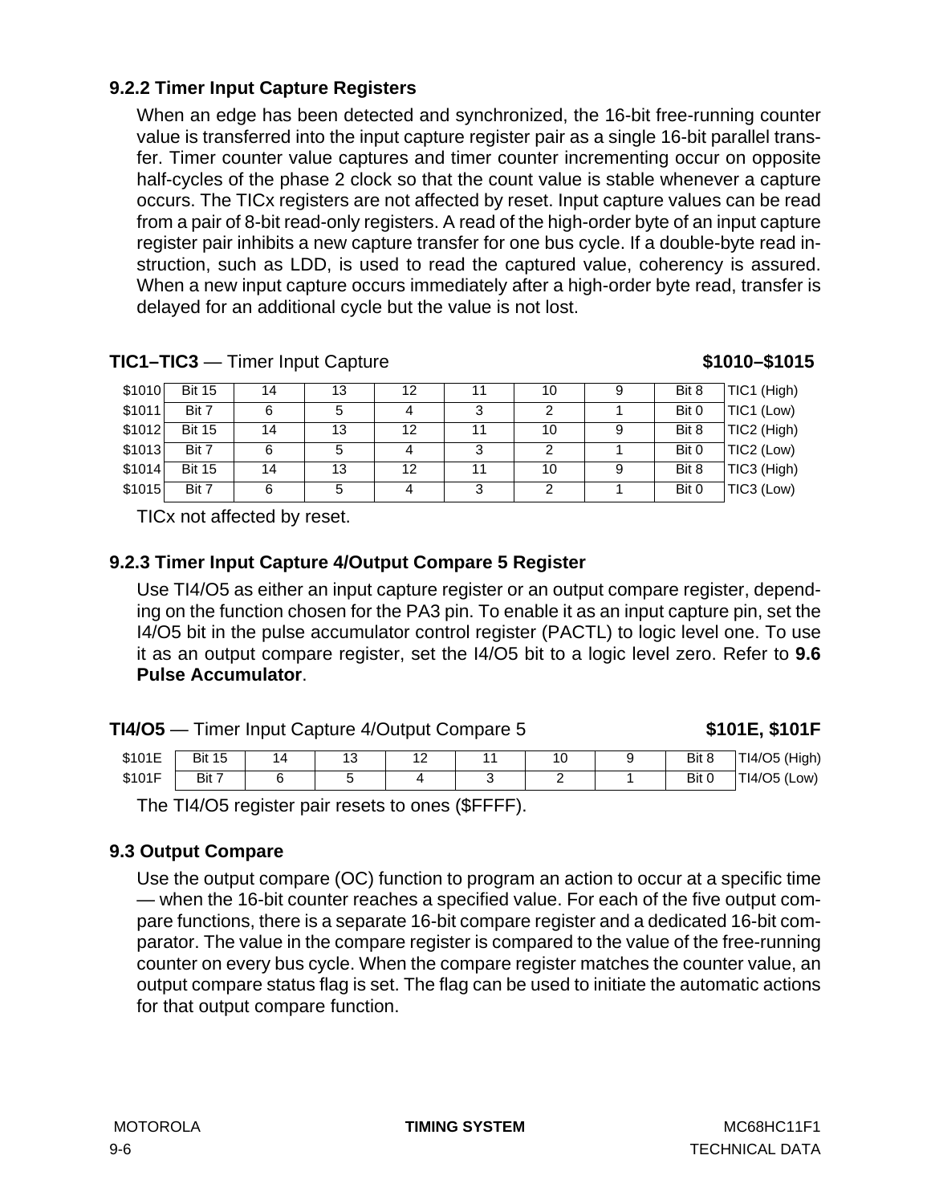### 9.2.2 Timer Input Capture Registers

When an edge has been detected and synchronized, the 16-bit free-running counter value is transferred into the input capture register pair as a single 16-bit parallel transfer. Timer counter value captures and timer counter incrementing occur on opposite half-cycles of the phase 2 clock so that the count value is stable whenever a capture occurs. The TICx registers are not affected by reset. Input capture values can be read from a pair of 8-bit read-only registers. A read of the high-order byte of an input capture register pair inhibits a new capture transfer for one bus cycle. If a double-byte read instruction, such as LDD, is used to read the captured value, coherency is assured. When a new input capture occurs immediately after a high-order byte read, transfer is delayed for an additional cycle but the value is not lost.

**TIC1–TIC3** — Timer Input Capture **$1010–$1015**

| Address | | | | | | | | | Register |
|---|---|---|---|---|---|---|---|---|---|
| $1010 | Bit 15 | 14 | 13 | 12 | 11 | 10 | 9 | Bit 8 | TIC1 (High) |
| $1011 | Bit 7 | 6 | 5 | 4 | 3 | 2 | 1 | Bit 0 | TIC1 (Low) |
| $1012 | Bit 15 | 14 | 13 | 12 | 11 | 10 | 9 | Bit 8 | TIC2 (High) |
| $1013 | Bit 7 | 6 | 5 | 4 | 3 | 2 | 1 | Bit 0 | TIC2 (Low) |
| $1014 | Bit 15 | 14 | 13 | 12 | 11 | 10 | 9 | Bit 8 | TIC3 (High) |
| $1015 | Bit 7 | 6 | 5 | 4 | 3 | 2 | 1 | Bit 0 | TIC3 (Low) |

TICx not affected by reset.

### 9.2.3 Timer Input Capture 4/Output Compare 5 Register

Use TI4/O5 as either an input capture register or an output compare register, depending on the function chosen for the PA3 pin. To enable it as an input capture pin, set the I4/O5 bit in the pulse accumulator control register (PACTL) to logic level one. To use it as an output compare register, set the I4/O5 bit to a logic level zero. Refer to **9.6 Pulse Accumulator**.

**TI4/O5** — Timer Input Capture 4/Output Compare 5 **$101E, $101F**

| Address | | | | | | | | | Register |
|---|---|---|---|---|---|---|---|---|---|
| $101E | Bit 15 | 14 | 13 | 12 | 11 | 10 | 9 | Bit 8 | TI4/O5 (High) |
| $101F | Bit 7 | 6 | 5 | 4 | 3 | 2 | 1 | Bit 0 | TI4/O5 (Low) |

The TI4/O5 register pair resets to ones ($FFFF).

## 9.3 Output Compare

Use the output compare (OC) function to program an action to occur at a specific time — when the 16-bit counter reaches a specified value. For each of the five output compare functions, there is a separate 16-bit compare register and a dedicated 16-bit comparator. The value in the compare register is compared to the value of the free-running counter on every bus cycle. When the compare register matches the counter value, an output compare status flag is set. The flag can be used to initiate the automatic actions for that output compare function.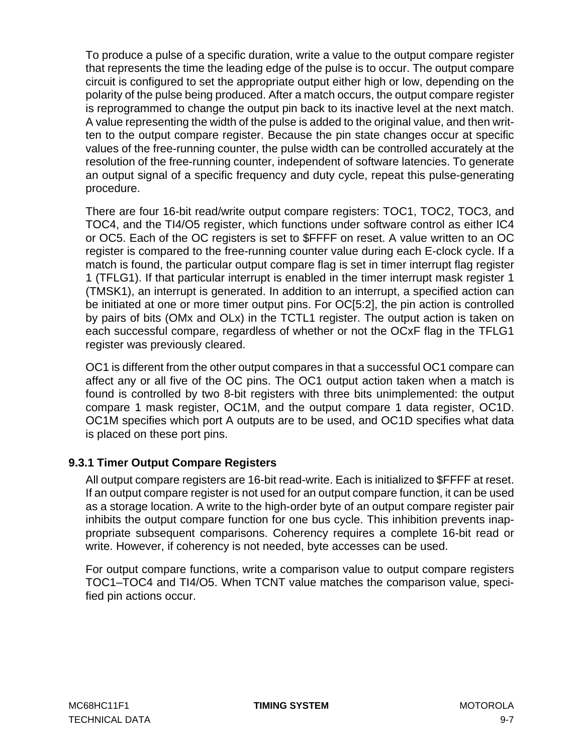To produce a pulse of a specific duration, write a value to the output compare register that represents the time the leading edge of the pulse is to occur. The output compare circuit is configured to set the appropriate output either high or low, depending on the polarity of the pulse being produced. After a match occurs, the output compare register is reprogrammed to change the output pin back to its inactive level at the next match. A value representing the width of the pulse is added to the original value, and then written to the output compare register. Because the pin state changes occur at specific values of the free-running counter, the pulse width can be controlled accurately at the resolution of the free-running counter, independent of software latencies. To generate an output signal of a specific frequency and duty cycle, repeat this pulse-generating procedure.

There are four 16-bit read/write output compare registers: TOC1, TOC2, TOC3, and TOC4, and the TI4/O5 register, which functions under software control as either IC4 or OC5. Each of the OC registers is set to $FFFF on reset. A value written to an OC register is compared to the free-running counter value during each E-clock cycle. If a match is found, the particular output compare flag is set in timer interrupt flag register 1 (TFLG1). If that particular interrupt is enabled in the timer interrupt mask register 1 (TMSK1), an interrupt is generated. In addition to an interrupt, a specified action can be initiated at one or more timer output pins. For OC[5:2], the pin action is controlled by pairs of bits (OMx and OLx) in the TCTL1 register. The output action is taken on each successful compare, regardless of whether or not the OCxF flag in the TFLG1 register was previously cleared.

OC1 is different from the other output compares in that a successful OC1 compare can affect any or all five of the OC pins. The OC1 output action taken when a match is found is controlled by two 8-bit registers with three bits unimplemented: the output compare 1 mask register, OC1M, and the output compare 1 data register, OC1D. OC1M specifies which port A outputs are to be used, and OC1D specifies what data is placed on these port pins.

### 9.3.1 Timer Output Compare Registers

All output compare registers are 16-bit read-write. Each is initialized to $FFFF at reset. If an output compare register is not used for an output compare function, it can be used as a storage location. A write to the high-order byte of an output compare register pair inhibits the output compare function for one bus cycle. This inhibition prevents inappropriate subsequent comparisons. Coherency requires a complete 16-bit read or write. However, if coherency is not needed, byte accesses can be used.

For output compare functions, write a comparison value to output compare registers TOC1–TOC4 and TI4/O5. When TCNT value matches the comparison value, specified pin actions occur.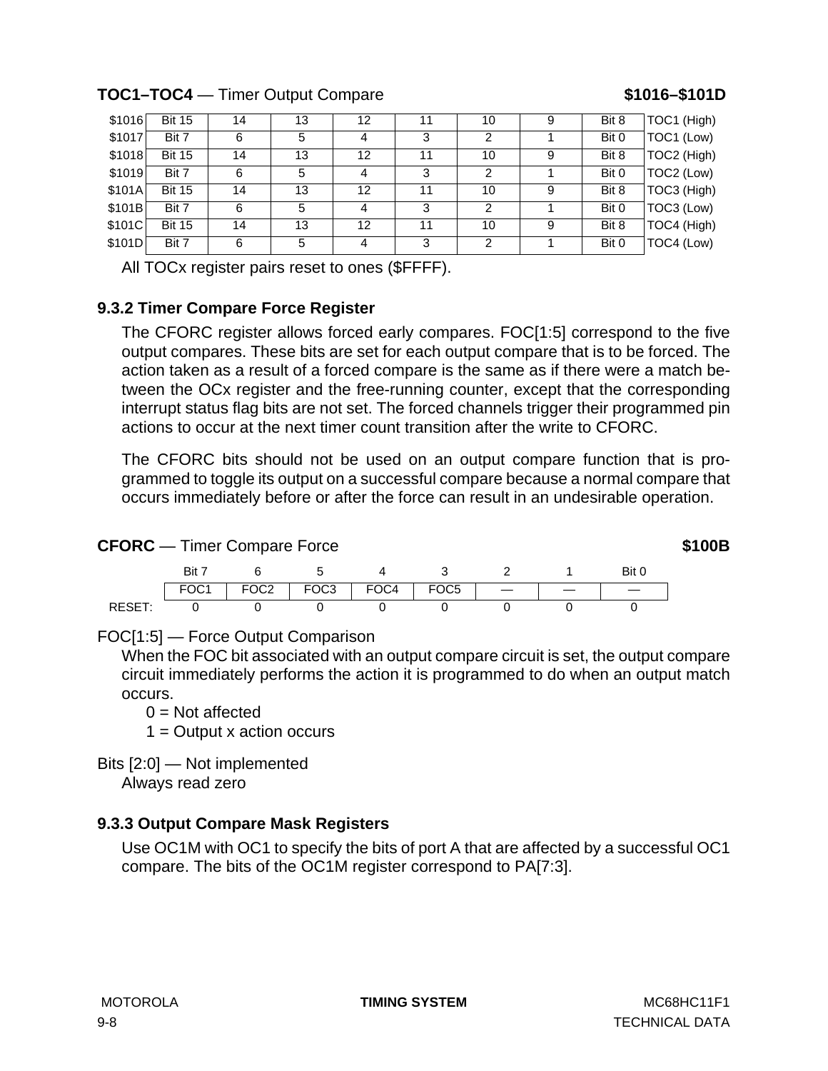**TOC1–TOC4** — Timer Output Compare **$1016–$101D**

| Address | | | | | | | | | |
|---|---|---|---|---|---|---|---|---|---|
| $1016 | Bit 15 | 14 | 13 | 12 | 11 | 10 | 9 | Bit 8 | TOC1 (High) |
| $1017 | Bit 7 | 6 | 5 | 4 | 3 | 2 | 1 | Bit 0 | TOC1 (Low) |
| $1018 | Bit 15 | 14 | 13 | 12 | 11 | 10 | 9 | Bit 8 | TOC2 (High) |
| $1019 | Bit 7 | 6 | 5 | 4 | 3 | 2 | 1 | Bit 0 | TOC2 (Low) |
| $101A | Bit 15 | 14 | 13 | 12 | 11 | 10 | 9 | Bit 8 | TOC3 (High) |
| $101B | Bit 7 | 6 | 5 | 4 | 3 | 2 | 1 | Bit 0 | TOC3 (Low) |
| $101C | Bit 15 | 14 | 13 | 12 | 11 | 10 | 9 | Bit 8 | TOC4 (High) |
| $101D | Bit 7 | 6 | 5 | 4 | 3 | 2 | 1 | Bit 0 | TOC4 (Low) |

All TOCx register pairs reset to ones ($FFFF).

### 9.3.2 Timer Compare Force Register

The CFORC register allows forced early compares. FOC[1:5] correspond to the five output compares. These bits are set for each output compare that is to be forced. The action taken as a result of a forced compare is the same as if there were a match between the OCx register and the free-running counter, except that the corresponding interrupt status flag bits are not set. The forced channels trigger their programmed pin actions to occur at the next timer count transition after the write to CFORC.

The CFORC bits should not be used on an output compare function that is programmed to toggle its output on a successful compare because a normal compare that occurs immediately before or after the force can result in an undesirable operation.

**CFORC** — Timer Compare Force **$100B**

| | Bit 7 | 6 | 5 | 4 | 3 | 2 | 1 | Bit 0 |
|---|---|---|---|---|---|---|---|---|
| | FOC1 | FOC2 | FOC3 | FOC4 | FOC5 | — | — | — |
| RESET: | 0 | 0 | 0 | 0 | 0 | 0 | 0 | 0 |

FOC[1:5] — Force Output Comparison

When the FOC bit associated with an output compare circuit is set, the output compare circuit immediately performs the action it is programmed to do when an output match occurs.

0 = Not affected
1 = Output x action occurs

Bits [2:0] — Not implemented

Always read zero

### 9.3.3 Output Compare Mask Registers

Use OC1M with OC1 to specify the bits of port A that are affected by a successful OC1 compare. The bits of the OC1M register correspond to PA[7:3].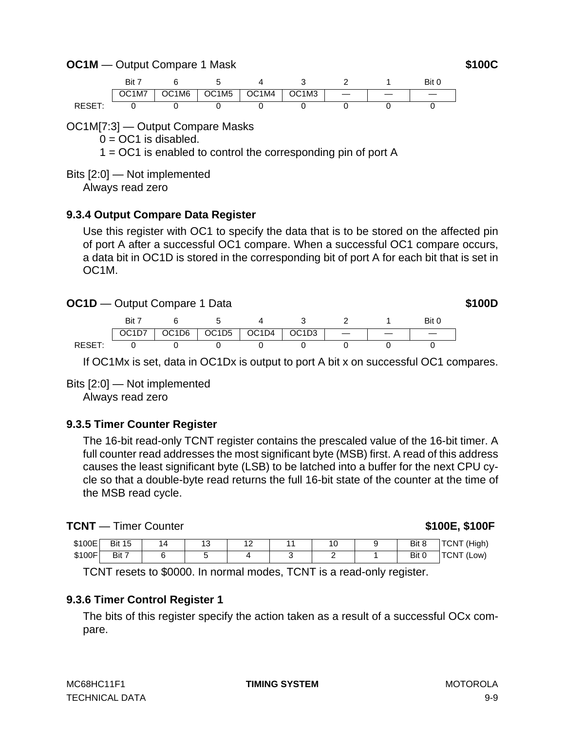**OC1M** — Output Compare 1 Mask **$100C**

| | Bit 7 | 6 | 5 | 4 | 3 | 2 | 1 | Bit 0 |
|---|---|---|---|---|---|---|---|---|
| | OC1M7 | OC1M6 | OC1M5 | OC1M4 | OC1M3 | — | — | — |
| RESET: | 0 | 0 | 0 | 0 | 0 | 0 | 0 | 0 |

OC1M[7:3] — Output Compare Masks

0 = OC1 is disabled.

1 = OC1 is enabled to control the corresponding pin of port A

Bits [2:0] — Not implemented

Always read zero

### 9.3.4 Output Compare Data Register

Use this register with OC1 to specify the data that is to be stored on the affected pin of port A after a successful OC1 compare. When a successful OC1 compare occurs, a data bit in OC1D is stored in the corresponding bit of port A for each bit that is set in OC1M.

**OC1D** — Output Compare 1 Data **$100D**

| | Bit 7 | 6 | 5 | 4 | 3 | 2 | 1 | Bit 0 |
|---|---|---|---|---|---|---|---|---|
| | OC1D7 | OC1D6 | OC1D5 | OC1D4 | OC1D3 | — | — | — |
| RESET: | 0 | 0 | 0 | 0 | 0 | 0 | 0 | 0 |

If OC1Mx is set, data in OC1Dx is output to port A bit x on successful OC1 compares.

Bits [2:0] — Not implemented

Always read zero

### 9.3.5 Timer Counter Register

The 16-bit read-only TCNT register contains the prescaled value of the 16-bit timer. A full counter read addresses the most significant byte (MSB) first. A read of this address causes the least significant byte (LSB) to be latched into a buffer for the next CPU cycle so that a double-byte read returns the full 16-bit state of the counter at the time of the MSB read cycle.

**TCNT** — Timer Counter **$100E, $100F**

| | | | | | | | | | |
|---|---|---|---|---|---|---|---|---|---|
| $100E | Bit 15 | 14 | 13 | 12 | 11 | 10 | 9 | Bit 8 | TCNT (High) |
| $100F | Bit 7 | 6 | 5 | 4 | 3 | 2 | 1 | Bit 0 | TCNT (Low) |

TCNT resets to $0000. In normal modes, TCNT is a read-only register.

### 9.3.6 Timer Control Register 1

The bits of this register specify the action taken as a result of a successful OCx compare.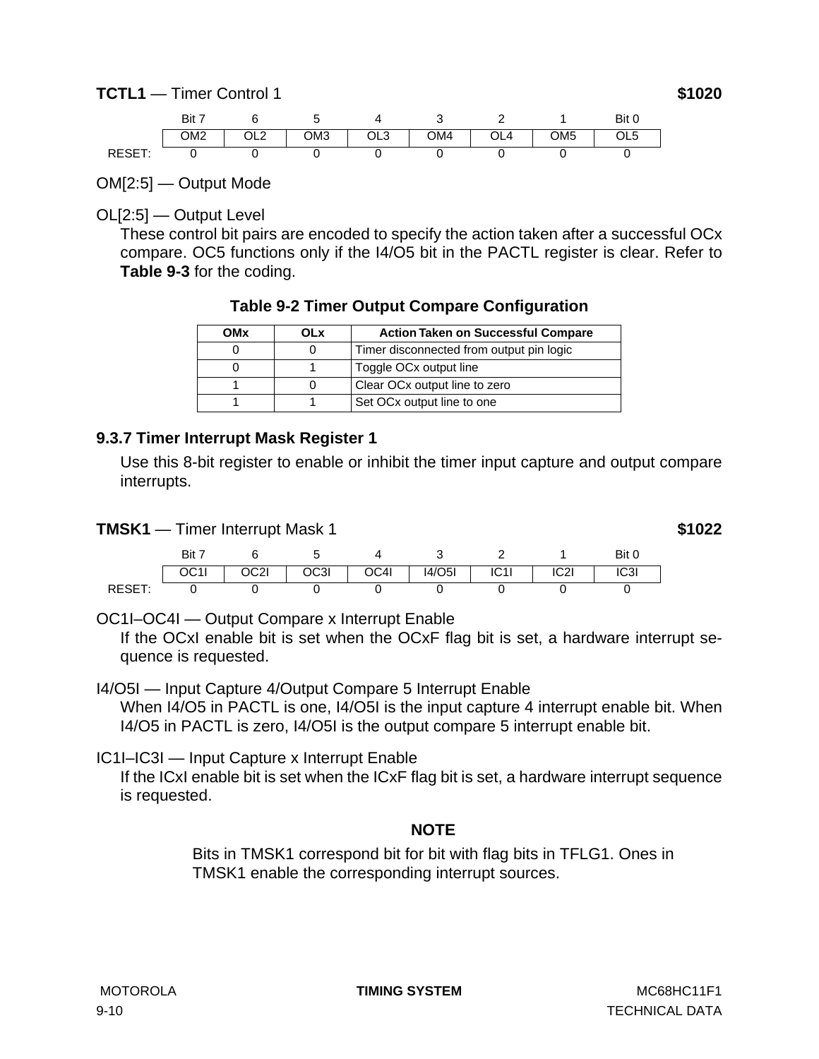**TCTL1** — Timer Control 1 **$1020**

| | Bit 7 | 6 | 5 | 4 | 3 | 2 | 1 | Bit 0 |
|---|---|---|---|---|---|---|---|---|
| | OM2 | OL2 | OM3 | OL3 | OM4 | OL4 | OM5 | OL5 |
| RESET: | 0 | 0 | 0 | 0 | 0 | 0 | 0 | 0 |

OM[2:5] — Output Mode

OL[2:5] — Output Level

These control bit pairs are encoded to specify the action taken after a successful OCx compare. OC5 functions only if the I4/O5 bit in the PACTL register is clear. Refer to **Table 9-3** for the coding.

**Table 9-2 Timer Output Compare Configuration**

| OMx | OLx | Action Taken on Successful Compare |
|---|---|---|
| 0 | 0 | Timer disconnected from output pin logic |
| 0 | 1 | Toggle OCx output line |
| 1 | 0 | Clear OCx output line to zero |
| 1 | 1 | Set OCx output line to one |

### 9.3.7 Timer Interrupt Mask Register 1

Use this 8-bit register to enable or inhibit the timer input capture and output compare interrupts.

**TMSK1** — Timer Interrupt Mask 1 **$1022**

| | Bit 7 | 6 | 5 | 4 | 3 | 2 | 1 | Bit 0 |
|---|---|---|---|---|---|---|---|---|
| | OC1I | OC2I | OC3I | OC4I | I4/O5I | IC1I | IC2I | IC3I |
| RESET: | 0 | 0 | 0 | 0 | 0 | 0 | 0 | 0 |

OC1I–OC4I — Output Compare x Interrupt Enable

If the OCxI enable bit is set when the OCxF flag bit is set, a hardware interrupt sequence is requested.

I4/O5I — Input Capture 4/Output Compare 5 Interrupt Enable

When I4/O5 in PACTL is one, I4/O5I is the input capture 4 interrupt enable bit. When I4/O5 in PACTL is zero, I4/O5I is the output compare 5 interrupt enable bit.

IC1I–IC3I — Input Capture x Interrupt Enable

If the ICxI enable bit is set when the ICxF flag bit is set, a hardware interrupt sequence is requested.

**NOTE**

Bits in TMSK1 correspond bit for bit with flag bits in TFLG1. Ones in TMSK1 enable the corresponding interrupt sources.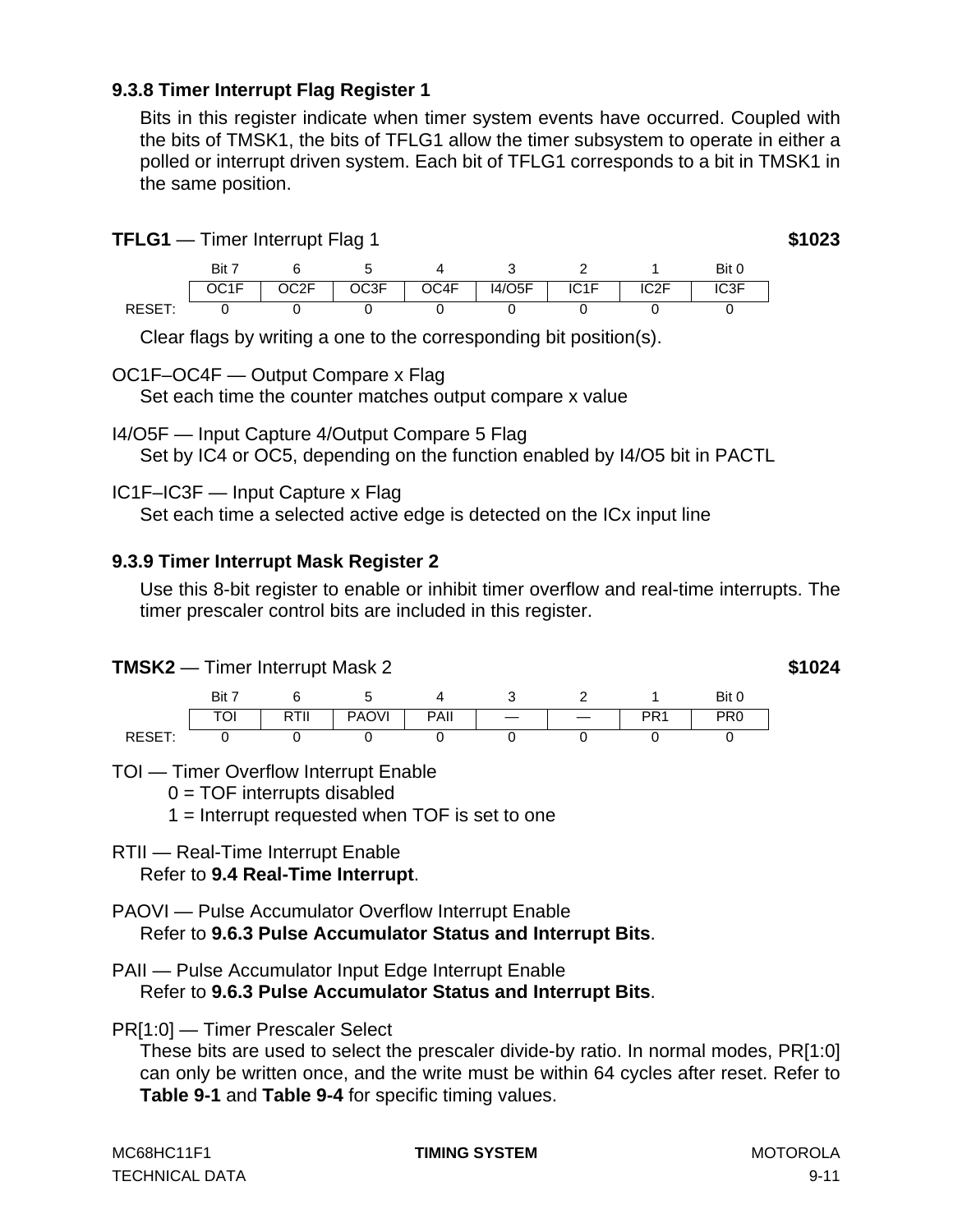### 9.3.8 Timer Interrupt Flag Register 1

Bits in this register indicate when timer system events have occurred. Coupled with the bits of TMSK1, the bits of TFLG1 allow the timer subsystem to operate in either a polled or interrupt driven system. Each bit of TFLG1 corresponds to a bit in TMSK1 in the same position.

**TFLG1** — Timer Interrupt Flag 1 **$1023**

| | Bit 7 | 6 | 5 | 4 | 3 | 2 | 1 | Bit 0 |
|---|---|---|---|---|---|---|---|---|
| | OC1F | OC2F | OC3F | OC4F | I4/O5F | IC1F | IC2F | IC3F |
| RESET: | 0 | 0 | 0 | 0 | 0 | 0 | 0 | 0 |

Clear flags by writing a one to the corresponding bit position(s).

OC1F–OC4F — Output Compare x Flag
Set each time the counter matches output compare x value

I4/O5F — Input Capture 4/Output Compare 5 Flag
Set by IC4 or OC5, depending on the function enabled by I4/O5 bit in PACTL

IC1F–IC3F — Input Capture x Flag
Set each time a selected active edge is detected on the ICx input line

### 9.3.9 Timer Interrupt Mask Register 2

Use this 8-bit register to enable or inhibit timer overflow and real-time interrupts. The timer prescaler control bits are included in this register.

**TMSK2** — Timer Interrupt Mask 2 **$1024**

| | Bit 7 | 6 | 5 | 4 | 3 | 2 | 1 | Bit 0 |
|---|---|---|---|---|---|---|---|---|
| | TOI | RTII | PAOVI | PAII | — | — | PR1 | PR0 |
| RESET: | 0 | 0 | 0 | 0 | 0 | 0 | 0 | 0 |

TOI — Timer Overflow Interrupt Enable
0 = TOF interrupts disabled
1 = Interrupt requested when TOF is set to one

RTII — Real-Time Interrupt Enable
Refer to **9.4 Real-Time Interrupt**.

PAOVI — Pulse Accumulator Overflow Interrupt Enable
Refer to **9.6.3 Pulse Accumulator Status and Interrupt Bits**.

PAII — Pulse Accumulator Input Edge Interrupt Enable
Refer to **9.6.3 Pulse Accumulator Status and Interrupt Bits**.

PR[1:0] — Timer Prescaler Select
These bits are used to select the prescaler divide-by ratio. In normal modes, PR[1:0] can only be written once, and the write must be within 64 cycles after reset. Refer to **Table 9-1** and **Table 9-4** for specific timing values.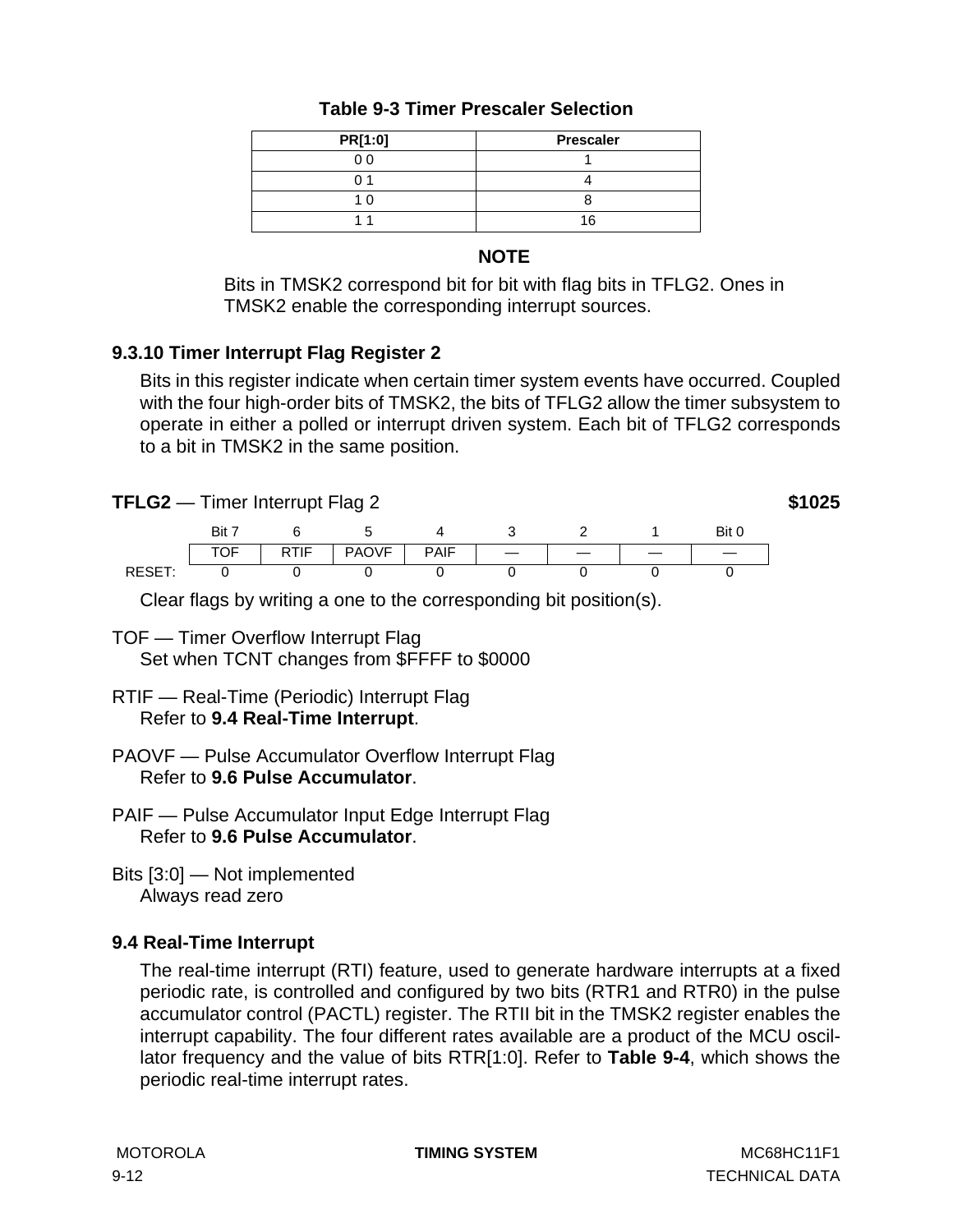**Table 9-3 Timer Prescaler Selection**

| PR[1:0] | Prescaler |
|---|---|
| 0 0 | 1 |
| 0 1 | 4 |
| 1 0 | 8 |
| 1 1 | 16 |

**NOTE**

Bits in TMSK2 correspond bit for bit with flag bits in TFLG2. Ones in TMSK2 enable the corresponding interrupt sources.

### 9.3.10 Timer Interrupt Flag Register 2

Bits in this register indicate when certain timer system events have occurred. Coupled with the four high-order bits of TMSK2, the bits of TFLG2 allow the timer subsystem to operate in either a polled or interrupt driven system. Each bit of TFLG2 corresponds to a bit in TMSK2 in the same position.

**TFLG2** — Timer Interrupt Flag 2 **$1025**

| | Bit 7 | 6 | 5 | 4 | 3 | 2 | 1 | Bit 0 |
|---|---|---|---|---|---|---|---|---|
| | TOF | RTIF | PAOVF | PAIF | — | — | — | — |
| RESET: | 0 | 0 | 0 | 0 | 0 | 0 | 0 | 0 |

Clear flags by writing a one to the corresponding bit position(s).

TOF — Timer Overflow Interrupt Flag
Set when TCNT changes from $FFFF to $0000

RTIF — Real-Time (Periodic) Interrupt Flag
Refer to **9.4 Real-Time Interrupt**.

PAOVF — Pulse Accumulator Overflow Interrupt Flag
Refer to **9.6 Pulse Accumulator**.

PAIF — Pulse Accumulator Input Edge Interrupt Flag
Refer to **9.6 Pulse Accumulator**.

Bits [3:0] — Not implemented
Always read zero

## 9.4 Real-Time Interrupt

The real-time interrupt (RTI) feature, used to generate hardware interrupts at a fixed periodic rate, is controlled and configured by two bits (RTR1 and RTR0) in the pulse accumulator control (PACTL) register. The RTII bit in the TMSK2 register enables the interrupt capability. The four different rates available are a product of the MCU oscillator frequency and the value of bits RTR[1:0]. Refer to **Table 9-4**, which shows the periodic real-time interrupt rates.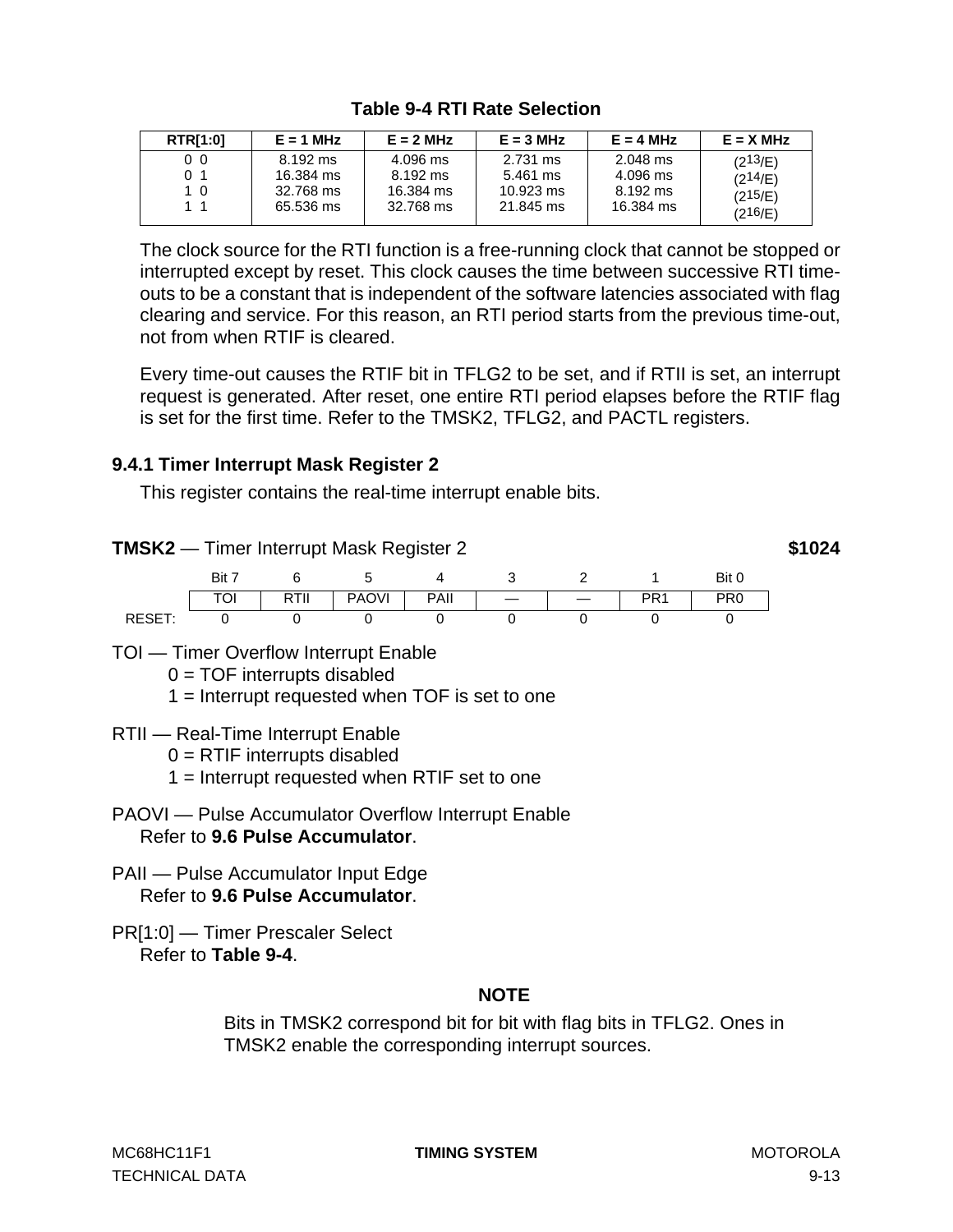**Table 9-4 RTI Rate Selection**

| RTR[1:0] | E = 1 MHz | E = 2 MHz | E = 3 MHz | E = 4 MHz | E = X MHz |
|---|---|---|---|---|---|
| 0 0 | 8.192 ms | 4.096 ms | 2.731 ms | 2.048 ms | ($2^{13}$/E) |
| 0 1 | 16.384 ms | 8.192 ms | 5.461 ms | 4.096 ms | ($2^{14}$/E) |
| 1 0 | 32.768 ms | 16.384 ms | 10.923 ms | 8.192 ms | ($2^{15}$/E) |
| 1 1 | 65.536 ms | 32.768 ms | 21.845 ms | 16.384 ms | ($2^{16}$/E) |

The clock source for the RTI function is a free-running clock that cannot be stopped or interrupted except by reset. This clock causes the time between successive RTI time-outs to be a constant that is independent of the software latencies associated with flag clearing and service. For this reason, an RTI period starts from the previous time-out, not from when RTIF is cleared.

Every time-out causes the RTIF bit in TFLG2 to be set, and if RTII is set, an interrupt request is generated. After reset, one entire RTI period elapses before the RTIF flag is set for the first time. Refer to the TMSK2, TFLG2, and PACTL registers.

### 9.4.1 Timer Interrupt Mask Register 2

This register contains the real-time interrupt enable bits.

**TMSK2** — Timer Interrupt Mask Register 2 **$1024**

| | Bit 7 | 6 | 5 | 4 | 3 | 2 | 1 | Bit 0 |
|---|---|---|---|---|---|---|---|---|
| | TOI | RTII | PAOVI | PAII | — | — | PR1 | PR0 |
| RESET: | 0 | 0 | 0 | 0 | 0 | 0 | 0 | 0 |

TOI — Timer Overflow Interrupt Enable
- 0 = TOF interrupts disabled
- 1 = Interrupt requested when TOF is set to one

RTII — Real-Time Interrupt Enable
- 0 = RTIF interrupts disabled
- 1 = Interrupt requested when RTIF set to one

PAOVI — Pulse Accumulator Overflow Interrupt Enable
Refer to **9.6 Pulse Accumulator**.

PAII — Pulse Accumulator Input Edge
Refer to **9.6 Pulse Accumulator**.

PR[1:0] — Timer Prescaler Select
Refer to **Table 9-4**.

**NOTE**

Bits in TMSK2 correspond bit for bit with flag bits in TFLG2. Ones in TMSK2 enable the corresponding interrupt sources.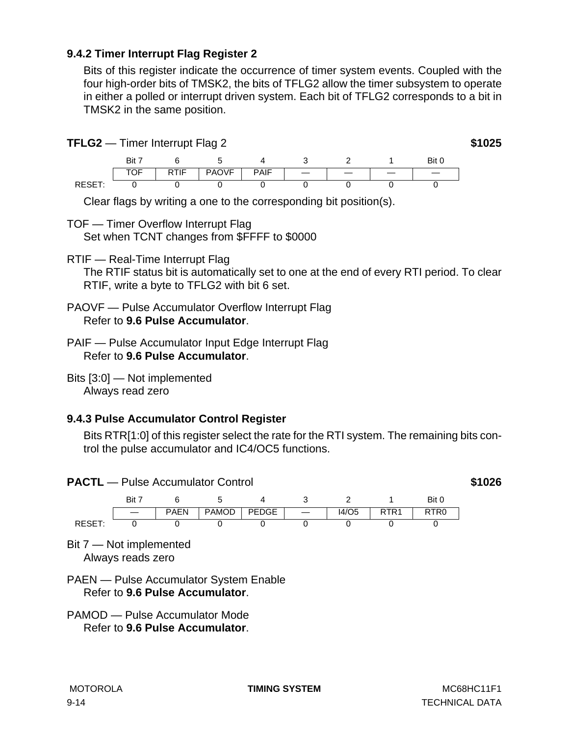### 9.4.2 Timer Interrupt Flag Register 2

Bits of this register indicate the occurrence of timer system events. Coupled with the four high-order bits of TMSK2, the bits of TFLG2 allow the timer subsystem to operate in either a polled or interrupt driven system. Each bit of TFLG2 corresponds to a bit in TMSK2 in the same position.

**TFLG2** — Timer Interrupt Flag 2 **$1025**

| | Bit 7 | 6 | 5 | 4 | 3 | 2 | 1 | Bit 0 |
|---|---|---|---|---|---|---|---|---|
| | TOF | RTIF | PAOVF | PAIF | — | — | — | — |
| RESET: | 0 | 0 | 0 | 0 | 0 | 0 | 0 | 0 |

Clear flags by writing a one to the corresponding bit position(s).

TOF — Timer Overflow Interrupt Flag
Set when TCNT changes from $FFFF to $0000

RTIF — Real-Time Interrupt Flag
The RTIF status bit is automatically set to one at the end of every RTI period. To clear RTIF, write a byte to TFLG2 with bit 6 set.

PAOVF — Pulse Accumulator Overflow Interrupt Flag
Refer to **9.6 Pulse Accumulator**.

PAIF — Pulse Accumulator Input Edge Interrupt Flag
Refer to **9.6 Pulse Accumulator**.

Bits [3:0] — Not implemented
Always read zero

### 9.4.3 Pulse Accumulator Control Register

Bits RTR[1:0] of this register select the rate for the RTI system. The remaining bits control the pulse accumulator and IC4/OC5 functions.

**PACTL** — Pulse Accumulator Control **$1026**

| | Bit 7 | 6 | 5 | 4 | 3 | 2 | 1 | Bit 0 |
|---|---|---|---|---|---|---|---|---|
| | — | PAEN | PAMOD | PEDGE | — | I4/O5 | RTR1 | RTR0 |
| RESET: | 0 | 0 | 0 | 0 | 0 | 0 | 0 | 0 |

Bit 7 — Not implemented
Always reads zero

PAEN — Pulse Accumulator System Enable
Refer to **9.6 Pulse Accumulator**.

PAMOD — Pulse Accumulator Mode
Refer to **9.6 Pulse Accumulator**.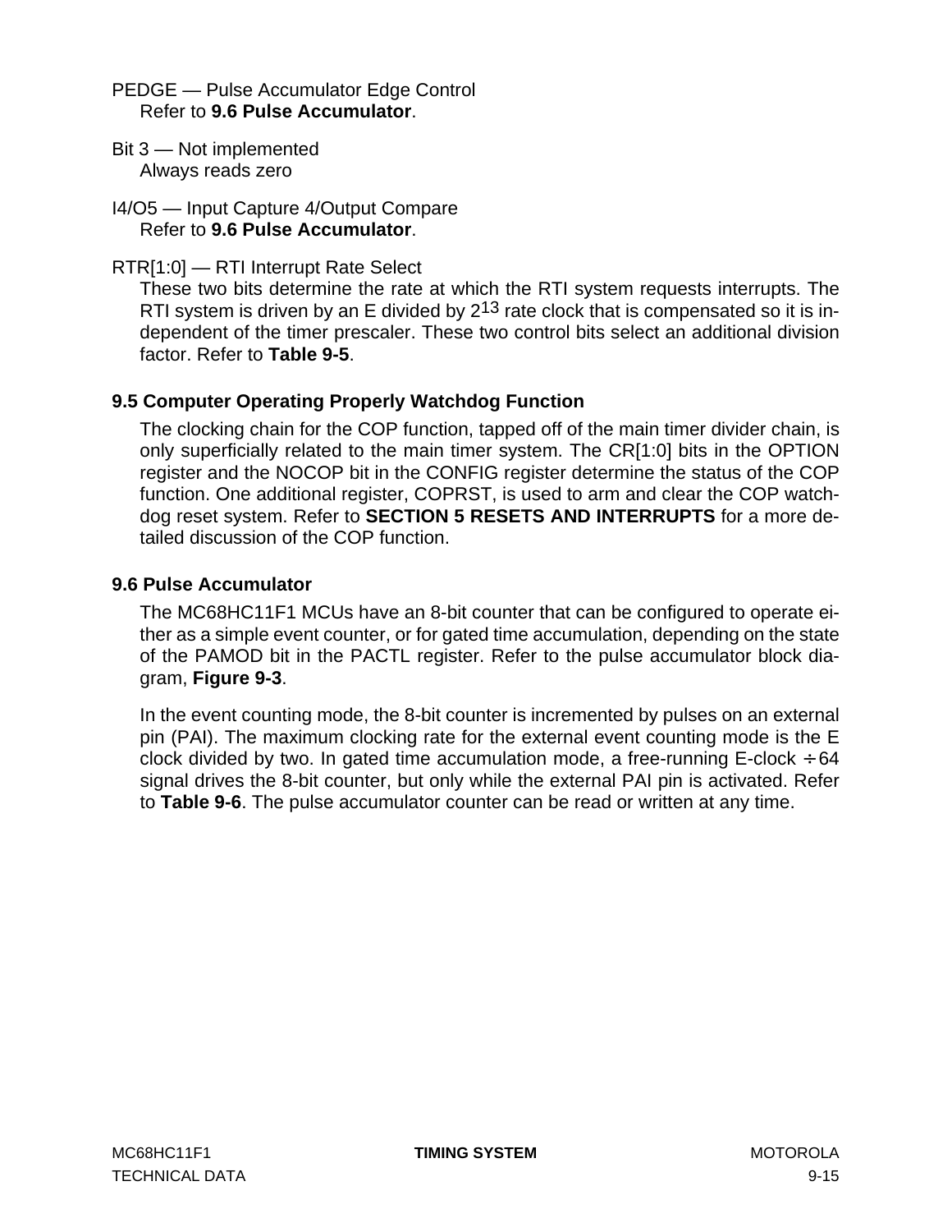PEDGE — Pulse Accumulator Edge Control
Refer to **9.6 Pulse Accumulator**.

Bit 3 — Not implemented
Always reads zero

I4/O5 — Input Capture 4/Output Compare
Refer to **9.6 Pulse Accumulator**.

RTR[1:0] — RTI Interrupt Rate Select
These two bits determine the rate at which the RTI system requests interrupts. The RTI system is driven by an E divided by $2^{13}$ rate clock that is compensated so it is independent of the timer prescaler. These two control bits select an additional division factor. Refer to **Table 9-5**.

### 9.5 Computer Operating Properly Watchdog Function

The clocking chain for the COP function, tapped off of the main timer divider chain, is only superficially related to the main timer system. The CR[1:0] bits in the OPTION register and the NOCOP bit in the CONFIG register determine the status of the COP function. One additional register, COPRST, is used to arm and clear the COP watchdog reset system. Refer to **SECTION 5 RESETS AND INTERRUPTS** for a more detailed discussion of the COP function.

### 9.6 Pulse Accumulator

The MC68HC11F1 MCUs have an 8-bit counter that can be configured to operate either as a simple event counter, or for gated time accumulation, depending on the state of the PAMOD bit in the PACTL register. Refer to the pulse accumulator block diagram, **Figure 9-3**.

In the event counting mode, the 8-bit counter is incremented by pulses on an external pin (PAI). The maximum clocking rate for the external event counting mode is the E clock divided by two. In gated time accumulation mode, a free-running E-clock $\div 64$ signal drives the 8-bit counter, but only while the external PAI pin is activated. Refer to **Table 9-6**. The pulse accumulator counter can be read or written at any time.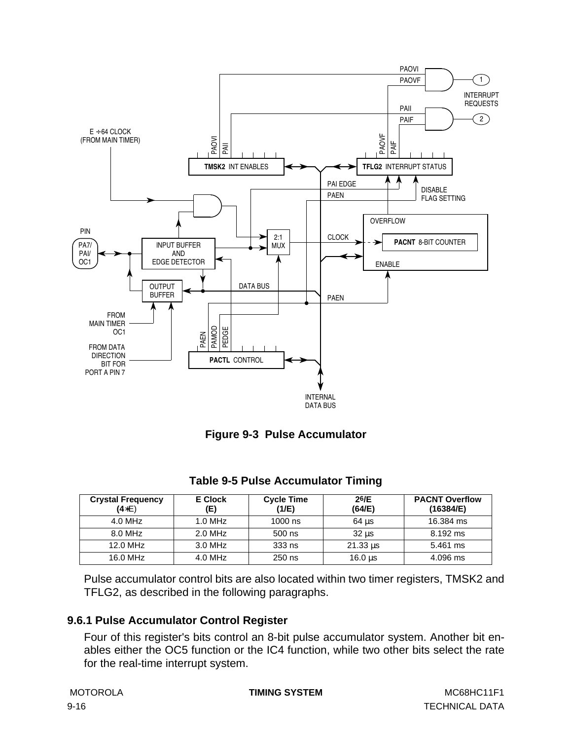**Figure 9-3 Pulse Accumulator**

**Table 9-5 Pulse Accumulator Timing**

| Crystal Frequency (4∗E) | E Clock (E) | Cycle Time (1/E) | $2^6$/E (64/E) | PACNT Overflow (16384/E) |
|---|---|---|---|---|
| 4.0 MHz | 1.0 MHz | 1000 ns | 64 µs | 16.384 ms |
| 8.0 MHz | 2.0 MHz | 500 ns | 32 µs | 8.192 ms |
| 12.0 MHz | 3.0 MHz | 333 ns | 21.33 µs | 5.461 ms |
| 16.0 MHz | 4.0 MHz | 250 ns | 16.0 µs | 4.096 ms |

Pulse accumulator control bits are also located within two timer registers, TMSK2 and TFLG2, as described in the following paragraphs.

### 9.6.1 Pulse Accumulator Control Register

Four of this register's bits control an 8-bit pulse accumulator system. Another bit enables either the OC5 function or the IC4 function, while two other bits select the rate for the real-time interrupt system.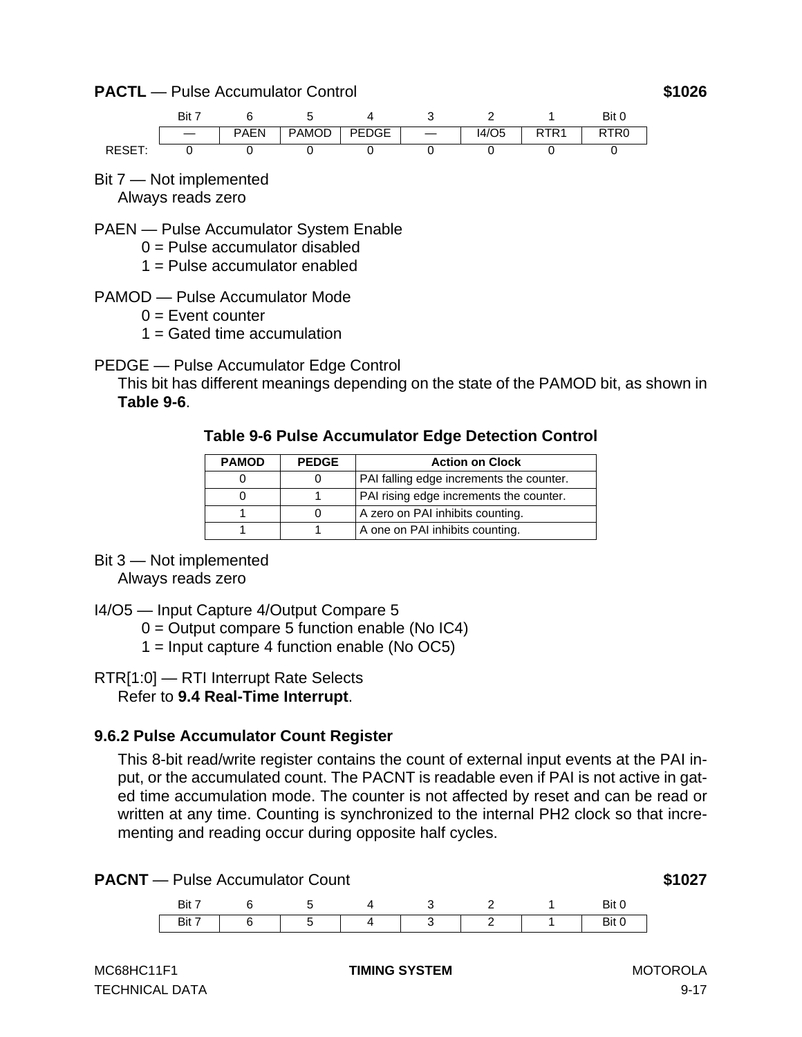**PACTL** — Pulse Accumulator Control **$1026**

| | Bit 7 | 6 | 5 | 4 | 3 | 2 | 1 | Bit 0 |
|---|---|---|---|---|---|---|---|---|
| | — | PAEN | PAMOD | PEDGE | — | I4/O5 | RTR1 | RTR0 |
| RESET: | 0 | 0 | 0 | 0 | 0 | 0 | 0 | 0 |

Bit 7 — Not implemented
Always reads zero

PAEN — Pulse Accumulator System Enable
- 0 = Pulse accumulator disabled
- 1 = Pulse accumulator enabled

PAMOD — Pulse Accumulator Mode
- 0 = Event counter
- 1 = Gated time accumulation

PEDGE — Pulse Accumulator Edge Control
This bit has different meanings depending on the state of the PAMOD bit, as shown in **Table 9-6**.

**Table 9-6 Pulse Accumulator Edge Detection Control**

| PAMOD | PEDGE | Action on Clock |
|---|---|---|
| 0 | 0 | PAI falling edge increments the counter. |
| 0 | 1 | PAI rising edge increments the counter. |
| 1 | 0 | A zero on PAI inhibits counting. |
| 1 | 1 | A one on PAI inhibits counting. |

Bit 3 — Not implemented
Always reads zero

I4/O5 — Input Capture 4/Output Compare 5
- 0 = Output compare 5 function enable (No IC4)
- 1 = Input capture 4 function enable (No OC5)

RTR[1:0] — RTI Interrupt Rate Selects
Refer to **9.4 Real-Time Interrupt**.

### 9.6.2 Pulse Accumulator Count Register

This 8-bit read/write register contains the count of external input events at the PAI input, or the accumulated count. The PACNT is readable even if PAI is not active in gated time accumulation mode. The counter is not affected by reset and can be read or written at any time. Counting is synchronized to the internal PH2 clock so that incrementing and reading occur during opposite half cycles.

**PACNT** — Pulse Accumulator Count **$1027**

| Bit 7 | 6 | 5 | 4 | 3 | 2 | 1 | Bit 0 |
|---|---|---|---|---|---|---|---|
| Bit 7 | 6 | 5 | 4 | 3 | 2 | 1 | Bit 0 |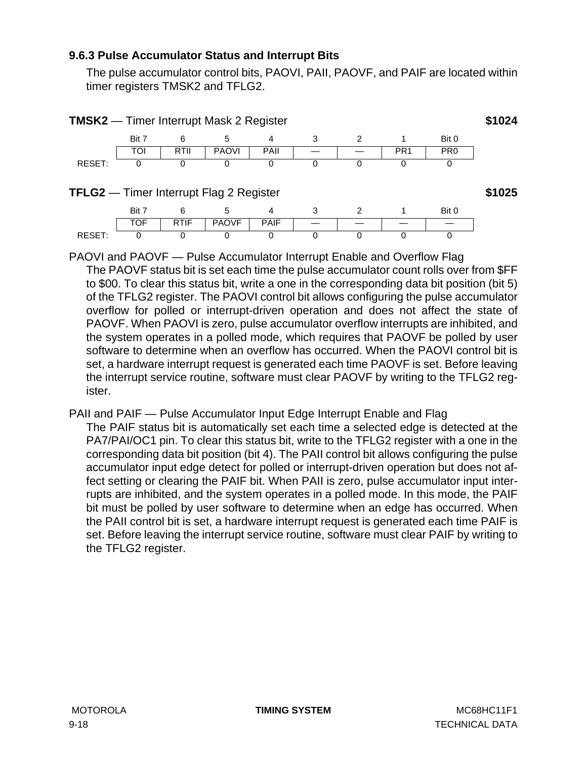### 9.6.3 Pulse Accumulator Status and Interrupt Bits

The pulse accumulator control bits, PAOVI, PAII, PAOVF, and PAIF are located within timer registers TMSK2 and TFLG2.

**TMSK2** — Timer Interrupt Mask 2 Register **$1024**

| | Bit 7 | 6 | 5 | 4 | 3 | 2 | 1 | Bit 0 |
|---|---|---|---|---|---|---|---|---|
| | TOI | RTII | PAOVI | PAII | — | — | PR1 | PR0 |
| RESET: | 0 | 0 | 0 | 0 | 0 | 0 | 0 | 0 |

**TFLG2** — Timer Interrupt Flag 2 Register **$1025**

| | Bit 7 | 6 | 5 | 4 | 3 | 2 | 1 | Bit 0 |
|---|---|---|---|---|---|---|---|---|
| | TOF | RTIF | PAOVF | PAIF | — | — | — | — |
| RESET: | 0 | 0 | 0 | 0 | 0 | 0 | 0 | 0 |

PAOVI and PAOVF — Pulse Accumulator Interrupt Enable and Overflow Flag

The PAOVF status bit is set each time the pulse accumulator count rolls over from $FF to $00. To clear this status bit, write a one in the corresponding data bit position (bit 5) of the TFLG2 register. The PAOVI control bit allows configuring the pulse accumulator overflow for polled or interrupt-driven operation and does not affect the state of PAOVF. When PAOVI is zero, pulse accumulator overflow interrupts are inhibited, and the system operates in a polled mode, which requires that PAOVF be polled by user software to determine when an overflow has occurred. When the PAOVI control bit is set, a hardware interrupt request is generated each time PAOVF is set. Before leaving the interrupt service routine, software must clear PAOVF by writing to the TFLG2 register.

PAII and PAIF — Pulse Accumulator Input Edge Interrupt Enable and Flag

The PAIF status bit is automatically set each time a selected edge is detected at the PA7/PAI/OC1 pin. To clear this status bit, write to the TFLG2 register with a one in the corresponding data bit position (bit 4). The PAII control bit allows configuring the pulse accumulator input edge detect for polled or interrupt-driven operation but does not affect setting or clearing the PAIF bit. When PAII is zero, pulse accumulator input interrupts are inhibited, and the system operates in a polled mode. In this mode, the PAIF bit must be polled by user software to determine when an edge has occurred. When the PAII control bit is set, a hardware interrupt request is generated each time PAIF is set. Before leaving the interrupt service routine, software must clear PAIF by writing to the TFLG2 register.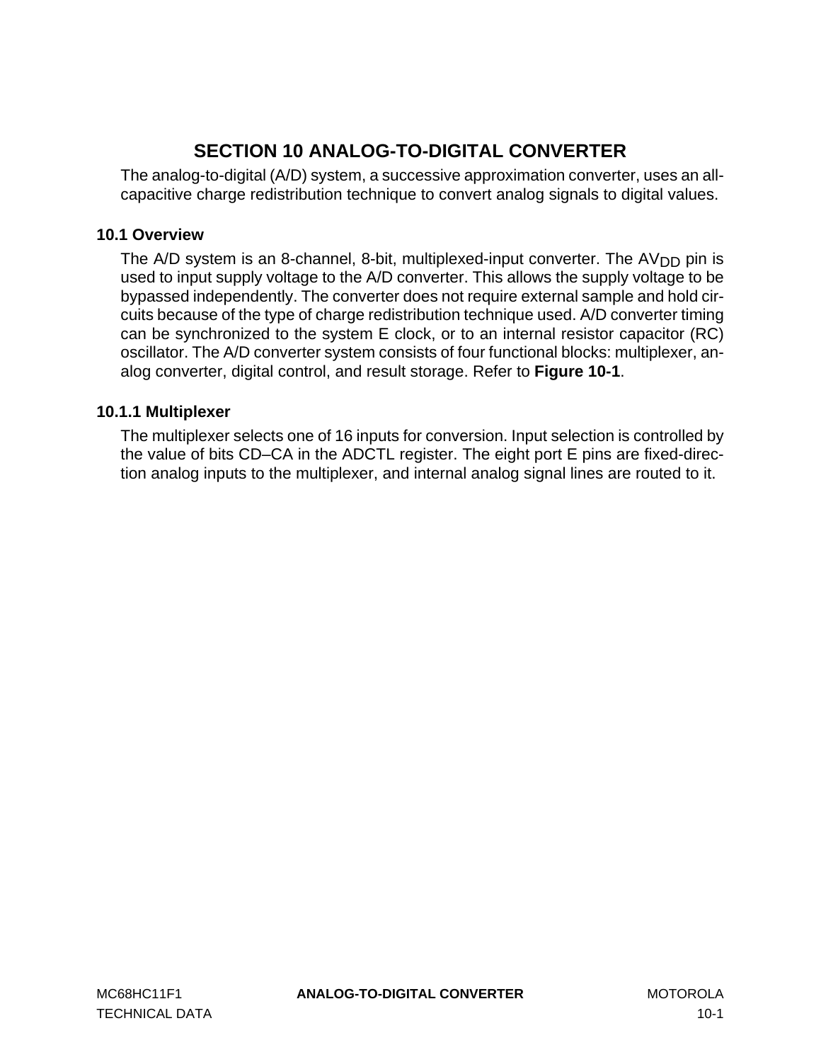# SECTION 10 ANALOG-TO-DIGITAL CONVERTER

The analog-to-digital (A/D) system, a successive approximation converter, uses an all-capacitive charge redistribution technique to convert analog signals to digital values.

## 10.1 Overview

The A/D system is an 8-channel, 8-bit, multiplexed-input converter. The $AV_{DD}$ pin is used to input supply voltage to the A/D converter. This allows the supply voltage to be bypassed independently. The converter does not require external sample and hold circuits because of the type of charge redistribution technique used. A/D converter timing can be synchronized to the system E clock, or to an internal resistor capacitor (RC) oscillator. The A/D converter system consists of four functional blocks: multiplexer, analog converter, digital control, and result storage. Refer to **Figure 10-1**.

### 10.1.1 Multiplexer

The multiplexer selects one of 16 inputs for conversion. Input selection is controlled by the value of bits CD–CA in the ADCTL register. The eight port E pins are fixed-direction analog inputs to the multiplexer, and internal analog signal lines are routed to it.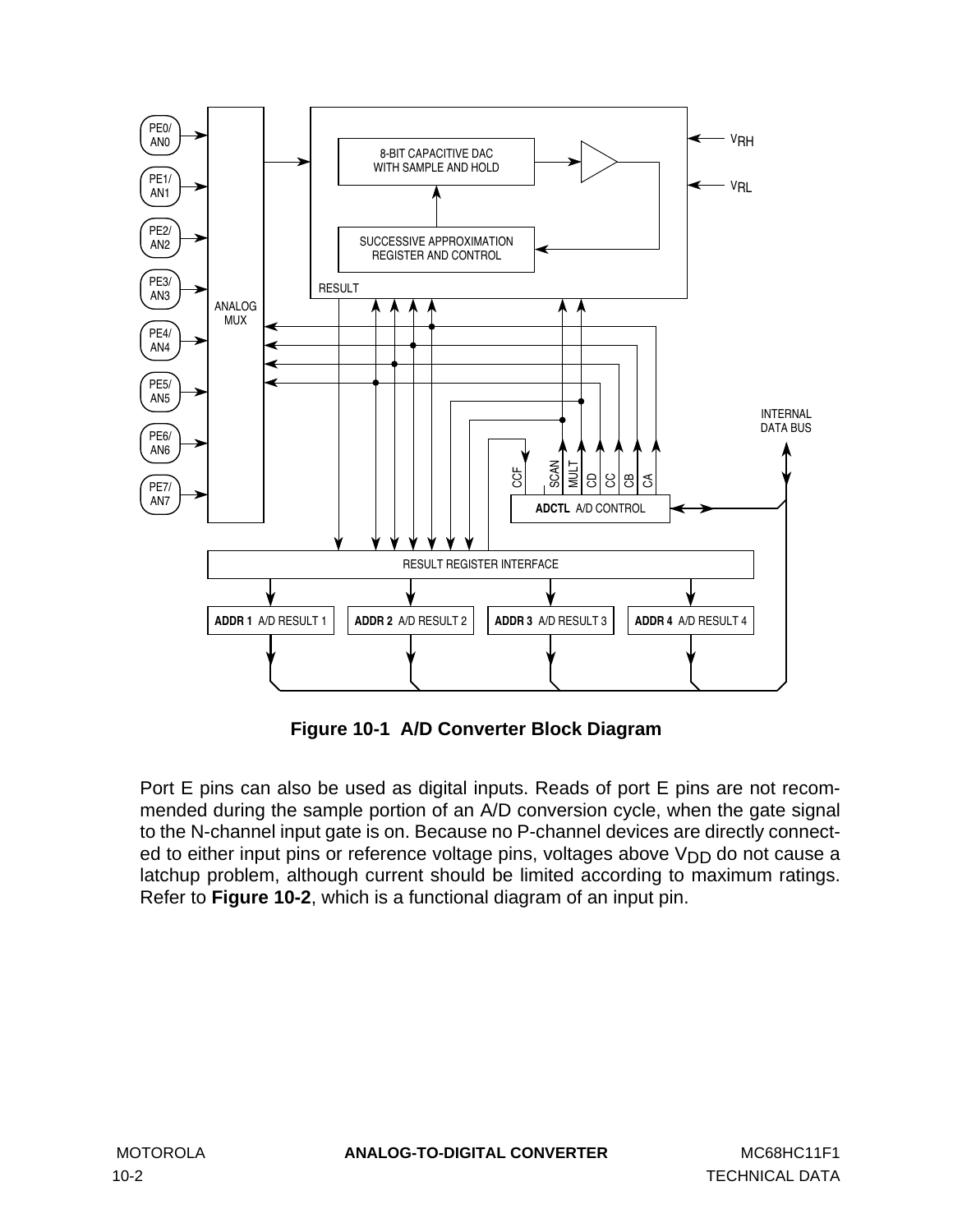**Figure 10-1 A/D Converter Block Diagram**

Port E pins can also be used as digital inputs. Reads of port E pins are not recommended during the sample portion of an A/D conversion cycle, when the gate signal to the N-channel input gate is on. Because no P-channel devices are directly connected to either input pins or reference voltage pins, voltages above $V_{DD}$ do not cause a latchup problem, although current should be limited according to maximum ratings. Refer to **Figure 10-2**, which is a functional diagram of an input pin.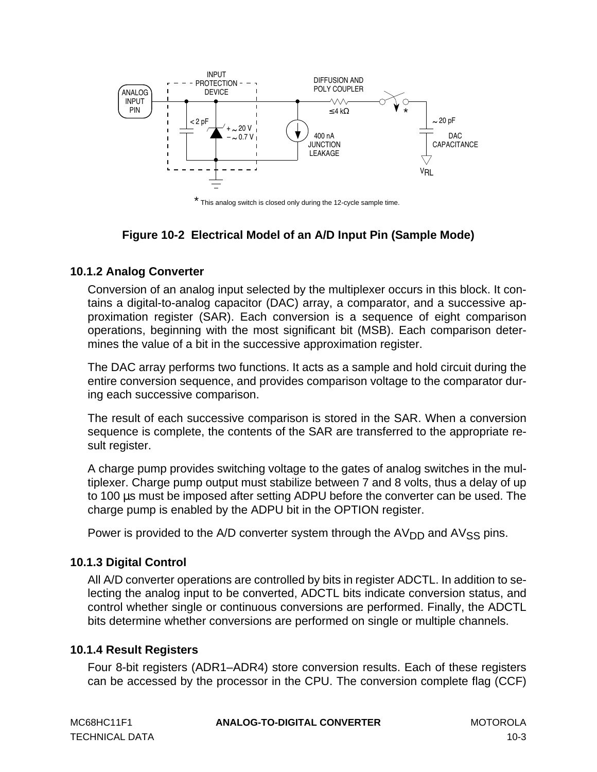ANALOG INPUT PIN

INPUT PROTECTION DEVICE

< 2 pF

+ ~ 20 V
− ~ 0.7 V

DIFFUSION AND POLY COUPLER

≤4 kΩ

400 nA JUNCTION LEAKAGE

~ 20 pF

DAC CAPACITANCE

$V_{RL}$

\* This analog switch is closed only during the 12-cycle sample time.

**Figure 10-2 Electrical Model of an A/D Input Pin (Sample Mode)**

### 10.1.2 Analog Converter

Conversion of an analog input selected by the multiplexer occurs in this block. It contains a digital-to-analog capacitor (DAC) array, a comparator, and a successive approximation register (SAR). Each conversion is a sequence of eight comparison operations, beginning with the most significant bit (MSB). Each comparison determines the value of a bit in the successive approximation register.

The DAC array performs two functions. It acts as a sample and hold circuit during the entire conversion sequence, and provides comparison voltage to the comparator during each successive comparison.

The result of each successive comparison is stored in the SAR. When a conversion sequence is complete, the contents of the SAR are transferred to the appropriate result register.

A charge pump provides switching voltage to the gates of analog switches in the multiplexer. Charge pump output must stabilize between 7 and 8 volts, thus a delay of up to 100 µs must be imposed after setting ADPU before the converter can be used. The charge pump is enabled by the ADPU bit in the OPTION register.

Power is provided to the A/D converter system through the $AV_{DD}$ and $AV_{SS}$ pins.

### 10.1.3 Digital Control

All A/D converter operations are controlled by bits in register ADCTL. In addition to selecting the analog input to be converted, ADCTL bits indicate conversion status, and control whether single or continuous conversions are performed. Finally, the ADCTL bits determine whether conversions are performed on single or multiple channels.

### 10.1.4 Result Registers

Four 8-bit registers (ADR1–ADR4) store conversion results. Each of these registers can be accessed by the processor in the CPU. The conversion complete flag (CCF)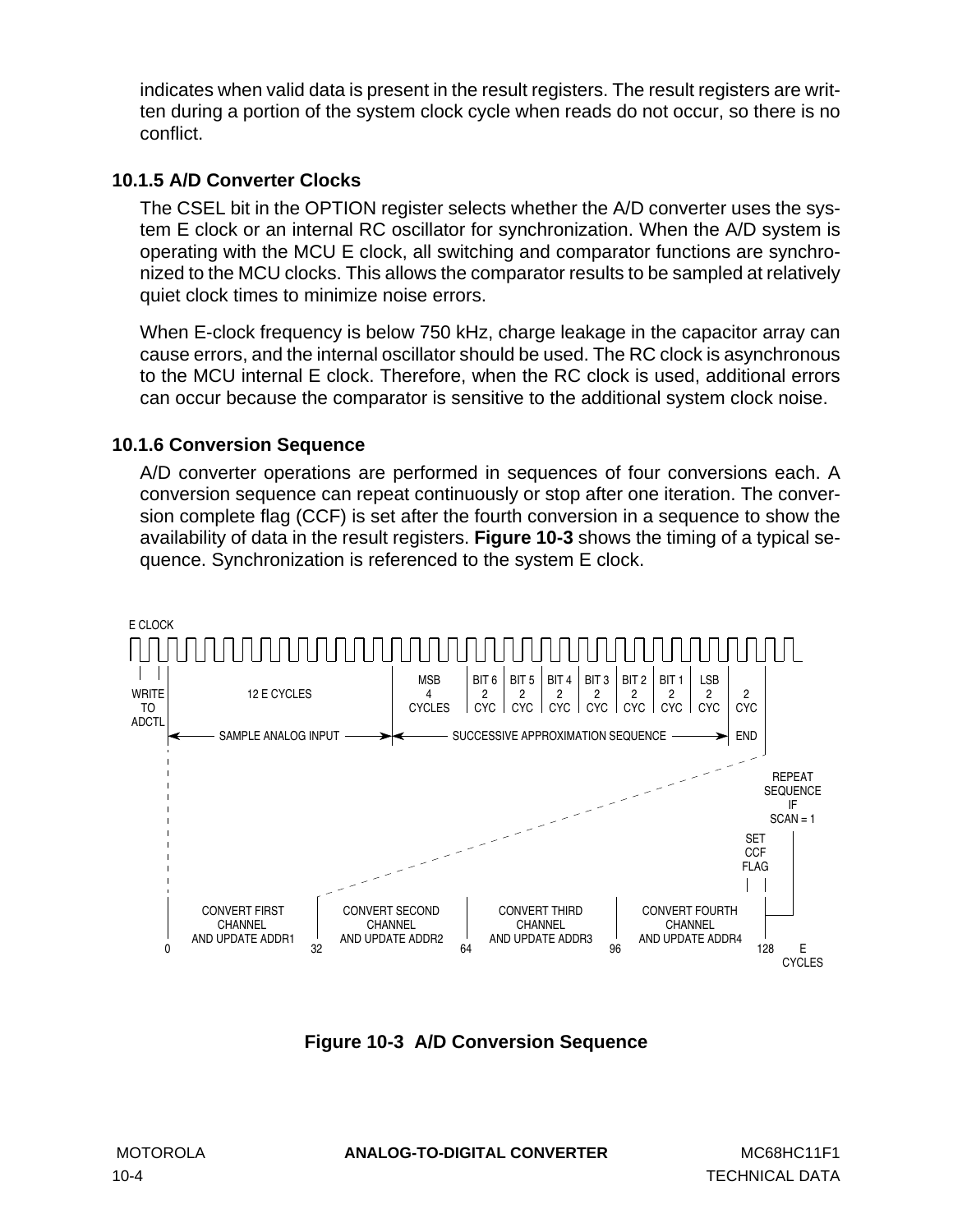indicates when valid data is present in the result registers. The result registers are written during a portion of the system clock cycle when reads do not occur, so there is no conflict.

### 10.1.5 A/D Converter Clocks

The CSEL bit in the OPTION register selects whether the A/D converter uses the system E clock or an internal RC oscillator for synchronization. When the A/D system is operating with the MCU E clock, all switching and comparator functions are synchronized to the MCU clocks. This allows the comparator results to be sampled at relatively quiet clock times to minimize noise errors.

When E-clock frequency is below 750 kHz, charge leakage in the capacitor array can cause errors, and the internal oscillator should be used. The RC clock is asynchronous to the MCU internal E clock. Therefore, when the RC clock is used, additional errors can occur because the comparator is sensitive to the additional system clock noise.

### 10.1.6 Conversion Sequence

A/D converter operations are performed in sequences of four conversions each. A conversion sequence can repeat continuously or stop after one iteration. The conversion complete flag (CCF) is set after the fourth conversion in a sequence to show the availability of data in the result registers. **Figure 10-3** shows the timing of a typical sequence. Synchronization is referenced to the system E clock.

E CLOCK

WRITE TO ADCTL | 12 E CYCLES | MSB 4 CYCLES | BIT 6 2 CYC | BIT 5 2 CYC | BIT 4 2 CYC | BIT 3 2 CYC | BIT 2 2 CYC | BIT 1 2 CYC | LSB 2 CYC | 2 CYC

SAMPLE ANALOG INPUT | SUCCESSIVE APPROXIMATION SEQUENCE | END

REPEAT SEQUENCE IF SCAN = 1

SET CCF FLAG

0 CONVERT FIRST CHANNEL AND UPDATE ADDR1 32 CONVERT SECOND CHANNEL AND UPDATE ADDR2 64 CONVERT THIRD CHANNEL AND UPDATE ADDR3 96 CONVERT FOURTH CHANNEL AND UPDATE ADDR4 128 E CYCLES

**Figure 10-3 A/D Conversion Sequence**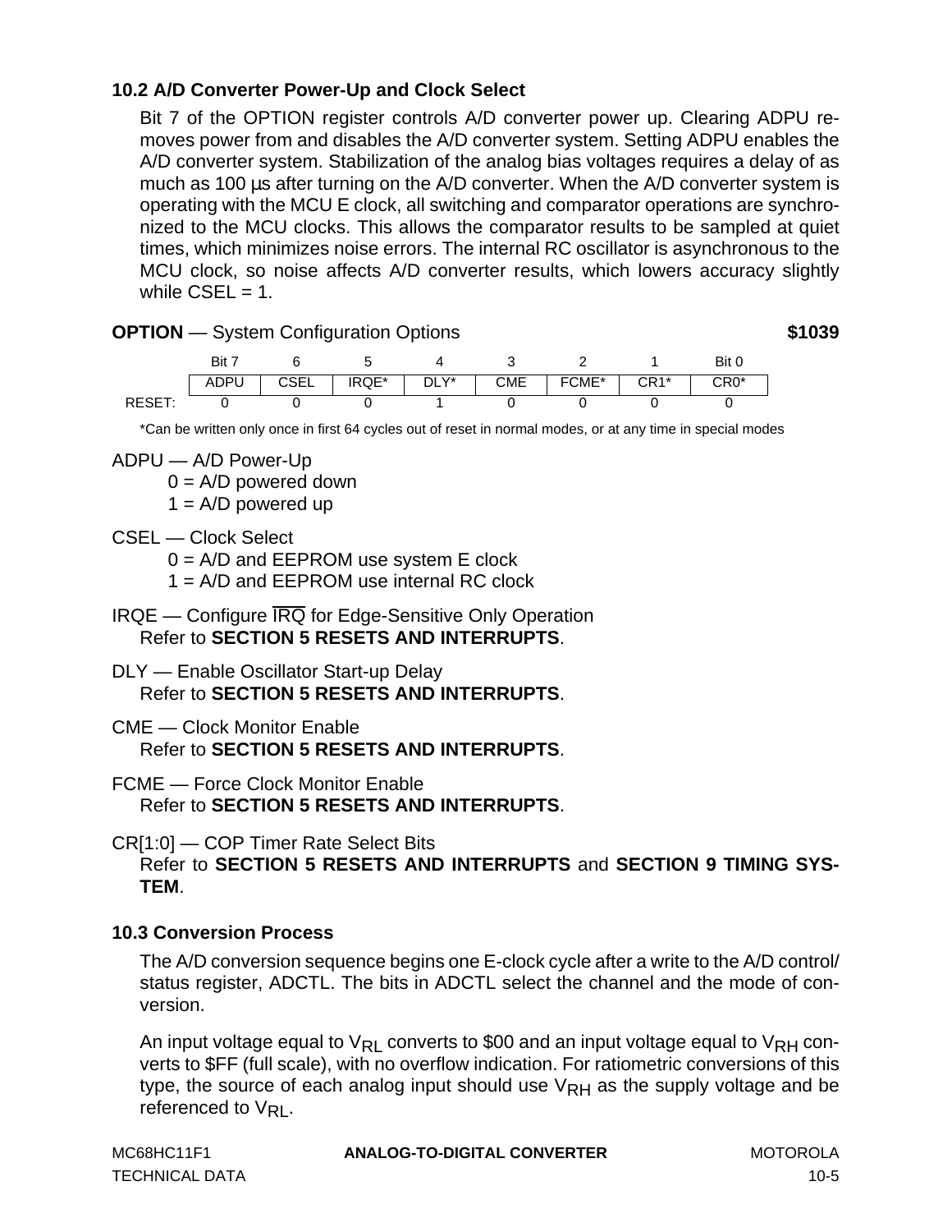### 10.2 A/D Converter Power-Up and Clock Select

Bit 7 of the OPTION register controls A/D converter power up. Clearing ADPU removes power from and disables the A/D converter system. Setting ADPU enables the A/D converter system. Stabilization of the analog bias voltages requires a delay of as much as 100 µs after turning on the A/D converter. When the A/D converter system is operating with the MCU E clock, all switching and comparator operations are synchronized to the MCU clocks. This allows the comparator results to be sampled at quiet times, which minimizes noise errors. The internal RC oscillator is asynchronous to the MCU clock, so noise affects A/D converter results, which lowers accuracy slightly while CSEL = 1.

**OPTION** — System Configuration Options **$1039**

| | Bit 7 | 6 | 5 | 4 | 3 | 2 | 1 | Bit 0 |
|---|---|---|---|---|---|---|---|---|
| | ADPU | CSEL | IRQE* | DLY* | CME | FCME* | CR1* | CR0* |
| RESET: | 0 | 0 | 0 | 1 | 0 | 0 | 0 | 0 |

*Can be written only once in first 64 cycles out of reset in normal modes, or at any time in special modes

ADPU — A/D Power-Up
- 0 = A/D powered down
- 1 = A/D powered up

CSEL — Clock Select
- 0 = A/D and EEPROM use system E clock
- 1 = A/D and EEPROM use internal RC clock

IRQE — Configure $\overline{IRQ}$ for Edge-Sensitive Only Operation
Refer to **SECTION 5 RESETS AND INTERRUPTS**.

DLY — Enable Oscillator Start-up Delay
Refer to **SECTION 5 RESETS AND INTERRUPTS**.

CME — Clock Monitor Enable
Refer to **SECTION 5 RESETS AND INTERRUPTS**.

FCME — Force Clock Monitor Enable
Refer to **SECTION 5 RESETS AND INTERRUPTS**.

CR[1:0] — COP Timer Rate Select Bits
Refer to **SECTION 5 RESETS AND INTERRUPTS** and **SECTION 9 TIMING SYSTEM**.

### 10.3 Conversion Process

The A/D conversion sequence begins one E-clock cycle after a write to the A/D control/status register, ADCTL. The bits in ADCTL select the channel and the mode of conversion.

An input voltage equal to $V_{RL}$ converts to $00 and an input voltage equal to $V_{RH}$ converts to $FF (full scale), with no overflow indication. For ratiometric conversions of this type, the source of each analog input should use $V_{RH}$ as the supply voltage and be referenced to $V_{RL}$.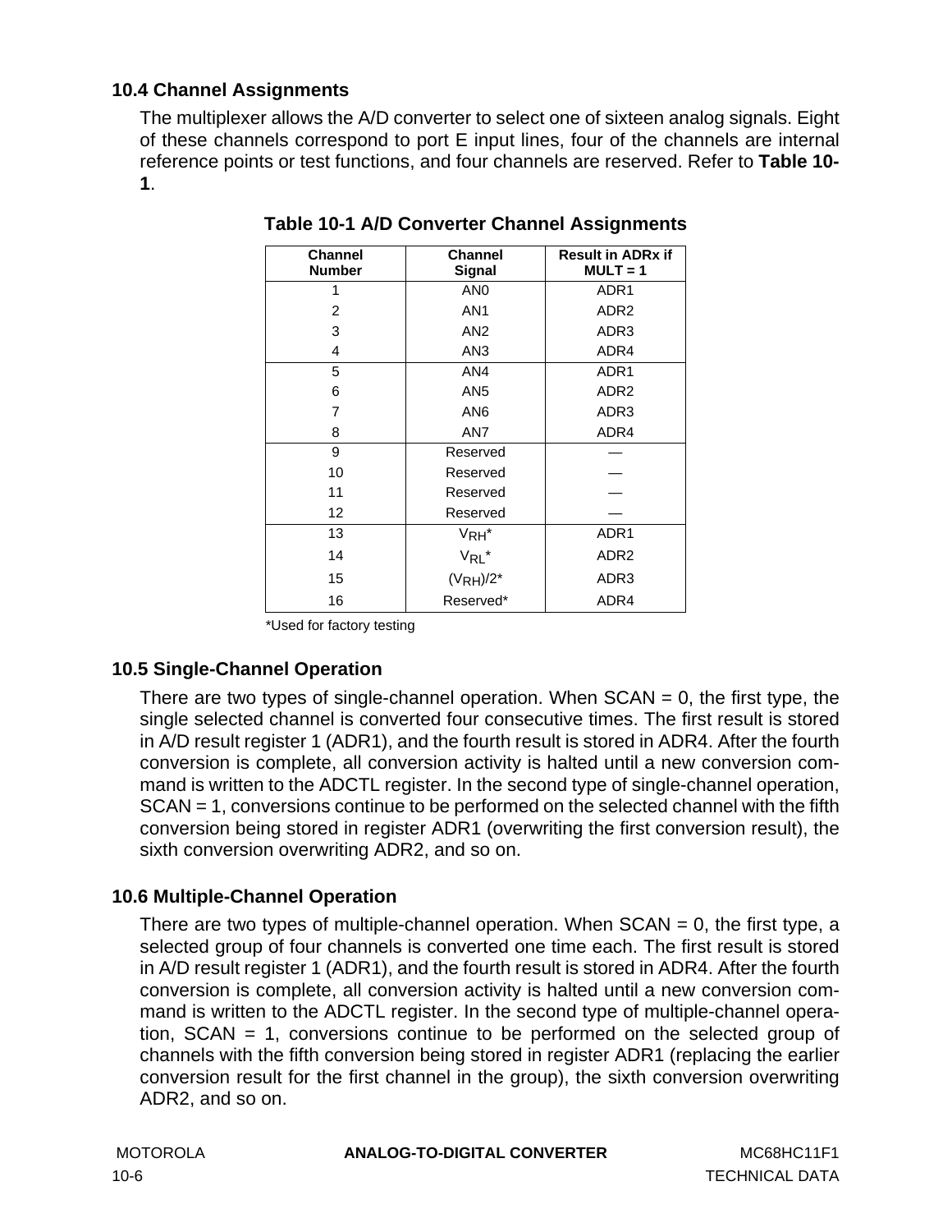## 10.4 Channel Assignments

The multiplexer allows the A/D converter to select one of sixteen analog signals. Eight of these channels correspond to port E input lines, four of the channels are internal reference points or test functions, and four channels are reserved. Refer to **Table 10-1**.

**Table 10-1 A/D Converter Channel Assignments**

| Channel Number | Channel Signal | Result in ADRx if MULT = 1 |
|---|---|---|
| 1 | AN0 | ADR1 |
| 2 | AN1 | ADR2 |
| 3 | AN2 | ADR3 |
| 4 | AN3 | ADR4 |
| 5 | AN4 | ADR1 |
| 6 | AN5 | ADR2 |
| 7 | AN6 | ADR3 |
| 8 | AN7 | ADR4 |
| 9 | Reserved | — |
| 10 | Reserved | — |
| 11 | Reserved | — |
| 12 | Reserved | — |
| 13 | $V_{RH}$* | ADR1 |
| 14 | $V_{RL}$* | ADR2 |
| 15 | ($V_{RH}$)/2* | ADR3 |
| 16 | Reserved* | ADR4 |

*Used for factory testing

## 10.5 Single-Channel Operation

There are two types of single-channel operation. When SCAN = 0, the first type, the single selected channel is converted four consecutive times. The first result is stored in A/D result register 1 (ADR1), and the fourth result is stored in ADR4. After the fourth conversion is complete, all conversion activity is halted until a new conversion command is written to the ADCTL register. In the second type of single-channel operation, SCAN = 1, conversions continue to be performed on the selected channel with the fifth conversion being stored in register ADR1 (overwriting the first conversion result), the sixth conversion overwriting ADR2, and so on.

## 10.6 Multiple-Channel Operation

There are two types of multiple-channel operation. When SCAN = 0, the first type, a selected group of four channels is converted one time each. The first result is stored in A/D result register 1 (ADR1), and the fourth result is stored in ADR4. After the fourth conversion is complete, all conversion activity is halted until a new conversion command is written to the ADCTL register. In the second type of multiple-channel operation, SCAN = 1, conversions continue to be performed on the selected group of channels with the fifth conversion being stored in register ADR1 (replacing the earlier conversion result for the first channel in the group), the sixth conversion overwriting ADR2, and so on.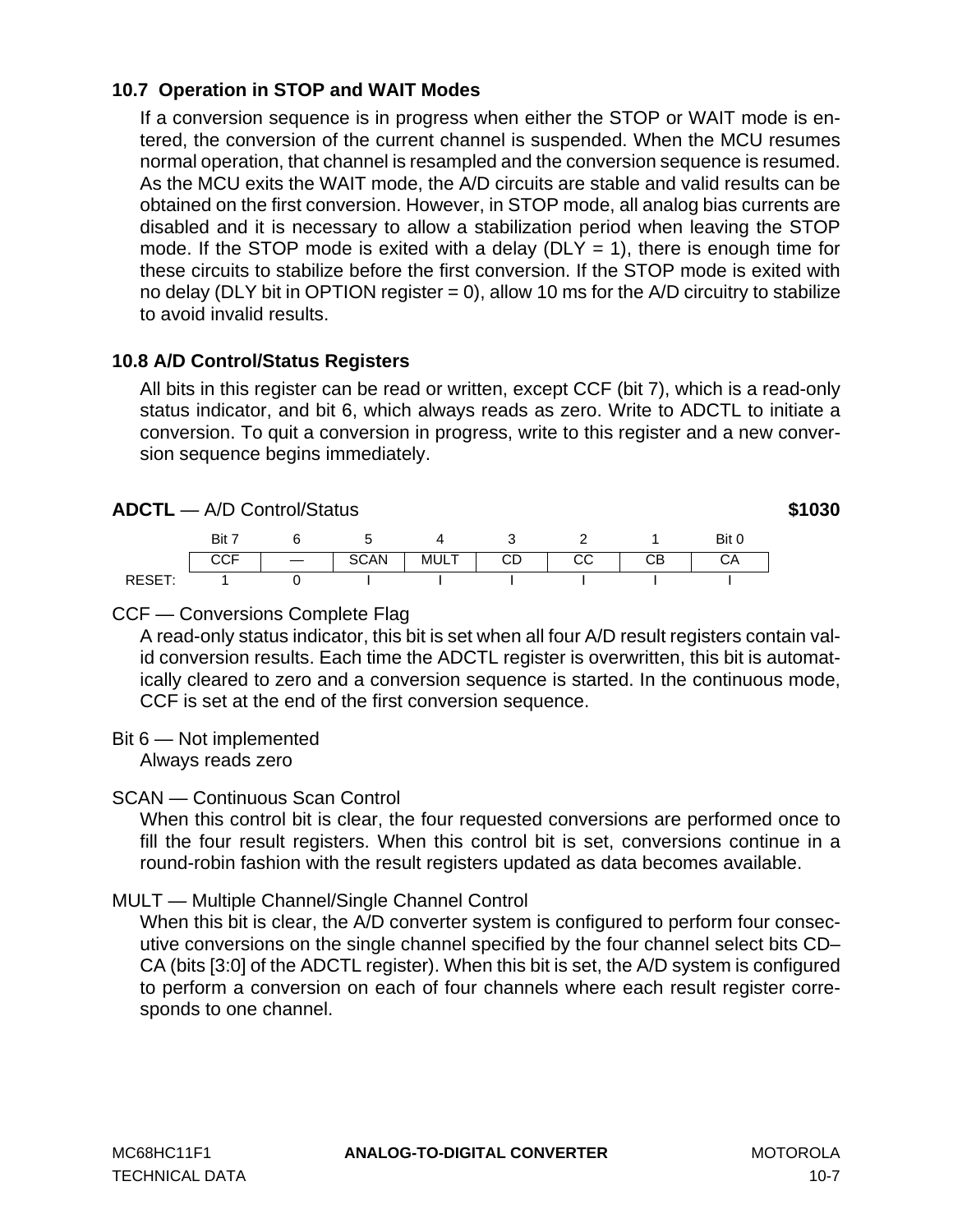## 10.7 Operation in STOP and WAIT Modes

If a conversion sequence is in progress when either the STOP or WAIT mode is entered, the conversion of the current channel is suspended. When the MCU resumes normal operation, that channel is resampled and the conversion sequence is resumed. As the MCU exits the WAIT mode, the A/D circuits are stable and valid results can be obtained on the first conversion. However, in STOP mode, all analog bias currents are disabled and it is necessary to allow a stabilization period when leaving the STOP mode. If the STOP mode is exited with a delay (DLY = 1), there is enough time for these circuits to stabilize before the first conversion. If the STOP mode is exited with no delay (DLY bit in OPTION register = 0), allow 10 ms for the A/D circuitry to stabilize to avoid invalid results.

## 10.8 A/D Control/Status Registers

All bits in this register can be read or written, except CCF (bit 7), which is a read-only status indicator, and bit 6, which always reads as zero. Write to ADCTL to initiate a conversion. To quit a conversion in progress, write to this register and a new conversion sequence begins immediately.

**ADCTL** — A/D Control/Status **$1030**

| | Bit 7 | 6 | 5 | 4 | 3 | 2 | 1 | Bit 0 |
|---|---|---|---|---|---|---|---|---|
| | CCF | — | SCAN | MULT | CD | CC | CB | CA |
| RESET: | 1 | 0 | I | I | I | I | I | I |

CCF — Conversions Complete Flag

A read-only status indicator, this bit is set when all four A/D result registers contain valid conversion results. Each time the ADCTL register is overwritten, this bit is automatically cleared to zero and a conversion sequence is started. In the continuous mode, CCF is set at the end of the first conversion sequence.

Bit 6 — Not implemented

Always reads zero

SCAN — Continuous Scan Control

When this control bit is clear, the four requested conversions are performed once to fill the four result registers. When this control bit is set, conversions continue in a round-robin fashion with the result registers updated as data becomes available.

MULT — Multiple Channel/Single Channel Control

When this bit is clear, the A/D converter system is configured to perform four consecutive conversions on the single channel specified by the four channel select bits CD–CA (bits [3:0] of the ADCTL register). When this bit is set, the A/D system is configured to perform a conversion on each of four channels where each result register corresponds to one channel.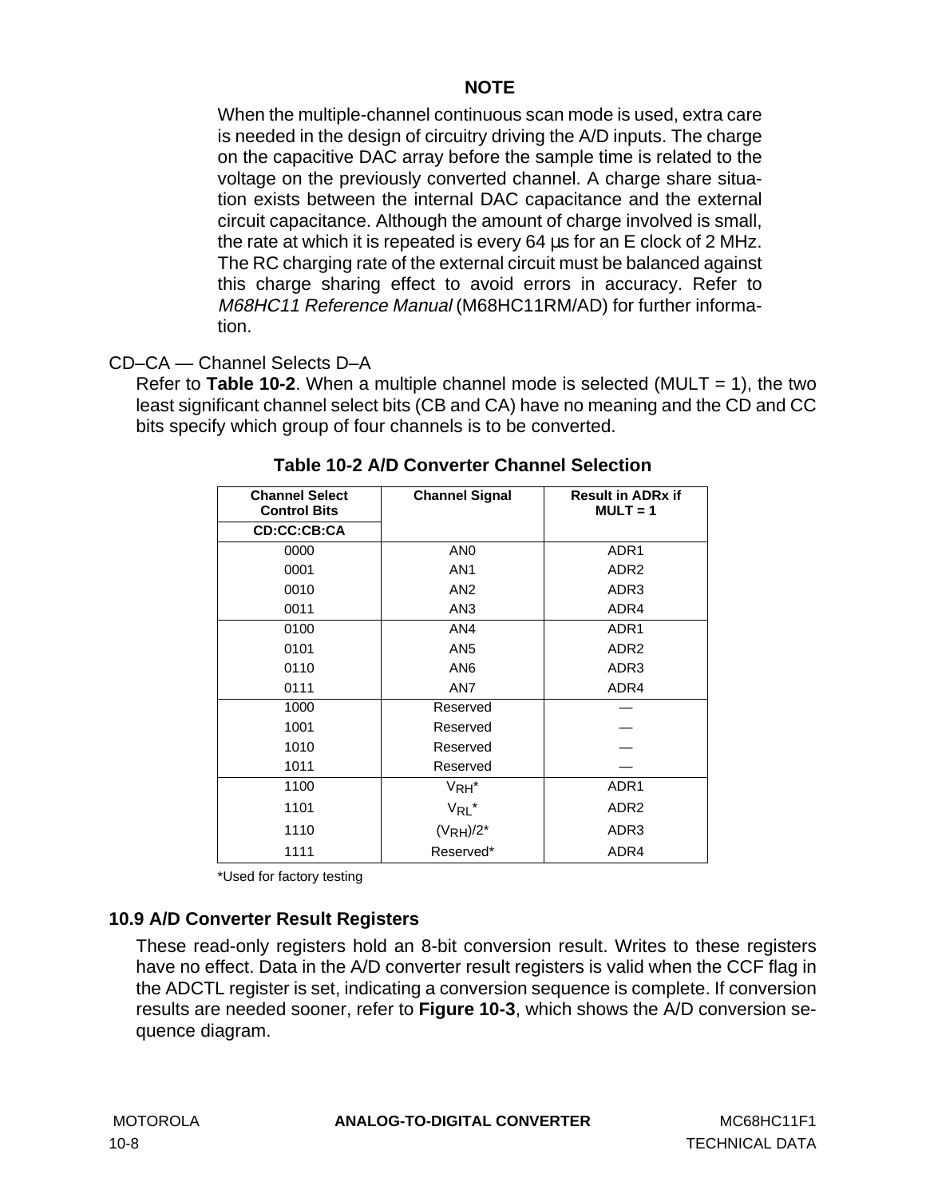**NOTE**

When the multiple-channel continuous scan mode is used, extra care is needed in the design of circuitry driving the A/D inputs. The charge on the capacitive DAC array before the sample time is related to the voltage on the previously converted channel. A charge share situation exists between the internal DAC capacitance and the external circuit capacitance. Although the amount of charge involved is small, the rate at which it is repeated is every 64 µs for an E clock of 2 MHz. The RC charging rate of the external circuit must be balanced against this charge sharing effect to avoid errors in accuracy. Refer to *M68HC11 Reference Manual* (M68HC11RM/AD) for further information.

CD–CA — Channel Selects D–A

Refer to **Table 10-2**. When a multiple channel mode is selected (MULT = 1), the two least significant channel select bits (CB and CA) have no meaning and the CD and CC bits specify which group of four channels is to be converted.

**Table 10-2 A/D Converter Channel Selection**

| Channel Select Control Bits CD:CC:CB:CA | Channel Signal | Result in ADRx if MULT = 1 |
|---|---|---|
| 0000 | AN0 | ADR1 |
| 0001 | AN1 | ADR2 |
| 0010 | AN2 | ADR3 |
| 0011 | AN3 | ADR4 |
| 0100 | AN4 | ADR1 |
| 0101 | AN5 | ADR2 |
| 0110 | AN6 | ADR3 |
| 0111 | AN7 | ADR4 |
| 1000 | Reserved | — |
| 1001 | Reserved | — |
| 1010 | Reserved | — |
| 1011 | Reserved | — |
| 1100 | $V_{RH}$* | ADR1 |
| 1101 | $V_{RL}$* | ADR2 |
| 1110 | $(V_{RH})/2$* | ADR3 |
| 1111 | Reserved* | ADR4 |

*Used for factory testing

### 10.9 A/D Converter Result Registers

These read-only registers hold an 8-bit conversion result. Writes to these registers have no effect. Data in the A/D converter result registers is valid when the CCF flag in the ADCTL register is set, indicating a conversion sequence is complete. If conversion results are needed sooner, refer to **Figure 10-3**, which shows the A/D conversion sequence diagram.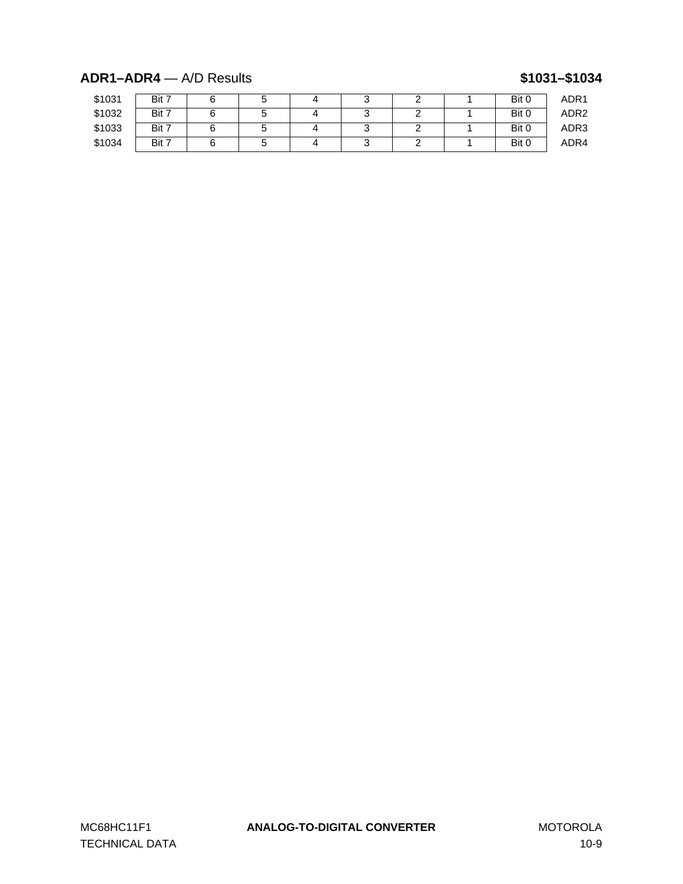**ADR1–ADR4** — A/D Results **$1031–$1034**

| Address | | | | | | | | | Register |
|---|---|---|---|---|---|---|---|---|---|
| $1031 | Bit 7 | 6 | 5 | 4 | 3 | 2 | 1 | Bit 0 | ADR1 |
| $1032 | Bit 7 | 6 | 5 | 4 | 3 | 2 | 1 | Bit 0 | ADR2 |
| $1033 | Bit 7 | 6 | 5 | 4 | 3 | 2 | 1 | Bit 0 | ADR3 |
| $1034 | Bit 7 | 6 | 5 | 4 | 3 | 2 | 1 | Bit 0 | ADR4 |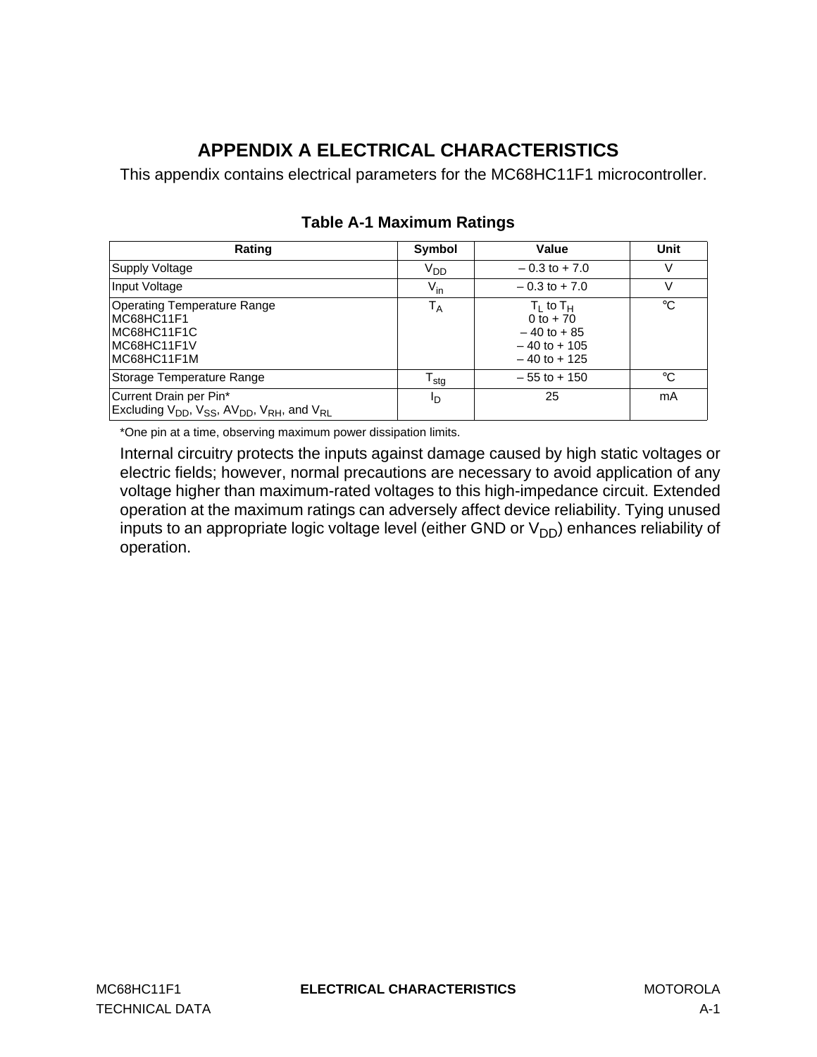# APPENDIX A ELECTRICAL CHARACTERISTICS

This appendix contains electrical parameters for the MC68HC11F1 microcontroller.

**Table A-1 Maximum Ratings**

| Rating | Symbol | Value | Unit |
|---|---|---|---|
| Supply Voltage | $V_{DD}$ | – 0.3 to + 7.0 | V |
| Input Voltage | $V_{in}$ | – 0.3 to + 7.0 | V |
| Operating Temperature Range<br>MC68HC11F1<br>MC68HC11F1C<br>MC68HC11F1V<br>MC68HC11F1M | $T_A$ | $T_L$ to $T_H$<br>0 to + 70<br>– 40 to + 85<br>– 40 to + 105<br>– 40 to + 125 | °C |
| Storage Temperature Range | $T_{stg}$ | – 55 to + 150 | °C |
| Current Drain per Pin*<br>Excluding $V_{DD}$, $V_{SS}$, $AV_{DD}$, $V_{RH}$, and $V_{RL}$ | $I_D$ | 25 | mA |

*One pin at a time, observing maximum power dissipation limits.

Internal circuitry protects the inputs against damage caused by high static voltages or electric fields; however, normal precautions are necessary to avoid application of any voltage higher than maximum-rated voltages to this high-impedance circuit. Extended operation at the maximum ratings can adversely affect device reliability. Tying unused inputs to an appropriate logic voltage level (either GND or $V_{DD}$) enhances reliability of operation.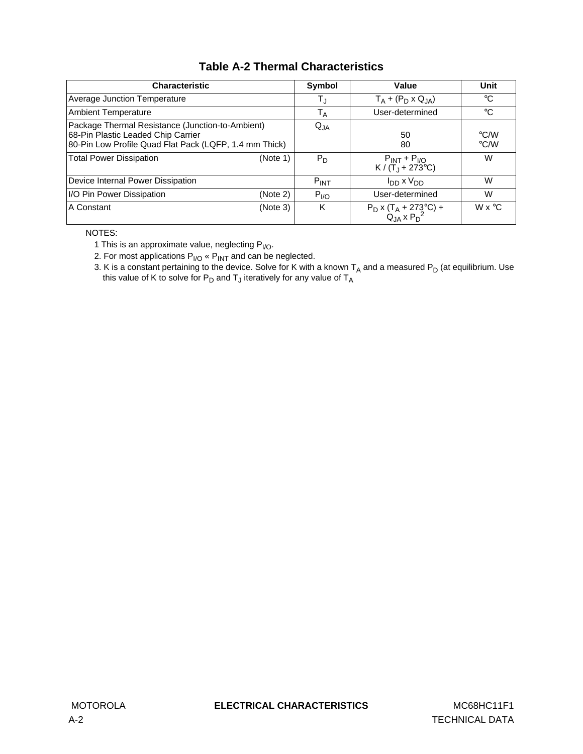## Table A-2 Thermal Characteristics

| Characteristic | Symbol | Value | Unit |
|---|---|---|---|
| Average Junction Temperature | $T_J$ | $T_A + (P_D \times Q_{JA})$ | °C |
| Ambient Temperature | $T_A$ | User-determined | °C |
| Package Thermal Resistance (Junction-to-Ambient)<br>68-Pin Plastic Leaded Chip Carrier<br>80-Pin Low Profile Quad Flat Pack (LQFP, 1.4 mm Thick) | $Q_{JA}$ | <br>50<br>80 | <br>°C/W<br>°C/W |
| Total Power Dissipation (Note 1) | $P_D$ | $P_{INT} + P_{I/O}$<br>$K / (T_J + 273°C)$ | W |
| Device Internal Power Dissipation | $P_{INT}$ | $I_{DD} \times V_{DD}$ | W |
| I/O Pin Power Dissipation (Note 2) | $P_{I/O}$ | User-determined | W |
| A Constant (Note 3) | K | $P_D \times (T_A + 273°C) + Q_{JA} \times P_D^2$ | W x °C |

NOTES:

1 This is an approximate value, neglecting $P_{I/O}$.

2. For most applications $P_{I/O} \ll P_{INT}$ and can be neglected.

3. K is a constant pertaining to the device. Solve for K with a known $T_A$ and a measured $P_D$ (at equilibrium. Use this value of K to solve for $P_D$ and $T_J$ iteratively for any value of $T_A$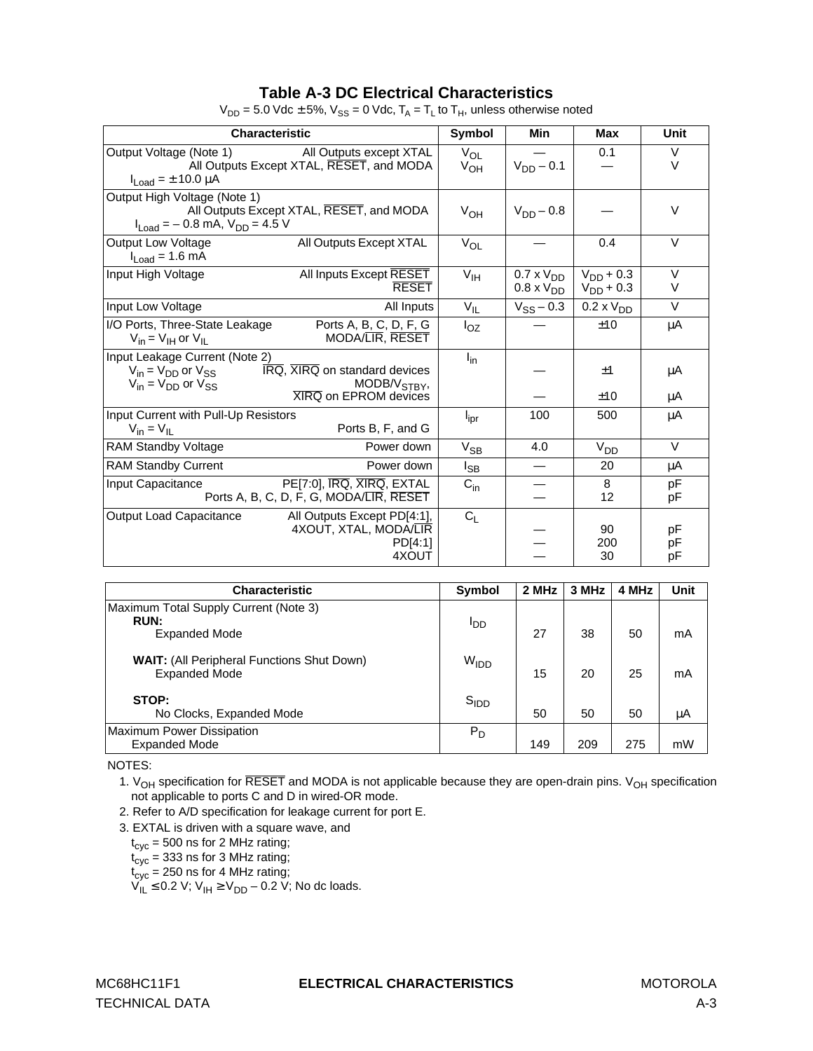## Table A-3 DC Electrical Characteristics

$V_{DD}$ = 5.0 Vdc ± 5%, $V_{SS}$ = 0 Vdc, $T_A = T_L$ to $T_H$, unless otherwise noted

| Characteristic | Symbol | Min | Max | Unit |
|---|---|---|---|---|
| Output Voltage (Note 1) All Outputs except XTAL<br>All Outputs Except XTAL, $\overline{RESET}$, and MODA<br>$I_{Load}$ = ± 10.0 µA | $V_{OL}$<br>$V_{OH}$ | —<br>$V_{DD}$ – 0.1 | 0.1<br>— | V<br>V |
| Output High Voltage (Note 1)<br>All Outputs Except XTAL, $\overline{RESET}$, and MODA<br>$I_{Load}$ = – 0.8 mA, $V_{DD}$ = 4.5 V | $V_{OH}$ | $V_{DD}$ – 0.8 | — | V |
| Output Low Voltage All Outputs Except XTAL<br>$I_{Load}$ = 1.6 mA | $V_{OL}$ | — | 0.4 | V |
| Input High Voltage All Inputs Except $\overline{RESET}$<br>$\overline{RESET}$ | $V_{IH}$ | 0.7 x $V_{DD}$<br>0.8 x $V_{DD}$ | $V_{DD}$ + 0.3<br>$V_{DD}$ + 0.3 | V<br>V |
| Input Low Voltage All Inputs | $V_{IL}$ | $V_{SS}$ – 0.3 | 0.2 x $V_{DD}$ | V |
| I/O Ports, Three-State Leakage Ports A, B, C, D, F, G<br>$V_{in} = V_{IH}$ or $V_{IL}$ MODA/$\overline{LIR}$, $\overline{RESET}$ | $I_{OZ}$ | — | ±10 | µA |
| Input Leakage Current (Note 2)<br>$V_{in} = V_{DD}$ or $V_{SS}$ $\overline{IRQ}$, $\overline{XIRQ}$ on standard devices<br>$V_{in} = V_{DD}$ or $V_{SS}$ MODB/$V_{STBY}$, $\overline{XIRQ}$ on EPROM devices | $I_{in}$ | —<br>— | ±1<br>±10 | µA<br>µA |
| Input Current with Pull-Up Resistors<br>$V_{in} = V_{IL}$ Ports B, F, and G | $I_{ipr}$ | 100 | 500 | µA |
| RAM Standby Voltage Power down | $V_{SB}$ | 4.0 | $V_{DD}$ | V |
| RAM Standby Current Power down | $I_{SB}$ | — | 20 | µA |
| Input Capacitance PE[7:0], $\overline{IRQ}$, $\overline{XIRQ}$, EXTAL<br>Ports A, B, C, D, F, G, MODA/$\overline{LIR}$, $\overline{RESET}$ | $C_{in}$ | —<br>— | 8<br>12 | pF<br>pF |
| Output Load Capacitance All Outputs Except PD[4:1], 4XOUT, XTAL, MODA/$\overline{LIR}$<br>PD[4:1]<br>4XOUT | $C_L$ | —<br>—<br>— | 90<br>200<br>30 | pF<br>pF<br>pF |

| Characteristic | Symbol | 2 MHz | 3 MHz | 4 MHz | Unit |
|---|---|---|---|---|---|
| Maximum Total Supply Current (Note 3)<br>**RUN:**<br>Expanded Mode | $I_{DD}$ | 27 | 38 | 50 | mA |
| **WAIT:** (All Peripheral Functions Shut Down)<br>Expanded Mode | $W_{IDD}$ | 15 | 20 | 25 | mA |
| **STOP:**<br>No Clocks, Expanded Mode | $S_{IDD}$ | 50 | 50 | 50 | µA |
| Maximum Power Dissipation<br>Expanded Mode | $P_D$ | 149 | 209 | 275 | mW |

NOTES:

1. $V_{OH}$ specification for $\overline{RESET}$ and MODA is not applicable because they are open-drain pins. $V_{OH}$ specification not applicable to ports C and D in wired-OR mode.
2. Refer to A/D specification for leakage current for port E.
3. EXTAL is driven with a square wave, and
   $t_{cyc}$ = 500 ns for 2 MHz rating;
   $t_{cyc}$ = 333 ns for 3 MHz rating;
   $t_{cyc}$ = 250 ns for 4 MHz rating;
   $V_{IL} \leq 0.2$ V; $V_{IH} \geq V_{DD} - 0.2$ V; No dc loads.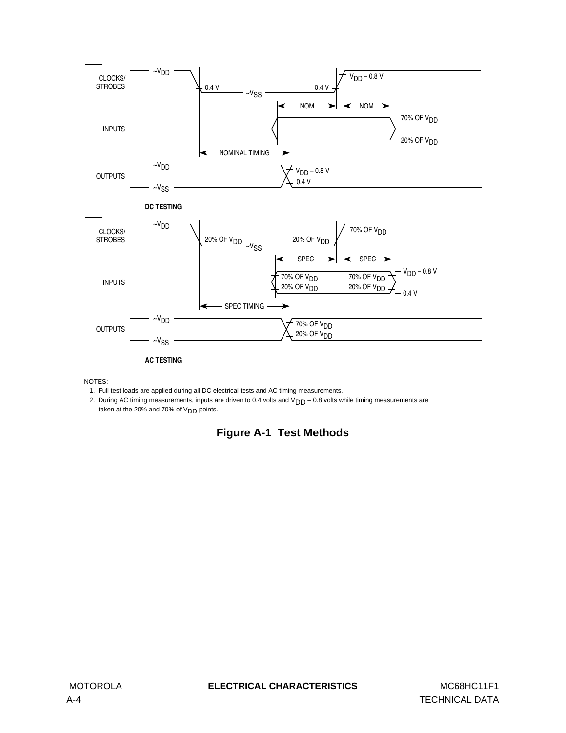NOTES:

1. Full test loads are applied during all DC electrical tests and AC timing measurements.
2. During AC timing measurements, inputs are driven to 0.4 volts and $V_{DD}$ – 0.8 volts while timing measurements are taken at the 20% and 70% of $V_{DD}$ points.

**Figure A-1 Test Methods**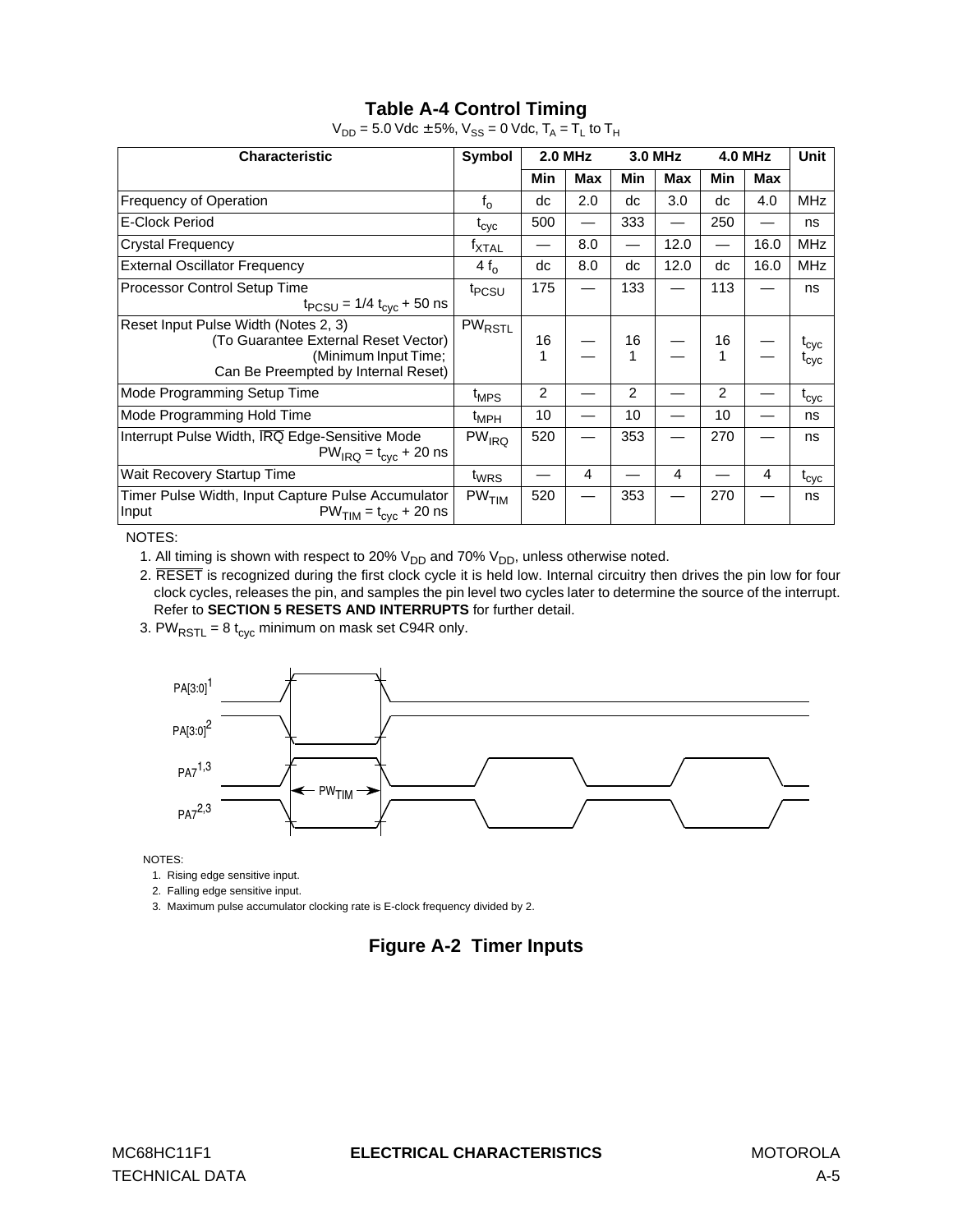## Table A-4 Control Timing

$V_{DD}$ = 5.0 Vdc ± 5%, $V_{SS}$ = 0 Vdc, $T_A$ = $T_L$ to $T_H$

| Characteristic | Symbol | 2.0 MHz | | 3.0 MHz | | 4.0 MHz | | Unit |
|---|---|---|---|---|---|---|---|---|
| | | Min | Max | Min | Max | Min | Max | |
| Frequency of Operation | $f_o$ | dc | 2.0 | dc | 3.0 | dc | 4.0 | MHz |
| E-Clock Period | $t_{cyc}$ | 500 | — | 333 | — | 250 | — | ns |
| Crystal Frequency | $f_{XTAL}$ | — | 8.0 | — | 12.0 | — | 16.0 | MHz |
| External Oscillator Frequency | $4 f_o$ | dc | 8.0 | dc | 12.0 | dc | 16.0 | MHz |
| Processor Control Setup Time $t_{PCSU} = 1/4\ t_{cyc} + 50$ ns | $t_{PCSU}$ | 175 | — | 133 | — | 113 | — | ns |
| Reset Input Pulse Width (Notes 2, 3) (To Guarantee External Reset Vector) (Minimum Input Time; Can Be Preempted by Internal Reset) | $PW_{RSTL}$ | 16<br>1 | —<br>— | 16<br>1 | —<br>— | 16<br>1 | —<br>— | $t_{cyc}$<br>$t_{cyc}$ |
| Mode Programming Setup Time | $t_{MPS}$ | 2 | — | 2 | — | 2 | — | $t_{cyc}$ |
| Mode Programming Hold Time | $t_{MPH}$ | 10 | — | 10 | — | 10 | — | ns |
| Interrupt Pulse Width, $\overline{IRQ}$ Edge-Sensitive Mode $PW_{IRQ} = t_{cyc} + 20$ ns | $PW_{IRQ}$ | 520 | — | 353 | — | 270 | — | ns |
| Wait Recovery Startup Time | $t_{WRS}$ | — | 4 | — | 4 | — | 4 | $t_{cyc}$ |
| Timer Pulse Width, Input Capture Pulse Accumulator Input $PW_{TIM} = t_{cyc} + 20$ ns | $PW_{TIM}$ | 520 | — | 353 | — | 270 | — | ns |

NOTES:

1. All timing is shown with respect to 20% $V_{DD}$ and 70% $V_{DD}$, unless otherwise noted.
2. $\overline{RESET}$ is recognized during the first clock cycle it is held low. Internal circuitry then drives the pin low for four clock cycles, releases the pin, and samples the pin level two cycles later to determine the source of the interrupt. Refer to **SECTION 5 RESETS AND INTERRUPTS** for further detail.
3. $PW_{RSTL} = 8\ t_{cyc}$ minimum on mask set C94R only.

PA[3:0][1]
PA[3:0][2]
PA7[1,3]
PA7[2,3]
$PW_{TIM}$

NOTES:

1. Rising edge sensitive input.
2. Falling edge sensitive input.
3. Maximum pulse accumulator clocking rate is E-clock frequency divided by 2.

**Figure A-2 Timer Inputs**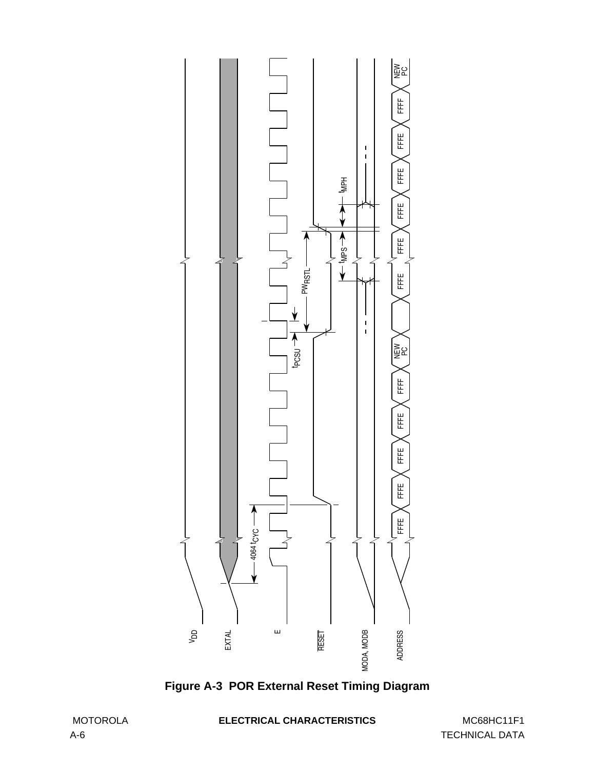**Figure A-3 POR External Reset Timing Diagram**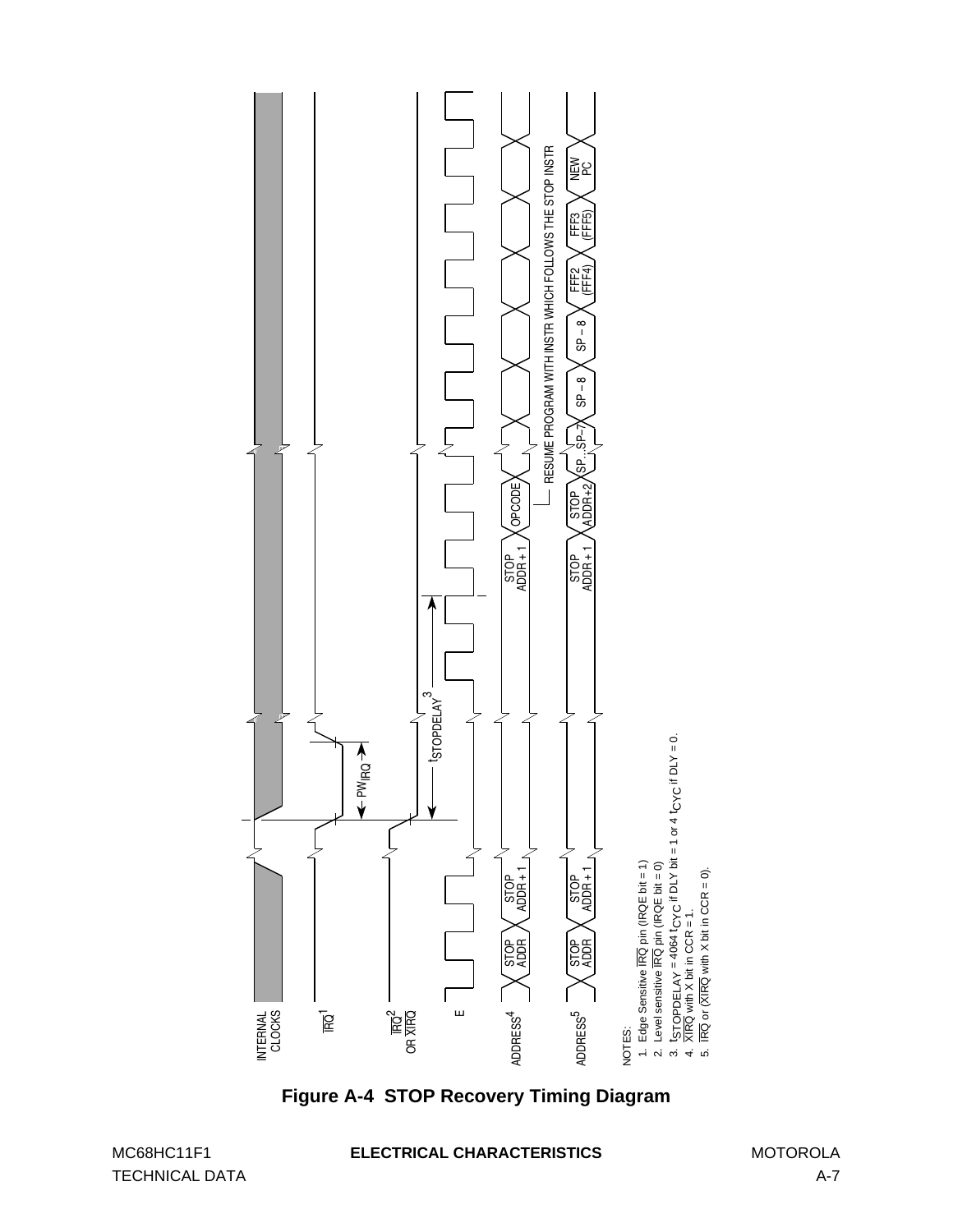INTERNAL CLOCKS

$\overline{IRQ}$[1]

$\overline{IRQ}$[2] OR $\overline{XIRQ}$

E

ADDRESS[4]

ADDRESS[5]

STOP ADDR | STOP ADDR + 1 | STOP ADDR + 1 | OPCODE

STOP ADDR | STOP ADDR + 1 | STOP ADDR + 1 | STOP ADDR+2 | SP...SP–7 | SP – 8 | SP – 8 | FFF2 (FFF4) | FFF3 (FFF5) | NEW PC

$PW_{IRQ}$

$t_{STOPDELAY}$[3]

RESUME PROGRAM WITH INSTR WHICH FOLLOWS THE STOP INSTR

NOTES:

1. Edge Sensitive $\overline{IRQ}$ pin (IRQE bit = 1)
2. Level sensitive $\overline{IRQ}$ pin (IRQE bit = 0)
3. $t_{STOPDELAY}$ = 4064 $t_{CYC}$ if DLY bit = 1 or 4 $t_{CYC}$ if DLY = 0.
4. $\overline{XIRQ}$ with X bit in CCR = 1.
5. $\overline{IRQ}$ or ($\overline{XIRQ}$ with X bit in CCR = 0).

**Figure A-4 STOP Recovery Timing Diagram**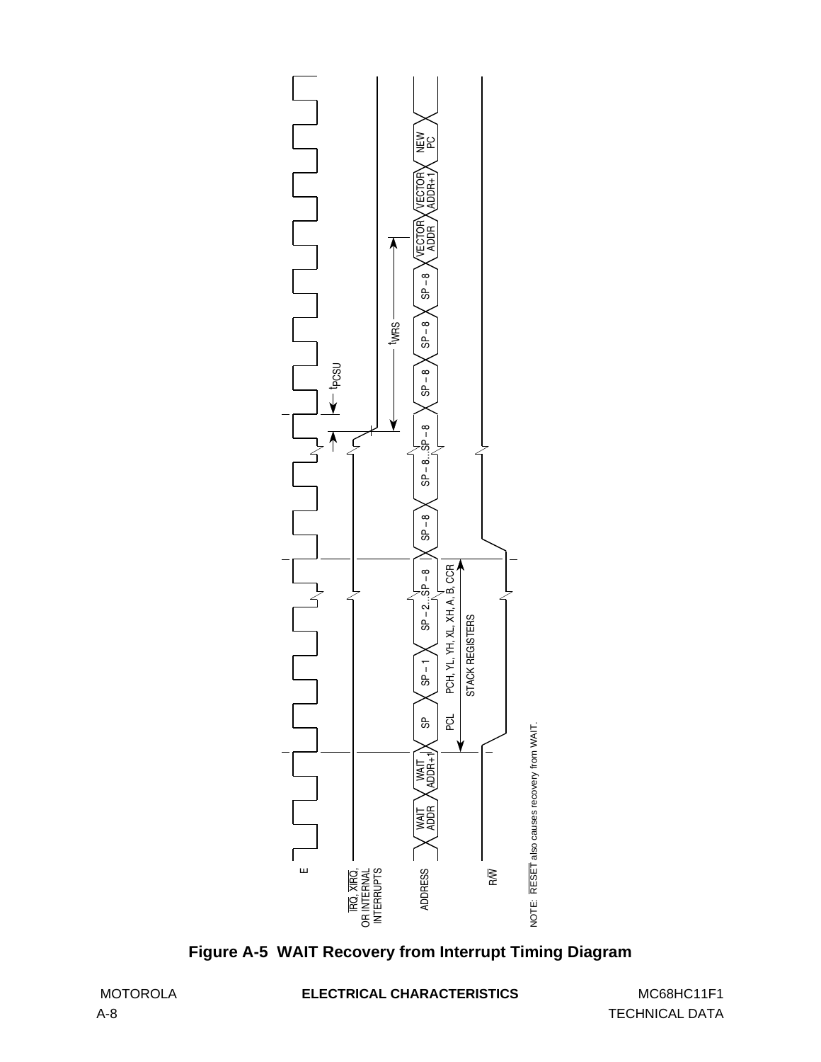E

$\overline{IRQ}$, $\overline{XIRQ}$, OR INTERNAL INTERRUPTS

ADDRESS: WAIT ADDR, WAIT ADDR+1, SP, SP – 1, SP – 2...SP – 8, SP – 8, SP – 8...SP – 8, SP – 8, SP – 8, SP – 8, VECTOR ADDR, VECTOR ADDR+1, NEW PC

PCL, PCH, YL, YH, XL, XH, A, B, CCR

STACK REGISTERS

$t_{PCSU}$

$t_{WRS}$

R/$\overline{W}$

NOTE: $\overline{RESET}$ also causes recovery from WAIT.

**Figure A-5 WAIT Recovery from Interrupt Timing Diagram**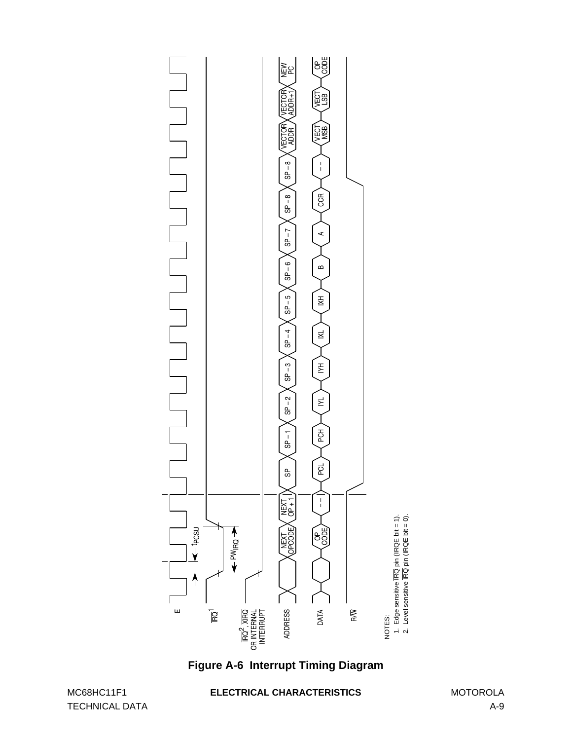E

$\overline{IRQ}$[1]

$\overline{IRQ}$[2], $\overline{XIRQ}$ OR INTERNAL INTERRUPT

ADDRESS

DATA

R/$\overline{W}$

$t_{PCSU}$

$PW_{IRQ}$

NEXT OPCODE, NEXT OP + 1, SP, SP – 1, SP – 2, SP – 3, SP – 4, SP – 5, SP – 6, SP – 7, SP – 8, SP – 8, VECTOR ADDR, VECTOR ADDR+1, NEW PC

OP CODE, – –, PCL, PCH, IYL, IYH, IXL, IXH, B, A, CCR, – –, VECT MSB, VECT LSB, OP CODE

NOTES:
1. Edge sensitive $\overline{IRQ}$ pin (IRQE bit = 1).
2. Level sensitive $\overline{IRQ}$ pin (IRQE bit = 0).

**Figure A-6 Interrupt Timing Diagram**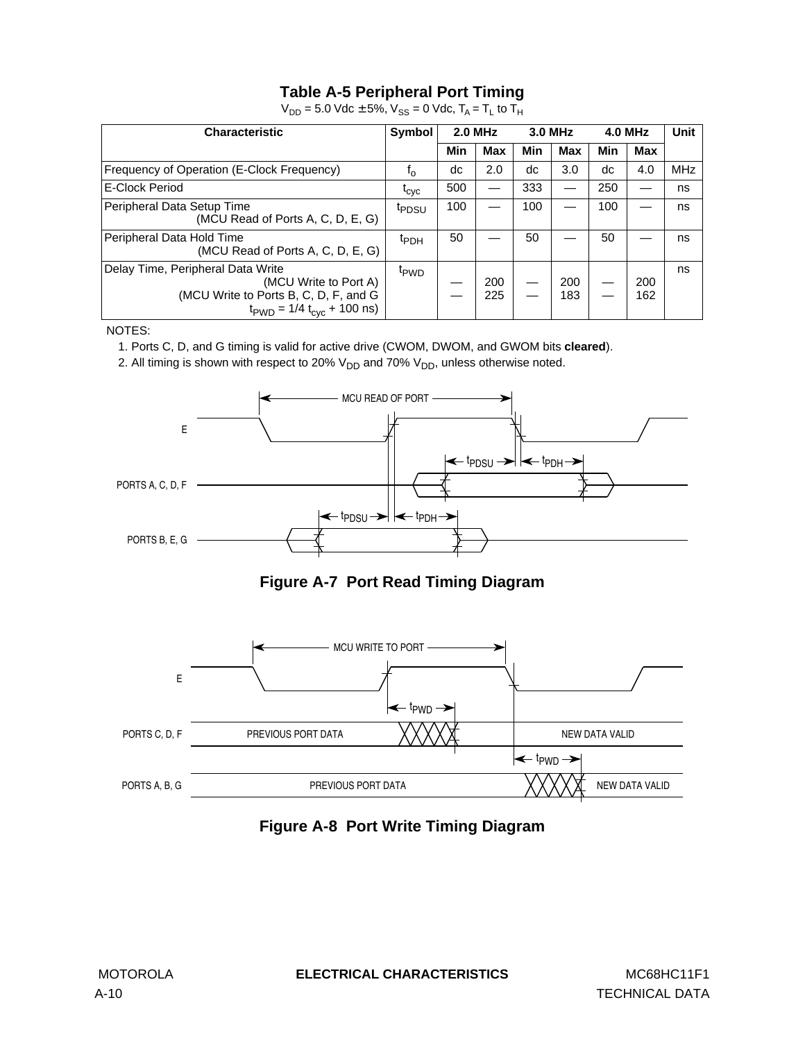## Table A-5 Peripheral Port Timing

$V_{DD}$ = 5.0 Vdc ± 5%, $V_{SS}$ = 0 Vdc, $T_A = T_L$ to $T_H$

| Characteristic | Symbol | 2.0 MHz | | 3.0 MHz | | 4.0 MHz | | Unit |
|---|---|---|---|---|---|---|---|---|
| | | Min | Max | Min | Max | Min | Max | |
| Frequency of Operation (E-Clock Frequency) | $f_o$ | dc | 2.0 | dc | 3.0 | dc | 4.0 | MHz |
| E-Clock Period | $t_{cyc}$ | 500 | — | 333 | — | 250 | — | ns |
| Peripheral Data Setup Time (MCU Read of Ports A, C, D, E, G) | $t_{PDSU}$ | 100 | — | 100 | — | 100 | — | ns |
| Peripheral Data Hold Time (MCU Read of Ports A, C, D, E, G) | $t_{PDH}$ | 50 | — | 50 | — | 50 | — | ns |
| Delay Time, Peripheral Data Write (MCU Write to Port A) (MCU Write to Ports B, C, D, F, and G $t_{PWD} = 1/4\ t_{cyc}$ + 100 ns) | $t_{PWD}$ | — <br> — | 200 <br> 225 | — <br> — | 200 <br> 183 | — <br> — | 200 <br> 162 | ns |

NOTES:

1. Ports C, D, and G timing is valid for active drive (CWOM, DWOM, and GWOM bits **cleared**).
2. All timing is shown with respect to 20% $V_{DD}$ and 70% $V_{DD}$, unless otherwise noted.

**Figure A-7 Port Read Timing Diagram**

**Figure A-8 Port Write Timing Diagram**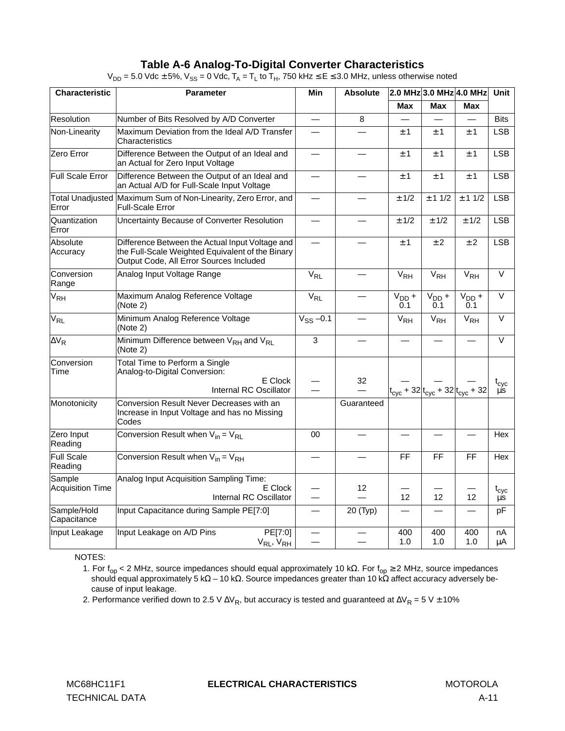# Table A-6 Analog-To-Digital Converter Characteristics

$V_{DD}$ = 5.0 Vdc ± 5%, $V_{SS}$ = 0 Vdc, $T_A = T_L$ to $T_H$, 750 kHz ≤ E ≤ 3.0 MHz, unless otherwise noted

| Characteristic | Parameter | Min | Absolute | 2.0 MHz | 3.0 MHz | 4.0 MHz | Unit |
|---|---|---|---|---|---|---|---|
| | | | | Max | Max | Max | |
| Resolution | Number of Bits Resolved by A/D Converter | — | 8 | — | — | — | Bits |
| Non-Linearity | Maximum Deviation from the Ideal A/D Transfer Characteristics | — | — | ± 1 | ± 1 | ± 1 | LSB |
| Zero Error | Difference Between the Output of an Ideal and an Actual for Zero Input Voltage | — | — | ± 1 | ± 1 | ± 1 | LSB |
| Full Scale Error | Difference Between the Output of an Ideal and an Actual A/D for Full-Scale Input Voltage | — | — | ± 1 | ± 1 | ± 1 | LSB |
| Total Unadjusted Error | Maximum Sum of Non-Linearity, Zero Error, and Full-Scale Error | — | — | ± 1/2 | ± 1 1/2 | ± 1 1/2 | LSB |
| Quantization Error | Uncertainty Because of Converter Resolution | — | — | ± 1/2 | ± 1/2 | ± 1/2 | LSB |
| Absolute Accuracy | Difference Between the Actual Input Voltage and the Full-Scale Weighted Equivalent of the Binary Output Code, All Error Sources Included | — | — | ± 1 | ± 2 | ± 2 | LSB |
| Conversion Range | Analog Input Voltage Range | $V_{RL}$ | — | $V_{RH}$ | $V_{RH}$ | $V_{RH}$ | V |
| $V_{RH}$ | Maximum Analog Reference Voltage (Note 2) | $V_{RL}$ | — | $V_{DD}$ + 0.1 | $V_{DD}$ + 0.1 | $V_{DD}$ + 0.1 | V |
| $V_{RL}$ | Minimum Analog Reference Voltage (Note 2) | $V_{SS}$ –0.1 | — | $V_{RH}$ | $V_{RH}$ | $V_{RH}$ | V |
| $\Delta V_R$ | Minimum Difference between $V_{RH}$ and $V_{RL}$ (Note 2) | 3 | — | — | — | — | V |
| Conversion Time | Total Time to Perform a Single Analog-to-Digital Conversion: E Clock<br>Internal RC Oscillator | —<br>— | 32<br>— | —<br>$t_{cyc}$ + 32 | —<br>$t_{cyc}$ + 32 | —<br>$t_{cyc}$ + 32 | $t_{cyc}$<br>µs |
| Monotonicity | Conversion Result Never Decreases with an Increase in Input Voltage and has no Missing Codes | | Guaranteed | | | | |
| Zero Input Reading | Conversion Result when $V_{in} = V_{RL}$ | 00 | — | — | — | — | Hex |
| Full Scale Reading | Conversion Result when $V_{in} = V_{RH}$ | — | — | FF | FF | FF | Hex |
| Sample Acquisition Time | Analog Input Acquisition Sampling Time: E Clock<br>Internal RC Oscillator | —<br>— | 12<br>— | —<br>12 | —<br>12 | —<br>12 | $t_{cyc}$<br>µs |
| Sample/Hold Capacitance | Input Capacitance during Sample PE[7:0] | — | 20 (Typ) | — | — | — | pF |
| Input Leakage | Input Leakage on A/D Pins PE[7:0]<br>$V_{RL}$, $V_{RH}$ | —<br>— | —<br>— | 400<br>1.0 | 400<br>1.0 | 400<br>1.0 | nA<br>µA |

NOTES:

1. For $f_{op}$ < 2 MHz, source impedances should equal approximately 10 kΩ. For $f_{op}$ ≥ 2 MHz, source impedances should equal approximately 5 kΩ – 10 kΩ. Source impedances greater than 10 kΩ affect accuracy adversely because of input leakage.
2. Performance verified down to 2.5 V $\Delta V_R$, but accuracy is tested and guaranteed at $\Delta V_R$ = 5 V ± 10%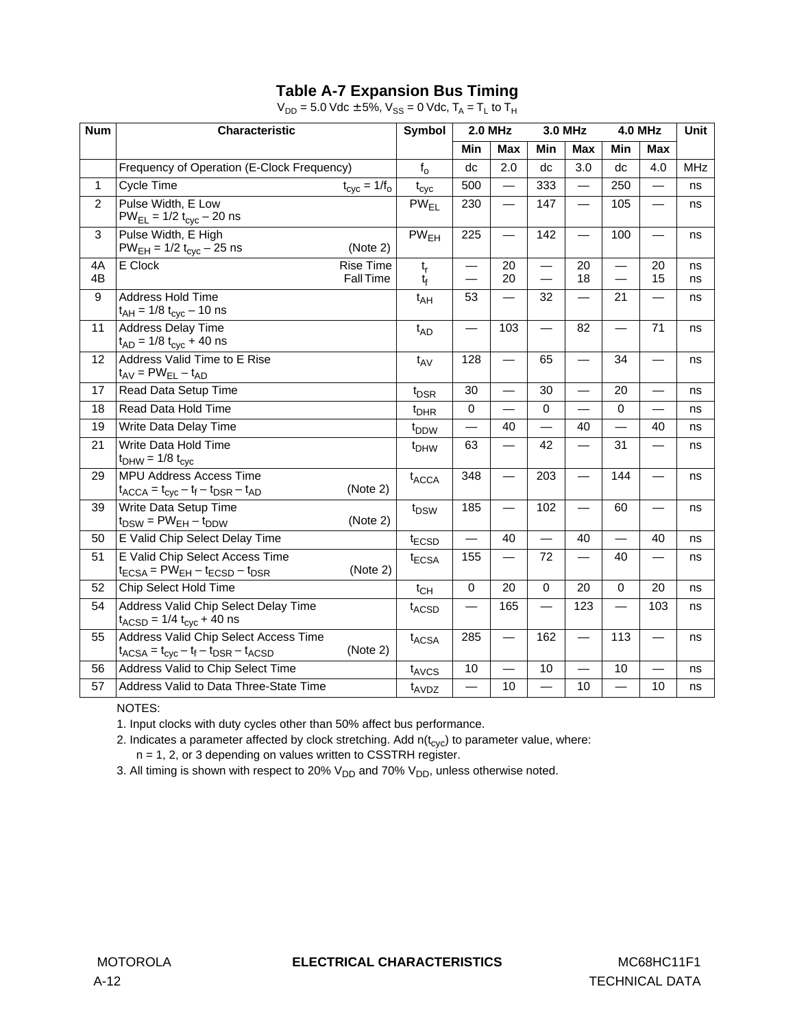## Table A-7 Expansion Bus Timing

$V_{DD}$ = 5.0 Vdc ± 5%, $V_{SS}$ = 0 Vdc, $T_A = T_L$ to $T_H$

| Num | Characteristic | Symbol | 2.0 MHz | | 3.0 MHz | | 4.0 MHz | | Unit |
|---|---|---|---|---|---|---|---|---|---|
| | | | Min | Max | Min | Max | Min | Max | |
| | Frequency of Operation (E-Clock Frequency) | $f_o$ | dc | 2.0 | dc | 3.0 | dc | 4.0 | MHz |
| 1 | Cycle Time $t_{cyc} = 1/f_o$ | $t_{cyc}$ | 500 | — | 333 | — | 250 | — | ns |
| 2 | Pulse Width, E Low $PW_{EL} = 1/2\ t_{cyc} – 20$ ns | $PW_{EL}$ | 230 | — | 147 | — | 105 | — | ns |
| 3 | Pulse Width, E High $PW_{EH} = 1/2\ t_{cyc} – 25$ ns (Note 2) | $PW_{EH}$ | 225 | — | 142 | — | 100 | — | ns |
| 4A | E Clock Rise Time | $t_r$ | — | 20 | — | 20 | — | 20 | ns |
| 4B | E Clock Fall Time | $t_f$ | — | 20 | — | 18 | — | 15 | ns |
| 9 | Address Hold Time $t_{AH} = 1/8\ t_{cyc} – 10$ ns | $t_{AH}$ | 53 | — | 32 | — | 21 | — | ns |
| 11 | Address Delay Time $t_{AD} = 1/8\ t_{cyc} + 40$ ns | $t_{AD}$ | — | 103 | — | 82 | — | 71 | ns |
| 12 | Address Valid Time to E Rise $t_{AV} = PW_{EL} – t_{AD}$ | $t_{AV}$ | 128 | — | 65 | — | 34 | — | ns |
| 17 | Read Data Setup Time | $t_{DSR}$ | 30 | — | 30 | — | 20 | — | ns |
| 18 | Read Data Hold Time | $t_{DHR}$ | 0 | — | 0 | — | 0 | — | ns |
| 19 | Write Data Delay Time | $t_{DDW}$ | — | 40 | — | 40 | — | 40 | ns |
| 21 | Write Data Hold Time $t_{DHW} = 1/8\ t_{cyc}$ | $t_{DHW}$ | 63 | — | 42 | — | 31 | — | ns |
| 29 | MPU Address Access Time $t_{ACCA} = t_{cyc} – t_f – t_{DSR} – t_{AD}$ (Note 2) | $t_{ACCA}$ | 348 | — | 203 | — | 144 | — | ns |
| 39 | Write Data Setup Time $t_{DSW} = PW_{EH} – t_{DDW}$ (Note 2) | $t_{DSW}$ | 185 | — | 102 | — | 60 | — | ns |
| 50 | E Valid Chip Select Delay Time | $t_{ECSD}$ | — | 40 | — | 40 | — | 40 | ns |
| 51 | E Valid Chip Select Access Time $t_{ECSA} = PW_{EH} – t_{ECSD} – t_{DSR}$ (Note 2) | $t_{ECSA}$ | 155 | — | 72 | — | 40 | — | ns |
| 52 | Chip Select Hold Time | $t_{CH}$ | 0 | 20 | 0 | 20 | 0 | 20 | ns |
| 54 | Address Valid Chip Select Delay Time $t_{ACSD} = 1/4\ t_{cyc} + 40$ ns | $t_{ACSD}$ | — | 165 | — | 123 | — | 103 | ns |
| 55 | Address Valid Chip Select Access Time $t_{ACSA} = t_{cyc} – t_f – t_{DSR} – t_{ACSD}$ (Note 2) | $t_{ACSA}$ | 285 | — | 162 | — | 113 | — | ns |
| 56 | Address Valid to Chip Select Time | $t_{AVCS}$ | 10 | — | 10 | — | 10 | — | ns |
| 57 | Address Valid to Data Three-State Time | $t_{AVDZ}$ | — | 10 | — | 10 | — | 10 | ns |

NOTES:

1. Input clocks with duty cycles other than 50% affect bus performance.
2. Indicates a parameter affected by clock stretching. Add $n(t_{cyc})$ to parameter value, where: n = 1, 2, or 3 depending on values written to CSSTRH register.
3. All timing is shown with respect to 20% $V_{DD}$ and 70% $V_{DD}$, unless otherwise noted.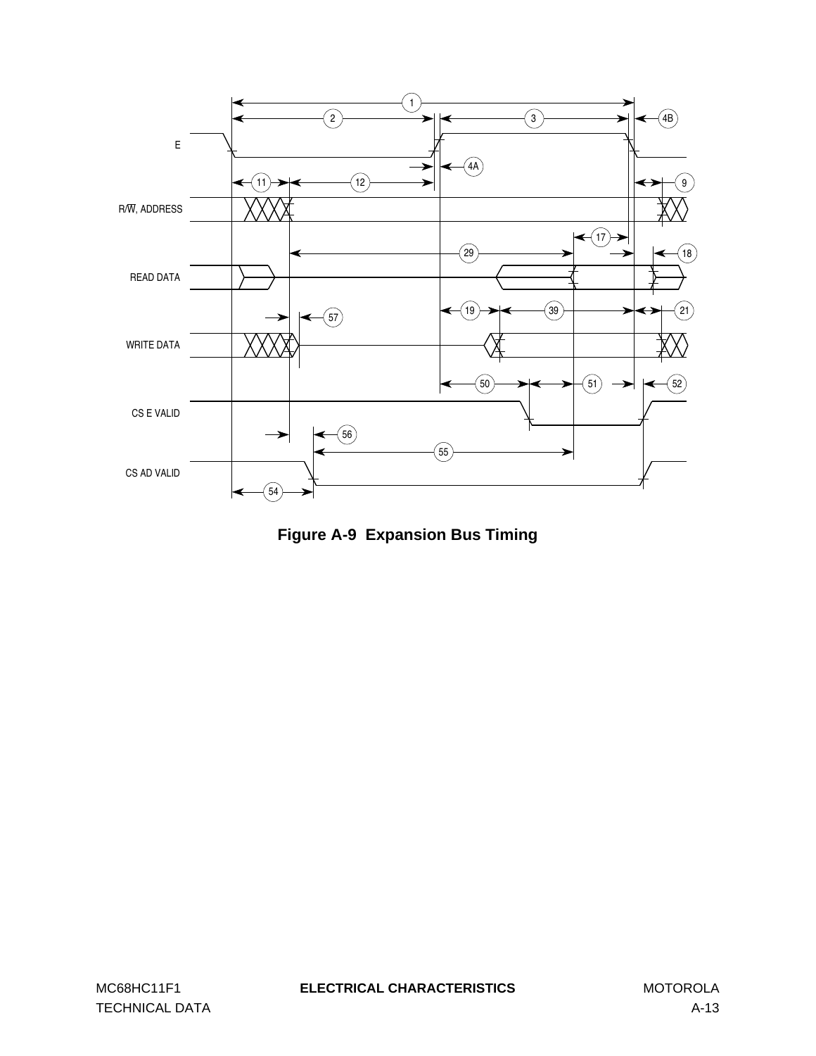**Figure A-9 Expansion Bus Timing**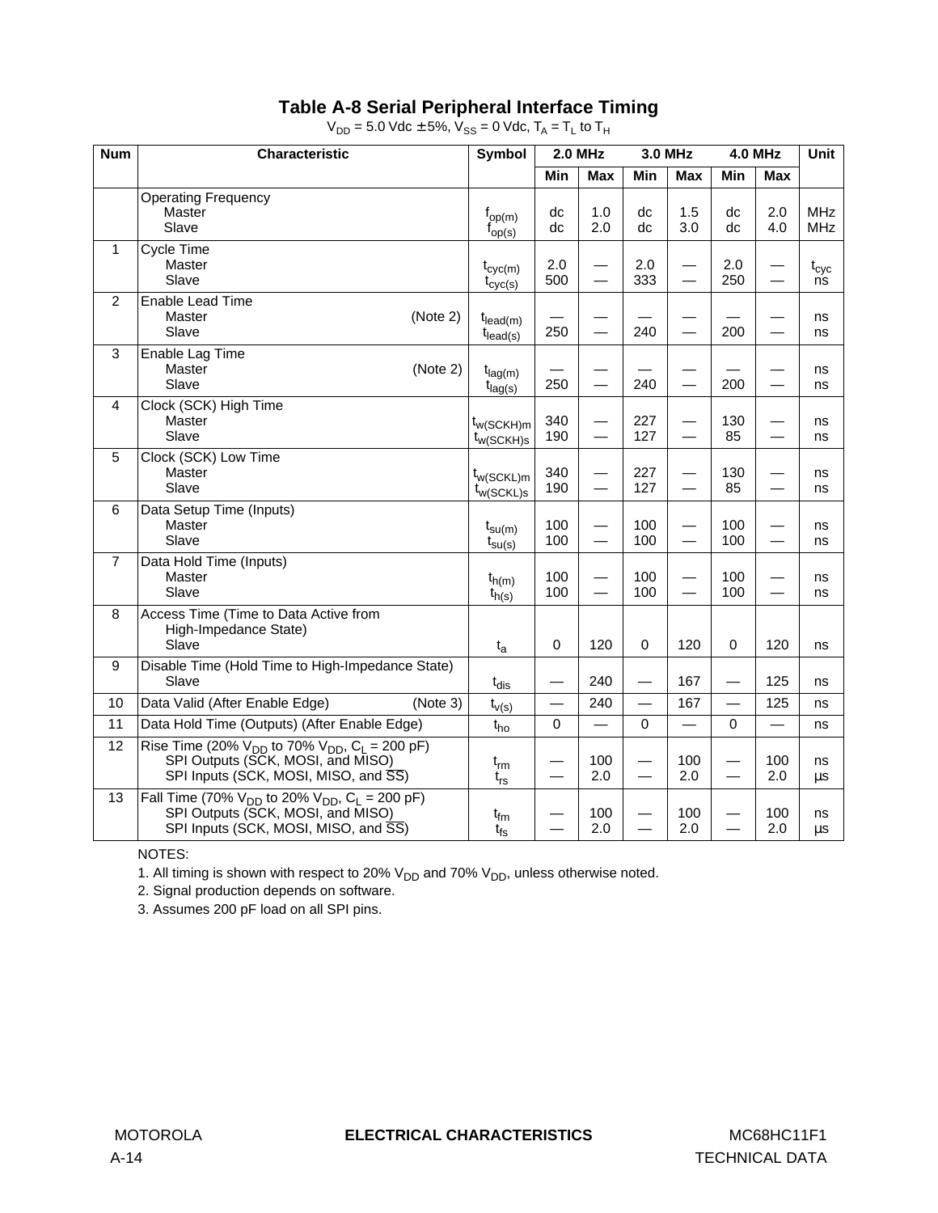# Table A-8 Serial Peripheral Interface Timing

$V_{DD}$ = 5.0 Vdc ± 5%, $V_{SS}$ = 0 Vdc, $T_A$ = $T_L$ to $T_H$

| Num | Characteristic | Symbol | 2.0 MHz | | 3.0 MHz | | 4.0 MHz | | Unit |
|---|---|---|---|---|---|---|---|---|---|
| | | | Min | Max | Min | Max | Min | Max | |
| | Operating Frequency<br>Master<br>Slave | $f_{op(m)}$<br>$f_{op(s)}$ | dc<br>dc | 1.0<br>2.0 | dc<br>dc | 1.5<br>3.0 | dc<br>dc | 2.0<br>4.0 | MHz<br>MHz |
| 1 | Cycle Time<br>Master<br>Slave | $t_{cyc(m)}$<br>$t_{cyc(s)}$ | 2.0<br>500 | —<br>— | 2.0<br>333 | —<br>— | 2.0<br>250 | —<br>— | $t_{cyc}$<br>ns |
| 2 | Enable Lead Time<br>Master (Note 2)<br>Slave | $t_{lead(m)}$<br>$t_{lead(s)}$ | —<br>250 | —<br>— | —<br>240 | —<br>— | —<br>200 | —<br>— | ns<br>ns |
| 3 | Enable Lag Time<br>Master (Note 2)<br>Slave | $t_{lag(m)}$<br>$t_{lag(s)}$ | —<br>250 | —<br>— | —<br>240 | —<br>— | —<br>200 | —<br>— | ns<br>ns |
| 4 | Clock (SCK) High Time<br>Master<br>Slave | $t_{w(SCKH)m}$<br>$t_{w(SCKH)s}$ | 340<br>190 | —<br>— | 227<br>127 | —<br>— | 130<br>85 | —<br>— | ns<br>ns |
| 5 | Clock (SCK) Low Time<br>Master<br>Slave | $t_{w(SCKL)m}$<br>$t_{w(SCKL)s}$ | 340<br>190 | —<br>— | 227<br>127 | —<br>— | 130<br>85 | —<br>— | ns<br>ns |
| 6 | Data Setup Time (Inputs)<br>Master<br>Slave | $t_{su(m)}$<br>$t_{su(s)}$ | 100<br>100 | —<br>— | 100<br>100 | —<br>— | 100<br>100 | —<br>— | ns<br>ns |
| 7 | Data Hold Time (Inputs)<br>Master<br>Slave | $t_{h(m)}$<br>$t_{h(s)}$ | 100<br>100 | —<br>— | 100<br>100 | —<br>— | 100<br>100 | —<br>— | ns<br>ns |
| 8 | Access Time (Time to Data Active from High-Impedance State)<br>Slave | $t_a$ | 0 | 120 | 0 | 120 | 0 | 120 | ns |
| 9 | Disable Time (Hold Time to High-Impedance State)<br>Slave | $t_{dis}$ | — | 240 | — | 167 | — | 125 | ns |
| 10 | Data Valid (After Enable Edge) (Note 3) | $t_{v(s)}$ | — | 240 | — | 167 | — | 125 | ns |
| 11 | Data Hold Time (Outputs) (After Enable Edge) | $t_{ho}$ | 0 | — | 0 | — | 0 | — | ns |
| 12 | Rise Time (20% $V_{DD}$ to 70% $V_{DD}$, $C_L$ = 200 pF)<br>SPI Outputs (SCK, MOSI, and MISO)<br>SPI Inputs (SCK, MOSI, MISO, and $\overline{SS}$) | $t_{rm}$<br>$t_{rs}$ | —<br>— | 100<br>2.0 | —<br>— | 100<br>2.0 | —<br>— | 100<br>2.0 | ns<br>µs |
| 13 | Fall Time (70% $V_{DD}$ to 20% $V_{DD}$, $C_L$ = 200 pF)<br>SPI Outputs (SCK, MOSI, and MISO)<br>SPI Inputs (SCK, MOSI, MISO, and $\overline{SS}$) | $t_{fm}$<br>$t_{fs}$ | —<br>— | 100<br>2.0 | —<br>— | 100<br>2.0 | —<br>— | 100<br>2.0 | ns<br>µs |

NOTES:

1. All timing is shown with respect to 20% $V_{DD}$ and 70% $V_{DD}$, unless otherwise noted.
2. Signal production depends on software.
3. Assumes 200 pF load on all SPI pins.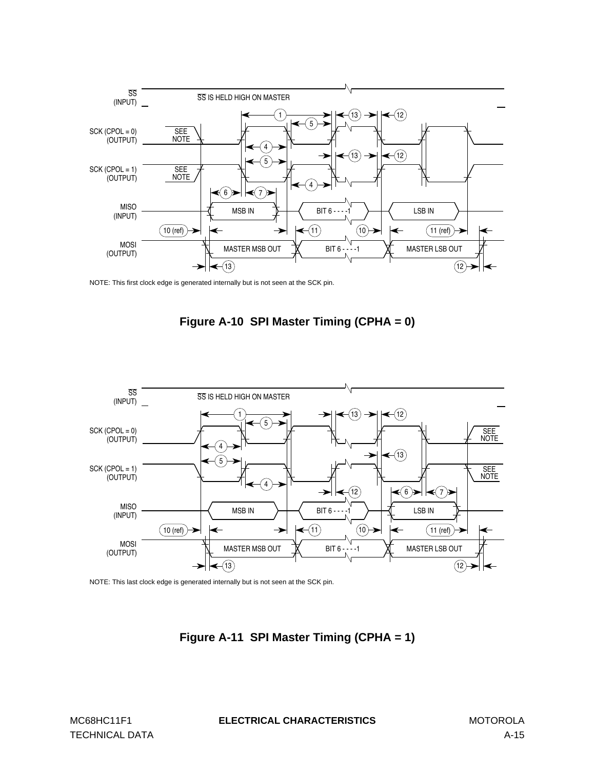SS (INPUT)

SS IS HELD HIGH ON MASTER

SCK (CPOL = 0) (OUTPUT)

SCK (CPOL = 1) (OUTPUT)

MISO (INPUT)

MOSI (OUTPUT)

SEE NOTE

MSB IN | BIT 6 - - - -1 | LSB IN

MASTER MSB OUT | BIT 6 - - - -1 | MASTER LSB OUT

1, 4, 5, 6, 7, 10 (ref), 11, 10, 11 (ref), 12, 13

NOTE: This first clock edge is generated internally but is not seen at the SCK pin.

**Figure A-10 SPI Master Timing (CPHA = 0)**

SS (INPUT)

SS IS HELD HIGH ON MASTER

SCK (CPOL = 0) (OUTPUT)

SCK (CPOL = 1) (OUTPUT)

MISO (INPUT)

MOSI (OUTPUT)

SEE NOTE

MSB IN | BIT 6 - - - -1 | LSB IN

MASTER MSB OUT | BIT 6 - - - -1 | MASTER LSB OUT

1, 4, 5, 6, 7, 10 (ref), 11, 10, 11 (ref), 12, 13

NOTE: This last clock edge is generated internally but is not seen at the SCK pin.

**Figure A-11 SPI Master Timing (CPHA = 1)**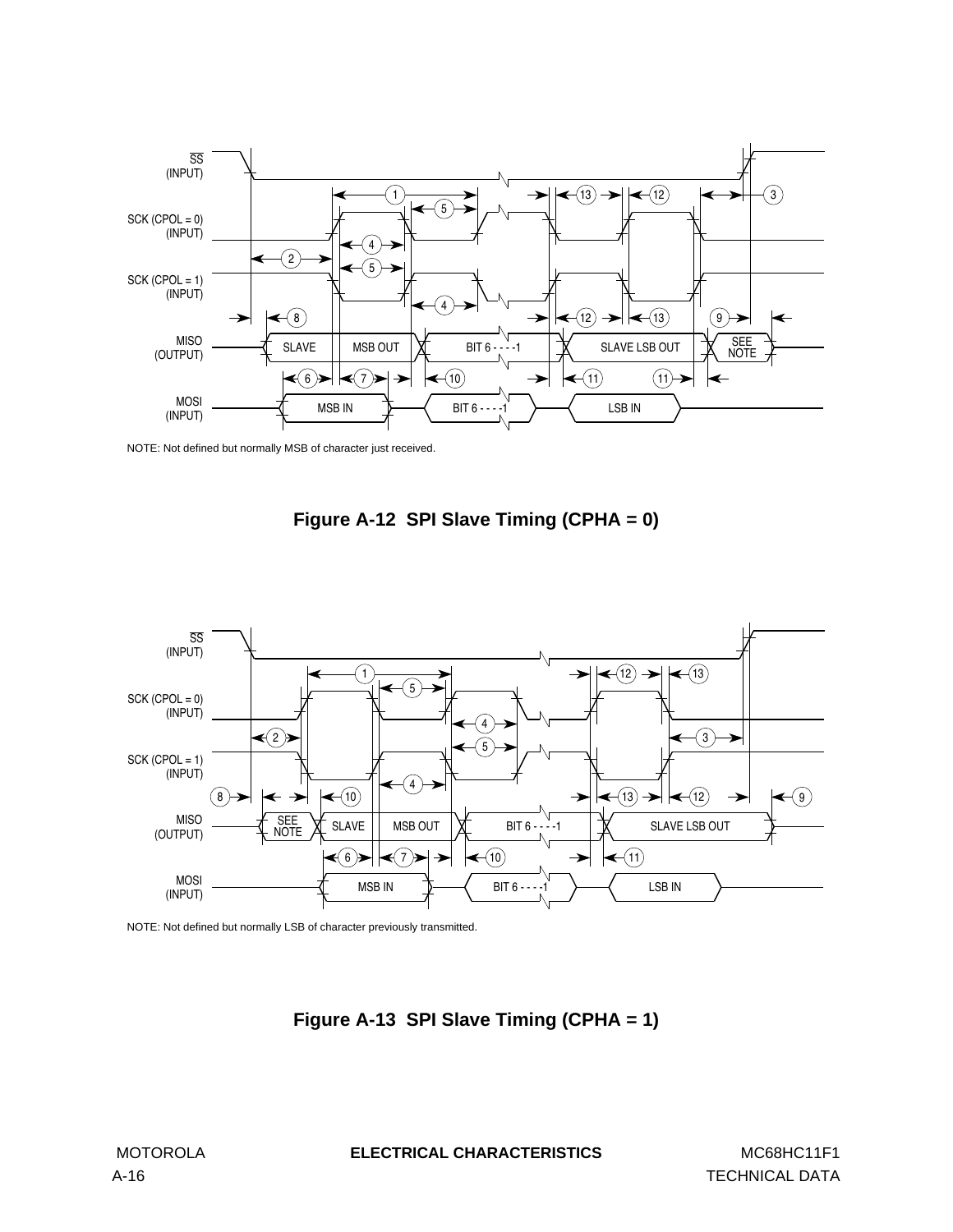NOTE: Not defined but normally MSB of character just received.

**Figure A-12 SPI Slave Timing (CPHA = 0)**

NOTE: Not defined but normally LSB of character previously transmitted.

**Figure A-13 SPI Slave Timing (CPHA = 1)**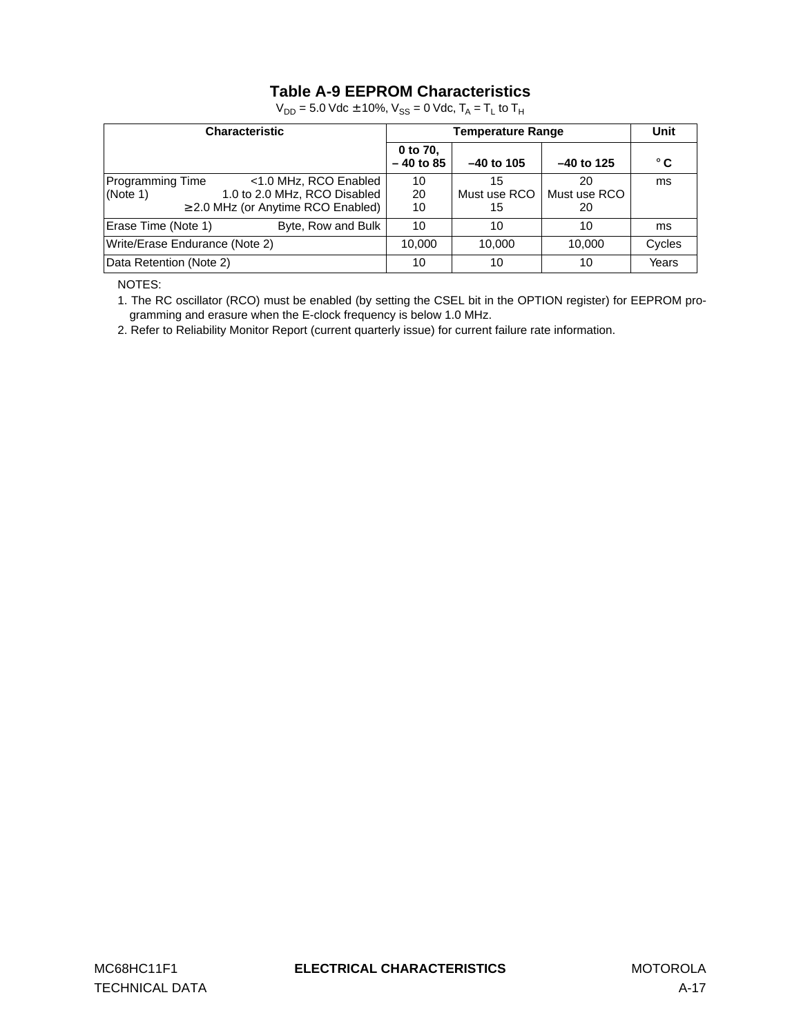## Table A-9 EEPROM Characteristics

$V_{DD}$ = 5.0 Vdc ± 10%, $V_{SS}$ = 0 Vdc, $T_A$ = $T_L$ to $T_H$

| Characteristic | | Temperature Range | | | Unit |
|---|---|---|---|---|---|
| | | 0 to 70, – 40 to 85 | –40 to 105 | –40 to 125 | °C |
| Programming Time (Note 1) | <1.0 MHz, RCO Enabled<br>1.0 to 2.0 MHz, RCO Disabled<br>≥ 2.0 MHz (or Anytime RCO Enabled) | 10<br>20<br>10 | 15<br>Must use RCO<br>15 | 20<br>Must use RCO<br>20 | ms |
| Erase Time (Note 1) | Byte, Row and Bulk | 10 | 10 | 10 | ms |
| Write/Erase Endurance (Note 2) | | 10,000 | 10,000 | 10,000 | Cycles |
| Data Retention (Note 2) | | 10 | 10 | 10 | Years |

NOTES:

1. The RC oscillator (RCO) must be enabled (by setting the CSEL bit in the OPTION register) for EEPROM programming and erasure when the E-clock frequency is below 1.0 MHz.
2. Refer to Reliability Monitor Report (current quarterly issue) for current failure rate information.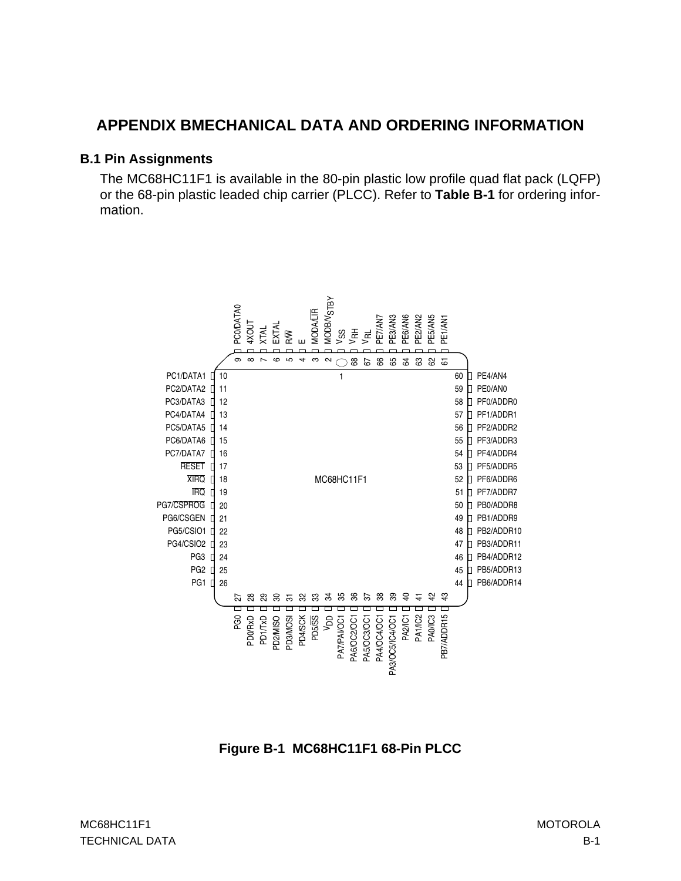# APPENDIX B MECHANICAL DATA AND ORDERING INFORMATION

## B.1 Pin Assignments

The MC68HC11F1 is available in the 80-pin plastic low profile quad flat pack (LQFP) or the 68-pin plastic leaded chip carrier (PLCC). Refer to **Table B-1** for ordering information.

**Figure B-1 MC68HC11F1 68-Pin PLCC**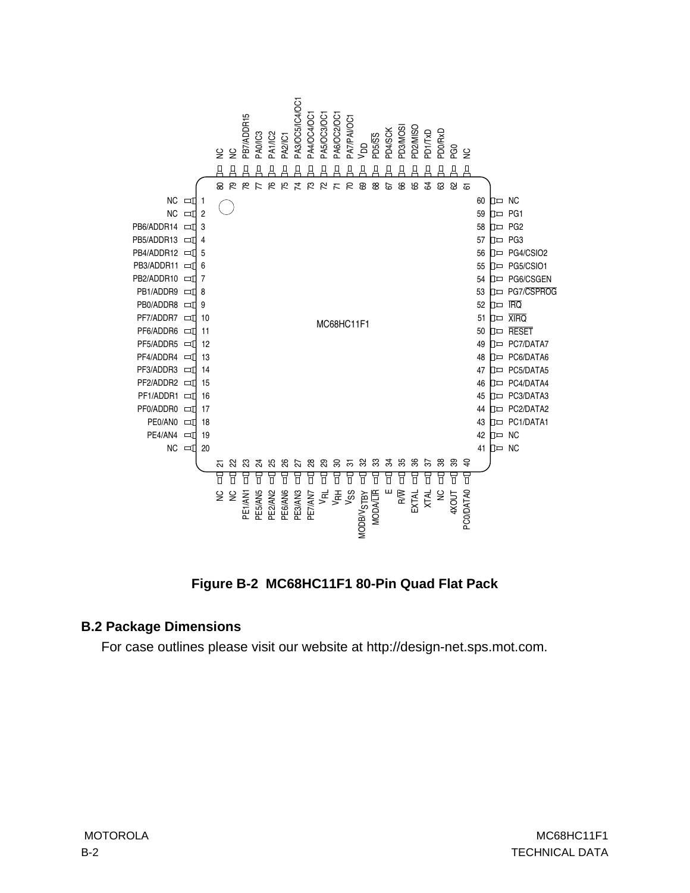**Figure B-2 MC68HC11F1 80-Pin Quad Flat Pack**

## B.2 Package Dimensions

For case outlines please visit our website at http://design-net.sps.mot.com.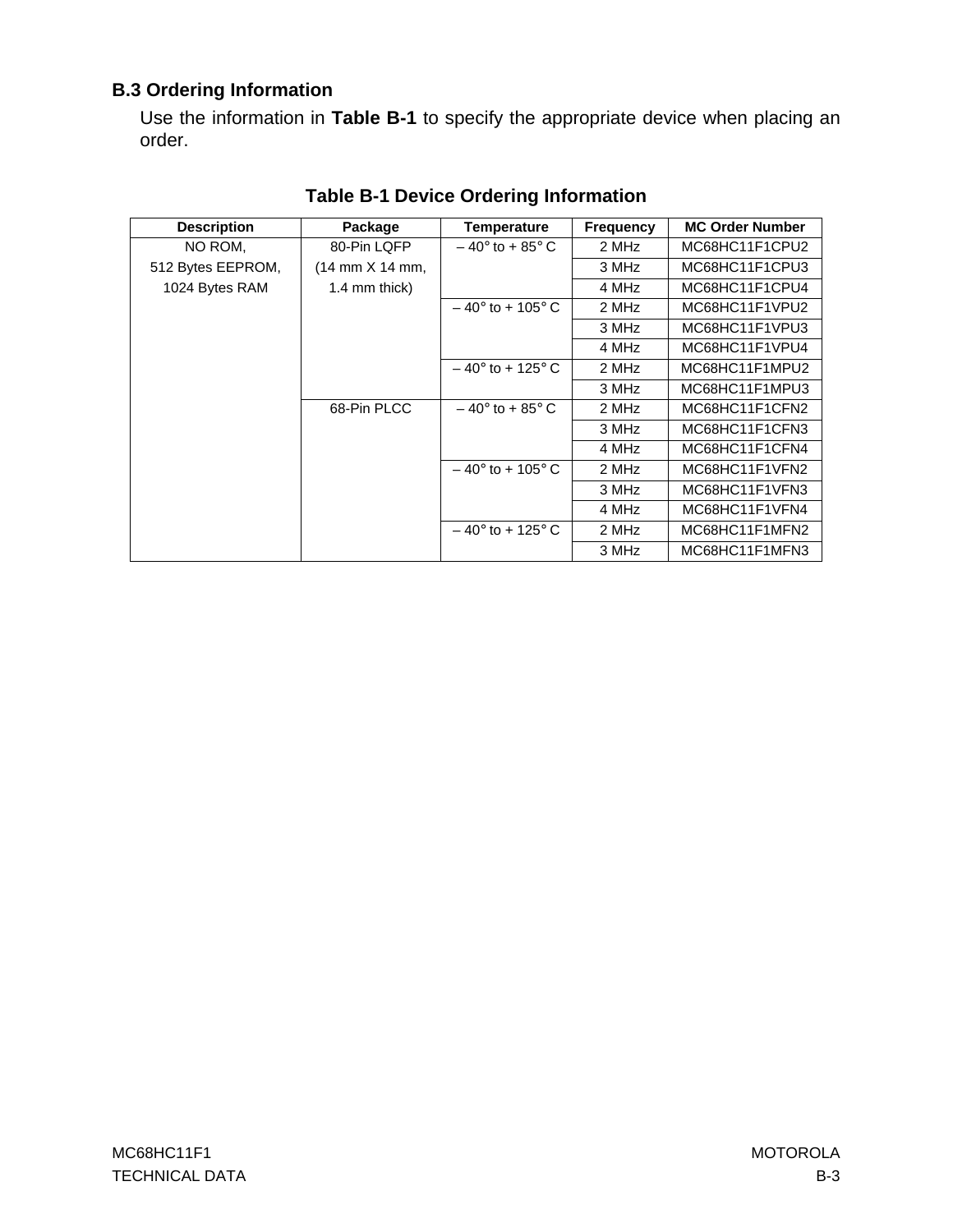## B.3 Ordering Information

Use the information in **Table B-1** to specify the appropriate device when placing an order.

**Table B-1 Device Ordering Information**

| Description | Package | Temperature | Frequency | MC Order Number |
|---|---|---|---|---|
| NO ROM, 512 Bytes EEPROM, 1024 Bytes RAM | 80-Pin LQFP (14 mm X 14 mm, 1.4 mm thick) | – 40° to + 85° C | 2 MHz | MC68HC11F1CPU2 |
| | | | 3 MHz | MC68HC11F1CPU3 |
| | | | 4 MHz | MC68HC11F1CPU4 |
| | | – 40° to + 105° C | 2 MHz | MC68HC11F1VPU2 |
| | | | 3 MHz | MC68HC11F1VPU3 |
| | | | 4 MHz | MC68HC11F1VPU4 |
| | | – 40° to + 125° C | 2 MHz | MC68HC11F1MPU2 |
| | | | 3 MHz | MC68HC11F1MPU3 |
| | 68-Pin PLCC | – 40° to + 85° C | 2 MHz | MC68HC11F1CFN2 |
| | | | 3 MHz | MC68HC11F1CFN3 |
| | | | 4 MHz | MC68HC11F1CFN4 |
| | | – 40° to + 105° C | 2 MHz | MC68HC11F1VFN2 |
| | | | 3 MHz | MC68HC11F1VFN3 |
| | | | 4 MHz | MC68HC11F1VFN4 |
| | | – 40° to + 125° C | 2 MHz | MC68HC11F1MFN2 |
| | | | 3 MHz | MC68HC11F1MFN3 |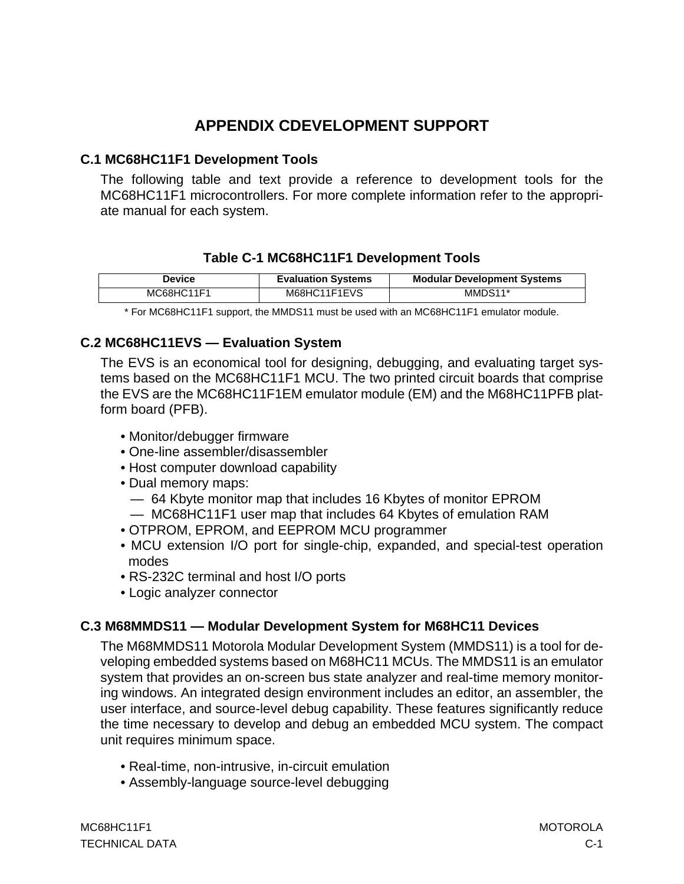# APPENDIX CDEVELOPMENT SUPPORT

## C.1 MC68HC11F1 Development Tools

The following table and text provide a reference to development tools for the MC68HC11F1 microcontrollers. For more complete information refer to the appropriate manual for each system.

**Table C-1 MC68HC11F1 Development Tools**

| Device | Evaluation Systems | Modular Development Systems |
|---|---|---|
| MC68HC11F1 | M68HC11F1EVS | MMDS11* |

* For MC68HC11F1 support, the MMDS11 must be used with an MC68HC11F1 emulator module.

## C.2 MC68HC11EVS — Evaluation System

The EVS is an economical tool for designing, debugging, and evaluating target systems based on the MC68HC11F1 MCU. The two printed circuit boards that comprise the EVS are the MC68HC11F1EM emulator module (EM) and the M68HC11PFB platform board (PFB).

- Monitor/debugger firmware
- One-line assembler/disassembler
- Host computer download capability
- Dual memory maps:
  - 64 Kbyte monitor map that includes 16 Kbytes of monitor EPROM
  - MC68HC11F1 user map that includes 64 Kbytes of emulation RAM
- OTPROM, EPROM, and EEPROM MCU programmer
- MCU extension I/O port for single-chip, expanded, and special-test operation modes
- RS-232C terminal and host I/O ports
- Logic analyzer connector

## C.3 M68MMDS11 — Modular Development System for M68HC11 Devices

The M68MMDS11 Motorola Modular Development System (MMDS11) is a tool for developing embedded systems based on M68HC11 MCUs. The MMDS11 is an emulator system that provides an on-screen bus state analyzer and real-time memory monitoring windows. An integrated design environment includes an editor, an assembler, the user interface, and source-level debug capability. These features significantly reduce the time necessary to develop and debug an embedded MCU system. The compact unit requires minimum space.

- Real-time, non-intrusive, in-circuit emulation
- Assembly-language source-level debugging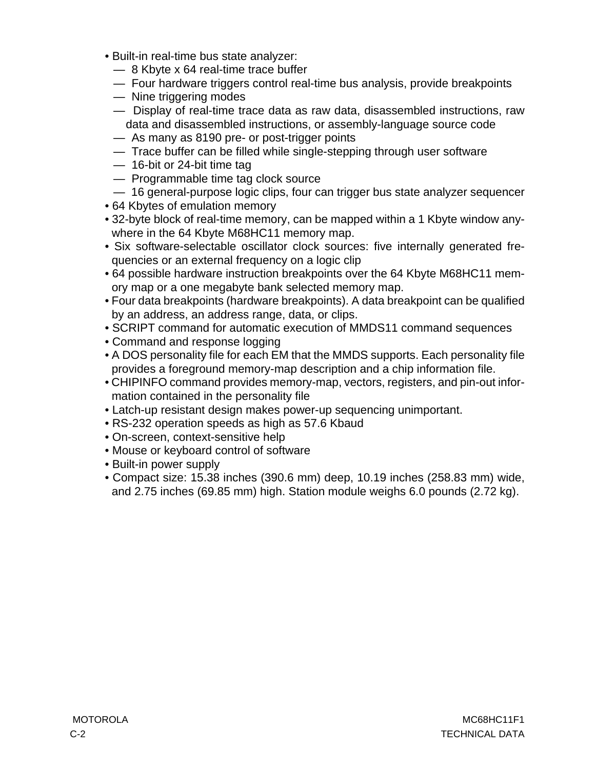- Built-in real-time bus state analyzer:
  - 8 Kbyte x 64 real-time trace buffer
  - Four hardware triggers control real-time bus analysis, provide breakpoints
  - Nine triggering modes
  - Display of real-time trace data as raw data, disassembled instructions, raw data and disassembled instructions, or assembly-language source code
  - As many as 8190 pre- or post-trigger points
  - Trace buffer can be filled while single-stepping through user software
  - 16-bit or 24-bit time tag
  - Programmable time tag clock source
  - 16 general-purpose logic clips, four can trigger bus state analyzer sequencer
- 64 Kbytes of emulation memory
- 32-byte block of real-time memory, can be mapped within a 1 Kbyte window anywhere in the 64 Kbyte M68HC11 memory map.
- Six software-selectable oscillator clock sources: five internally generated frequencies or an external frequency on a logic clip
- 64 possible hardware instruction breakpoints over the 64 Kbyte M68HC11 memory map or a one megabyte bank selected memory map.
- Four data breakpoints (hardware breakpoints). A data breakpoint can be qualified by an address, an address range, data, or clips.
- SCRIPT command for automatic execution of MMDS11 command sequences
- Command and response logging
- A DOS personality file for each EM that the MMDS supports. Each personality file provides a foreground memory-map description and a chip information file.
- CHIPINFO command provides memory-map, vectors, registers, and pin-out information contained in the personality file
- Latch-up resistant design makes power-up sequencing unimportant.
- RS-232 operation speeds as high as 57.6 Kbaud
- On-screen, context-sensitive help
- Mouse or keyboard control of software
- Built-in power supply
- Compact size: 15.38 inches (390.6 mm) deep, 10.19 inches (258.83 mm) wide, and 2.75 inches (69.85 mm) high. Station module weighs 6.0 pounds (2.72 kg).